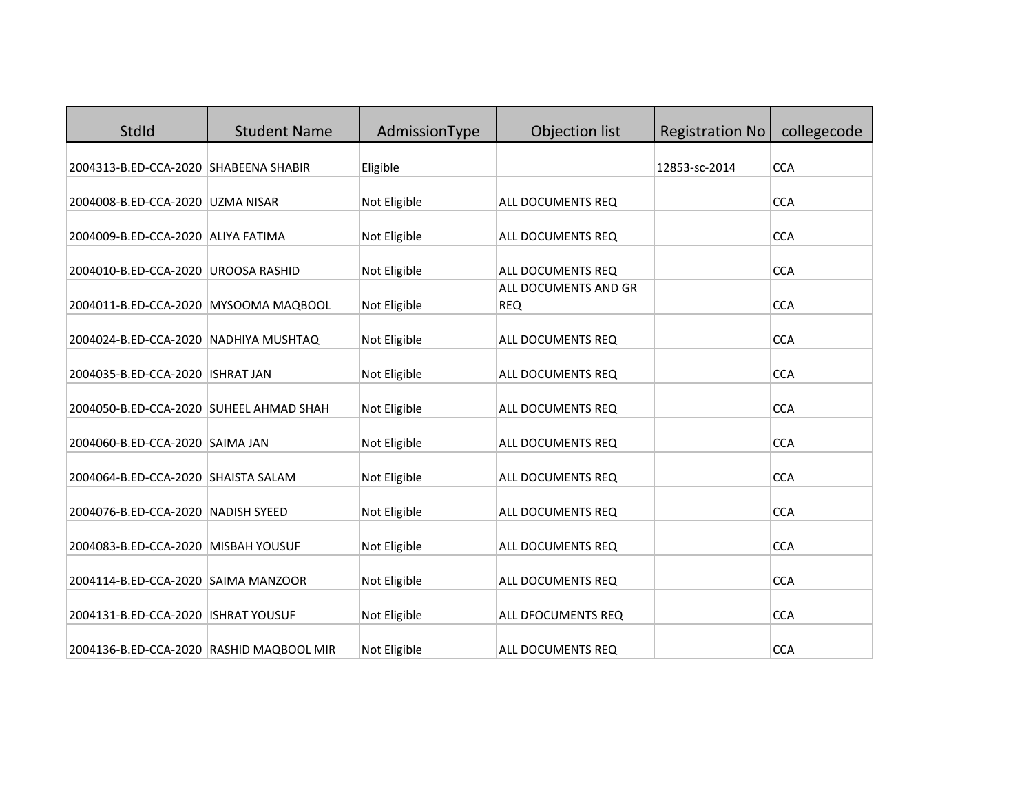| StdId | Student Name | AdmissionType | Objection list | Registration No | collegecode |
|---|---|---|---|---|---|
| 2004313-B.ED-CCA-2020 | SHABEENA SHABIR | Eligible | | 12853-sc-2014 | CCA |
| 2004008-B.ED-CCA-2020 | UZMA NISAR | Not Eligible | ALL DOCUMENTS REQ | | CCA |
| 2004009-B.ED-CCA-2020 | ALIYA FATIMA | Not Eligible | ALL DOCUMENTS REQ | | CCA |
| 2004010-B.ED-CCA-2020 | UROOSA RASHID | Not Eligible | ALL DOCUMENTS REQ | | CCA |
| 2004011-B.ED-CCA-2020 | MYSOOMA MAQBOOL | Not Eligible | ALL DOCUMENTS AND GR REQ | | CCA |
| 2004024-B.ED-CCA-2020 | NADHIYA MUSHTAQ | Not Eligible | ALL DOCUMENTS REQ | | CCA |
| 2004035-B.ED-CCA-2020 | ISHRAT JAN | Not Eligible | ALL DOCUMENTS REQ | | CCA |
| 2004050-B.ED-CCA-2020 | SUHEEL AHMAD SHAH | Not Eligible | ALL DOCUMENTS REQ | | CCA |
| 2004060-B.ED-CCA-2020 | SAIMA JAN | Not Eligible | ALL DOCUMENTS REQ | | CCA |
| 2004064-B.ED-CCA-2020 | SHAISTA SALAM | Not Eligible | ALL DOCUMENTS REQ | | CCA |
| 2004076-B.ED-CCA-2020 | NADISH SYEED | Not Eligible | ALL DOCUMENTS REQ | | CCA |
| 2004083-B.ED-CCA-2020 | MISBAH YOUSUF | Not Eligible | ALL DOCUMENTS REQ | | CCA |
| 2004114-B.ED-CCA-2020 | SAIMA MANZOOR | Not Eligible | ALL DOCUMENTS REQ | | CCA |
| 2004131-B.ED-CCA-2020 | ISHRAT YOUSUF | Not Eligible | ALL DFOCUMENTS REQ | | CCA |
| 2004136-B.ED-CCA-2020 | RASHID MAQBOOL MIR | Not Eligible | ALL DOCUMENTS REQ | | CCA |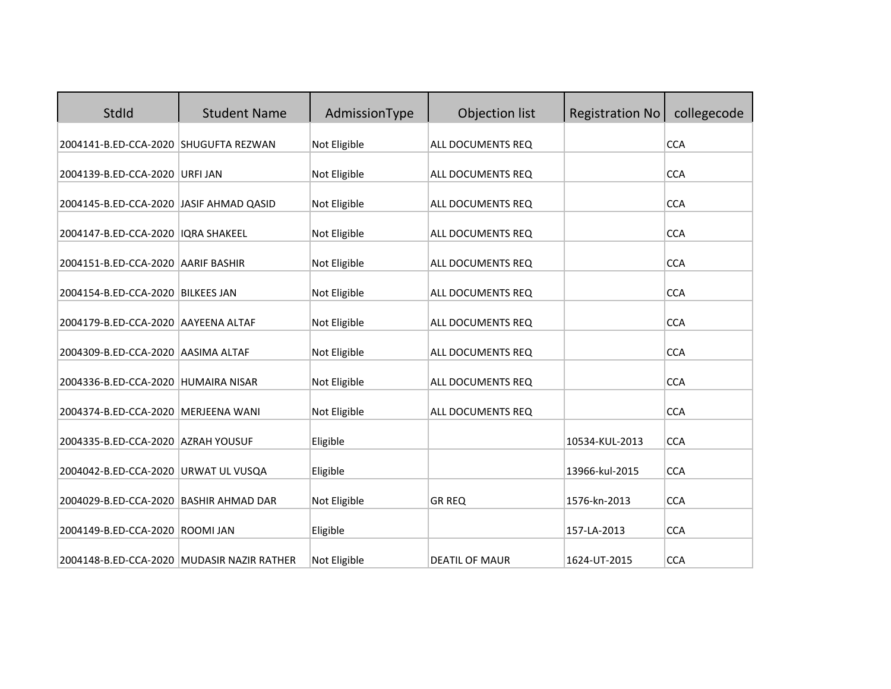| StdId | Student Name | AdmissionType | Objection list | Registration No | collegecode |
|---|---|---|---|---|---|
| 2004141-B.ED-CCA-2020 | SHUGUFTA REZWAN | Not Eligible | ALL DOCUMENTS REQ | | CCA |
| 2004139-B.ED-CCA-2020 | URFI JAN | Not Eligible | ALL DOCUMENTS REQ | | CCA |
| 2004145-B.ED-CCA-2020 | JASIF AHMAD QASID | Not Eligible | ALL DOCUMENTS REQ | | CCA |
| 2004147-B.ED-CCA-2020 | IQRA SHAKEEL | Not Eligible | ALL DOCUMENTS REQ | | CCA |
| 2004151-B.ED-CCA-2020 | AARIF BASHIR | Not Eligible | ALL DOCUMENTS REQ | | CCA |
| 2004154-B.ED-CCA-2020 | BILKEES JAN | Not Eligible | ALL DOCUMENTS REQ | | CCA |
| 2004179-B.ED-CCA-2020 | AAYEENA ALTAF | Not Eligible | ALL DOCUMENTS REQ | | CCA |
| 2004309-B.ED-CCA-2020 | AASIMA ALTAF | Not Eligible | ALL DOCUMENTS REQ | | CCA |
| 2004336-B.ED-CCA-2020 | HUMAIRA NISAR | Not Eligible | ALL DOCUMENTS REQ | | CCA |
| 2004374-B.ED-CCA-2020 | MERJEENA WANI | Not Eligible | ALL DOCUMENTS REQ | | CCA |
| 2004335-B.ED-CCA-2020 | AZRAH YOUSUF | Eligible | | 10534-KUL-2013 | CCA |
| 2004042-B.ED-CCA-2020 | URWAT UL VUSQA | Eligible | | 13966-kul-2015 | CCA |
| 2004029-B.ED-CCA-2020 | BASHIR AHMAD DAR | Not Eligible | GR REQ | 1576-kn-2013 | CCA |
| 2004149-B.ED-CCA-2020 | ROOMI JAN | Eligible | | 157-LA-2013 | CCA |
| 2004148-B.ED-CCA-2020 | MUDASIR NAZIR RATHER | Not Eligible | DEATIL OF MAUR | 1624-UT-2015 | CCA |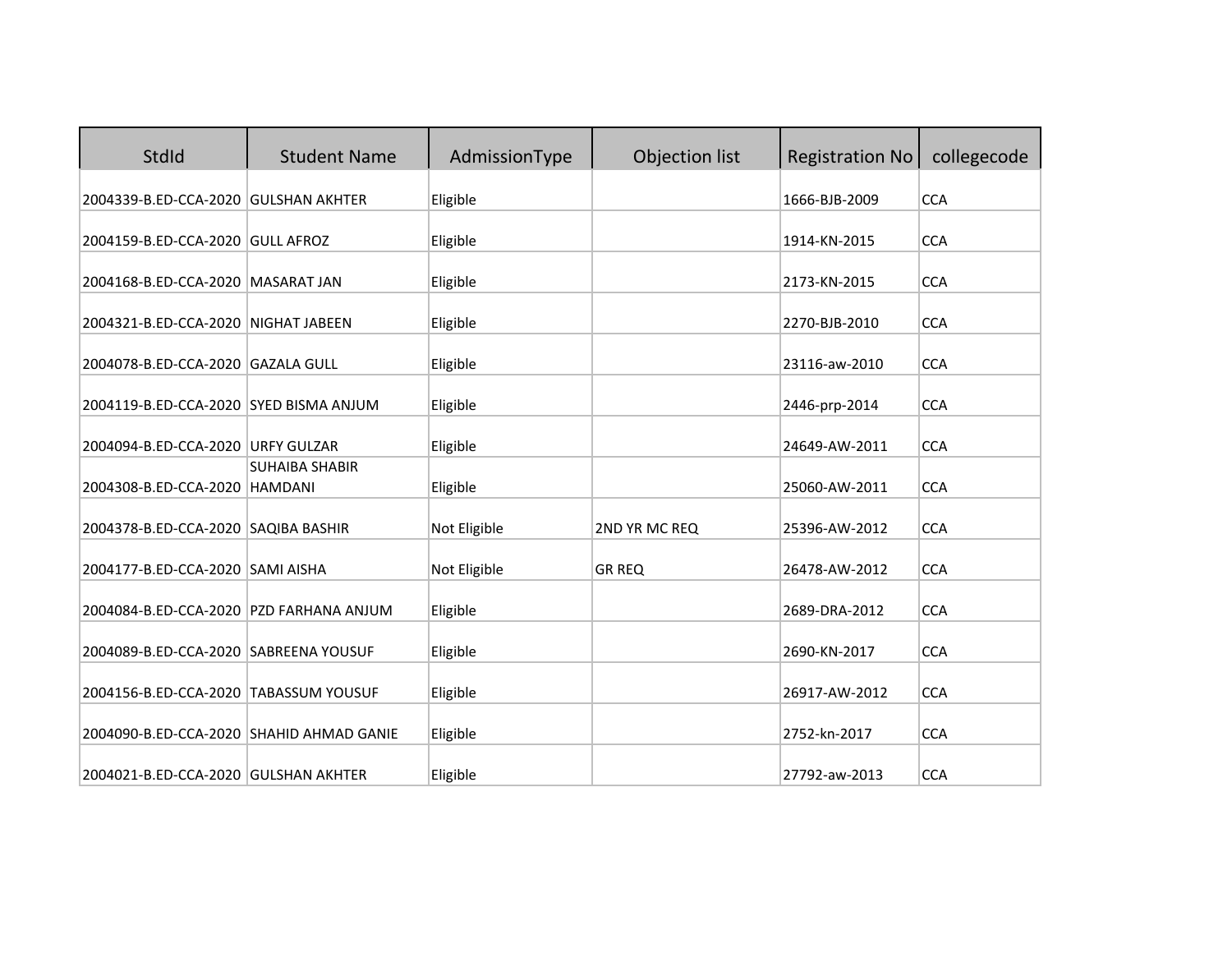| StdId | Student Name | AdmissionType | Objection list | Registration No | collegecode |
|---|---|---|---|---|---|
| 2004339-B.ED-CCA-2020 | GULSHAN AKHTER | Eligible | | 1666-BJB-2009 | CCA |
| 2004159-B.ED-CCA-2020 | GULL AFROZ | Eligible | | 1914-KN-2015 | CCA |
| 2004168-B.ED-CCA-2020 | MASARAT JAN | Eligible | | 2173-KN-2015 | CCA |
| 2004321-B.ED-CCA-2020 | NIGHAT JABEEN | Eligible | | 2270-BJB-2010 | CCA |
| 2004078-B.ED-CCA-2020 | GAZALA GULL | Eligible | | 23116-aw-2010 | CCA |
| 2004119-B.ED-CCA-2020 | SYED BISMA ANJUM | Eligible | | 2446-prp-2014 | CCA |
| 2004094-B.ED-CCA-2020 | URFY GULZAR | Eligible | | 24649-AW-2011 | CCA |
| 2004308-B.ED-CCA-2020 | SUHAIBA SHABIR HAMDANI | Eligible | | 25060-AW-2011 | CCA |
| 2004378-B.ED-CCA-2020 | SAQIBA BASHIR | Not Eligible | 2ND YR MC REQ | 25396-AW-2012 | CCA |
| 2004177-B.ED-CCA-2020 | SAMI AISHA | Not Eligible | GR REQ | 26478-AW-2012 | CCA |
| 2004084-B.ED-CCA-2020 | PZD FARHANA ANJUM | Eligible | | 2689-DRA-2012 | CCA |
| 2004089-B.ED-CCA-2020 | SABREENA YOUSUF | Eligible | | 2690-KN-2017 | CCA |
| 2004156-B.ED-CCA-2020 | TABASSUM YOUSUF | Eligible | | 26917-AW-2012 | CCA |
| 2004090-B.ED-CCA-2020 | SHAHID AHMAD GANIE | Eligible | | 2752-kn-2017 | CCA |
| 2004021-B.ED-CCA-2020 | GULSHAN AKHTER | Eligible | | 27792-aw-2013 | CCA |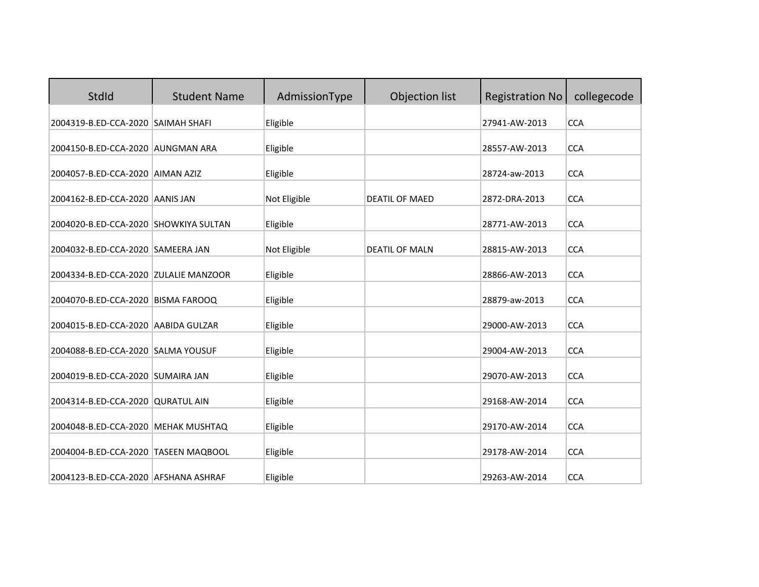| StdId | Student Name | AdmissionType | Objection list | Registration No | collegecode |
|---|---|---|---|---|---|
| 2004319-B.ED-CCA-2020 | SAIMAH SHAFI | Eligible | | 27941-AW-2013 | CCA |
| 2004150-B.ED-CCA-2020 | AUNGMAN ARA | Eligible | | 28557-AW-2013 | CCA |
| 2004057-B.ED-CCA-2020 | AIMAN AZIZ | Eligible | | 28724-aw-2013 | CCA |
| 2004162-B.ED-CCA-2020 | AANIS JAN | Not Eligible | DEATIL OF MAED | 2872-DRA-2013 | CCA |
| 2004020-B.ED-CCA-2020 | SHOWKIYA SULTAN | Eligible | | 28771-AW-2013 | CCA |
| 2004032-B.ED-CCA-2020 | SAMEERA JAN | Not Eligible | DEATIL OF MALN | 28815-AW-2013 | CCA |
| 2004334-B.ED-CCA-2020 | ZULALIE MANZOOR | Eligible | | 28866-AW-2013 | CCA |
| 2004070-B.ED-CCA-2020 | BISMA FAROOQ | Eligible | | 28879-aw-2013 | CCA |
| 2004015-B.ED-CCA-2020 | AABIDA GULZAR | Eligible | | 29000-AW-2013 | CCA |
| 2004088-B.ED-CCA-2020 | SALMA YOUSUF | Eligible | | 29004-AW-2013 | CCA |
| 2004019-B.ED-CCA-2020 | SUMAIRA JAN | Eligible | | 29070-AW-2013 | CCA |
| 2004314-B.ED-CCA-2020 | QURATUL AIN | Eligible | | 29168-AW-2014 | CCA |
| 2004048-B.ED-CCA-2020 | MEHAK MUSHTAQ | Eligible | | 29170-AW-2014 | CCA |
| 2004004-B.ED-CCA-2020 | TASEEN MAQBOOL | Eligible | | 29178-AW-2014 | CCA |
| 2004123-B.ED-CCA-2020 | AFSHANA ASHRAF | Eligible | | 29263-AW-2014 | CCA |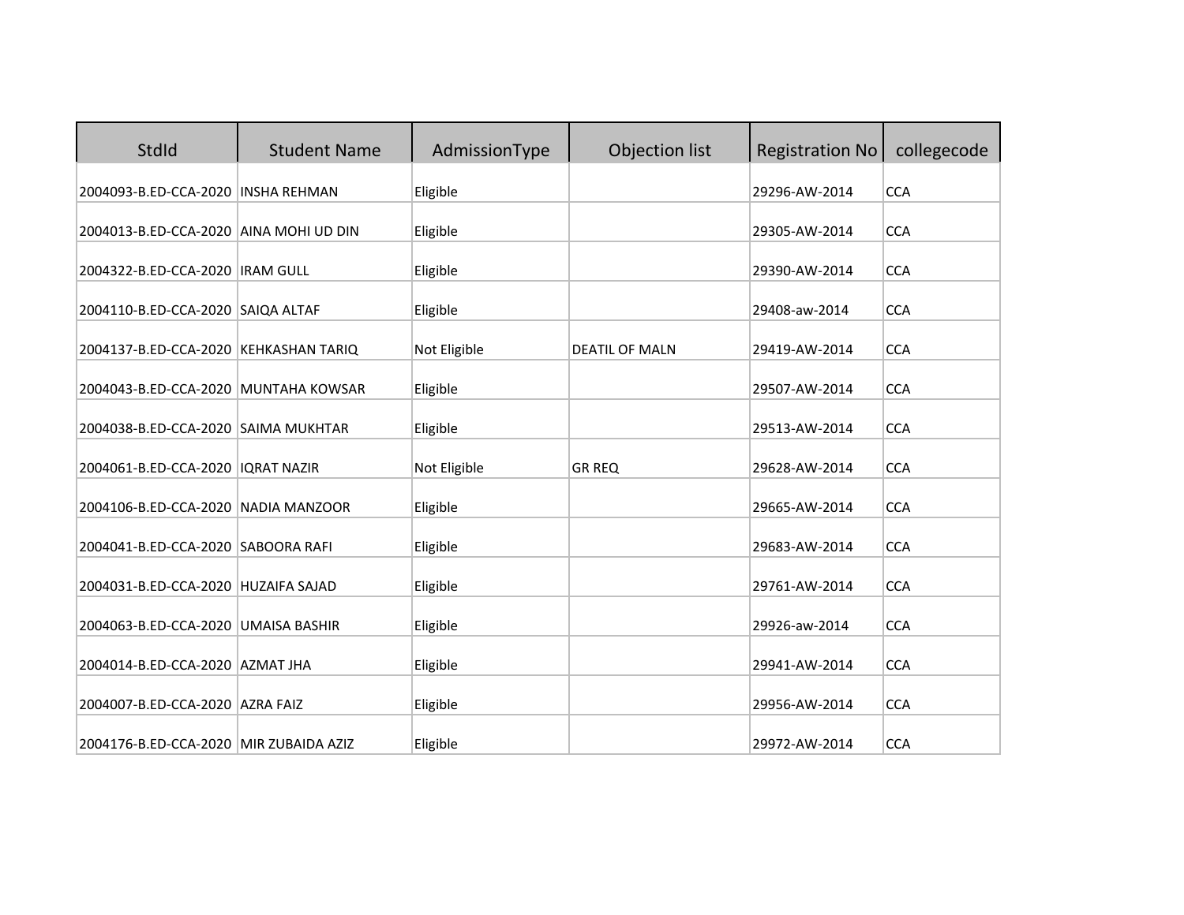| StdId | Student Name | AdmissionType | Objection list | Registration No | collegecode |
|---|---|---|---|---|---|
| 2004093-B.ED-CCA-2020 | INSHA REHMAN | Eligible | | 29296-AW-2014 | CCA |
| 2004013-B.ED-CCA-2020 | AINA MOHI UD DIN | Eligible | | 29305-AW-2014 | CCA |
| 2004322-B.ED-CCA-2020 | IRAM GULL | Eligible | | 29390-AW-2014 | CCA |
| 2004110-B.ED-CCA-2020 | SAIQA ALTAF | Eligible | | 29408-aw-2014 | CCA |
| 2004137-B.ED-CCA-2020 | KEHKASHAN TARIQ | Not Eligible | DEATIL OF MALN | 29419-AW-2014 | CCA |
| 2004043-B.ED-CCA-2020 | MUNTAHA KOWSAR | Eligible | | 29507-AW-2014 | CCA |
| 2004038-B.ED-CCA-2020 | SAIMA MUKHTAR | Eligible | | 29513-AW-2014 | CCA |
| 2004061-B.ED-CCA-2020 | IQRAT NAZIR | Not Eligible | GR REQ | 29628-AW-2014 | CCA |
| 2004106-B.ED-CCA-2020 | NADIA MANZOOR | Eligible | | 29665-AW-2014 | CCA |
| 2004041-B.ED-CCA-2020 | SABOORA RAFI | Eligible | | 29683-AW-2014 | CCA |
| 2004031-B.ED-CCA-2020 | HUZAIFA SAJAD | Eligible | | 29761-AW-2014 | CCA |
| 2004063-B.ED-CCA-2020 | UMAISA BASHIR | Eligible | | 29926-aw-2014 | CCA |
| 2004014-B.ED-CCA-2020 | AZMAT JHA | Eligible | | 29941-AW-2014 | CCA |
| 2004007-B.ED-CCA-2020 | AZRA FAIZ | Eligible | | 29956-AW-2014 | CCA |
| 2004176-B.ED-CCA-2020 | MIR ZUBAIDA AZIZ | Eligible | | 29972-AW-2014 | CCA |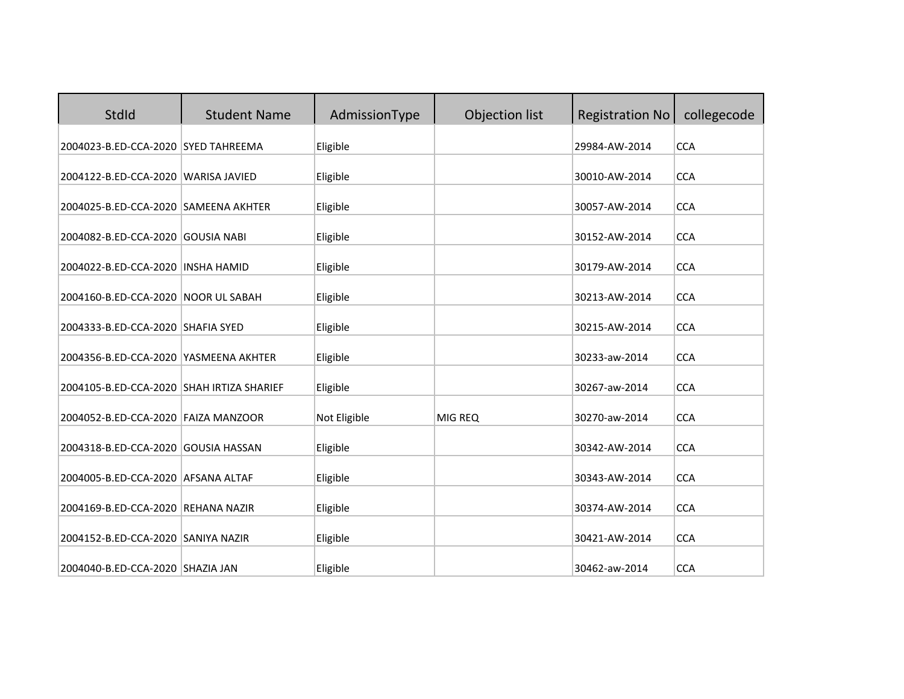| StdId | Student Name | AdmissionType | Objection list | Registration No | collegecode |
|---|---|---|---|---|---|
| 2004023-B.ED-CCA-2020 | SYED TAHREEMA | Eligible | | 29984-AW-2014 | CCA |
| 2004122-B.ED-CCA-2020 | WARISA JAVIED | Eligible | | 30010-AW-2014 | CCA |
| 2004025-B.ED-CCA-2020 | SAMEENA AKHTER | Eligible | | 30057-AW-2014 | CCA |
| 2004082-B.ED-CCA-2020 | GOUSIA NABI | Eligible | | 30152-AW-2014 | CCA |
| 2004022-B.ED-CCA-2020 | INSHA HAMID | Eligible | | 30179-AW-2014 | CCA |
| 2004160-B.ED-CCA-2020 | NOOR UL SABAH | Eligible | | 30213-AW-2014 | CCA |
| 2004333-B.ED-CCA-2020 | SHAFIA SYED | Eligible | | 30215-AW-2014 | CCA |
| 2004356-B.ED-CCA-2020 | YASMEENA AKHTER | Eligible | | 30233-aw-2014 | CCA |
| 2004105-B.ED-CCA-2020 | SHAH IRTIZA SHARIEF | Eligible | | 30267-aw-2014 | CCA |
| 2004052-B.ED-CCA-2020 | FAIZA MANZOOR | Not Eligible | MIG REQ | 30270-aw-2014 | CCA |
| 2004318-B.ED-CCA-2020 | GOUSIA HASSAN | Eligible | | 30342-AW-2014 | CCA |
| 2004005-B.ED-CCA-2020 | AFSANA ALTAF | Eligible | | 30343-AW-2014 | CCA |
| 2004169-B.ED-CCA-2020 | REHANA NAZIR | Eligible | | 30374-AW-2014 | CCA |
| 2004152-B.ED-CCA-2020 | SANIYA NAZIR | Eligible | | 30421-AW-2014 | CCA |
| 2004040-B.ED-CCA-2020 | SHAZIA JAN | Eligible | | 30462-aw-2014 | CCA |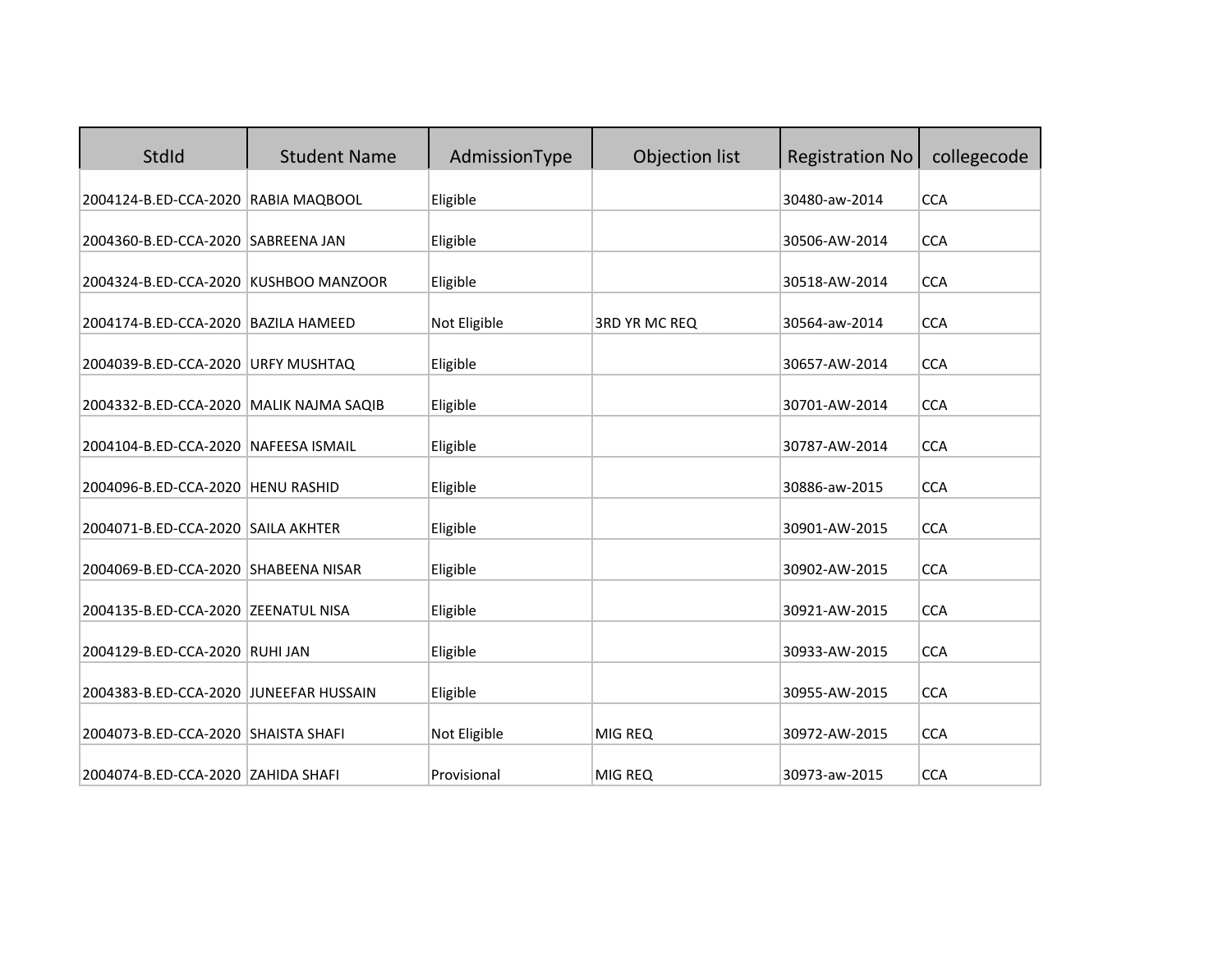| StdId | Student Name | AdmissionType | Objection list | Registration No | collegecode |
|---|---|---|---|---|---|
| 2004124-B.ED-CCA-2020 | RABIA MAQBOOL | Eligible | | 30480-aw-2014 | CCA |
| 2004360-B.ED-CCA-2020 | SABREENA JAN | Eligible | | 30506-AW-2014 | CCA |
| 2004324-B.ED-CCA-2020 | KUSHBOO MANZOOR | Eligible | | 30518-AW-2014 | CCA |
| 2004174-B.ED-CCA-2020 | BAZILA HAMEED | Not Eligible | 3RD YR MC REQ | 30564-aw-2014 | CCA |
| 2004039-B.ED-CCA-2020 | URFY MUSHTAQ | Eligible | | 30657-AW-2014 | CCA |
| 2004332-B.ED-CCA-2020 | MALIK NAJMA SAQIB | Eligible | | 30701-AW-2014 | CCA |
| 2004104-B.ED-CCA-2020 | NAFEESA ISMAIL | Eligible | | 30787-AW-2014 | CCA |
| 2004096-B.ED-CCA-2020 | HENU RASHID | Eligible | | 30886-aw-2015 | CCA |
| 2004071-B.ED-CCA-2020 | SAILA AKHTER | Eligible | | 30901-AW-2015 | CCA |
| 2004069-B.ED-CCA-2020 | SHABEENA NISAR | Eligible | | 30902-AW-2015 | CCA |
| 2004135-B.ED-CCA-2020 | ZEENATUL NISA | Eligible | | 30921-AW-2015 | CCA |
| 2004129-B.ED-CCA-2020 | RUHI JAN | Eligible | | 30933-AW-2015 | CCA |
| 2004383-B.ED-CCA-2020 | JUNEEFAR HUSSAIN | Eligible | | 30955-AW-2015 | CCA |
| 2004073-B.ED-CCA-2020 | SHAISTA SHAFI | Not Eligible | MIG REQ | 30972-AW-2015 | CCA |
| 2004074-B.ED-CCA-2020 | ZAHIDA SHAFI | Provisional | MIG REQ | 30973-aw-2015 | CCA |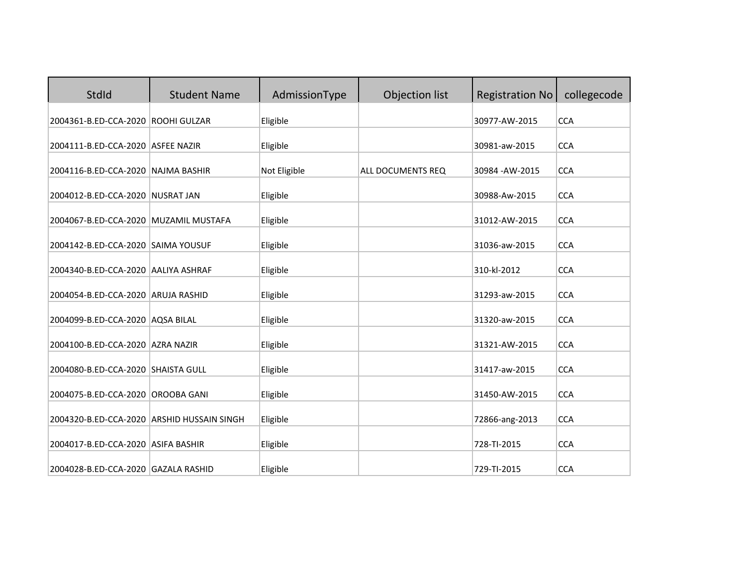| StdId | Student Name | AdmissionType | Objection list | Registration No | collegecode |
|---|---|---|---|---|---|
| 2004361-B.ED-CCA-2020 | ROOHI GULZAR | Eligible | | 30977-AW-2015 | CCA |
| 2004111-B.ED-CCA-2020 | ASFEE NAZIR | Eligible | | 30981-aw-2015 | CCA |
| 2004116-B.ED-CCA-2020 | NAJMA BASHIR | Not Eligible | ALL DOCUMENTS REQ | 30984 -AW-2015 | CCA |
| 2004012-B.ED-CCA-2020 | NUSRAT JAN | Eligible | | 30988-Aw-2015 | CCA |
| 2004067-B.ED-CCA-2020 | MUZAMIL MUSTAFA | Eligible | | 31012-AW-2015 | CCA |
| 2004142-B.ED-CCA-2020 | SAIMA YOUSUF | Eligible | | 31036-aw-2015 | CCA |
| 2004340-B.ED-CCA-2020 | AALIYA ASHRAF | Eligible | | 310-kl-2012 | CCA |
| 2004054-B.ED-CCA-2020 | ARUJA RASHID | Eligible | | 31293-aw-2015 | CCA |
| 2004099-B.ED-CCA-2020 | AQSA BILAL | Eligible | | 31320-aw-2015 | CCA |
| 2004100-B.ED-CCA-2020 | AZRA NAZIR | Eligible | | 31321-AW-2015 | CCA |
| 2004080-B.ED-CCA-2020 | SHAISTA GULL | Eligible | | 31417-aw-2015 | CCA |
| 2004075-B.ED-CCA-2020 | OROOBA GANI | Eligible | | 31450-AW-2015 | CCA |
| 2004320-B.ED-CCA-2020 | ARSHID HUSSAIN SINGH | Eligible | | 72866-ang-2013 | CCA |
| 2004017-B.ED-CCA-2020 | ASIFA BASHIR | Eligible | | 728-TI-2015 | CCA |
| 2004028-B.ED-CCA-2020 | GAZALA RASHID | Eligible | | 729-TI-2015 | CCA |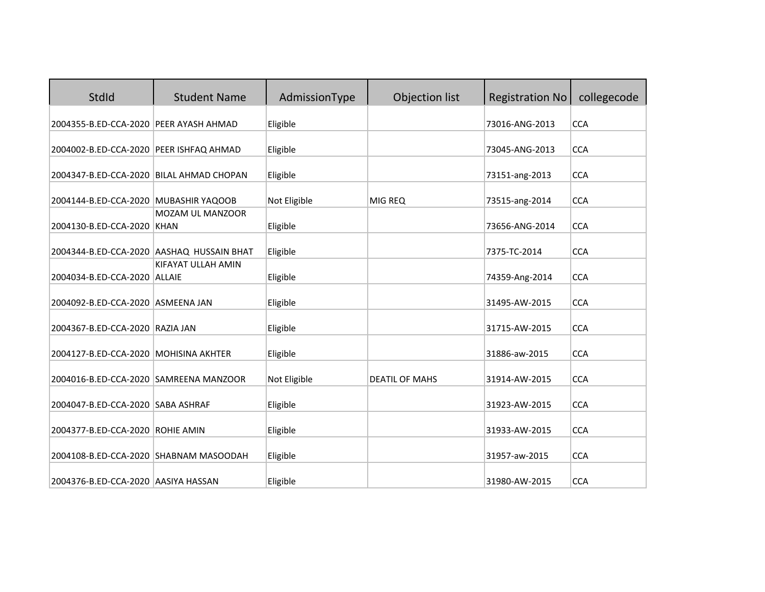| StdId | Student Name | AdmissionType | Objection list | Registration No | collegecode |
|---|---|---|---|---|---|
| 2004355-B.ED-CCA-2020 | PEER AYASH AHMAD | Eligible | | 73016-ANG-2013 | CCA |
| 2004002-B.ED-CCA-2020 | PEER ISHFAQ AHMAD | Eligible | | 73045-ANG-2013 | CCA |
| 2004347-B.ED-CCA-2020 | BILAL AHMAD CHOPAN | Eligible | | 73151-ang-2013 | CCA |
| 2004144-B.ED-CCA-2020 | MUBASHIR YAQOOB | Not Eligible | MIG REQ | 73515-ang-2014 | CCA |
| 2004130-B.ED-CCA-2020 | MOZAM UL MANZOOR KHAN | Eligible | | 73656-ANG-2014 | CCA |
| 2004344-B.ED-CCA-2020 | AASHAQ  HUSSAIN BHAT | Eligible | | 7375-TC-2014 | CCA |
| 2004034-B.ED-CCA-2020 | KIFAYAT ULLAH AMIN ALLAIE | Eligible | | 74359-Ang-2014 | CCA |
| 2004092-B.ED-CCA-2020 | ASMEENA JAN | Eligible | | 31495-AW-2015 | CCA |
| 2004367-B.ED-CCA-2020 | RAZIA JAN | Eligible | | 31715-AW-2015 | CCA |
| 2004127-B.ED-CCA-2020 | MOHISINA AKHTER | Eligible | | 31886-aw-2015 | CCA |
| 2004016-B.ED-CCA-2020 | SAMREENA MANZOOR | Not Eligible | DEATIL OF MAHS | 31914-AW-2015 | CCA |
| 2004047-B.ED-CCA-2020 | SABA ASHRAF | Eligible | | 31923-AW-2015 | CCA |
| 2004377-B.ED-CCA-2020 | ROHIE AMIN | Eligible | | 31933-AW-2015 | CCA |
| 2004108-B.ED-CCA-2020 | SHABNAM MASOODAH | Eligible | | 31957-aw-2015 | CCA |
| 2004376-B.ED-CCA-2020 | AASIYA HASSAN | Eligible | | 31980-AW-2015 | CCA |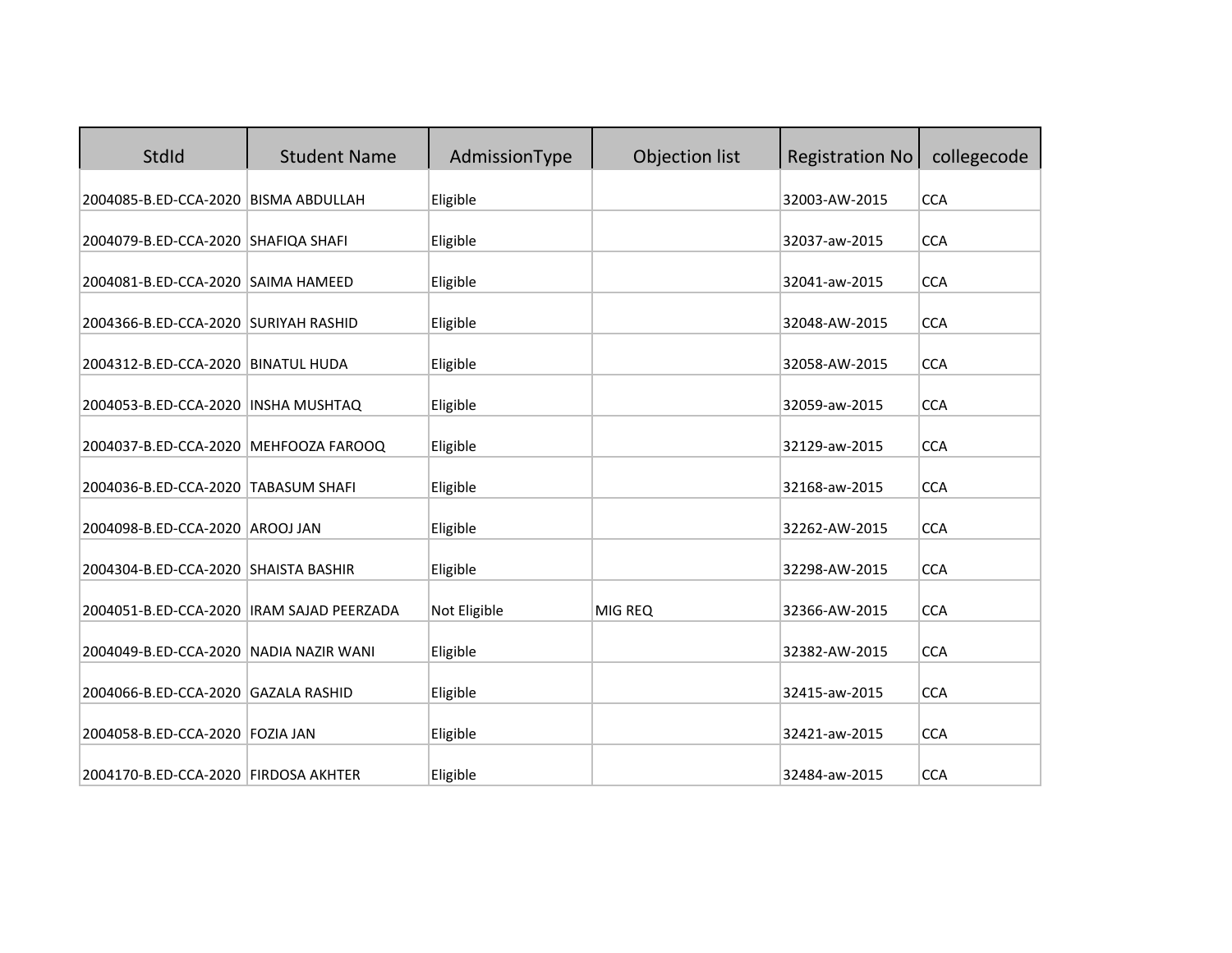| StdId | Student Name | AdmissionType | Objection list | Registration No | collegecode |
|---|---|---|---|---|---|
| 2004085-B.ED-CCA-2020 | BISMA ABDULLAH | Eligible | | 32003-AW-2015 | CCA |
| 2004079-B.ED-CCA-2020 | SHAFIQA SHAFI | Eligible | | 32037-aw-2015 | CCA |
| 2004081-B.ED-CCA-2020 | SAIMA HAMEED | Eligible | | 32041-aw-2015 | CCA |
| 2004366-B.ED-CCA-2020 | SURIYAH RASHID | Eligible | | 32048-AW-2015 | CCA |
| 2004312-B.ED-CCA-2020 | BINATUL HUDA | Eligible | | 32058-AW-2015 | CCA |
| 2004053-B.ED-CCA-2020 | INSHA MUSHTAQ | Eligible | | 32059-aw-2015 | CCA |
| 2004037-B.ED-CCA-2020 | MEHFOOZA FAROOQ | Eligible | | 32129-aw-2015 | CCA |
| 2004036-B.ED-CCA-2020 | TABASUM SHAFI | Eligible | | 32168-aw-2015 | CCA |
| 2004098-B.ED-CCA-2020 | AROOJ JAN | Eligible | | 32262-AW-2015 | CCA |
| 2004304-B.ED-CCA-2020 | SHAISTA BASHIR | Eligible | | 32298-AW-2015 | CCA |
| 2004051-B.ED-CCA-2020 | IRAM SAJAD PEERZADA | Not Eligible | MIG REQ | 32366-AW-2015 | CCA |
| 2004049-B.ED-CCA-2020 | NADIA NAZIR WANI | Eligible | | 32382-AW-2015 | CCA |
| 2004066-B.ED-CCA-2020 | GAZALA RASHID | Eligible | | 32415-aw-2015 | CCA |
| 2004058-B.ED-CCA-2020 | FOZIA JAN | Eligible | | 32421-aw-2015 | CCA |
| 2004170-B.ED-CCA-2020 | FIRDOSA AKHTER | Eligible | | 32484-aw-2015 | CCA |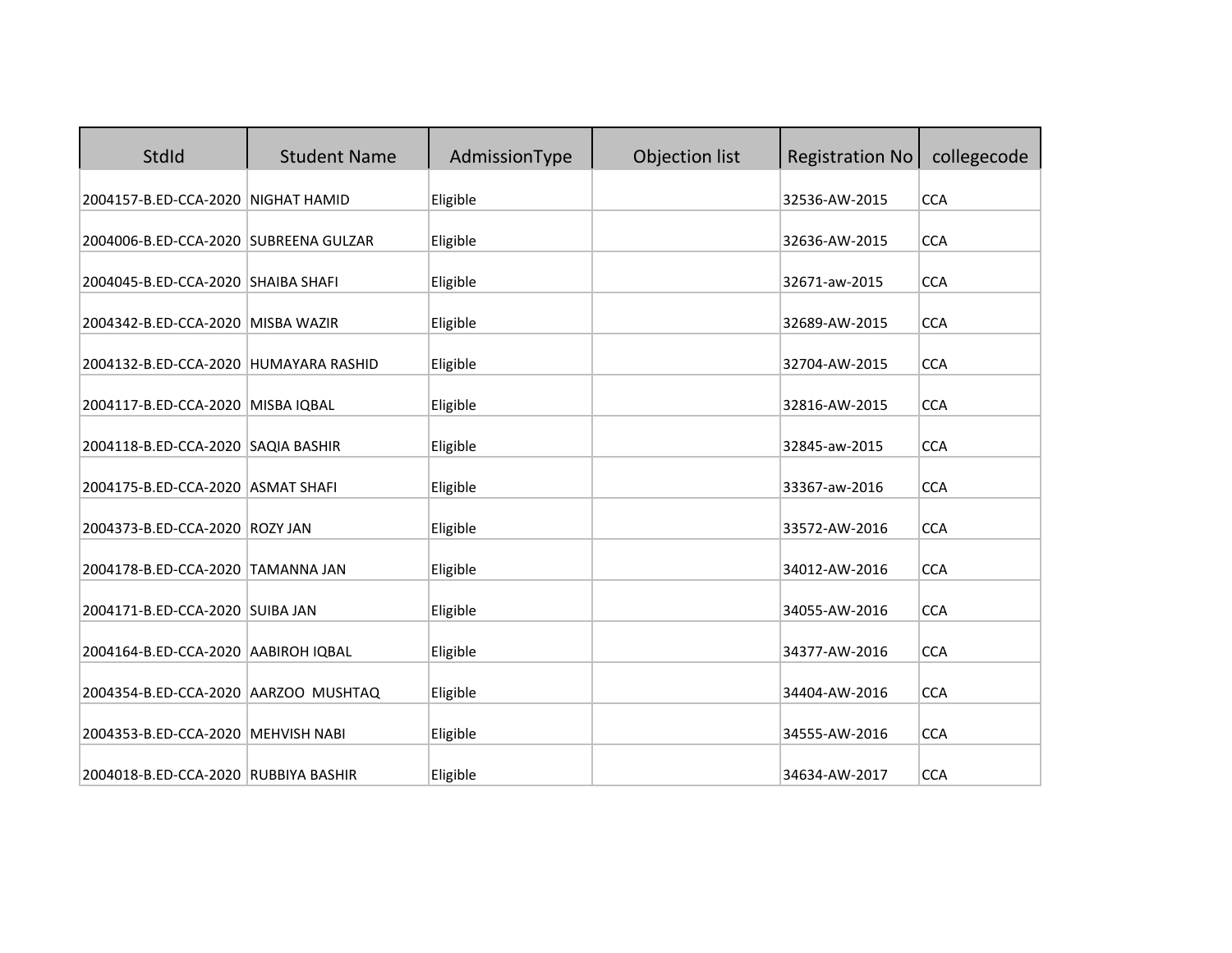| StdId | Student Name | AdmissionType | Objection list | Registration No | collegecode |
|---|---|---|---|---|---|
| 2004157-B.ED-CCA-2020 | NIGHAT HAMID | Eligible | | 32536-AW-2015 | CCA |
| 2004006-B.ED-CCA-2020 | SUBREENA GULZAR | Eligible | | 32636-AW-2015 | CCA |
| 2004045-B.ED-CCA-2020 | SHAIBA SHAFI | Eligible | | 32671-aw-2015 | CCA |
| 2004342-B.ED-CCA-2020 | MISBA WAZIR | Eligible | | 32689-AW-2015 | CCA |
| 2004132-B.ED-CCA-2020 | HUMAYARA RASHID | Eligible | | 32704-AW-2015 | CCA |
| 2004117-B.ED-CCA-2020 | MISBA IQBAL | Eligible | | 32816-AW-2015 | CCA |
| 2004118-B.ED-CCA-2020 | SAQIA BASHIR | Eligible | | 32845-aw-2015 | CCA |
| 2004175-B.ED-CCA-2020 | ASMAT SHAFI | Eligible | | 33367-aw-2016 | CCA |
| 2004373-B.ED-CCA-2020 | ROZY JAN | Eligible | | 33572-AW-2016 | CCA |
| 2004178-B.ED-CCA-2020 | TAMANNA JAN | Eligible | | 34012-AW-2016 | CCA |
| 2004171-B.ED-CCA-2020 | SUIBA JAN | Eligible | | 34055-AW-2016 | CCA |
| 2004164-B.ED-CCA-2020 | AABIROH IQBAL | Eligible | | 34377-AW-2016 | CCA |
| 2004354-B.ED-CCA-2020 | AARZOO MUSHTAQ | Eligible | | 34404-AW-2016 | CCA |
| 2004353-B.ED-CCA-2020 | MEHVISH NABI | Eligible | | 34555-AW-2016 | CCA |
| 2004018-B.ED-CCA-2020 | RUBBIYA BASHIR | Eligible | | 34634-AW-2017 | CCA |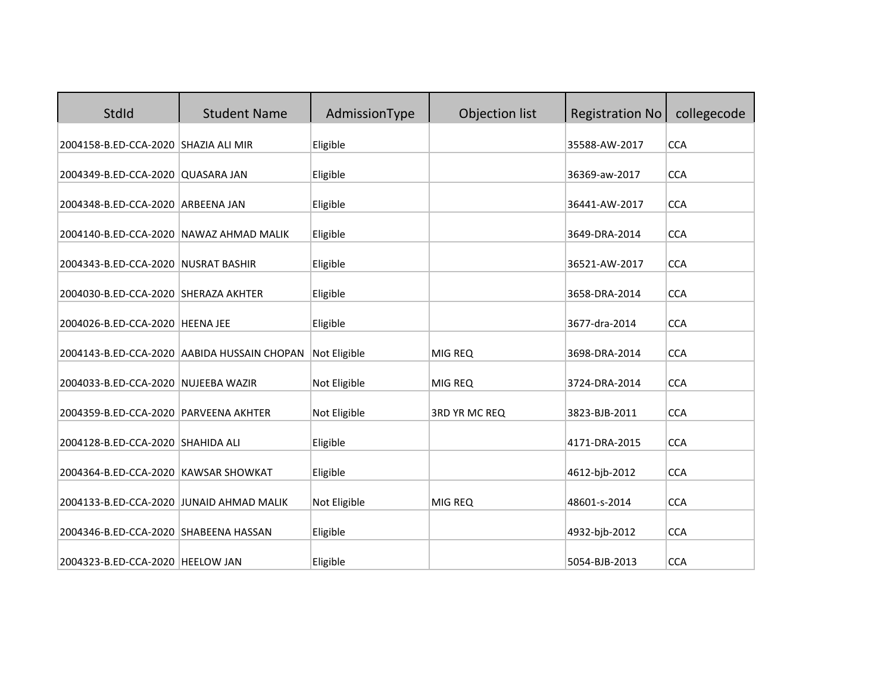| StdId | Student Name | AdmissionType | Objection list | Registration No | collegecode |
|---|---|---|---|---|---|
| 2004158-B.ED-CCA-2020 | SHAZIA ALI MIR | Eligible | | 35588-AW-2017 | CCA |
| 2004349-B.ED-CCA-2020 | QUASARA JAN | Eligible | | 36369-aw-2017 | CCA |
| 2004348-B.ED-CCA-2020 | ARBEENA JAN | Eligible | | 36441-AW-2017 | CCA |
| 2004140-B.ED-CCA-2020 | NAWAZ AHMAD MALIK | Eligible | | 3649-DRA-2014 | CCA |
| 2004343-B.ED-CCA-2020 | NUSRAT BASHIR | Eligible | | 36521-AW-2017 | CCA |
| 2004030-B.ED-CCA-2020 | SHERAZA AKHTER | Eligible | | 3658-DRA-2014 | CCA |
| 2004026-B.ED-CCA-2020 | HEENA JEE | Eligible | | 3677-dra-2014 | CCA |
| 2004143-B.ED-CCA-2020 | AABIDA HUSSAIN CHOPAN | Not Eligible | MIG REQ | 3698-DRA-2014 | CCA |
| 2004033-B.ED-CCA-2020 | NUJEEBA WAZIR | Not Eligible | MIG REQ | 3724-DRA-2014 | CCA |
| 2004359-B.ED-CCA-2020 | PARVEENA AKHTER | Not Eligible | 3RD YR MC REQ | 3823-BJB-2011 | CCA |
| 2004128-B.ED-CCA-2020 | SHAHIDA ALI | Eligible | | 4171-DRA-2015 | CCA |
| 2004364-B.ED-CCA-2020 | KAWSAR SHOWKAT | Eligible | | 4612-bjb-2012 | CCA |
| 2004133-B.ED-CCA-2020 | JUNAID AHMAD MALIK | Not Eligible | MIG REQ | 48601-s-2014 | CCA |
| 2004346-B.ED-CCA-2020 | SHABEENA HASSAN | Eligible | | 4932-bjb-2012 | CCA |
| 2004323-B.ED-CCA-2020 | HEELOW JAN | Eligible | | 5054-BJB-2013 | CCA |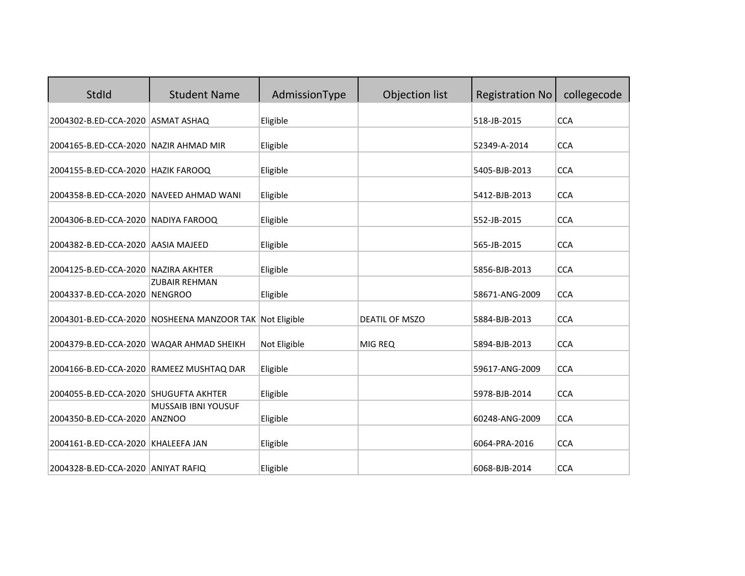| StdId | Student Name | AdmissionType | Objection list | Registration No | collegecode |
|---|---|---|---|---|---|
| 2004302-B.ED-CCA-2020 | ASMAT ASHAQ | Eligible | | 518-JB-2015 | CCA |
| 2004165-B.ED-CCA-2020 | NAZIR AHMAD MIR | Eligible | | 52349-A-2014 | CCA |
| 2004155-B.ED-CCA-2020 | HAZIK FAROOQ | Eligible | | 5405-BJB-2013 | CCA |
| 2004358-B.ED-CCA-2020 | NAVEED AHMAD WANI | Eligible | | 5412-BJB-2013 | CCA |
| 2004306-B.ED-CCA-2020 | NADIYA FAROOQ | Eligible | | 552-JB-2015 | CCA |
| 2004382-B.ED-CCA-2020 | AASIA MAJEED | Eligible | | 565-JB-2015 | CCA |
| 2004125-B.ED-CCA-2020 | NAZIRA AKHTER | Eligible | | 5856-BJB-2013 | CCA |
| 2004337-B.ED-CCA-2020 | ZUBAIR REHMAN NENGROO | Eligible | | 58671-ANG-2009 | CCA |
| 2004301-B.ED-CCA-2020 | NOSHEENA MANZOOR TAK | Not Eligible | DEATIL OF MSZO | 5884-BJB-2013 | CCA |
| 2004379-B.ED-CCA-2020 | WAQAR AHMAD SHEIKH | Not Eligible | MIG REQ | 5894-BJB-2013 | CCA |
| 2004166-B.ED-CCA-2020 | RAMEEZ MUSHTAQ DAR | Eligible | | 59617-ANG-2009 | CCA |
| 2004055-B.ED-CCA-2020 | SHUGUFTA AKHTER | Eligible | | 5978-BJB-2014 | CCA |
| 2004350-B.ED-CCA-2020 | MUSSAIB IBNI YOUSUF ANZNOO | Eligible | | 60248-ANG-2009 | CCA |
| 2004161-B.ED-CCA-2020 | KHALEEFA JAN | Eligible | | 6064-PRA-2016 | CCA |
| 2004328-B.ED-CCA-2020 | ANIYAT RAFIQ | Eligible | | 6068-BJB-2014 | CCA |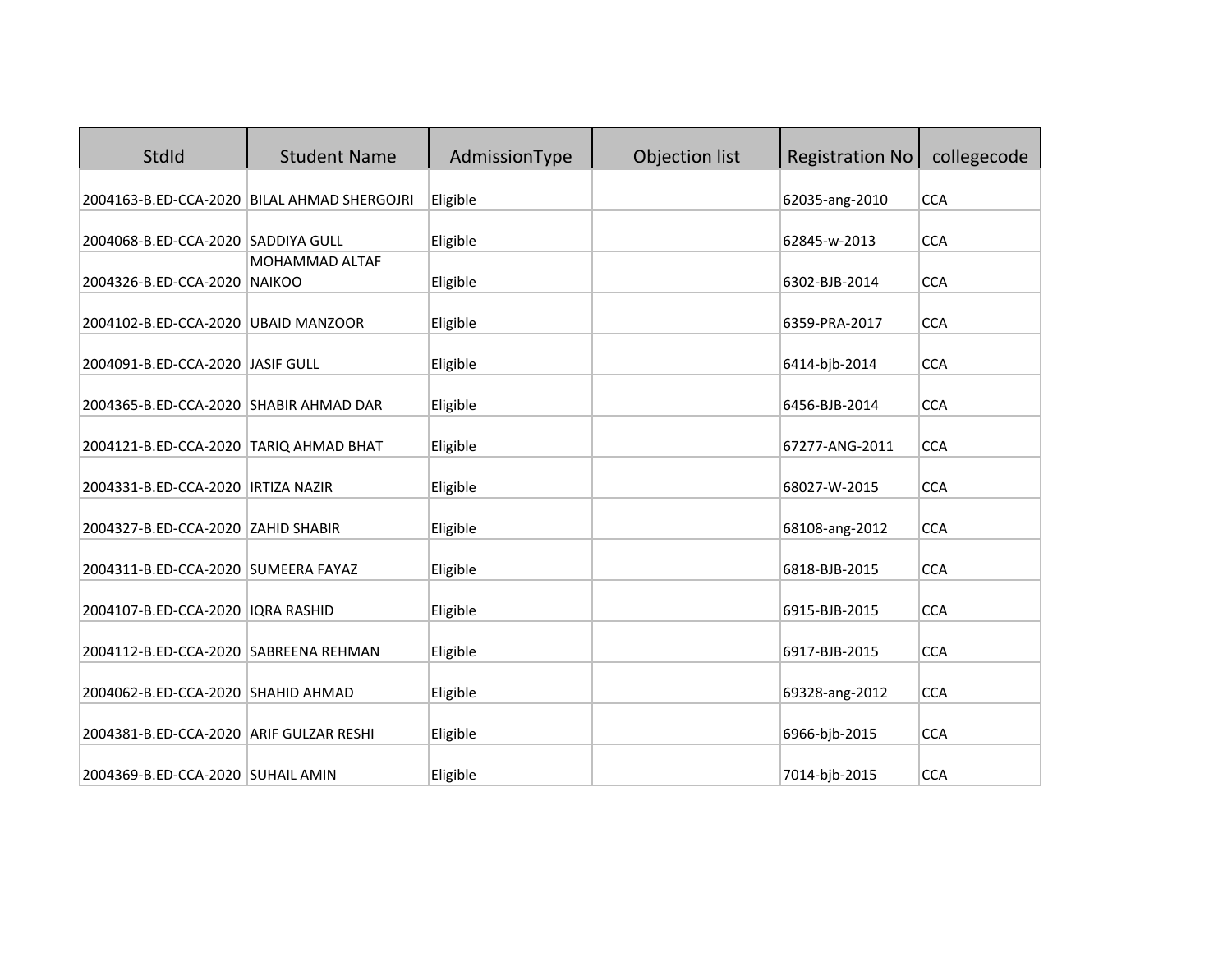| StdId | Student Name | AdmissionType | Objection list | Registration No | collegecode |
|---|---|---|---|---|---|
| 2004163-B.ED-CCA-2020 | BILAL AHMAD SHERGOJRI | Eligible | | 62035-ang-2010 | CCA |
| 2004068-B.ED-CCA-2020 | SADDIYA GULL | Eligible | | 62845-w-2013 | CCA |
| 2004326-B.ED-CCA-2020 | MOHAMMAD ALTAF NAIKOO | Eligible | | 6302-BJB-2014 | CCA |
| 2004102-B.ED-CCA-2020 | UBAID MANZOOR | Eligible | | 6359-PRA-2017 | CCA |
| 2004091-B.ED-CCA-2020 | JASIF GULL | Eligible | | 6414-bjb-2014 | CCA |
| 2004365-B.ED-CCA-2020 | SHABIR AHMAD DAR | Eligible | | 6456-BJB-2014 | CCA |
| 2004121-B.ED-CCA-2020 | TARIQ AHMAD BHAT | Eligible | | 67277-ANG-2011 | CCA |
| 2004331-B.ED-CCA-2020 | IRTIZA NAZIR | Eligible | | 68027-W-2015 | CCA |
| 2004327-B.ED-CCA-2020 | ZAHID SHABIR | Eligible | | 68108-ang-2012 | CCA |
| 2004311-B.ED-CCA-2020 | SUMEERA FAYAZ | Eligible | | 6818-BJB-2015 | CCA |
| 2004107-B.ED-CCA-2020 | IQRA RASHID | Eligible | | 6915-BJB-2015 | CCA |
| 2004112-B.ED-CCA-2020 | SABREENA REHMAN | Eligible | | 6917-BJB-2015 | CCA |
| 2004062-B.ED-CCA-2020 | SHAHID AHMAD | Eligible | | 69328-ang-2012 | CCA |
| 2004381-B.ED-CCA-2020 | ARIF GULZAR RESHI | Eligible | | 6966-bjb-2015 | CCA |
| 2004369-B.ED-CCA-2020 | SUHAIL AMIN | Eligible | | 7014-bjb-2015 | CCA |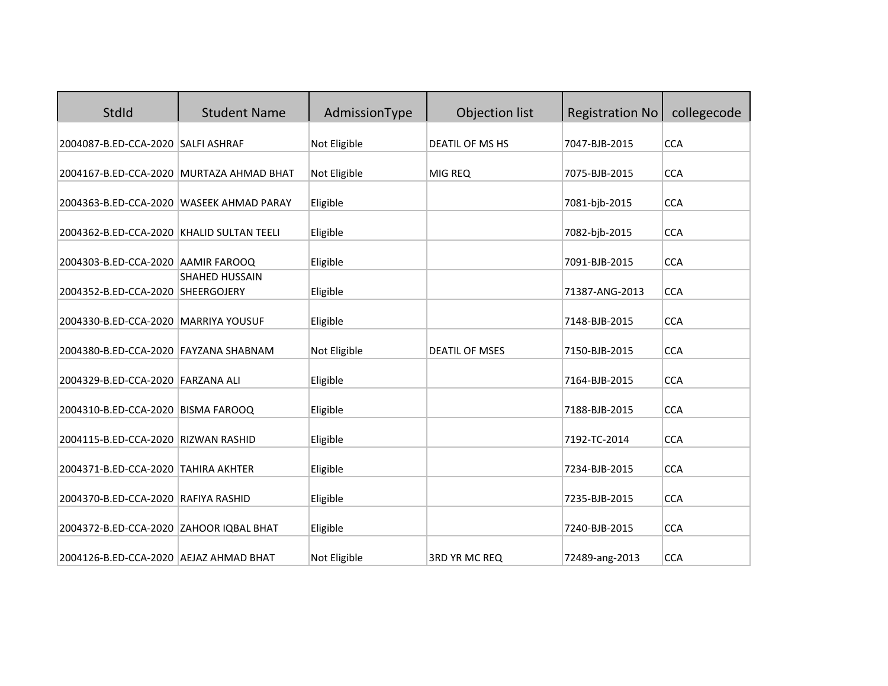| StdId | Student Name | AdmissionType | Objection list | Registration No | collegecode |
|---|---|---|---|---|---|
| 2004087-B.ED-CCA-2020 | SALFI ASHRAF | Not Eligible | DEATIL OF MS HS | 7047-BJB-2015 | CCA |
| 2004167-B.ED-CCA-2020 | MURTAZA AHMAD BHAT | Not Eligible | MIG REQ | 7075-BJB-2015 | CCA |
| 2004363-B.ED-CCA-2020 | WASEEK AHMAD PARAY | Eligible | | 7081-bjb-2015 | CCA |
| 2004362-B.ED-CCA-2020 | KHALID SULTAN TEELI | Eligible | | 7082-bjb-2015 | CCA |
| 2004303-B.ED-CCA-2020 | AAMIR FAROOQ | Eligible | | 7091-BJB-2015 | CCA |
| 2004352-B.ED-CCA-2020 | SHAHED HUSSAIN SHEERGOJERY | Eligible | | 71387-ANG-2013 | CCA |
| 2004330-B.ED-CCA-2020 | MARRIYA YOUSUF | Eligible | | 7148-BJB-2015 | CCA |
| 2004380-B.ED-CCA-2020 | FAYZANA SHABNAM | Not Eligible | DEATIL OF MSES | 7150-BJB-2015 | CCA |
| 2004329-B.ED-CCA-2020 | FARZANA ALI | Eligible | | 7164-BJB-2015 | CCA |
| 2004310-B.ED-CCA-2020 | BISMA FAROOQ | Eligible | | 7188-BJB-2015 | CCA |
| 2004115-B.ED-CCA-2020 | RIZWAN RASHID | Eligible | | 7192-TC-2014 | CCA |
| 2004371-B.ED-CCA-2020 | TAHIRA AKHTER | Eligible | | 7234-BJB-2015 | CCA |
| 2004370-B.ED-CCA-2020 | RAFIYA RASHID | Eligible | | 7235-BJB-2015 | CCA |
| 2004372-B.ED-CCA-2020 | ZAHOOR IQBAL BHAT | Eligible | | 7240-BJB-2015 | CCA |
| 2004126-B.ED-CCA-2020 | AEJAZ AHMAD BHAT | Not Eligible | 3RD YR MC REQ | 72489-ang-2013 | CCA |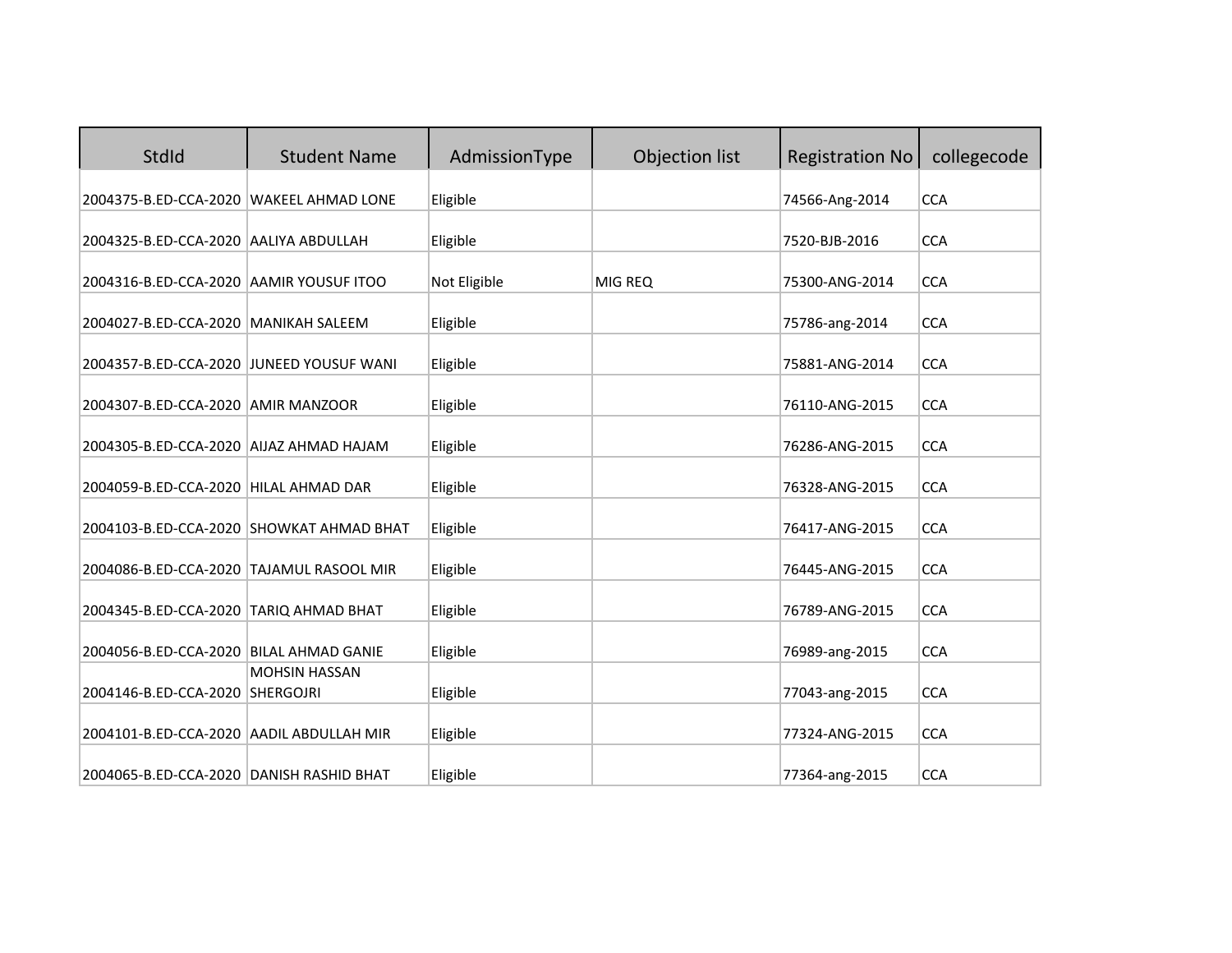| StdId | Student Name | AdmissionType | Objection list | Registration No | collegecode |
|---|---|---|---|---|---|
| 2004375-B.ED-CCA-2020 | WAKEEL AHMAD LONE | Eligible | | 74566-Ang-2014 | CCA |
| 2004325-B.ED-CCA-2020 | AALIYA ABDULLAH | Eligible | | 7520-BJB-2016 | CCA |
| 2004316-B.ED-CCA-2020 | AAMIR YOUSUF ITOO | Not Eligible | MIG REQ | 75300-ANG-2014 | CCA |
| 2004027-B.ED-CCA-2020 | MANIKAH SALEEM | Eligible | | 75786-ang-2014 | CCA |
| 2004357-B.ED-CCA-2020 | JUNEED YOUSUF WANI | Eligible | | 75881-ANG-2014 | CCA |
| 2004307-B.ED-CCA-2020 | AMIR MANZOOR | Eligible | | 76110-ANG-2015 | CCA |
| 2004305-B.ED-CCA-2020 | AIJAZ AHMAD HAJAM | Eligible | | 76286-ANG-2015 | CCA |
| 2004059-B.ED-CCA-2020 | HILAL AHMAD DAR | Eligible | | 76328-ANG-2015 | CCA |
| 2004103-B.ED-CCA-2020 | SHOWKAT AHMAD BHAT | Eligible | | 76417-ANG-2015 | CCA |
| 2004086-B.ED-CCA-2020 | TAJAMUL RASOOL MIR | Eligible | | 76445-ANG-2015 | CCA |
| 2004345-B.ED-CCA-2020 | TARIQ AHMAD BHAT | Eligible | | 76789-ANG-2015 | CCA |
| 2004056-B.ED-CCA-2020 | BILAL AHMAD GANIE | Eligible | | 76989-ang-2015 | CCA |
| 2004146-B.ED-CCA-2020 | MOHSIN HASSAN SHERGOJRI | Eligible | | 77043-ang-2015 | CCA |
| 2004101-B.ED-CCA-2020 | AADIL ABDULLAH MIR | Eligible | | 77324-ANG-2015 | CCA |
| 2004065-B.ED-CCA-2020 | DANISH RASHID BHAT | Eligible | | 77364-ang-2015 | CCA |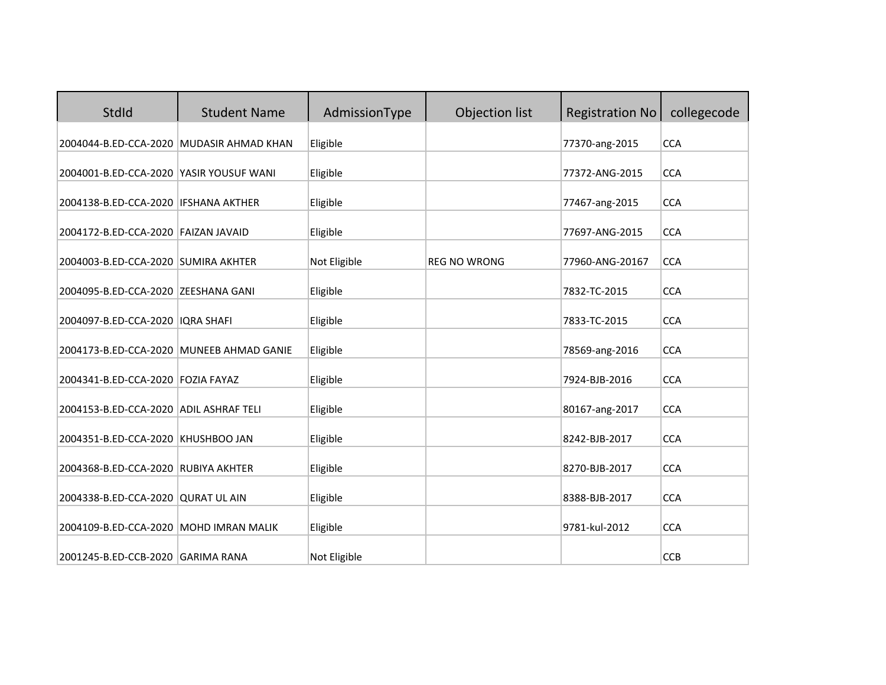| StdId | Student Name | AdmissionType | Objection list | Registration No | collegecode |
|---|---|---|---|---|---|
| 2004044-B.ED-CCA-2020 | MUDASIR AHMAD KHAN | Eligible | | 77370-ang-2015 | CCA |
| 2004001-B.ED-CCA-2020 | YASIR YOUSUF WANI | Eligible | | 77372-ANG-2015 | CCA |
| 2004138-B.ED-CCA-2020 | IFSHANA AKTHER | Eligible | | 77467-ang-2015 | CCA |
| 2004172-B.ED-CCA-2020 | FAIZAN JAVAID | Eligible | | 77697-ANG-2015 | CCA |
| 2004003-B.ED-CCA-2020 | SUMIRA AKHTER | Not Eligible | REG NO WRONG | 77960-ANG-20167 | CCA |
| 2004095-B.ED-CCA-2020 | ZEESHANA GANI | Eligible | | 7832-TC-2015 | CCA |
| 2004097-B.ED-CCA-2020 | IQRA SHAFI | Eligible | | 7833-TC-2015 | CCA |
| 2004173-B.ED-CCA-2020 | MUNEEB AHMAD GANIE | Eligible | | 78569-ang-2016 | CCA |
| 2004341-B.ED-CCA-2020 | FOZIA FAYAZ | Eligible | | 7924-BJB-2016 | CCA |
| 2004153-B.ED-CCA-2020 | ADIL ASHRAF TELI | Eligible | | 80167-ang-2017 | CCA |
| 2004351-B.ED-CCA-2020 | KHUSHBOO JAN | Eligible | | 8242-BJB-2017 | CCA |
| 2004368-B.ED-CCA-2020 | RUBIYA AKHTER | Eligible | | 8270-BJB-2017 | CCA |
| 2004338-B.ED-CCA-2020 | QURAT UL AIN | Eligible | | 8388-BJB-2017 | CCA |
| 2004109-B.ED-CCA-2020 | MOHD IMRAN MALIK | Eligible | | 9781-kul-2012 | CCA |
| 2001245-B.ED-CCB-2020 | GARIMA RANA | Not Eligible | | | CCB |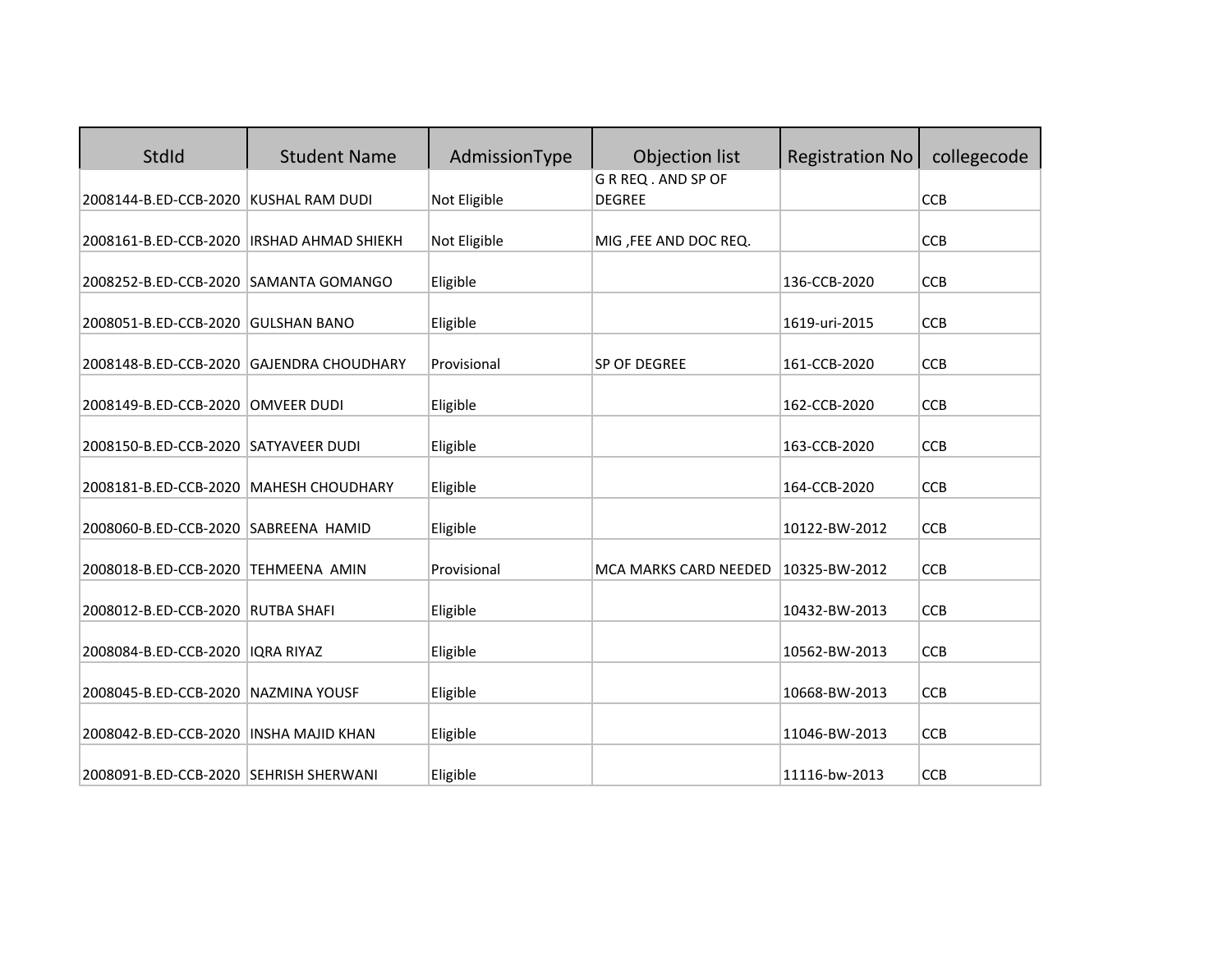| StdId | Student Name | AdmissionType | Objection list | Registration No | collegecode |
|---|---|---|---|---|---|
| 2008144-B.ED-CCB-2020 | KUSHAL RAM DUDI | Not Eligible | G R REQ . AND SP OF DEGREE | | CCB |
| 2008161-B.ED-CCB-2020 | IRSHAD AHMAD SHIEKH | Not Eligible | MIG ,FEE AND DOC REQ. | | CCB |
| 2008252-B.ED-CCB-2020 | SAMANTA GOMANGO | Eligible | | 136-CCB-2020 | CCB |
| 2008051-B.ED-CCB-2020 | GULSHAN BANO | Eligible | | 1619-uri-2015 | CCB |
| 2008148-B.ED-CCB-2020 | GAJENDRA CHOUDHARY | Provisional | SP OF DEGREE | 161-CCB-2020 | CCB |
| 2008149-B.ED-CCB-2020 | OMVEER DUDI | Eligible | | 162-CCB-2020 | CCB |
| 2008150-B.ED-CCB-2020 | SATYAVEER DUDI | Eligible | | 163-CCB-2020 | CCB |
| 2008181-B.ED-CCB-2020 | MAHESH CHOUDHARY | Eligible | | 164-CCB-2020 | CCB |
| 2008060-B.ED-CCB-2020 | SABREENA HAMID | Eligible | | 10122-BW-2012 | CCB |
| 2008018-B.ED-CCB-2020 | TEHMEENA AMIN | Provisional | MCA MARKS CARD NEEDED | 10325-BW-2012 | CCB |
| 2008012-B.ED-CCB-2020 | RUTBA SHAFI | Eligible | | 10432-BW-2013 | CCB |
| 2008084-B.ED-CCB-2020 | IQRA RIYAZ | Eligible | | 10562-BW-2013 | CCB |
| 2008045-B.ED-CCB-2020 | NAZMINA YOUSF | Eligible | | 10668-BW-2013 | CCB |
| 2008042-B.ED-CCB-2020 | INSHA MAJID KHAN | Eligible | | 11046-BW-2013 | CCB |
| 2008091-B.ED-CCB-2020 | SEHRISH SHERWANI | Eligible | | 11116-bw-2013 | CCB |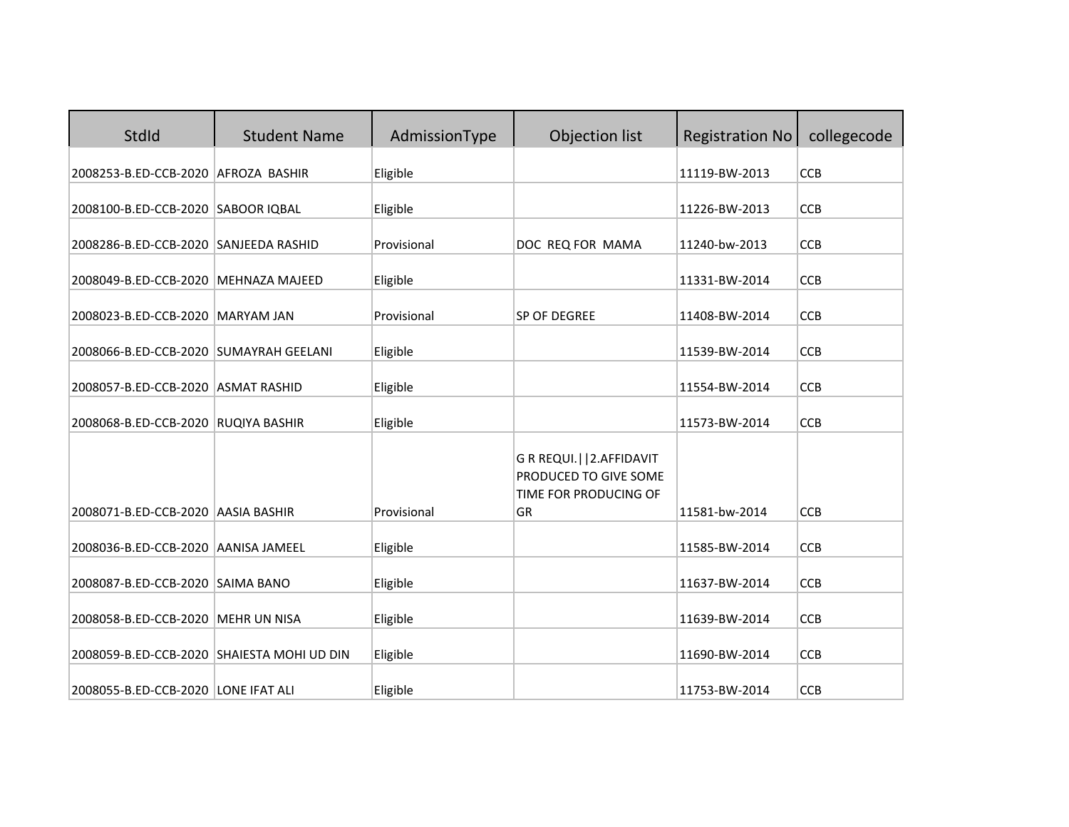| StdId | Student Name | AdmissionType | Objection list | Registration No | collegecode |
|---|---|---|---|---|---|
| 2008253-B.ED-CCB-2020 | AFROZA  BASHIR | Eligible | | 11119-BW-2013 | CCB |
| 2008100-B.ED-CCB-2020 | SABOOR IQBAL | Eligible | | 11226-BW-2013 | CCB |
| 2008286-B.ED-CCB-2020 | SANJEEDA RASHID | Provisional | DOC  REQ FOR  MAMA | 11240-bw-2013 | CCB |
| 2008049-B.ED-CCB-2020 | MEHNAZA MAJEED | Eligible | | 11331-BW-2014 | CCB |
| 2008023-B.ED-CCB-2020 | MARYAM JAN | Provisional | SP OF DEGREE | 11408-BW-2014 | CCB |
| 2008066-B.ED-CCB-2020 | SUMAYRAH GEELANI | Eligible | | 11539-BW-2014 | CCB |
| 2008057-B.ED-CCB-2020 | ASMAT RASHID | Eligible | | 11554-BW-2014 | CCB |
| 2008068-B.ED-CCB-2020 | RUQIYA BASHIR | Eligible | | 11573-BW-2014 | CCB |
| 2008071-B.ED-CCB-2020 | AASIA BASHIR | Provisional | G R REQUI.\|\|2.AFFIDAVIT PRODUCED TO GIVE SOME TIME FOR PRODUCING OF GR | 11581-bw-2014 | CCB |
| 2008036-B.ED-CCB-2020 | AANISA JAMEEL | Eligible | | 11585-BW-2014 | CCB |
| 2008087-B.ED-CCB-2020 | SAIMA BANO | Eligible | | 11637-BW-2014 | CCB |
| 2008058-B.ED-CCB-2020 | MEHR UN NISA | Eligible | | 11639-BW-2014 | CCB |
| 2008059-B.ED-CCB-2020 | SHAIESTA MOHI UD DIN | Eligible | | 11690-BW-2014 | CCB |
| 2008055-B.ED-CCB-2020 | LONE IFAT ALI | Eligible | | 11753-BW-2014 | CCB |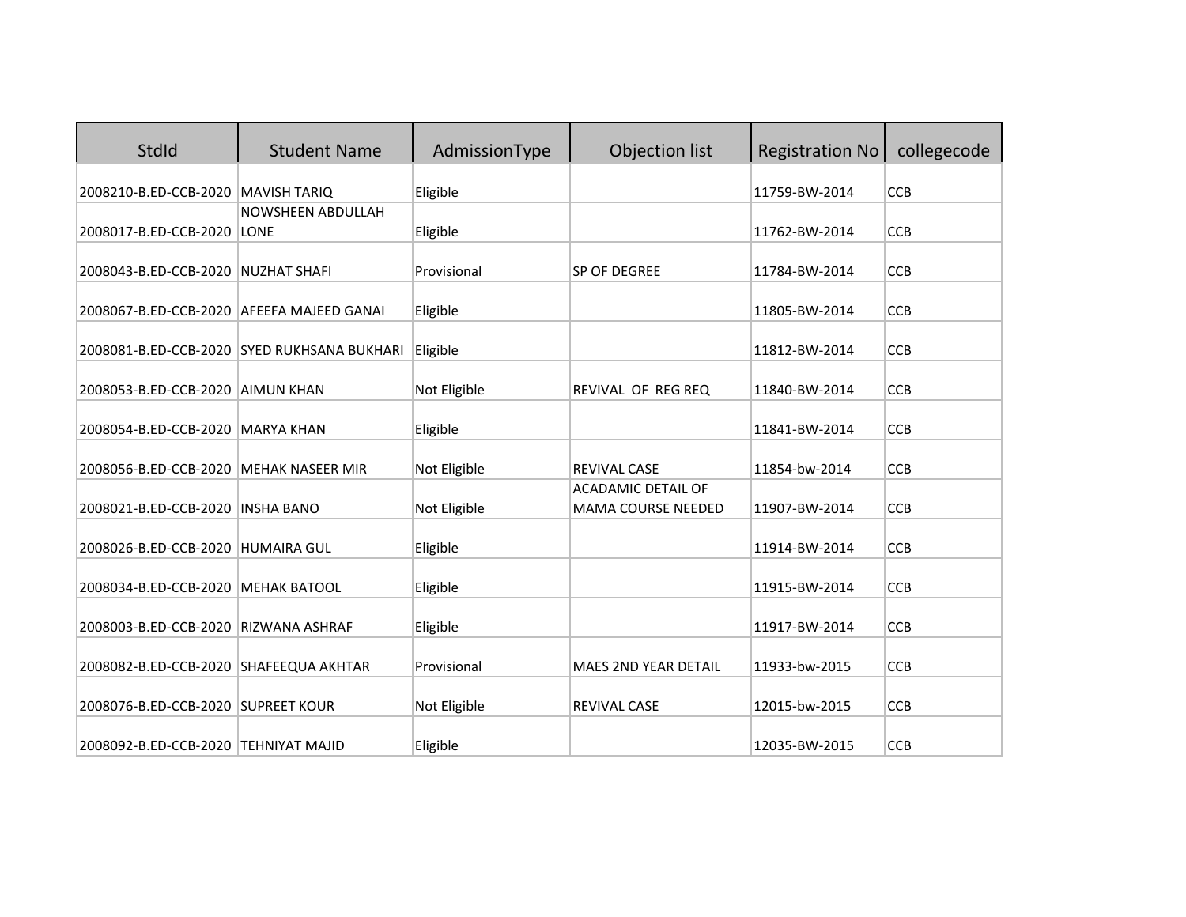| StdId | Student Name | AdmissionType | Objection list | Registration No | collegecode |
|---|---|---|---|---|---|
| 2008210-B.ED-CCB-2020 | MAVISH TARIQ | Eligible | | 11759-BW-2014 | CCB |
| 2008017-B.ED-CCB-2020 | NOWSHEEN ABDULLAH LONE | Eligible | | 11762-BW-2014 | CCB |
| 2008043-B.ED-CCB-2020 | NUZHAT SHAFI | Provisional | SP OF DEGREE | 11784-BW-2014 | CCB |
| 2008067-B.ED-CCB-2020 | AFEEFA MAJEED GANAI | Eligible | | 11805-BW-2014 | CCB |
| 2008081-B.ED-CCB-2020 | SYED RUKHSANA BUKHARI | Eligible | | 11812-BW-2014 | CCB |
| 2008053-B.ED-CCB-2020 | AIMUN KHAN | Not Eligible | REVIVAL OF REG REQ | 11840-BW-2014 | CCB |
| 2008054-B.ED-CCB-2020 | MARYA KHAN | Eligible | | 11841-BW-2014 | CCB |
| 2008056-B.ED-CCB-2020 | MEHAK NASEER MIR | Not Eligible | REVIVAL CASE | 11854-bw-2014 | CCB |
| 2008021-B.ED-CCB-2020 | INSHA BANO | Not Eligible | ACADAMIC DETAIL OF MAMA COURSE NEEDED | 11907-BW-2014 | CCB |
| 2008026-B.ED-CCB-2020 | HUMAIRA GUL | Eligible | | 11914-BW-2014 | CCB |
| 2008034-B.ED-CCB-2020 | MEHAK BATOOL | Eligible | | 11915-BW-2014 | CCB |
| 2008003-B.ED-CCB-2020 | RIZWANA ASHRAF | Eligible | | 11917-BW-2014 | CCB |
| 2008082-B.ED-CCB-2020 | SHAFEEQUA AKHTAR | Provisional | MAES 2ND YEAR DETAIL | 11933-bw-2015 | CCB |
| 2008076-B.ED-CCB-2020 | SUPREET KOUR | Not Eligible | REVIVAL CASE | 12015-bw-2015 | CCB |
| 2008092-B.ED-CCB-2020 | TEHNIYAT MAJID | Eligible | | 12035-BW-2015 | CCB |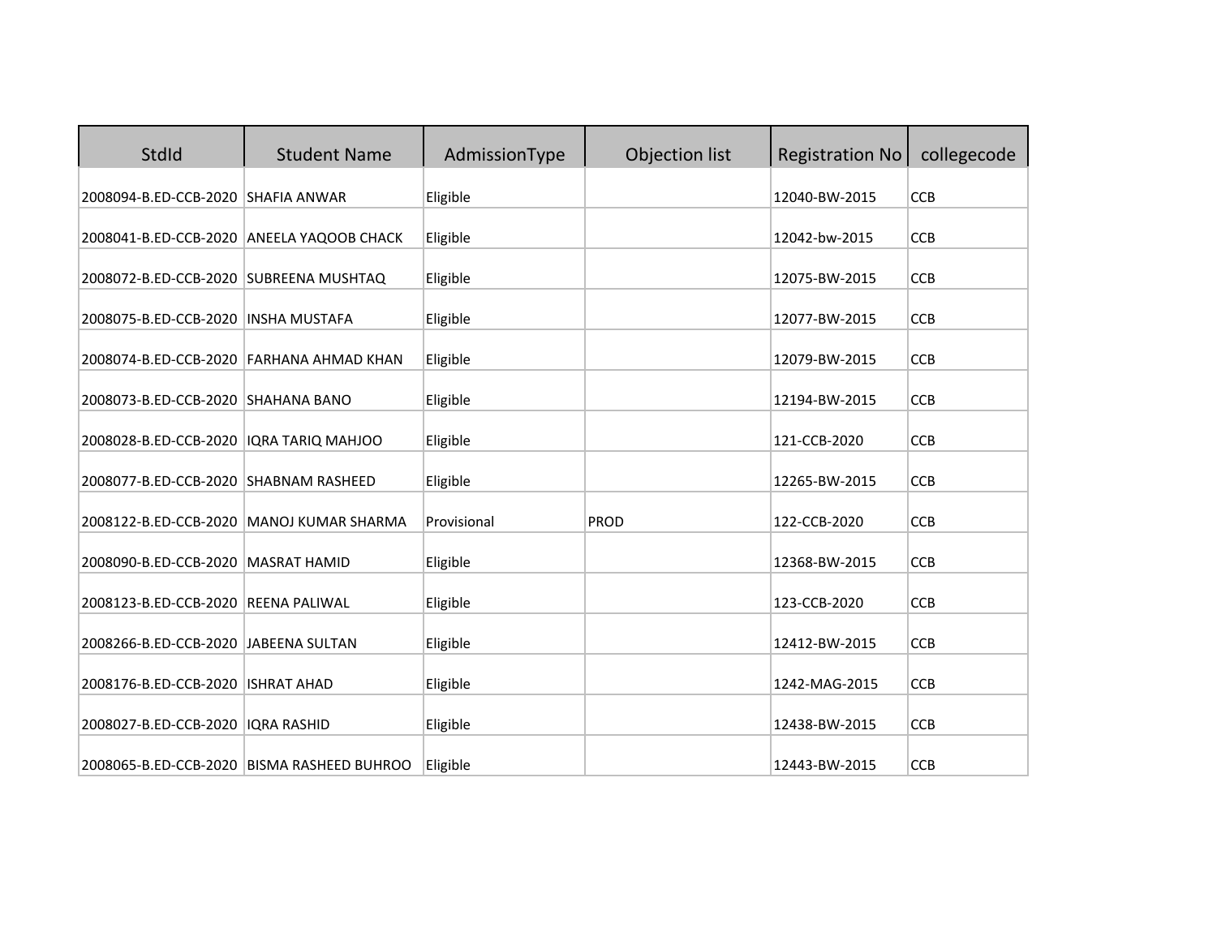| StdId | Student Name | AdmissionType | Objection list | Registration No | collegecode |
|---|---|---|---|---|---|
| 2008094-B.ED-CCB-2020 | SHAFIA ANWAR | Eligible | | 12040-BW-2015 | CCB |
| 2008041-B.ED-CCB-2020 | ANEELA YAQOOB CHACK | Eligible | | 12042-bw-2015 | CCB |
| 2008072-B.ED-CCB-2020 | SUBREENA MUSHTAQ | Eligible | | 12075-BW-2015 | CCB |
| 2008075-B.ED-CCB-2020 | INSHA MUSTAFA | Eligible | | 12077-BW-2015 | CCB |
| 2008074-B.ED-CCB-2020 | FARHANA AHMAD KHAN | Eligible | | 12079-BW-2015 | CCB |
| 2008073-B.ED-CCB-2020 | SHAHANA BANO | Eligible | | 12194-BW-2015 | CCB |
| 2008028-B.ED-CCB-2020 | IQRA TARIQ MAHJOO | Eligible | | 121-CCB-2020 | CCB |
| 2008077-B.ED-CCB-2020 | SHABNAM RASHEED | Eligible | | 12265-BW-2015 | CCB |
| 2008122-B.ED-CCB-2020 | MANOJ KUMAR SHARMA | Provisional | PROD | 122-CCB-2020 | CCB |
| 2008090-B.ED-CCB-2020 | MASRAT HAMID | Eligible | | 12368-BW-2015 | CCB |
| 2008123-B.ED-CCB-2020 | REENA PALIWAL | Eligible | | 123-CCB-2020 | CCB |
| 2008266-B.ED-CCB-2020 | JABEENA SULTAN | Eligible | | 12412-BW-2015 | CCB |
| 2008176-B.ED-CCB-2020 | ISHRAT AHAD | Eligible | | 1242-MAG-2015 | CCB |
| 2008027-B.ED-CCB-2020 | IQRA RASHID | Eligible | | 12438-BW-2015 | CCB |
| 2008065-B.ED-CCB-2020 | BISMA RASHEED BUHROO | Eligible | | 12443-BW-2015 | CCB |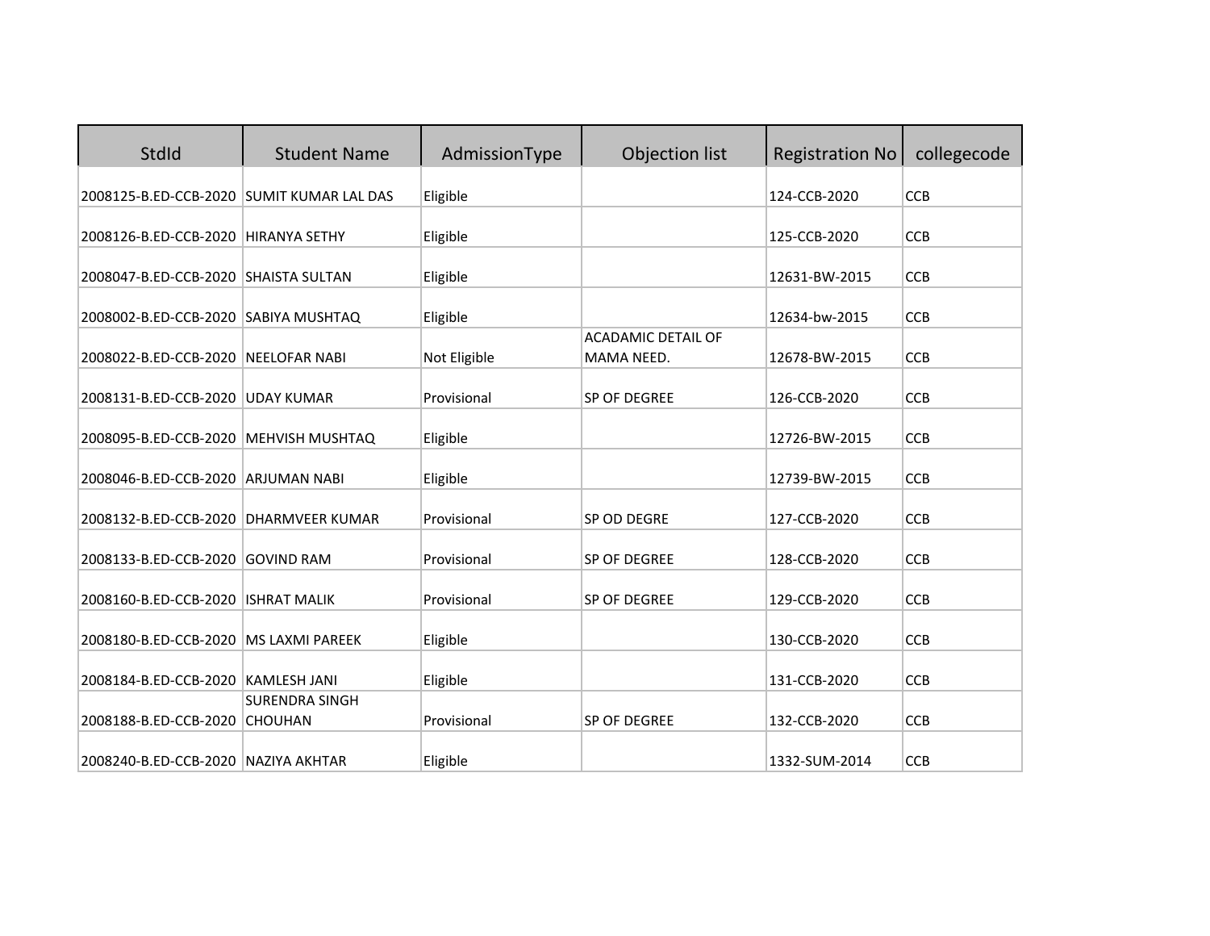| StdId | Student Name | AdmissionType | Objection list | Registration No | collegecode |
|---|---|---|---|---|---|
| 2008125-B.ED-CCB-2020 | SUMIT KUMAR LAL DAS | Eligible | | 124-CCB-2020 | CCB |
| 2008126-B.ED-CCB-2020 | HIRANYA SETHY | Eligible | | 125-CCB-2020 | CCB |
| 2008047-B.ED-CCB-2020 | SHAISTA SULTAN | Eligible | | 12631-BW-2015 | CCB |
| 2008002-B.ED-CCB-2020 | SABIYA MUSHTAQ | Eligible | | 12634-bw-2015 | CCB |
| 2008022-B.ED-CCB-2020 | NEELOFAR NABI | Not Eligible | ACADAMIC DETAIL OF MAMA NEED. | 12678-BW-2015 | CCB |
| 2008131-B.ED-CCB-2020 | UDAY KUMAR | Provisional | SP OF DEGREE | 126-CCB-2020 | CCB |
| 2008095-B.ED-CCB-2020 | MEHVISH MUSHTAQ | Eligible | | 12726-BW-2015 | CCB |
| 2008046-B.ED-CCB-2020 | ARJUMAN NABI | Eligible | | 12739-BW-2015 | CCB |
| 2008132-B.ED-CCB-2020 | DHARMVEER KUMAR | Provisional | SP OD DEGRE | 127-CCB-2020 | CCB |
| 2008133-B.ED-CCB-2020 | GOVIND RAM | Provisional | SP OF DEGREE | 128-CCB-2020 | CCB |
| 2008160-B.ED-CCB-2020 | ISHRAT MALIK | Provisional | SP OF DEGREE | 129-CCB-2020 | CCB |
| 2008180-B.ED-CCB-2020 | MS LAXMI PAREEK | Eligible | | 130-CCB-2020 | CCB |
| 2008184-B.ED-CCB-2020 | KAMLESH JANI | Eligible | | 131-CCB-2020 | CCB |
| 2008188-B.ED-CCB-2020 | SURENDRA SINGH CHOUHAN | Provisional | SP OF DEGREE | 132-CCB-2020 | CCB |
| 2008240-B.ED-CCB-2020 | NAZIYA AKHTAR | Eligible | | 1332-SUM-2014 | CCB |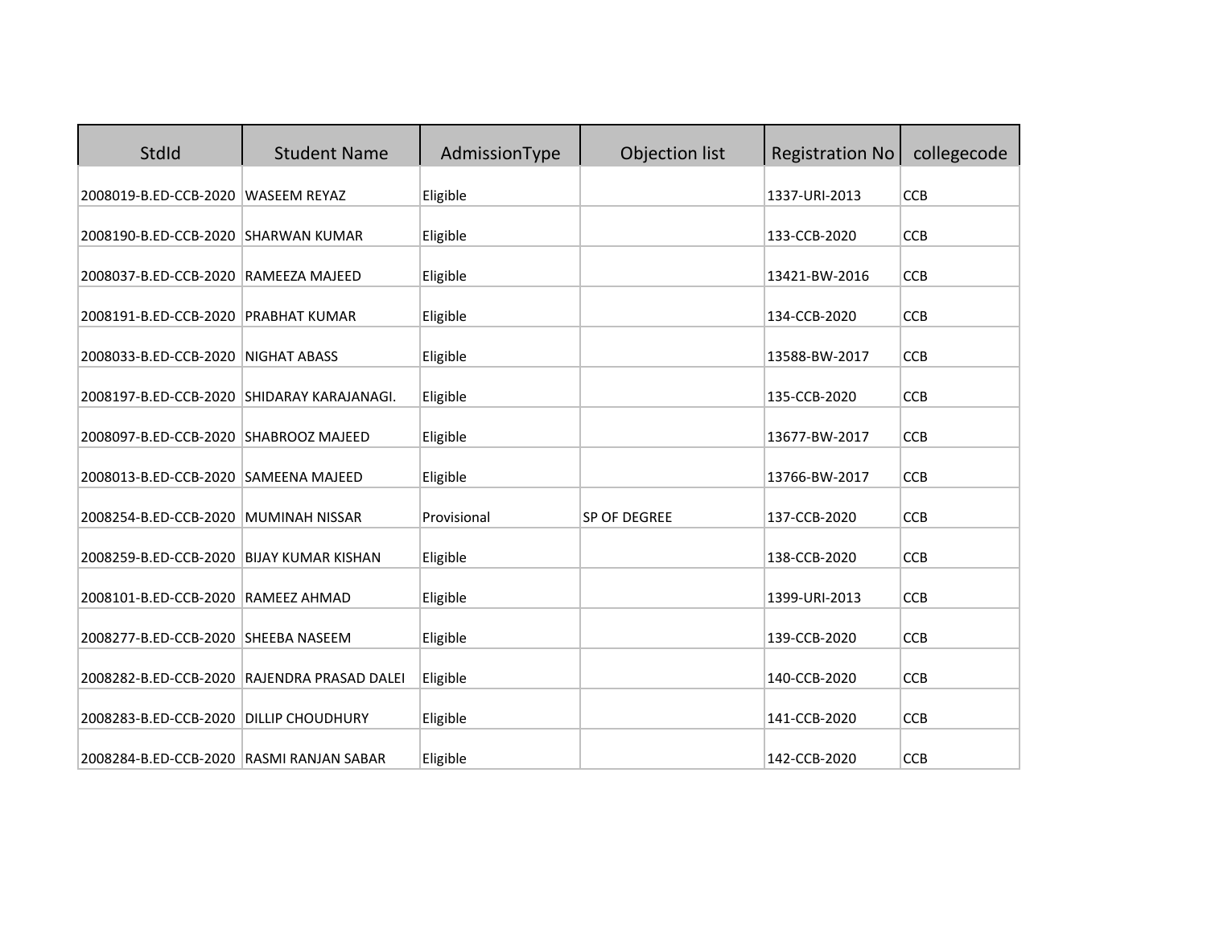| StdId | Student Name | AdmissionType | Objection list | Registration No | collegecode |
|---|---|---|---|---|---|
| 2008019-B.ED-CCB-2020 | WASEEM REYAZ | Eligible | | 1337-URI-2013 | CCB |
| 2008190-B.ED-CCB-2020 | SHARWAN KUMAR | Eligible | | 133-CCB-2020 | CCB |
| 2008037-B.ED-CCB-2020 | RAMEEZA MAJEED | Eligible | | 13421-BW-2016 | CCB |
| 2008191-B.ED-CCB-2020 | PRABHAT KUMAR | Eligible | | 134-CCB-2020 | CCB |
| 2008033-B.ED-CCB-2020 | NIGHAT ABASS | Eligible | | 13588-BW-2017 | CCB |
| 2008197-B.ED-CCB-2020 | SHIDARAY KARAJANAGI. | Eligible | | 135-CCB-2020 | CCB |
| 2008097-B.ED-CCB-2020 | SHABROOZ MAJEED | Eligible | | 13677-BW-2017 | CCB |
| 2008013-B.ED-CCB-2020 | SAMEENA MAJEED | Eligible | | 13766-BW-2017 | CCB |
| 2008254-B.ED-CCB-2020 | MUMINAH NISSAR | Provisional | SP OF DEGREE | 137-CCB-2020 | CCB |
| 2008259-B.ED-CCB-2020 | BIJAY KUMAR KISHAN | Eligible | | 138-CCB-2020 | CCB |
| 2008101-B.ED-CCB-2020 | RAMEEZ AHMAD | Eligible | | 1399-URI-2013 | CCB |
| 2008277-B.ED-CCB-2020 | SHEEBA NASEEM | Eligible | | 139-CCB-2020 | CCB |
| 2008282-B.ED-CCB-2020 | RAJENDRA PRASAD DALEI | Eligible | | 140-CCB-2020 | CCB |
| 2008283-B.ED-CCB-2020 | DILLIP CHOUDHURY | Eligible | | 141-CCB-2020 | CCB |
| 2008284-B.ED-CCB-2020 | RASMI RANJAN SABAR | Eligible | | 142-CCB-2020 | CCB |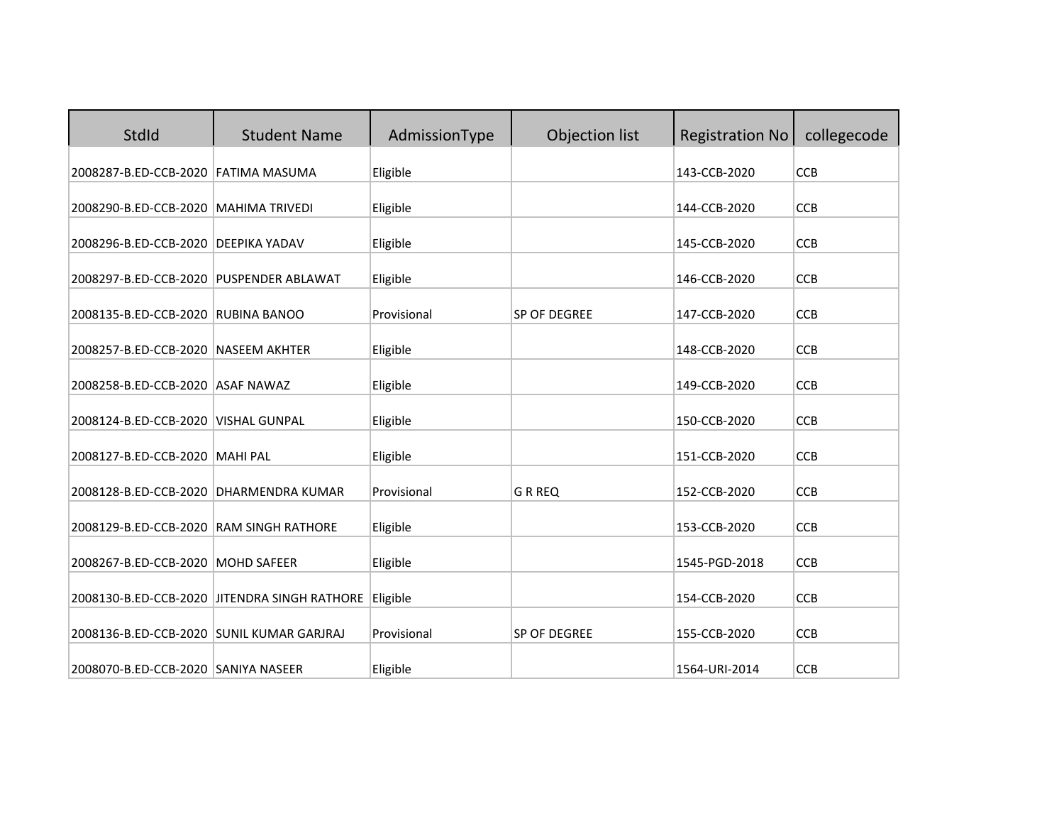| StdId | Student Name | AdmissionType | Objection list | Registration No | collegecode |
|---|---|---|---|---|---|
| 2008287-B.ED-CCB-2020 | FATIMA MASUMA | Eligible | | 143-CCB-2020 | CCB |
| 2008290-B.ED-CCB-2020 | MAHIMA TRIVEDI | Eligible | | 144-CCB-2020 | CCB |
| 2008296-B.ED-CCB-2020 | DEEPIKA YADAV | Eligible | | 145-CCB-2020 | CCB |
| 2008297-B.ED-CCB-2020 | PUSPENDER ABLAWAT | Eligible | | 146-CCB-2020 | CCB |
| 2008135-B.ED-CCB-2020 | RUBINA BANOO | Provisional | SP OF DEGREE | 147-CCB-2020 | CCB |
| 2008257-B.ED-CCB-2020 | NASEEM AKHTER | Eligible | | 148-CCB-2020 | CCB |
| 2008258-B.ED-CCB-2020 | ASAF NAWAZ | Eligible | | 149-CCB-2020 | CCB |
| 2008124-B.ED-CCB-2020 | VISHAL GUNPAL | Eligible | | 150-CCB-2020 | CCB |
| 2008127-B.ED-CCB-2020 | MAHI PAL | Eligible | | 151-CCB-2020 | CCB |
| 2008128-B.ED-CCB-2020 | DHARMENDRA KUMAR | Provisional | G R REQ | 152-CCB-2020 | CCB |
| 2008129-B.ED-CCB-2020 | RAM SINGH RATHORE | Eligible | | 153-CCB-2020 | CCB |
| 2008267-B.ED-CCB-2020 | MOHD SAFEER | Eligible | | 1545-PGD-2018 | CCB |
| 2008130-B.ED-CCB-2020 | JITENDRA SINGH RATHORE | Eligible | | 154-CCB-2020 | CCB |
| 2008136-B.ED-CCB-2020 | SUNIL KUMAR GARJRAJ | Provisional | SP OF DEGREE | 155-CCB-2020 | CCB |
| 2008070-B.ED-CCB-2020 | SANIYA NASEER | Eligible | | 1564-URI-2014 | CCB |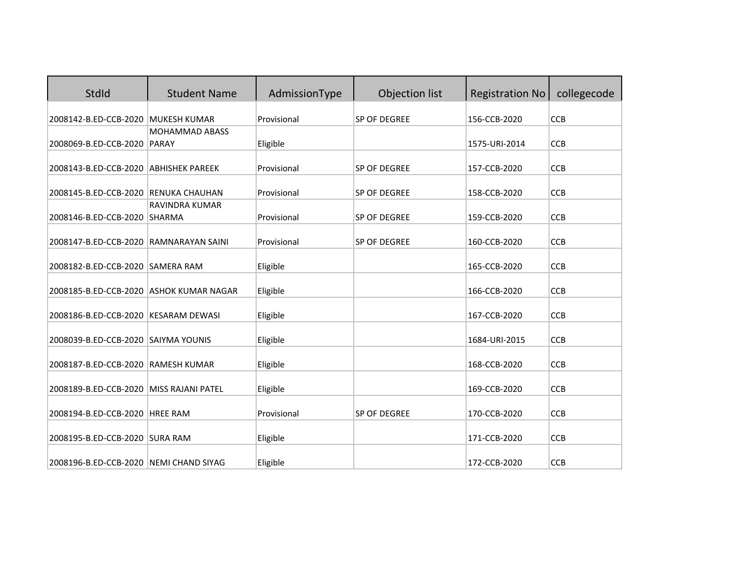| StdId | Student Name | AdmissionType | Objection list | Registration No | collegecode |
|---|---|---|---|---|---|
| 2008142-B.ED-CCB-2020 | MUKESH KUMAR | Provisional | SP OF DEGREE | 156-CCB-2020 | CCB |
| 2008069-B.ED-CCB-2020 | MOHAMMAD ABASS PARAY | Eligible | | 1575-URI-2014 | CCB |
| 2008143-B.ED-CCB-2020 | ABHISHEK PAREEK | Provisional | SP OF DEGREE | 157-CCB-2020 | CCB |
| 2008145-B.ED-CCB-2020 | RENUKA CHAUHAN | Provisional | SP OF DEGREE | 158-CCB-2020 | CCB |
| 2008146-B.ED-CCB-2020 | RAVINDRA KUMAR SHARMA | Provisional | SP OF DEGREE | 159-CCB-2020 | CCB |
| 2008147-B.ED-CCB-2020 | RAMNARAYAN SAINI | Provisional | SP OF DEGREE | 160-CCB-2020 | CCB |
| 2008182-B.ED-CCB-2020 | SAMERA RAM | Eligible | | 165-CCB-2020 | CCB |
| 2008185-B.ED-CCB-2020 | ASHOK KUMAR NAGAR | Eligible | | 166-CCB-2020 | CCB |
| 2008186-B.ED-CCB-2020 | KESARAM DEWASI | Eligible | | 167-CCB-2020 | CCB |
| 2008039-B.ED-CCB-2020 | SAIYMA YOUNIS | Eligible | | 1684-URI-2015 | CCB |
| 2008187-B.ED-CCB-2020 | RAMESH KUMAR | Eligible | | 168-CCB-2020 | CCB |
| 2008189-B.ED-CCB-2020 | MISS RAJANI PATEL | Eligible | | 169-CCB-2020 | CCB |
| 2008194-B.ED-CCB-2020 | HREE RAM | Provisional | SP OF DEGREE | 170-CCB-2020 | CCB |
| 2008195-B.ED-CCB-2020 | SURA RAM | Eligible | | 171-CCB-2020 | CCB |
| 2008196-B.ED-CCB-2020 | NEMI CHAND SIYAG | Eligible | | 172-CCB-2020 | CCB |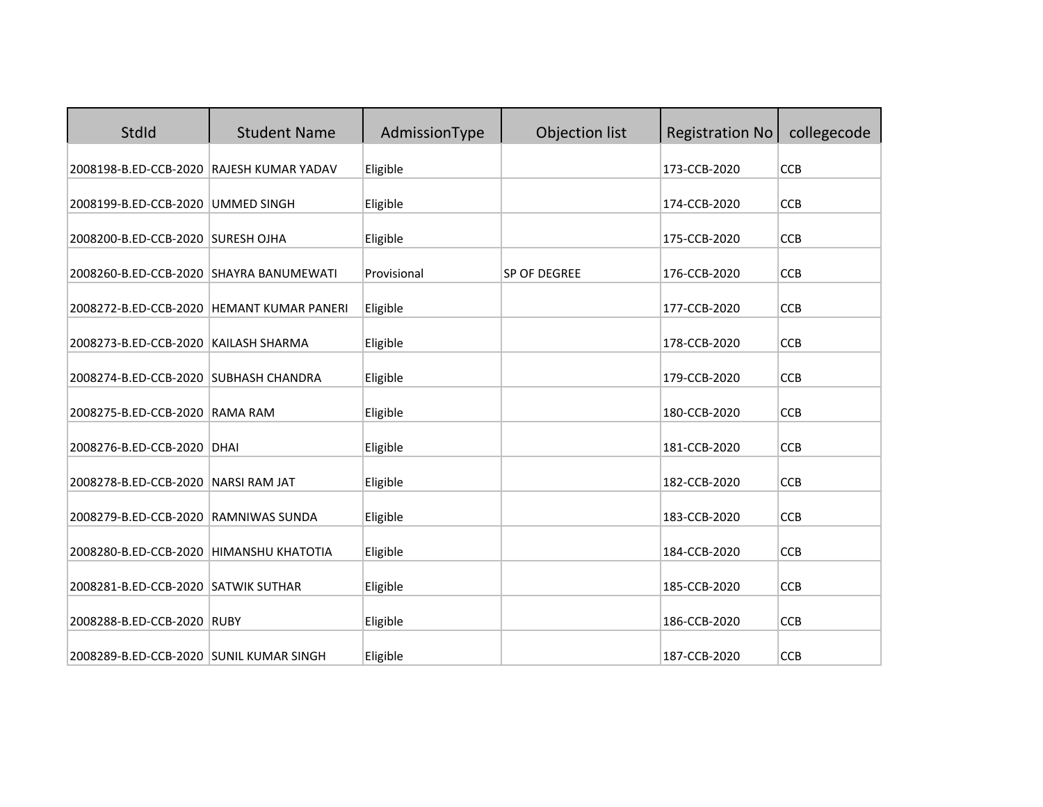| StdId | Student Name | AdmissionType | Objection list | Registration No | collegecode |
|---|---|---|---|---|---|
| 2008198-B.ED-CCB-2020 | RAJESH KUMAR YADAV | Eligible | | 173-CCB-2020 | CCB |
| 2008199-B.ED-CCB-2020 | UMMED SINGH | Eligible | | 174-CCB-2020 | CCB |
| 2008200-B.ED-CCB-2020 | SURESH OJHA | Eligible | | 175-CCB-2020 | CCB |
| 2008260-B.ED-CCB-2020 | SHAYRA BANUMEWATI | Provisional | SP OF DEGREE | 176-CCB-2020 | CCB |
| 2008272-B.ED-CCB-2020 | HEMANT KUMAR PANERI | Eligible | | 177-CCB-2020 | CCB |
| 2008273-B.ED-CCB-2020 | KAILASH SHARMA | Eligible | | 178-CCB-2020 | CCB |
| 2008274-B.ED-CCB-2020 | SUBHASH CHANDRA | Eligible | | 179-CCB-2020 | CCB |
| 2008275-B.ED-CCB-2020 | RAMA RAM | Eligible | | 180-CCB-2020 | CCB |
| 2008276-B.ED-CCB-2020 | DHAI | Eligible | | 181-CCB-2020 | CCB |
| 2008278-B.ED-CCB-2020 | NARSI RAM JAT | Eligible | | 182-CCB-2020 | CCB |
| 2008279-B.ED-CCB-2020 | RAMNIWAS SUNDA | Eligible | | 183-CCB-2020 | CCB |
| 2008280-B.ED-CCB-2020 | HIMANSHU KHATOTIA | Eligible | | 184-CCB-2020 | CCB |
| 2008281-B.ED-CCB-2020 | SATWIK SUTHAR | Eligible | | 185-CCB-2020 | CCB |
| 2008288-B.ED-CCB-2020 | RUBY | Eligible | | 186-CCB-2020 | CCB |
| 2008289-B.ED-CCB-2020 | SUNIL KUMAR SINGH | Eligible | | 187-CCB-2020 | CCB |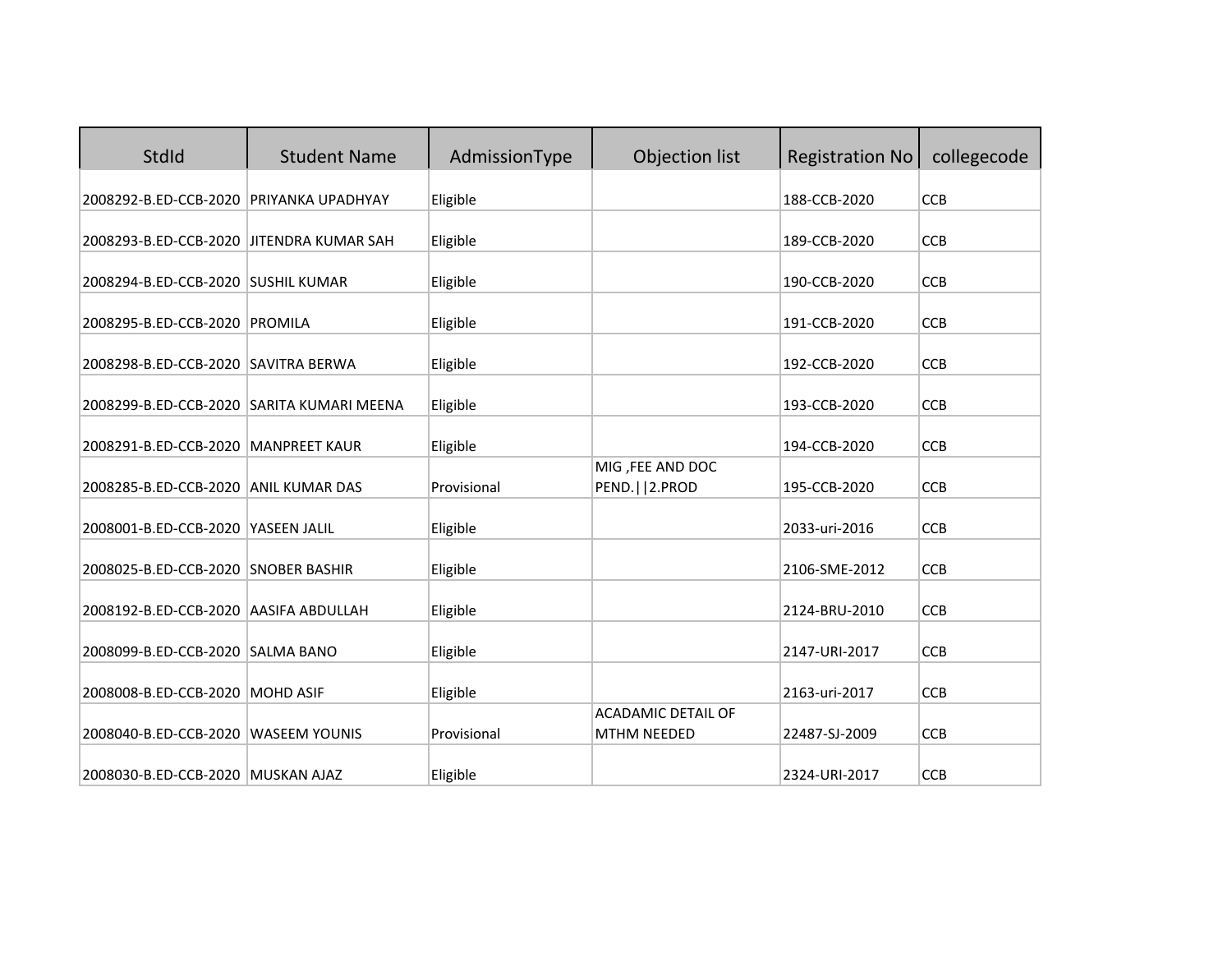| StdId | Student Name | AdmissionType | Objection list | Registration No | collegecode |
|---|---|---|---|---|---|
| 2008292-B.ED-CCB-2020 | PRIYANKA UPADHYAY | Eligible | | 188-CCB-2020 | CCB |
| 2008293-B.ED-CCB-2020 | JITENDRA KUMAR SAH | Eligible | | 189-CCB-2020 | CCB |
| 2008294-B.ED-CCB-2020 | SUSHIL KUMAR | Eligible | | 190-CCB-2020 | CCB |
| 2008295-B.ED-CCB-2020 | PROMILA | Eligible | | 191-CCB-2020 | CCB |
| 2008298-B.ED-CCB-2020 | SAVITRA BERWA | Eligible | | 192-CCB-2020 | CCB |
| 2008299-B.ED-CCB-2020 | SARITA KUMARI MEENA | Eligible | | 193-CCB-2020 | CCB |
| 2008291-B.ED-CCB-2020 | MANPREET KAUR | Eligible | | 194-CCB-2020 | CCB |
| 2008285-B.ED-CCB-2020 | ANIL KUMAR DAS | Provisional | MIG ,FEE AND DOC PEND.\|\|2.PROD | 195-CCB-2020 | CCB |
| 2008001-B.ED-CCB-2020 | YASEEN JALIL | Eligible | | 2033-uri-2016 | CCB |
| 2008025-B.ED-CCB-2020 | SNOBER BASHIR | Eligible | | 2106-SME-2012 | CCB |
| 2008192-B.ED-CCB-2020 | AASIFA ABDULLAH | Eligible | | 2124-BRU-2010 | CCB |
| 2008099-B.ED-CCB-2020 | SALMA BANO | Eligible | | 2147-URI-2017 | CCB |
| 2008008-B.ED-CCB-2020 | MOHD ASIF | Eligible | | 2163-uri-2017 | CCB |
| 2008040-B.ED-CCB-2020 | WASEEM YOUNIS | Provisional | ACADAMIC DETAIL OF MTHM NEEDED | 22487-SJ-2009 | CCB |
| 2008030-B.ED-CCB-2020 | MUSKAN AJAZ | Eligible | | 2324-URI-2017 | CCB |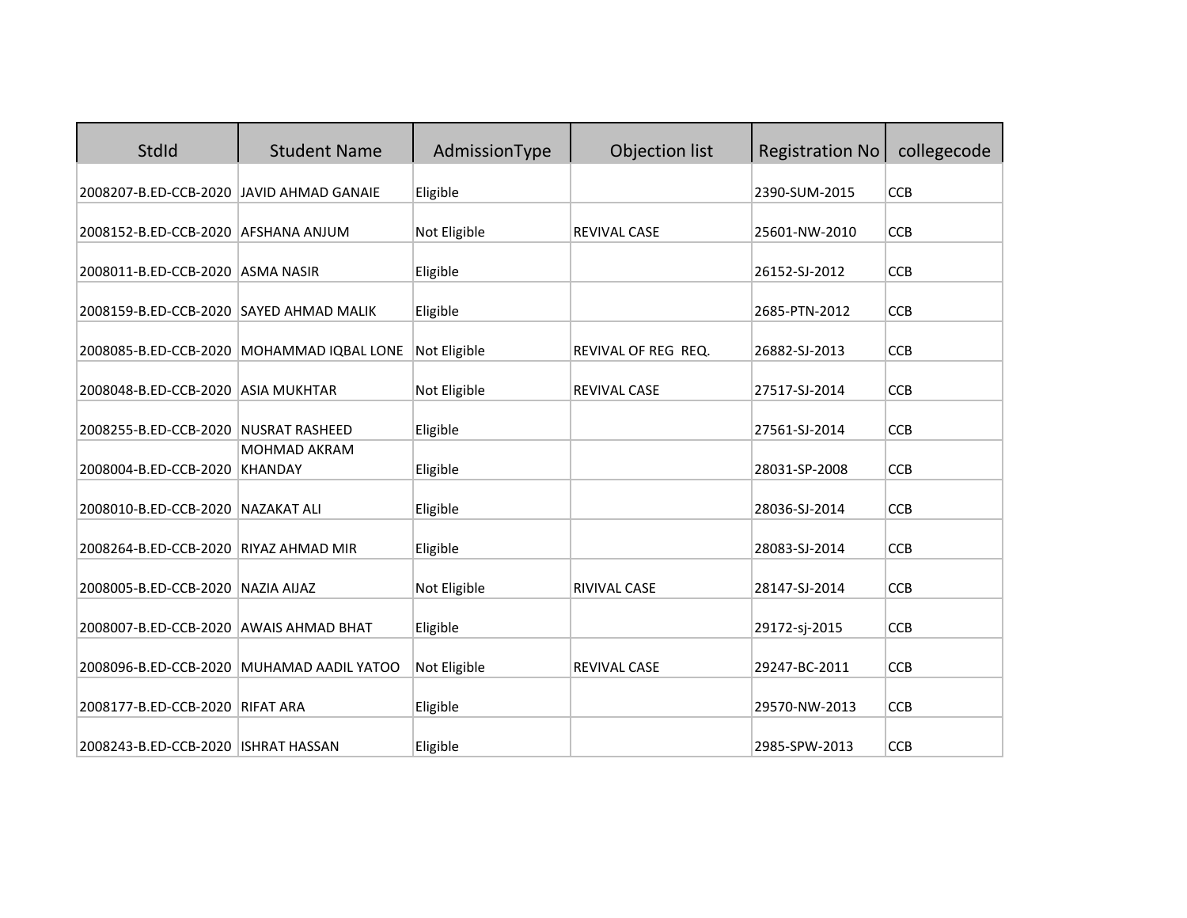| StdId | Student Name | AdmissionType | Objection list | Registration No | collegecode |
|---|---|---|---|---|---|
| 2008207-B.ED-CCB-2020 | JAVID AHMAD GANAIE | Eligible | | 2390-SUM-2015 | CCB |
| 2008152-B.ED-CCB-2020 | AFSHANA ANJUM | Not Eligible | REVIVAL CASE | 25601-NW-2010 | CCB |
| 2008011-B.ED-CCB-2020 | ASMA NASIR | Eligible | | 26152-SJ-2012 | CCB |
| 2008159-B.ED-CCB-2020 | SAYED AHMAD MALIK | Eligible | | 2685-PTN-2012 | CCB |
| 2008085-B.ED-CCB-2020 | MOHAMMAD IQBAL LONE | Not Eligible | REVIVAL OF REG REQ. | 26882-SJ-2013 | CCB |
| 2008048-B.ED-CCB-2020 | ASIA MUKHTAR | Not Eligible | REVIVAL CASE | 27517-SJ-2014 | CCB |
| 2008255-B.ED-CCB-2020 | NUSRAT RASHEED | Eligible | | 27561-SJ-2014 | CCB |
| 2008004-B.ED-CCB-2020 | MOHMAD AKRAM KHANDAY | Eligible | | 28031-SP-2008 | CCB |
| 2008010-B.ED-CCB-2020 | NAZAKAT ALI | Eligible | | 28036-SJ-2014 | CCB |
| 2008264-B.ED-CCB-2020 | RIYAZ AHMAD MIR | Eligible | | 28083-SJ-2014 | CCB |
| 2008005-B.ED-CCB-2020 | NAZIA AIJAZ | Not Eligible | RIVIVAL CASE | 28147-SJ-2014 | CCB |
| 2008007-B.ED-CCB-2020 | AWAIS AHMAD BHAT | Eligible | | 29172-sj-2015 | CCB |
| 2008096-B.ED-CCB-2020 | MUHAMAD AADIL YATOO | Not Eligible | REVIVAL CASE | 29247-BC-2011 | CCB |
| 2008177-B.ED-CCB-2020 | RIFAT ARA | Eligible | | 29570-NW-2013 | CCB |
| 2008243-B.ED-CCB-2020 | ISHRAT HASSAN | Eligible | | 2985-SPW-2013 | CCB |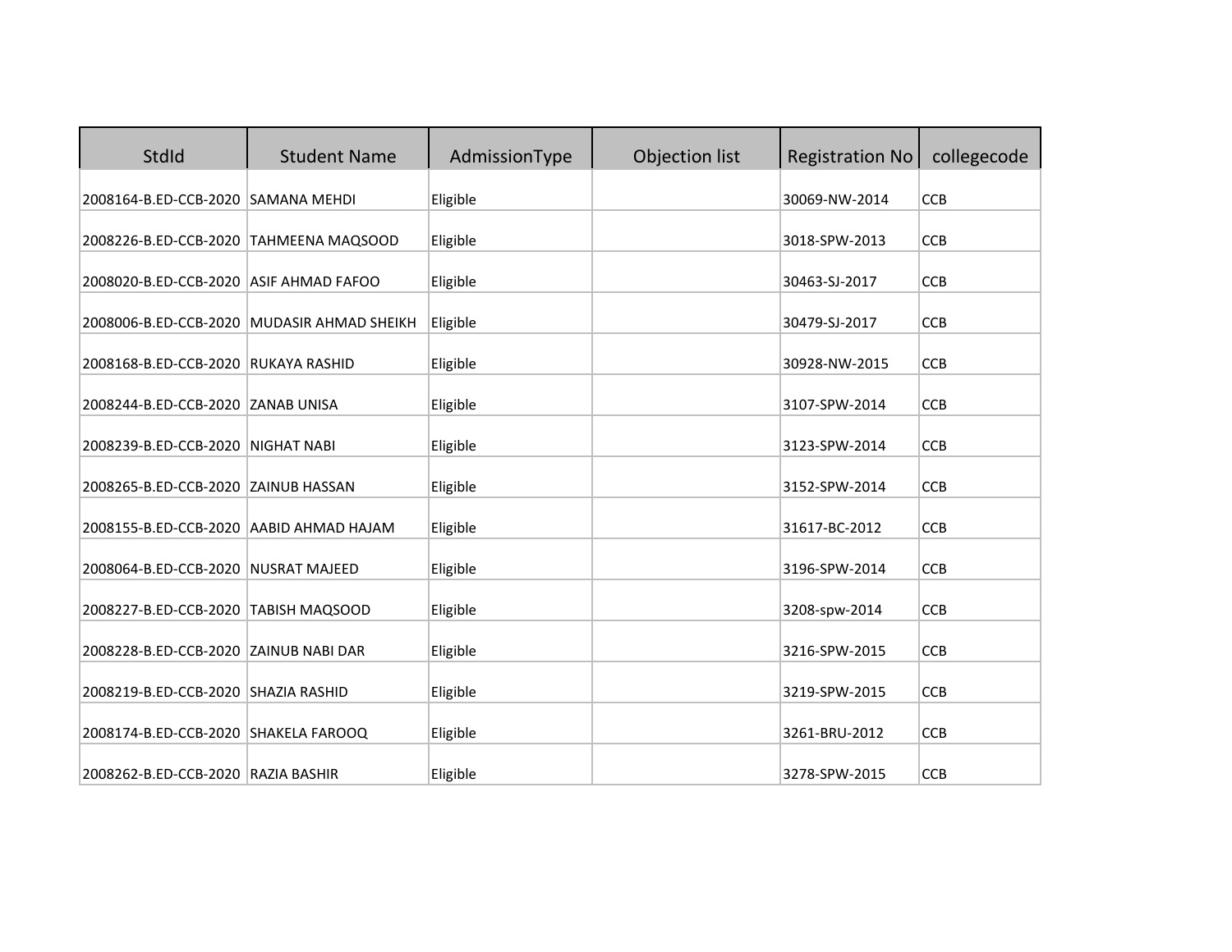| StdId | Student Name | AdmissionType | Objection list | Registration No | collegecode |
|---|---|---|---|---|---|
| 2008164-B.ED-CCB-2020 | SAMANA MEHDI | Eligible | | 30069-NW-2014 | CCB |
| 2008226-B.ED-CCB-2020 | TAHMEENA MAQSOOD | Eligible | | 3018-SPW-2013 | CCB |
| 2008020-B.ED-CCB-2020 | ASIF AHMAD FAFOO | Eligible | | 30463-SJ-2017 | CCB |
| 2008006-B.ED-CCB-2020 | MUDASIR AHMAD SHEIKH | Eligible | | 30479-SJ-2017 | CCB |
| 2008168-B.ED-CCB-2020 | RUKAYA RASHID | Eligible | | 30928-NW-2015 | CCB |
| 2008244-B.ED-CCB-2020 | ZANAB UNISA | Eligible | | 3107-SPW-2014 | CCB |
| 2008239-B.ED-CCB-2020 | NIGHAT NABI | Eligible | | 3123-SPW-2014 | CCB |
| 2008265-B.ED-CCB-2020 | ZAINUB HASSAN | Eligible | | 3152-SPW-2014 | CCB |
| 2008155-B.ED-CCB-2020 | AABID AHMAD HAJAM | Eligible | | 31617-BC-2012 | CCB |
| 2008064-B.ED-CCB-2020 | NUSRAT MAJEED | Eligible | | 3196-SPW-2014 | CCB |
| 2008227-B.ED-CCB-2020 | TABISH MAQSOOD | Eligible | | 3208-spw-2014 | CCB |
| 2008228-B.ED-CCB-2020 | ZAINUB NABI DAR | Eligible | | 3216-SPW-2015 | CCB |
| 2008219-B.ED-CCB-2020 | SHAZIA RASHID | Eligible | | 3219-SPW-2015 | CCB |
| 2008174-B.ED-CCB-2020 | SHAKELA FAROOQ | Eligible | | 3261-BRU-2012 | CCB |
| 2008262-B.ED-CCB-2020 | RAZIA BASHIR | Eligible | | 3278-SPW-2015 | CCB |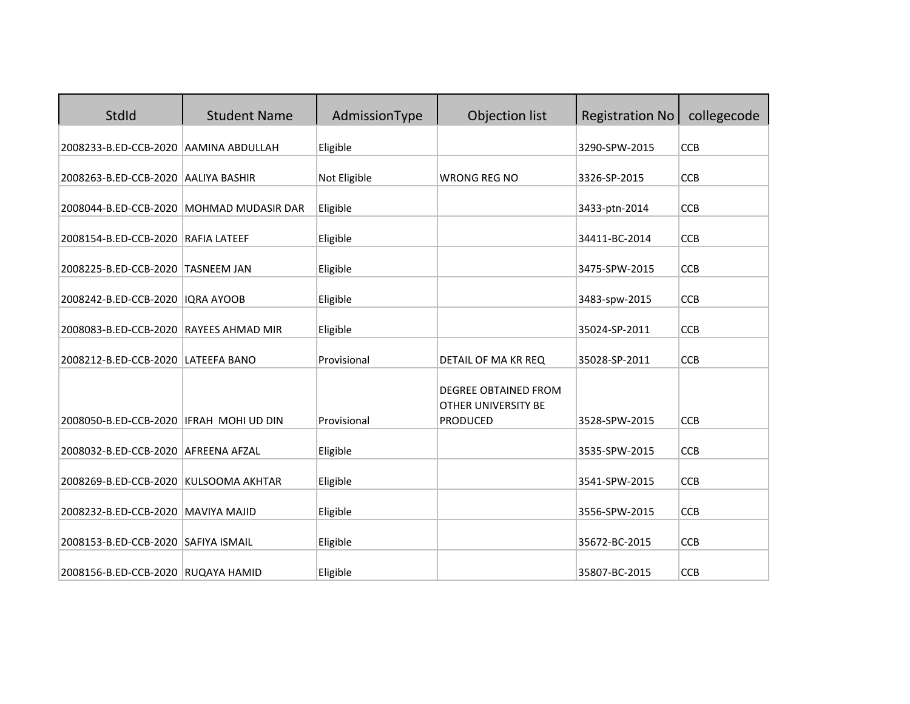| StdId | Student Name | AdmissionType | Objection list | Registration No | collegecode |
|---|---|---|---|---|---|
| 2008233-B.ED-CCB-2020 | AAMINA ABDULLAH | Eligible | | 3290-SPW-2015 | CCB |
| 2008263-B.ED-CCB-2020 | AALIYA BASHIR | Not Eligible | WRONG REG NO | 3326-SP-2015 | CCB |
| 2008044-B.ED-CCB-2020 | MOHMAD MUDASIR DAR | Eligible | | 3433-ptn-2014 | CCB |
| 2008154-B.ED-CCB-2020 | RAFIA LATEEF | Eligible | | 34411-BC-2014 | CCB |
| 2008225-B.ED-CCB-2020 | TASNEEM JAN | Eligible | | 3475-SPW-2015 | CCB |
| 2008242-B.ED-CCB-2020 | IQRA AYOOB | Eligible | | 3483-spw-2015 | CCB |
| 2008083-B.ED-CCB-2020 | RAYEES AHMAD MIR | Eligible | | 35024-SP-2011 | CCB |
| 2008212-B.ED-CCB-2020 | LATEEFA BANO | Provisional | DETAIL OF MA KR REQ | 35028-SP-2011 | CCB |
| 2008050-B.ED-CCB-2020 | IFRAH MOHI UD DIN | Provisional | DEGREE OBTAINED FROM OTHER UNIVERSITY BE PRODUCED | 3528-SPW-2015 | CCB |
| 2008032-B.ED-CCB-2020 | AFREENA AFZAL | Eligible | | 3535-SPW-2015 | CCB |
| 2008269-B.ED-CCB-2020 | KULSOOMA AKHTAR | Eligible | | 3541-SPW-2015 | CCB |
| 2008232-B.ED-CCB-2020 | MAVIYA MAJID | Eligible | | 3556-SPW-2015 | CCB |
| 2008153-B.ED-CCB-2020 | SAFIYA ISMAIL | Eligible | | 35672-BC-2015 | CCB |
| 2008156-B.ED-CCB-2020 | RUQAYA HAMID | Eligible | | 35807-BC-2015 | CCB |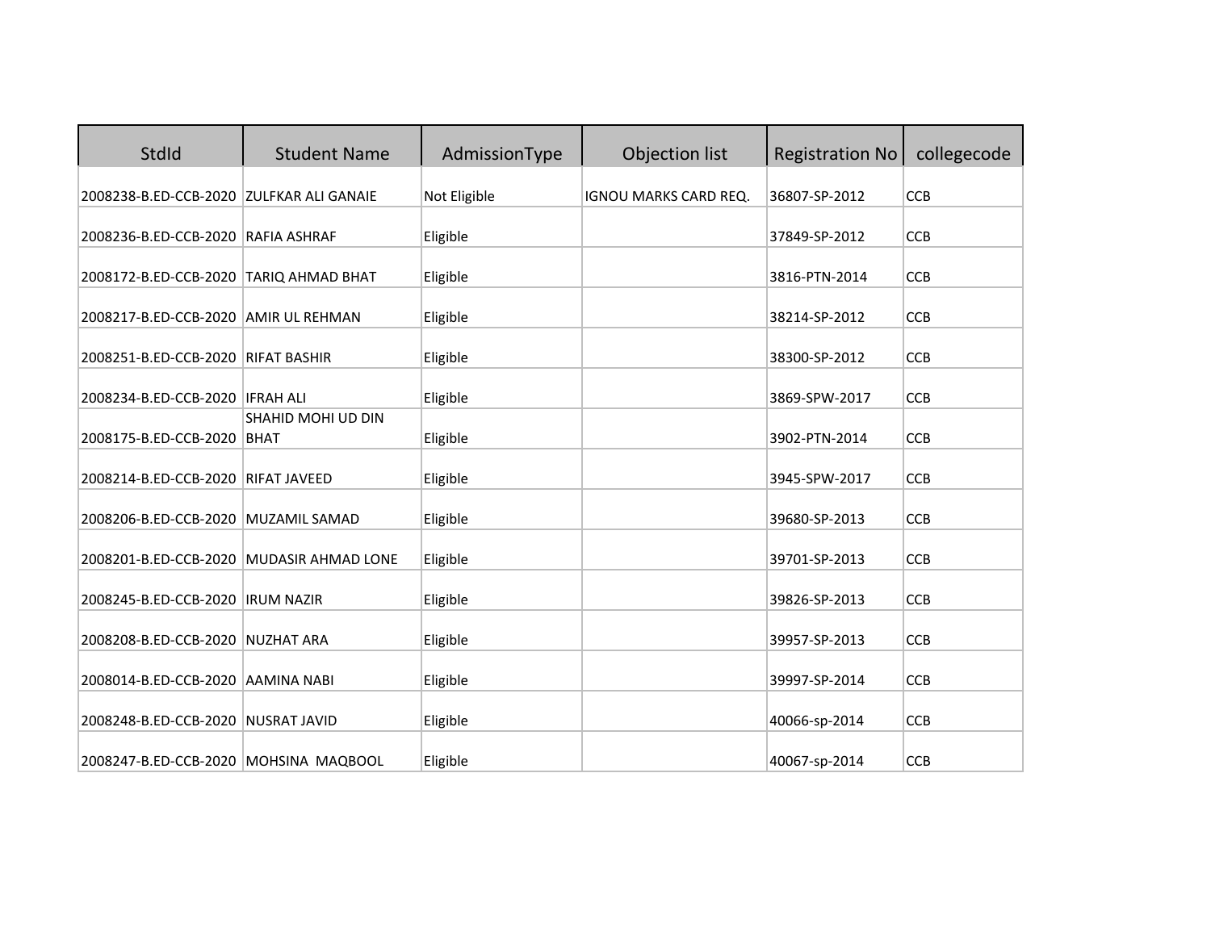| StdId | Student Name | AdmissionType | Objection list | Registration No | collegecode |
|---|---|---|---|---|---|
| 2008238-B.ED-CCB-2020 | ZULFKAR ALI GANAIE | Not Eligible | IGNOU MARKS CARD REQ. | 36807-SP-2012 | CCB |
| 2008236-B.ED-CCB-2020 | RAFIA ASHRAF | Eligible | | 37849-SP-2012 | CCB |
| 2008172-B.ED-CCB-2020 | TARIQ AHMAD BHAT | Eligible | | 3816-PTN-2014 | CCB |
| 2008217-B.ED-CCB-2020 | AMIR UL REHMAN | Eligible | | 38214-SP-2012 | CCB |
| 2008251-B.ED-CCB-2020 | RIFAT BASHIR | Eligible | | 38300-SP-2012 | CCB |
| 2008234-B.ED-CCB-2020 | IFRAH ALI | Eligible | | 3869-SPW-2017 | CCB |
| 2008175-B.ED-CCB-2020 | SHAHID MOHI UD DIN BHAT | Eligible | | 3902-PTN-2014 | CCB |
| 2008214-B.ED-CCB-2020 | RIFAT JAVEED | Eligible | | 3945-SPW-2017 | CCB |
| 2008206-B.ED-CCB-2020 | MUZAMIL SAMAD | Eligible | | 39680-SP-2013 | CCB |
| 2008201-B.ED-CCB-2020 | MUDASIR AHMAD LONE | Eligible | | 39701-SP-2013 | CCB |
| 2008245-B.ED-CCB-2020 | IRUM NAZIR | Eligible | | 39826-SP-2013 | CCB |
| 2008208-B.ED-CCB-2020 | NUZHAT ARA | Eligible | | 39957-SP-2013 | CCB |
| 2008014-B.ED-CCB-2020 | AAMINA NABI | Eligible | | 39997-SP-2014 | CCB |
| 2008248-B.ED-CCB-2020 | NUSRAT JAVID | Eligible | | 40066-sp-2014 | CCB |
| 2008247-B.ED-CCB-2020 | MOHSINA MAQBOOL | Eligible | | 40067-sp-2014 | CCB |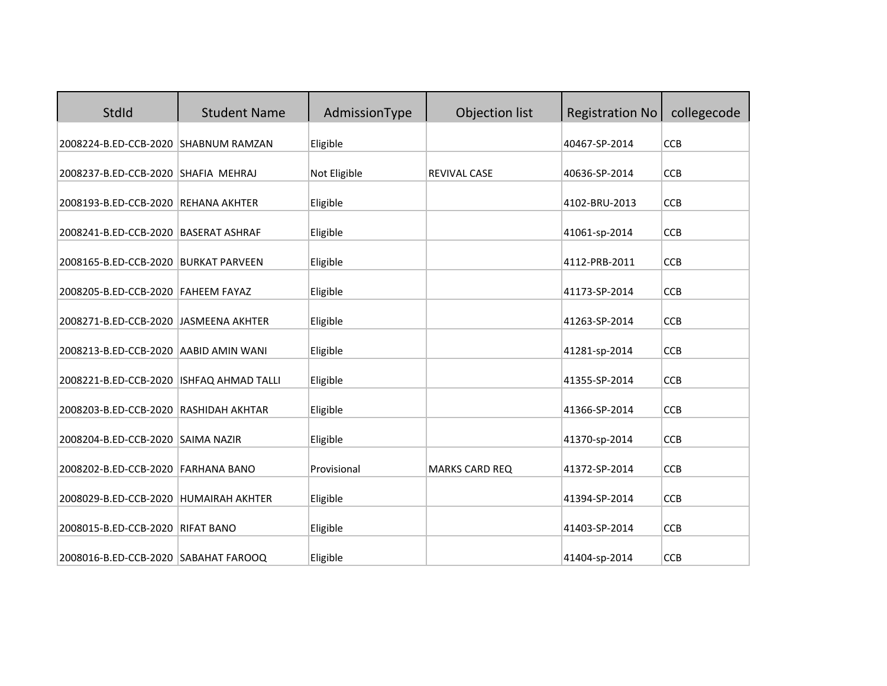| StdId | Student Name | AdmissionType | Objection list | Registration No | collegecode |
|---|---|---|---|---|---|
| 2008224-B.ED-CCB-2020 | SHABNUM RAMZAN | Eligible | | 40467-SP-2014 | CCB |
| 2008237-B.ED-CCB-2020 | SHAFIA  MEHRAJ | Not Eligible | REVIVAL CASE | 40636-SP-2014 | CCB |
| 2008193-B.ED-CCB-2020 | REHANA AKHTER | Eligible | | 4102-BRU-2013 | CCB |
| 2008241-B.ED-CCB-2020 | BASERAT ASHRAF | Eligible | | 41061-sp-2014 | CCB |
| 2008165-B.ED-CCB-2020 | BURKAT PARVEEN | Eligible | | 4112-PRB-2011 | CCB |
| 2008205-B.ED-CCB-2020 | FAHEEM FAYAZ | Eligible | | 41173-SP-2014 | CCB |
| 2008271-B.ED-CCB-2020 | JASMEENA AKHTER | Eligible | | 41263-SP-2014 | CCB |
| 2008213-B.ED-CCB-2020 | AABID AMIN WANI | Eligible | | 41281-sp-2014 | CCB |
| 2008221-B.ED-CCB-2020 | ISHFAQ AHMAD TALLI | Eligible | | 41355-SP-2014 | CCB |
| 2008203-B.ED-CCB-2020 | RASHIDAH AKHTAR | Eligible | | 41366-SP-2014 | CCB |
| 2008204-B.ED-CCB-2020 | SAIMA NAZIR | Eligible | | 41370-sp-2014 | CCB |
| 2008202-B.ED-CCB-2020 | FARHANA BANO | Provisional | MARKS CARD REQ | 41372-SP-2014 | CCB |
| 2008029-B.ED-CCB-2020 | HUMAIRAH AKHTER | Eligible | | 41394-SP-2014 | CCB |
| 2008015-B.ED-CCB-2020 | RIFAT BANO | Eligible | | 41403-SP-2014 | CCB |
| 2008016-B.ED-CCB-2020 | SABAHAT FAROOQ | Eligible | | 41404-sp-2014 | CCB |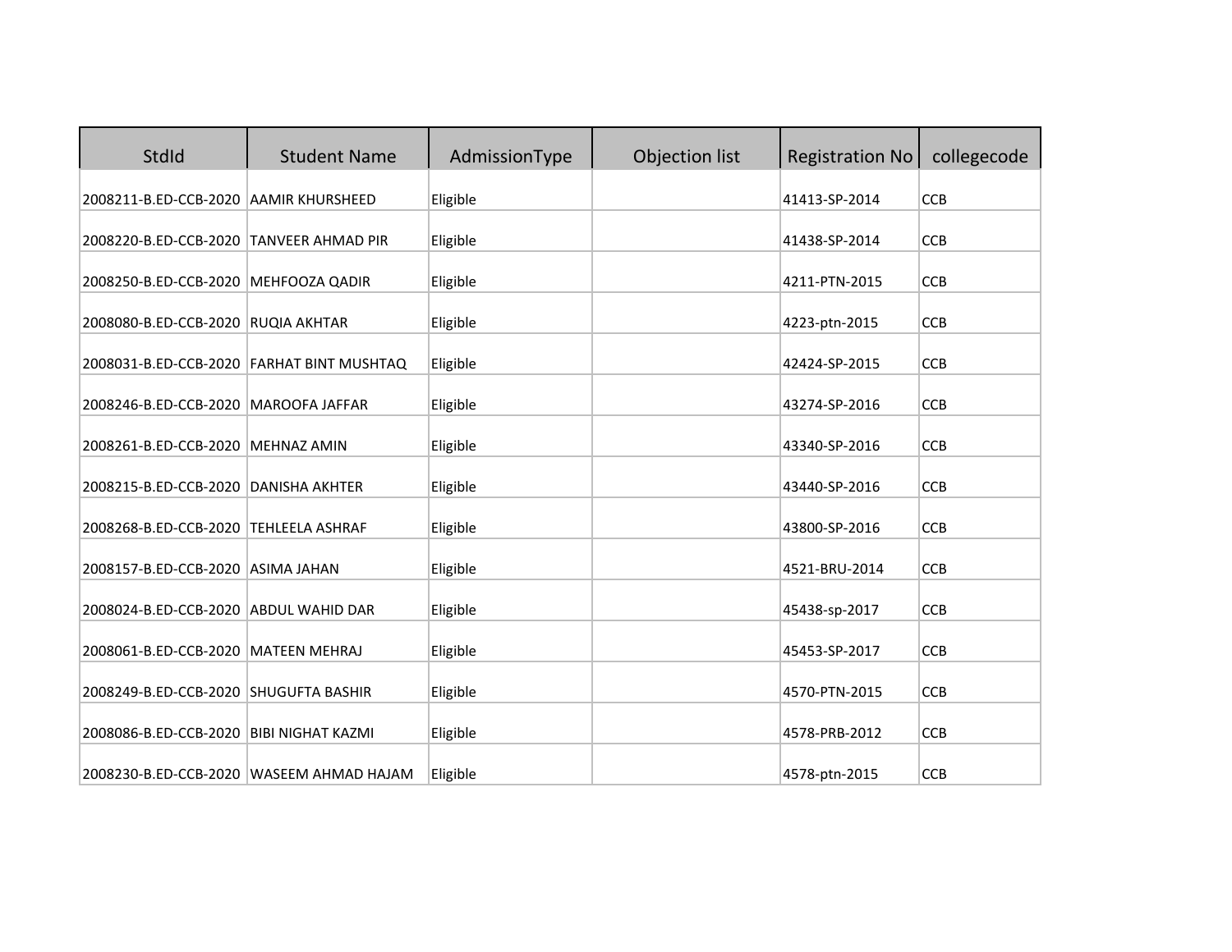| StdId | Student Name | AdmissionType | Objection list | Registration No | collegecode |
|---|---|---|---|---|---|
| 2008211-B.ED-CCB-2020 | AAMIR KHURSHEED | Eligible | | 41413-SP-2014 | CCB |
| 2008220-B.ED-CCB-2020 | TANVEER AHMAD PIR | Eligible | | 41438-SP-2014 | CCB |
| 2008250-B.ED-CCB-2020 | MEHFOOZA QADIR | Eligible | | 4211-PTN-2015 | CCB |
| 2008080-B.ED-CCB-2020 | RUQIA AKHTAR | Eligible | | 4223-ptn-2015 | CCB |
| 2008031-B.ED-CCB-2020 | FARHAT BINT MUSHTAQ | Eligible | | 42424-SP-2015 | CCB |
| 2008246-B.ED-CCB-2020 | MAROOFA JAFFAR | Eligible | | 43274-SP-2016 | CCB |
| 2008261-B.ED-CCB-2020 | MEHNAZ AMIN | Eligible | | 43340-SP-2016 | CCB |
| 2008215-B.ED-CCB-2020 | DANISHA AKHTER | Eligible | | 43440-SP-2016 | CCB |
| 2008268-B.ED-CCB-2020 | TEHLEELA ASHRAF | Eligible | | 43800-SP-2016 | CCB |
| 2008157-B.ED-CCB-2020 | ASIMA JAHAN | Eligible | | 4521-BRU-2014 | CCB |
| 2008024-B.ED-CCB-2020 | ABDUL WAHID DAR | Eligible | | 45438-sp-2017 | CCB |
| 2008061-B.ED-CCB-2020 | MATEEN MEHRAJ | Eligible | | 45453-SP-2017 | CCB |
| 2008249-B.ED-CCB-2020 | SHUGUFTA BASHIR | Eligible | | 4570-PTN-2015 | CCB |
| 2008086-B.ED-CCB-2020 | BIBI NIGHAT KAZMI | Eligible | | 4578-PRB-2012 | CCB |
| 2008230-B.ED-CCB-2020 | WASEEM AHMAD HAJAM | Eligible | | 4578-ptn-2015 | CCB |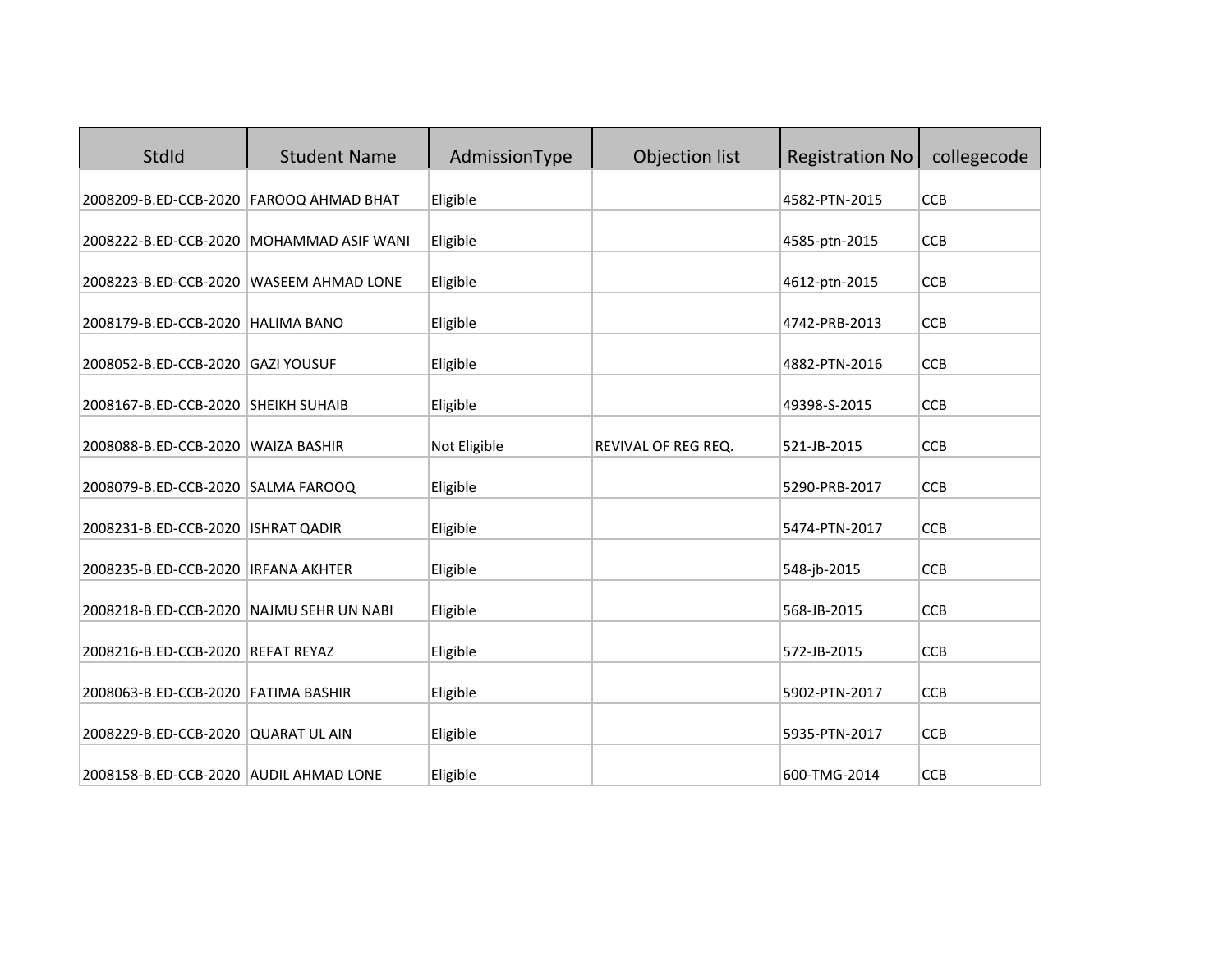| StdId | Student Name | AdmissionType | Objection list | Registration No | collegecode |
|---|---|---|---|---|---|
| 2008209-B.ED-CCB-2020 | FAROOQ AHMAD BHAT | Eligible | | 4582-PTN-2015 | CCB |
| 2008222-B.ED-CCB-2020 | MOHAMMAD ASIF WANI | Eligible | | 4585-ptn-2015 | CCB |
| 2008223-B.ED-CCB-2020 | WASEEM AHMAD LONE | Eligible | | 4612-ptn-2015 | CCB |
| 2008179-B.ED-CCB-2020 | HALIMA BANO | Eligible | | 4742-PRB-2013 | CCB |
| 2008052-B.ED-CCB-2020 | GAZI YOUSUF | Eligible | | 4882-PTN-2016 | CCB |
| 2008167-B.ED-CCB-2020 | SHEIKH SUHAIB | Eligible | | 49398-S-2015 | CCB |
| 2008088-B.ED-CCB-2020 | WAIZA BASHIR | Not Eligible | REVIVAL OF REG REQ. | 521-JB-2015 | CCB |
| 2008079-B.ED-CCB-2020 | SALMA FAROOQ | Eligible | | 5290-PRB-2017 | CCB |
| 2008231-B.ED-CCB-2020 | ISHRAT QADIR | Eligible | | 5474-PTN-2017 | CCB |
| 2008235-B.ED-CCB-2020 | IRFANA AKHTER | Eligible | | 548-jb-2015 | CCB |
| 2008218-B.ED-CCB-2020 | NAJMU SEHR UN NABI | Eligible | | 568-JB-2015 | CCB |
| 2008216-B.ED-CCB-2020 | REFAT REYAZ | Eligible | | 572-JB-2015 | CCB |
| 2008063-B.ED-CCB-2020 | FATIMA BASHIR | Eligible | | 5902-PTN-2017 | CCB |
| 2008229-B.ED-CCB-2020 | QUARAT UL AIN | Eligible | | 5935-PTN-2017 | CCB |
| 2008158-B.ED-CCB-2020 | AUDIL AHMAD LONE | Eligible | | 600-TMG-2014 | CCB |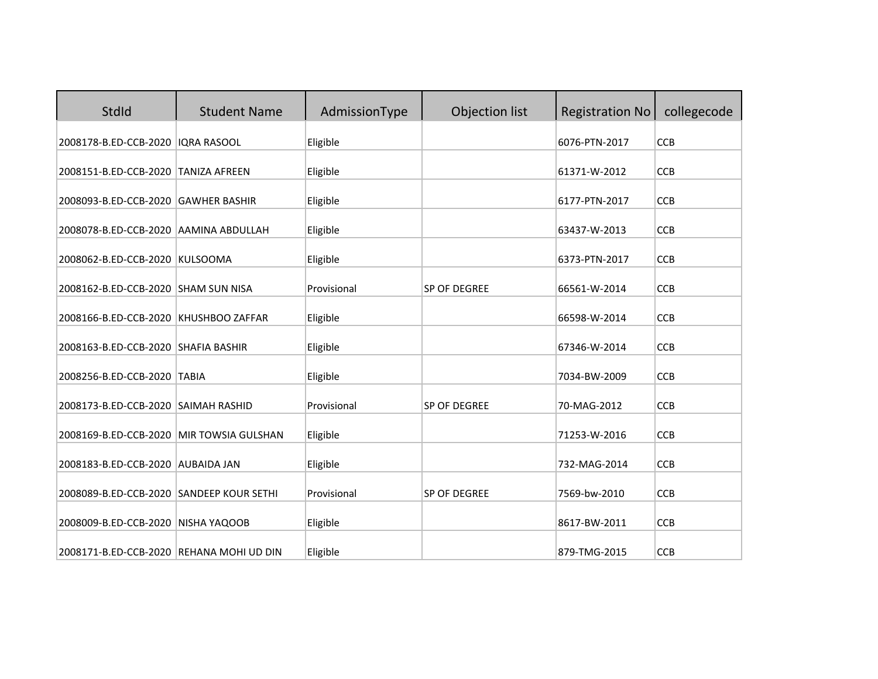| StdId | Student Name | AdmissionType | Objection list | Registration No | collegecode |
|---|---|---|---|---|---|
| 2008178-B.ED-CCB-2020 | IQRA RASOOL | Eligible | | 6076-PTN-2017 | CCB |
| 2008151-B.ED-CCB-2020 | TANIZA AFREEN | Eligible | | 61371-W-2012 | CCB |
| 2008093-B.ED-CCB-2020 | GAWHER BASHIR | Eligible | | 6177-PTN-2017 | CCB |
| 2008078-B.ED-CCB-2020 | AAMINA ABDULLAH | Eligible | | 63437-W-2013 | CCB |
| 2008062-B.ED-CCB-2020 | KULSOOMA | Eligible | | 6373-PTN-2017 | CCB |
| 2008162-B.ED-CCB-2020 | SHAM SUN NISA | Provisional | SP OF DEGREE | 66561-W-2014 | CCB |
| 2008166-B.ED-CCB-2020 | KHUSHBOO ZAFFAR | Eligible | | 66598-W-2014 | CCB |
| 2008163-B.ED-CCB-2020 | SHAFIA BASHIR | Eligible | | 67346-W-2014 | CCB |
| 2008256-B.ED-CCB-2020 | TABIA | Eligible | | 7034-BW-2009 | CCB |
| 2008173-B.ED-CCB-2020 | SAIMAH RASHID | Provisional | SP OF DEGREE | 70-MAG-2012 | CCB |
| 2008169-B.ED-CCB-2020 | MIR TOWSIA GULSHAN | Eligible | | 71253-W-2016 | CCB |
| 2008183-B.ED-CCB-2020 | AUBAIDA JAN | Eligible | | 732-MAG-2014 | CCB |
| 2008089-B.ED-CCB-2020 | SANDEEP KOUR SETHI | Provisional | SP OF DEGREE | 7569-bw-2010 | CCB |
| 2008009-B.ED-CCB-2020 | NISHA YAQOOB | Eligible | | 8617-BW-2011 | CCB |
| 2008171-B.ED-CCB-2020 | REHANA MOHI UD DIN | Eligible | | 879-TMG-2015 | CCB |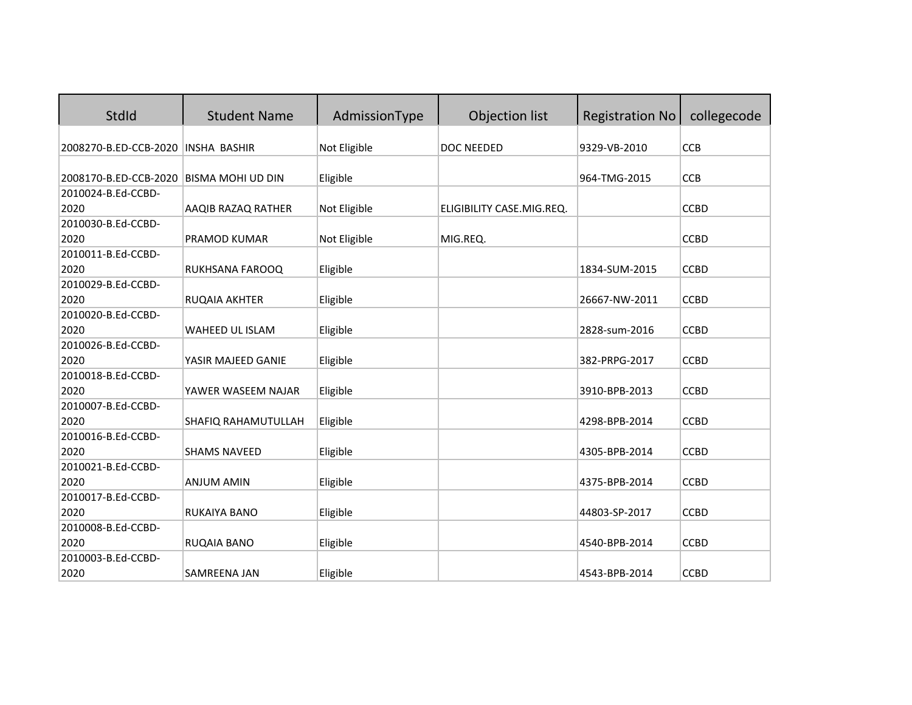| StdId | Student Name | AdmissionType | Objection list | Registration No | collegecode |
| --- | --- | --- | --- | --- | --- |
| 2008270-B.ED-CCB-2020 | INSHA BASHIR | Not Eligible | DOC NEEDED | 9329-VB-2010 | CCB |
| 2008170-B.ED-CCB-2020 | BISMA MOHI UD DIN | Eligible | | 964-TMG-2015 | CCB |
| 2010024-B.Ed-CCBD-2020 | AAQIB RAZAQ RATHER | Not Eligible | ELIGIBILITY CASE.MIG.REQ. | | CCBD |
| 2010030-B.Ed-CCBD-2020 | PRAMOD KUMAR | Not Eligible | MIG.REQ. | | CCBD |
| 2010011-B.Ed-CCBD-2020 | RUKHSANA FAROOQ | Eligible | | 1834-SUM-2015 | CCBD |
| 2010029-B.Ed-CCBD-2020 | RUQAIA AKHTER | Eligible | | 26667-NW-2011 | CCBD |
| 2010020-B.Ed-CCBD-2020 | WAHEED UL ISLAM | Eligible | | 2828-sum-2016 | CCBD |
| 2010026-B.Ed-CCBD-2020 | YASIR MAJEED GANIE | Eligible | | 382-PRPG-2017 | CCBD |
| 2010018-B.Ed-CCBD-2020 | YAWER WASEEM NAJAR | Eligible | | 3910-BPB-2013 | CCBD |
| 2010007-B.Ed-CCBD-2020 | SHAFIQ RAHAMUTULLAH | Eligible | | 4298-BPB-2014 | CCBD |
| 2010016-B.Ed-CCBD-2020 | SHAMS NAVEED | Eligible | | 4305-BPB-2014 | CCBD |
| 2010021-B.Ed-CCBD-2020 | ANJUM AMIN | Eligible | | 4375-BPB-2014 | CCBD |
| 2010017-B.Ed-CCBD-2020 | RUKAIYA BANO | Eligible | | 44803-SP-2017 | CCBD |
| 2010008-B.Ed-CCBD-2020 | RUQAIA BANO | Eligible | | 4540-BPB-2014 | CCBD |
| 2010003-B.Ed-CCBD-2020 | SAMREENA JAN | Eligible | | 4543-BPB-2014 | CCBD |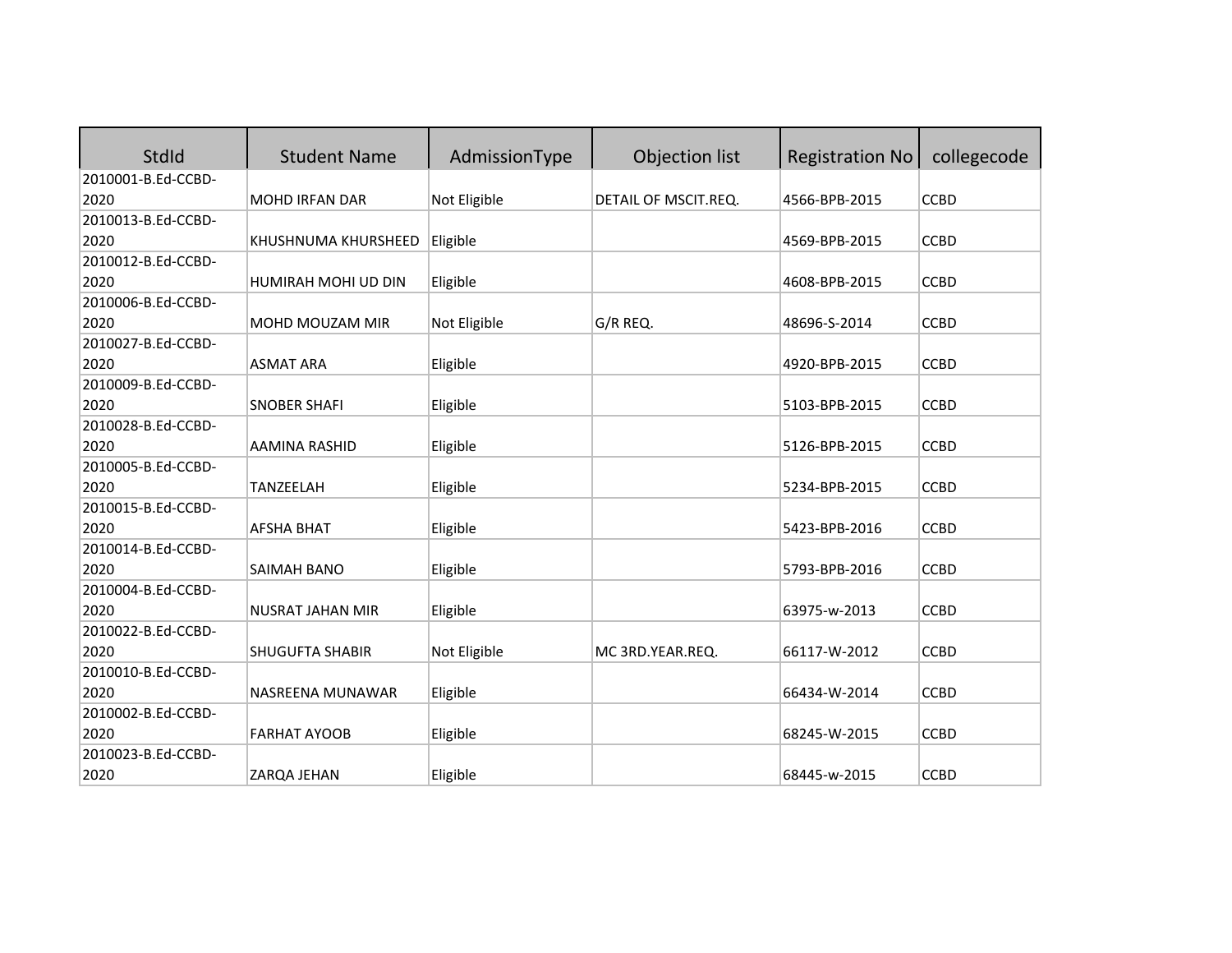| StdId | Student Name | AdmissionType | Objection list | Registration No | collegecode |
|---|---|---|---|---|---|
| 2010001-B.Ed-CCBD-2020 | MOHD IRFAN DAR | Not Eligible | DETAIL OF MSCIT.REQ. | 4566-BPB-2015 | CCBD |
| 2010013-B.Ed-CCBD-2020 | KHUSHNUMA KHURSHEED | Eligible | | 4569-BPB-2015 | CCBD |
| 2010012-B.Ed-CCBD-2020 | HUMIRAH MOHI UD DIN | Eligible | | 4608-BPB-2015 | CCBD |
| 2010006-B.Ed-CCBD-2020 | MOHD MOUZAM MIR | Not Eligible | G/R REQ. | 48696-S-2014 | CCBD |
| 2010027-B.Ed-CCBD-2020 | ASMAT ARA | Eligible | | 4920-BPB-2015 | CCBD |
| 2010009-B.Ed-CCBD-2020 | SNOBER SHAFI | Eligible | | 5103-BPB-2015 | CCBD |
| 2010028-B.Ed-CCBD-2020 | AAMINA RASHID | Eligible | | 5126-BPB-2015 | CCBD |
| 2010005-B.Ed-CCBD-2020 | TANZEELAH | Eligible | | 5234-BPB-2015 | CCBD |
| 2010015-B.Ed-CCBD-2020 | AFSHA BHAT | Eligible | | 5423-BPB-2016 | CCBD |
| 2010014-B.Ed-CCBD-2020 | SAIMAH BANO | Eligible | | 5793-BPB-2016 | CCBD |
| 2010004-B.Ed-CCBD-2020 | NUSRAT JAHAN MIR | Eligible | | 63975-w-2013 | CCBD |
| 2010022-B.Ed-CCBD-2020 | SHUGUFTA SHABIR | Not Eligible | MC 3RD.YEAR.REQ. | 66117-W-2012 | CCBD |
| 2010010-B.Ed-CCBD-2020 | NASREENA MUNAWAR | Eligible | | 66434-W-2014 | CCBD |
| 2010002-B.Ed-CCBD-2020 | FARHAT AYOOB | Eligible | | 68245-W-2015 | CCBD |
| 2010023-B.Ed-CCBD-2020 | ZARQA JEHAN | Eligible | | 68445-w-2015 | CCBD |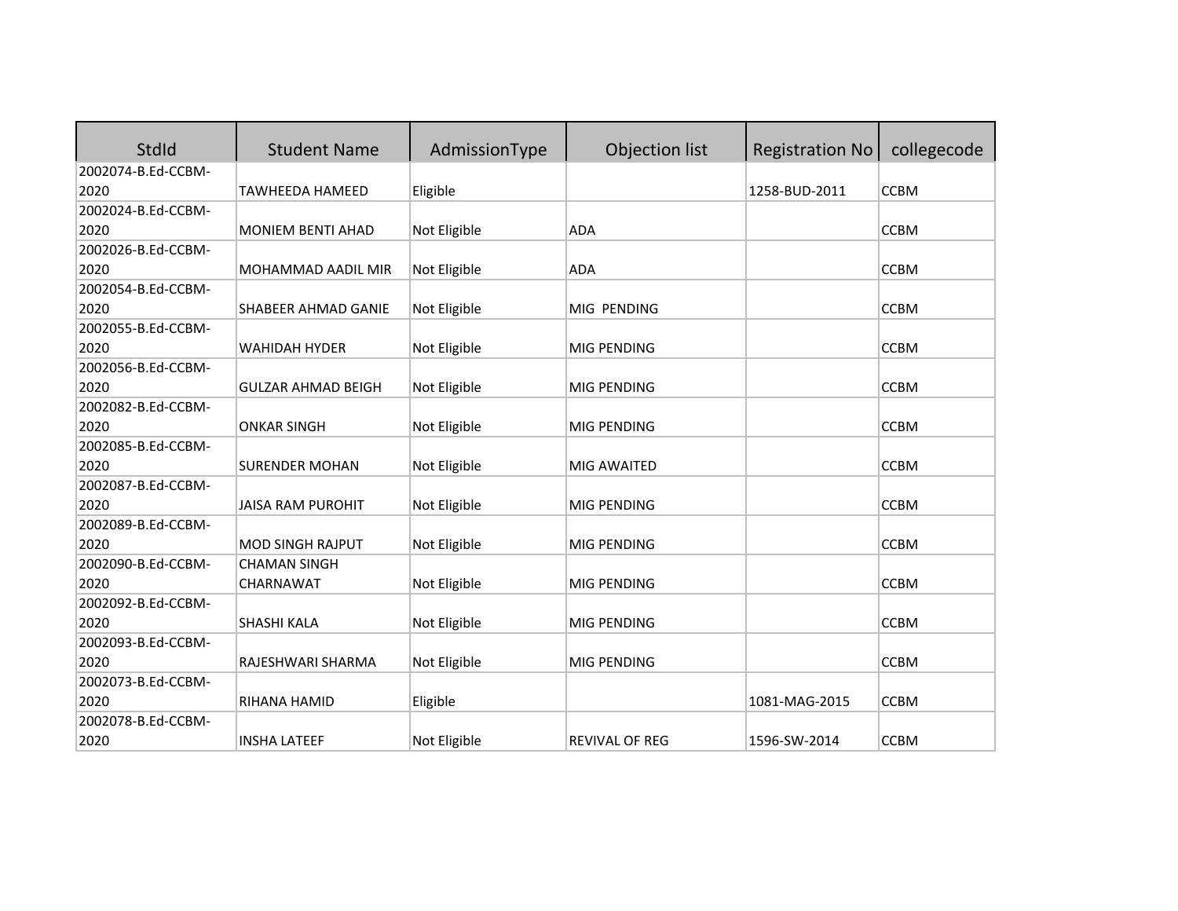| StdId | Student Name | AdmissionType | Objection list | Registration No | collegecode |
|---|---|---|---|---|---|
| 2002074-B.Ed-CCBM-2020 | TAWHEEDA HAMEED | Eligible | | 1258-BUD-2011 | CCBM |
| 2002024-B.Ed-CCBM-2020 | MONIEM BENTI AHAD | Not Eligible | ADA | | CCBM |
| 2002026-B.Ed-CCBM-2020 | MOHAMMAD AADIL MIR | Not Eligible | ADA | | CCBM |
| 2002054-B.Ed-CCBM-2020 | SHABEER AHMAD GANIE | Not Eligible | MIG  PENDING | | CCBM |
| 2002055-B.Ed-CCBM-2020 | WAHIDAH HYDER | Not Eligible | MIG PENDING | | CCBM |
| 2002056-B.Ed-CCBM-2020 | GULZAR AHMAD BEIGH | Not Eligible | MIG PENDING | | CCBM |
| 2002082-B.Ed-CCBM-2020 | ONKAR SINGH | Not Eligible | MIG PENDING | | CCBM |
| 2002085-B.Ed-CCBM-2020 | SURENDER MOHAN | Not Eligible | MIG AWAITED | | CCBM |
| 2002087-B.Ed-CCBM-2020 | JAISA RAM PUROHIT | Not Eligible | MIG PENDING | | CCBM |
| 2002089-B.Ed-CCBM-2020 | MOD SINGH RAJPUT | Not Eligible | MIG PENDING | | CCBM |
| 2002090-B.Ed-CCBM-2020 | CHAMAN SINGH CHARNAWAT | Not Eligible | MIG PENDING | | CCBM |
| 2002092-B.Ed-CCBM-2020 | SHASHI KALA | Not Eligible | MIG PENDING | | CCBM |
| 2002093-B.Ed-CCBM-2020 | RAJESHWARI SHARMA | Not Eligible | MIG PENDING | | CCBM |
| 2002073-B.Ed-CCBM-2020 | RIHANA HAMID | Eligible | | 1081-MAG-2015 | CCBM |
| 2002078-B.Ed-CCBM-2020 | INSHA LATEEF | Not Eligible | REVIVAL OF REG | 1596-SW-2014 | CCBM |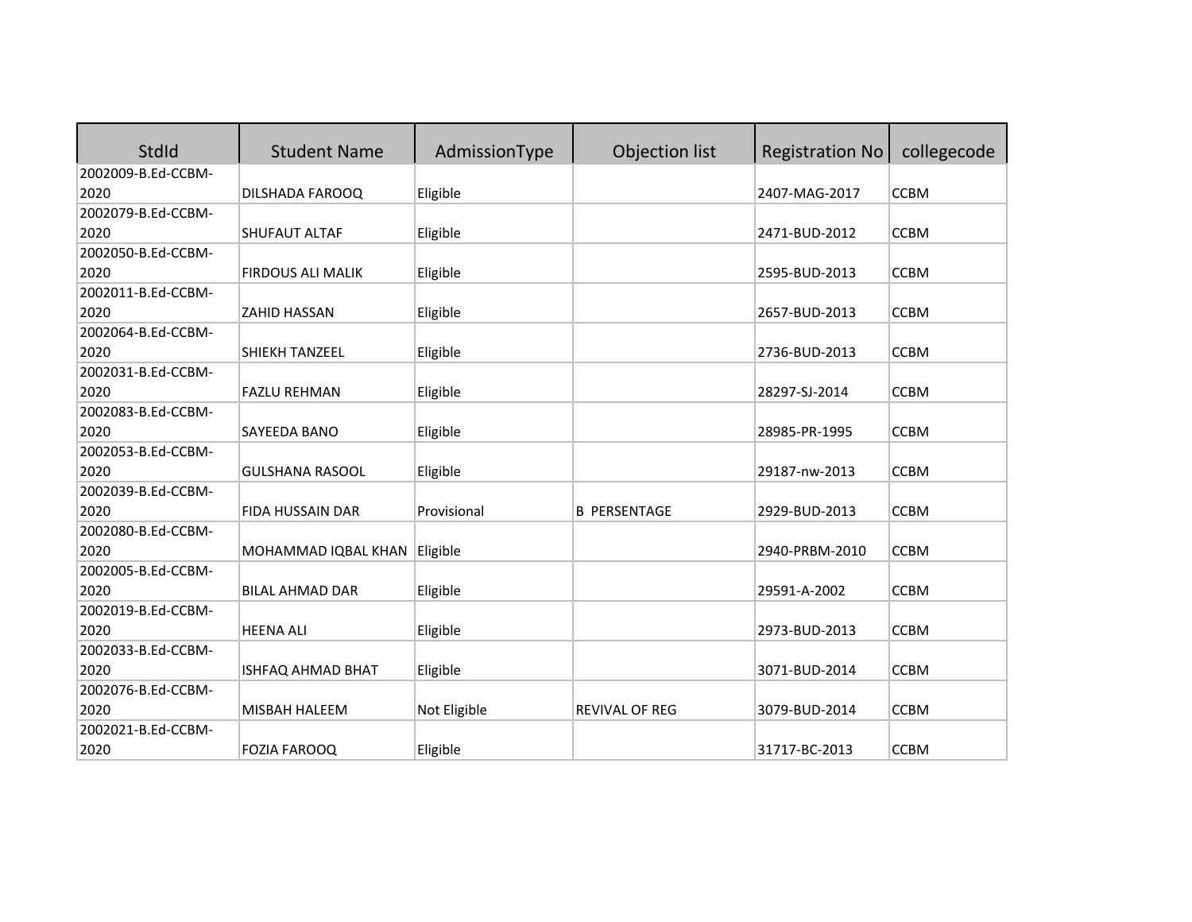| StdId | Student Name | AdmissionType | Objection list | Registration No | collegecode |
|---|---|---|---|---|---|
| 2002009-B.Ed-CCBM-2020 | DILSHADA FAROOQ | Eligible | | 2407-MAG-2017 | CCBM |
| 2002079-B.Ed-CCBM-2020 | SHUFAUT ALTAF | Eligible | | 2471-BUD-2012 | CCBM |
| 2002050-B.Ed-CCBM-2020 | FIRDOUS ALI MALIK | Eligible | | 2595-BUD-2013 | CCBM |
| 2002011-B.Ed-CCBM-2020 | ZAHID HASSAN | Eligible | | 2657-BUD-2013 | CCBM |
| 2002064-B.Ed-CCBM-2020 | SHIEKH TANZEEL | Eligible | | 2736-BUD-2013 | CCBM |
| 2002031-B.Ed-CCBM-2020 | FAZLU REHMAN | Eligible | | 28297-SJ-2014 | CCBM |
| 2002083-B.Ed-CCBM-2020 | SAYEEDA BANO | Eligible | | 28985-PR-1995 | CCBM |
| 2002053-B.Ed-CCBM-2020 | GULSHANA RASOOL | Eligible | | 29187-nw-2013 | CCBM |
| 2002039-B.Ed-CCBM-2020 | FIDA HUSSAIN DAR | Provisional | B PERSENTAGE | 2929-BUD-2013 | CCBM |
| 2002080-B.Ed-CCBM-2020 | MOHAMMAD IQBAL KHAN | Eligible | | 2940-PRBM-2010 | CCBM |
| 2002005-B.Ed-CCBM-2020 | BILAL AHMAD DAR | Eligible | | 29591-A-2002 | CCBM |
| 2002019-B.Ed-CCBM-2020 | HEENA ALI | Eligible | | 2973-BUD-2013 | CCBM |
| 2002033-B.Ed-CCBM-2020 | ISHFAQ AHMAD BHAT | Eligible | | 3071-BUD-2014 | CCBM |
| 2002076-B.Ed-CCBM-2020 | MISBAH HALEEM | Not Eligible | REVIVAL OF REG | 3079-BUD-2014 | CCBM |
| 2002021-B.Ed-CCBM-2020 | FOZIA FAROOQ | Eligible | | 31717-BC-2013 | CCBM |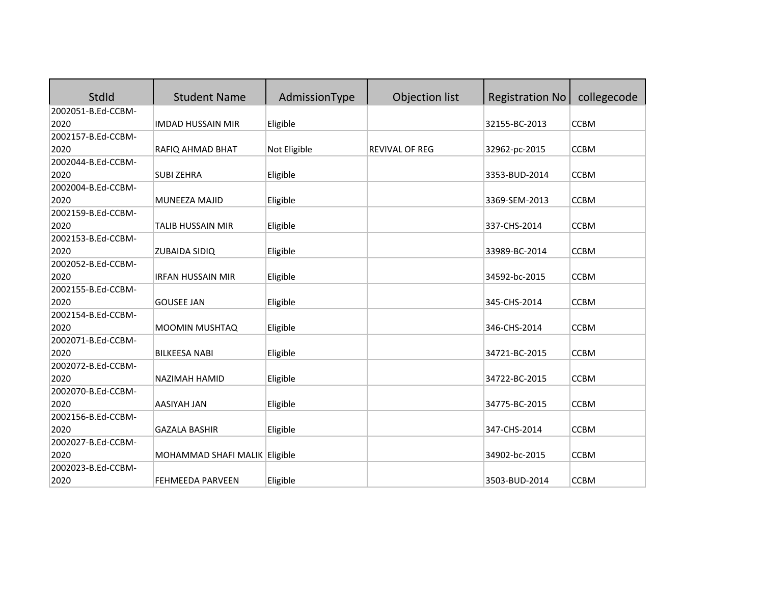| StdId | Student Name | AdmissionType | Objection list | Registration No | collegecode |
| --- | --- | --- | --- | --- | --- |
| 2002051-B.Ed-CCBM-2020 | IMDAD HUSSAIN MIR | Eligible | | 32155-BC-2013 | CCBM |
| 2002157-B.Ed-CCBM-2020 | RAFIQ AHMAD BHAT | Not Eligible | REVIVAL OF REG | 32962-pc-2015 | CCBM |
| 2002044-B.Ed-CCBM-2020 | SUBI ZEHRA | Eligible | | 3353-BUD-2014 | CCBM |
| 2002004-B.Ed-CCBM-2020 | MUNEEZA MAJID | Eligible | | 3369-SEM-2013 | CCBM |
| 2002159-B.Ed-CCBM-2020 | TALIB HUSSAIN MIR | Eligible | | 337-CHS-2014 | CCBM |
| 2002153-B.Ed-CCBM-2020 | ZUBAIDA SIDIQ | Eligible | | 33989-BC-2014 | CCBM |
| 2002052-B.Ed-CCBM-2020 | IRFAN HUSSAIN MIR | Eligible | | 34592-bc-2015 | CCBM |
| 2002155-B.Ed-CCBM-2020 | GOUSEE JAN | Eligible | | 345-CHS-2014 | CCBM |
| 2002154-B.Ed-CCBM-2020 | MOOMIN MUSHTAQ | Eligible | | 346-CHS-2014 | CCBM |
| 2002071-B.Ed-CCBM-2020 | BILKEESA NABI | Eligible | | 34721-BC-2015 | CCBM |
| 2002072-B.Ed-CCBM-2020 | NAZIMAH HAMID | Eligible | | 34722-BC-2015 | CCBM |
| 2002070-B.Ed-CCBM-2020 | AASIYAH JAN | Eligible | | 34775-BC-2015 | CCBM |
| 2002156-B.Ed-CCBM-2020 | GAZALA BASHIR | Eligible | | 347-CHS-2014 | CCBM |
| 2002027-B.Ed-CCBM-2020 | MOHAMMAD SHAFI MALIK | Eligible | | 34902-bc-2015 | CCBM |
| 2002023-B.Ed-CCBM-2020 | FEHMEEDA PARVEEN | Eligible | | 3503-BUD-2014 | CCBM |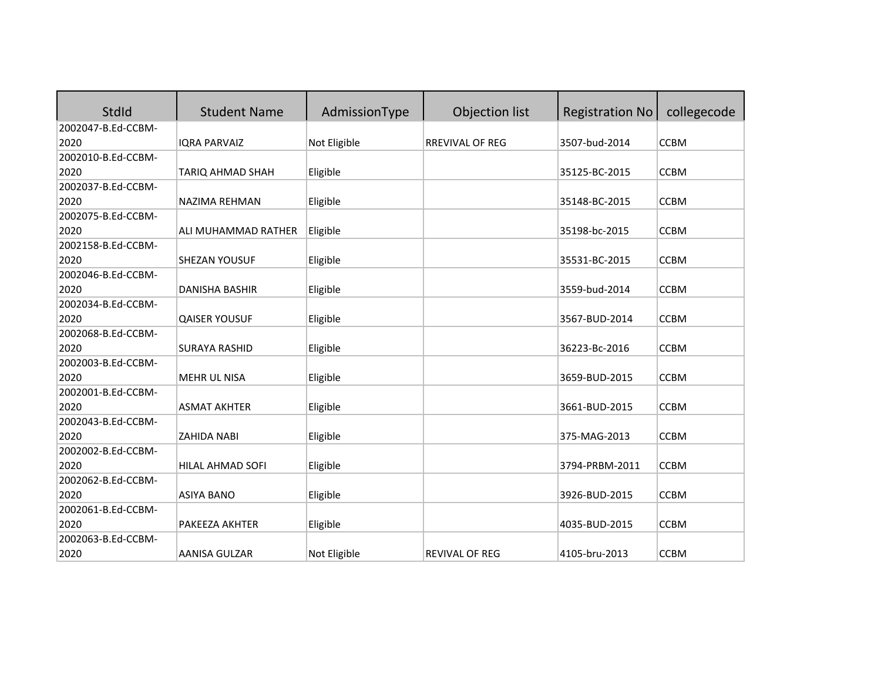| StdId | Student Name | AdmissionType | Objection list | Registration No | collegecode |
|---|---|---|---|---|---|
| 2002047-B.Ed-CCBM-2020 | IQRA PARVAIZ | Not Eligible | RREVIVAL OF REG | 3507-bud-2014 | CCBM |
| 2002010-B.Ed-CCBM-2020 | TARIQ AHMAD SHAH | Eligible | | 35125-BC-2015 | CCBM |
| 2002037-B.Ed-CCBM-2020 | NAZIMA REHMAN | Eligible | | 35148-BC-2015 | CCBM |
| 2002075-B.Ed-CCBM-2020 | ALI MUHAMMAD RATHER | Eligible | | 35198-bc-2015 | CCBM |
| 2002158-B.Ed-CCBM-2020 | SHEZAN YOUSUF | Eligible | | 35531-BC-2015 | CCBM |
| 2002046-B.Ed-CCBM-2020 | DANISHA BASHIR | Eligible | | 3559-bud-2014 | CCBM |
| 2002034-B.Ed-CCBM-2020 | QAISER YOUSUF | Eligible | | 3567-BUD-2014 | CCBM |
| 2002068-B.Ed-CCBM-2020 | SURAYA RASHID | Eligible | | 36223-Bc-2016 | CCBM |
| 2002003-B.Ed-CCBM-2020 | MEHR UL NISA | Eligible | | 3659-BUD-2015 | CCBM |
| 2002001-B.Ed-CCBM-2020 | ASMAT AKHTER | Eligible | | 3661-BUD-2015 | CCBM |
| 2002043-B.Ed-CCBM-2020 | ZAHIDA NABI | Eligible | | 375-MAG-2013 | CCBM |
| 2002002-B.Ed-CCBM-2020 | HILAL AHMAD SOFI | Eligible | | 3794-PRBM-2011 | CCBM |
| 2002062-B.Ed-CCBM-2020 | ASIYA BANO | Eligible | | 3926-BUD-2015 | CCBM |
| 2002061-B.Ed-CCBM-2020 | PAKEEZA AKHTER | Eligible | | 4035-BUD-2015 | CCBM |
| 2002063-B.Ed-CCBM-2020 | AANISA GULZAR | Not Eligible | REVIVAL OF REG | 4105-bru-2013 | CCBM |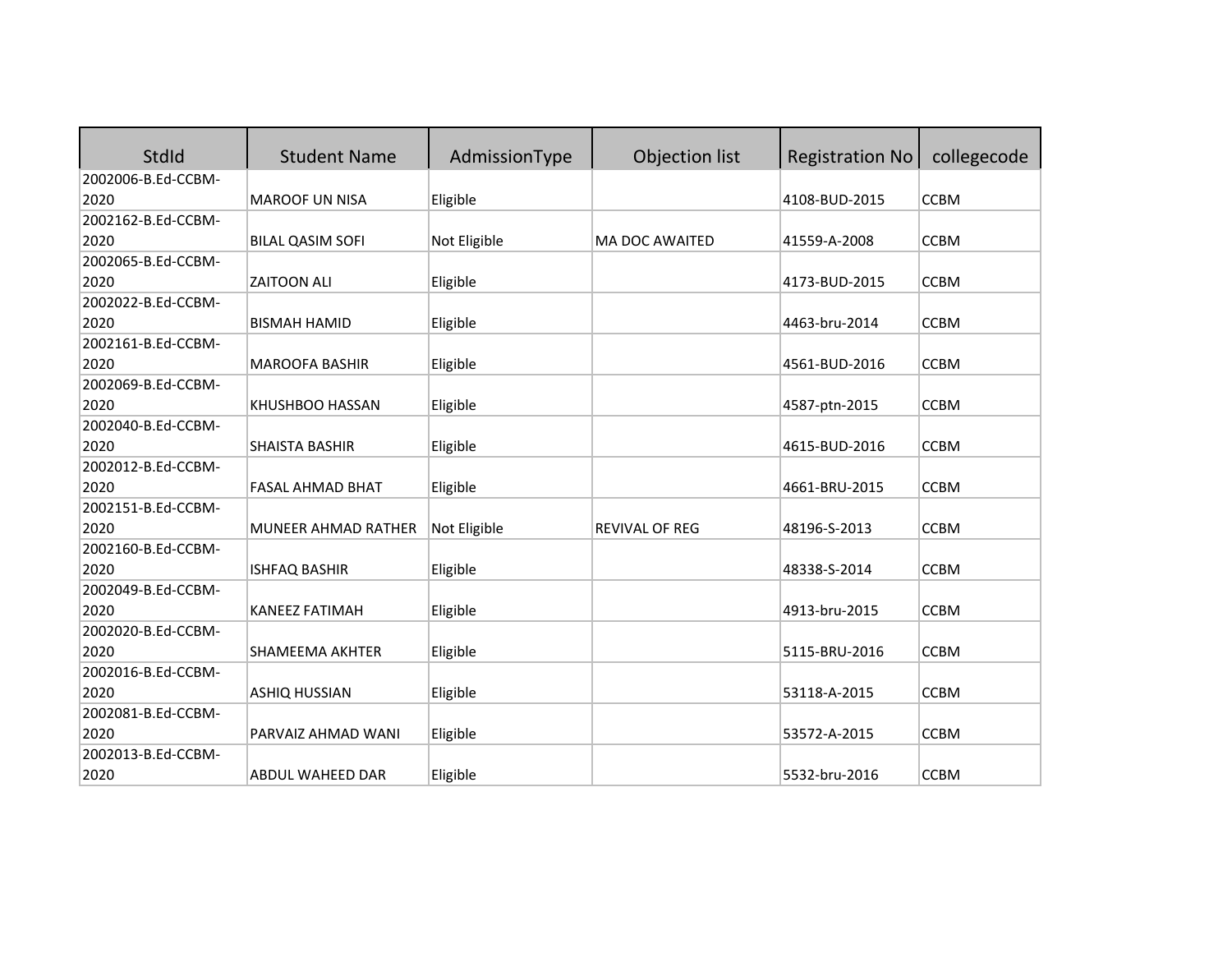| StdId | Student Name | AdmissionType | Objection list | Registration No | collegecode |
|---|---|---|---|---|---|
| 2002006-B.Ed-CCBM-2020 | MAROOF UN NISA | Eligible | | 4108-BUD-2015 | CCBM |
| 2002162-B.Ed-CCBM-2020 | BILAL QASIM SOFI | Not Eligible | MA DOC AWAITED | 41559-A-2008 | CCBM |
| 2002065-B.Ed-CCBM-2020 | ZAITOON ALI | Eligible | | 4173-BUD-2015 | CCBM |
| 2002022-B.Ed-CCBM-2020 | BISMAH HAMID | Eligible | | 4463-bru-2014 | CCBM |
| 2002161-B.Ed-CCBM-2020 | MAROOFA BASHIR | Eligible | | 4561-BUD-2016 | CCBM |
| 2002069-B.Ed-CCBM-2020 | KHUSHBOO HASSAN | Eligible | | 4587-ptn-2015 | CCBM |
| 2002040-B.Ed-CCBM-2020 | SHAISTA BASHIR | Eligible | | 4615-BUD-2016 | CCBM |
| 2002012-B.Ed-CCBM-2020 | FASAL AHMAD BHAT | Eligible | | 4661-BRU-2015 | CCBM |
| 2002151-B.Ed-CCBM-2020 | MUNEER AHMAD RATHER | Not Eligible | REVIVAL OF REG | 48196-S-2013 | CCBM |
| 2002160-B.Ed-CCBM-2020 | ISHFAQ BASHIR | Eligible | | 48338-S-2014 | CCBM |
| 2002049-B.Ed-CCBM-2020 | KANEEZ FATIMAH | Eligible | | 4913-bru-2015 | CCBM |
| 2002020-B.Ed-CCBM-2020 | SHAMEEMA AKHTER | Eligible | | 5115-BRU-2016 | CCBM |
| 2002016-B.Ed-CCBM-2020 | ASHIQ HUSSIAN | Eligible | | 53118-A-2015 | CCBM |
| 2002081-B.Ed-CCBM-2020 | PARVAIZ AHMAD WANI | Eligible | | 53572-A-2015 | CCBM |
| 2002013-B.Ed-CCBM-2020 | ABDUL WAHEED DAR | Eligible | | 5532-bru-2016 | CCBM |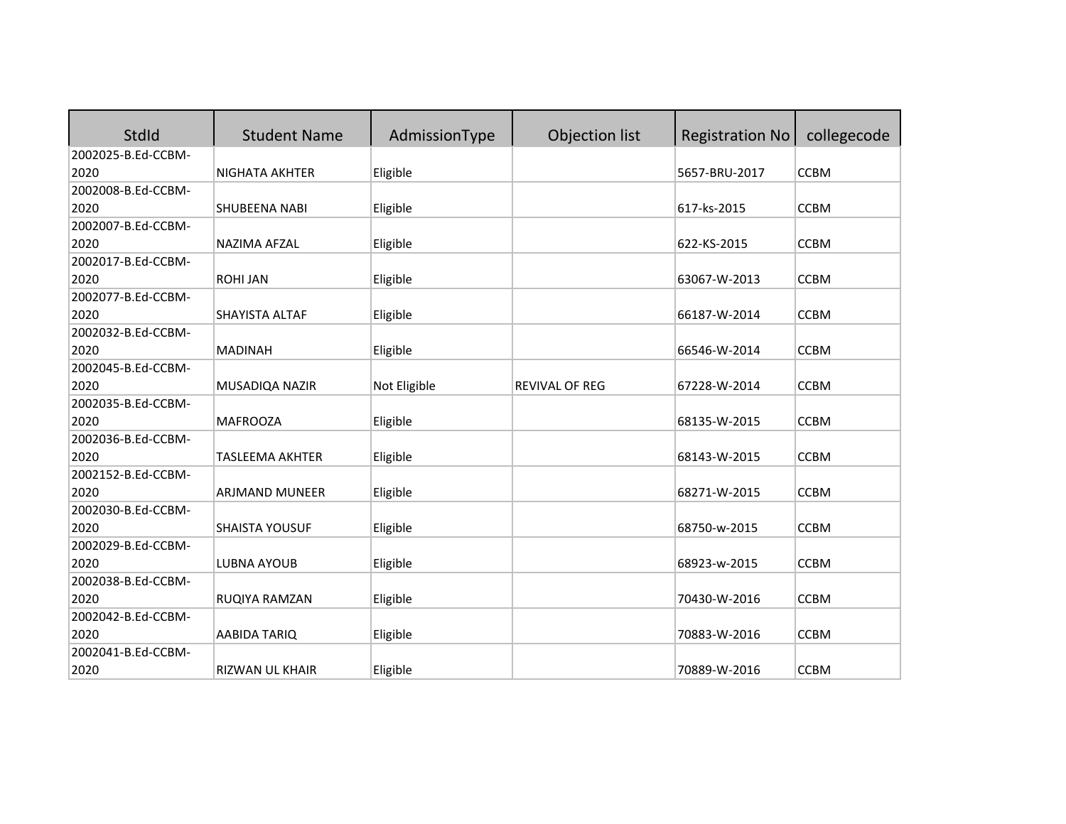| StdId | Student Name | AdmissionType | Objection list | Registration No | collegecode |
|---|---|---|---|---|---|
| 2002025-B.Ed-CCBM-2020 | NIGHATA AKHTER | Eligible | | 5657-BRU-2017 | CCBM |
| 2002008-B.Ed-CCBM-2020 | SHUBEENA NABI | Eligible | | 617-ks-2015 | CCBM |
| 2002007-B.Ed-CCBM-2020 | NAZIMA AFZAL | Eligible | | 622-KS-2015 | CCBM |
| 2002017-B.Ed-CCBM-2020 | ROHI JAN | Eligible | | 63067-W-2013 | CCBM |
| 2002077-B.Ed-CCBM-2020 | SHAYISTA ALTAF | Eligible | | 66187-W-2014 | CCBM |
| 2002032-B.Ed-CCBM-2020 | MADINAH | Eligible | | 66546-W-2014 | CCBM |
| 2002045-B.Ed-CCBM-2020 | MUSADIQA NAZIR | Not Eligible | REVIVAL OF REG | 67228-W-2014 | CCBM |
| 2002035-B.Ed-CCBM-2020 | MAFROOZA | Eligible | | 68135-W-2015 | CCBM |
| 2002036-B.Ed-CCBM-2020 | TASLEEMA AKHTER | Eligible | | 68143-W-2015 | CCBM |
| 2002152-B.Ed-CCBM-2020 | ARJMAND MUNEER | Eligible | | 68271-W-2015 | CCBM |
| 2002030-B.Ed-CCBM-2020 | SHAISTA YOUSUF | Eligible | | 68750-w-2015 | CCBM |
| 2002029-B.Ed-CCBM-2020 | LUBNA AYOUB | Eligible | | 68923-w-2015 | CCBM |
| 2002038-B.Ed-CCBM-2020 | RUQIYA RAMZAN | Eligible | | 70430-W-2016 | CCBM |
| 2002042-B.Ed-CCBM-2020 | AABIDA TARIQ | Eligible | | 70883-W-2016 | CCBM |
| 2002041-B.Ed-CCBM-2020 | RIZWAN UL KHAIR | Eligible | | 70889-W-2016 | CCBM |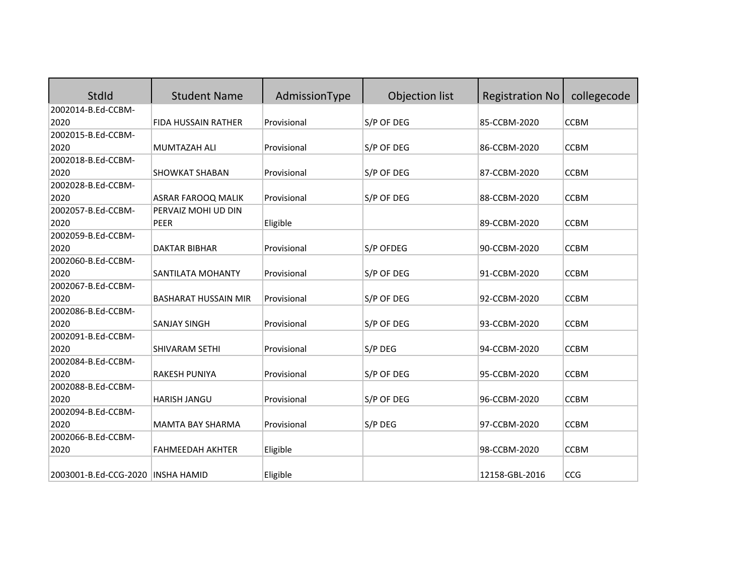| StdId | Student Name | AdmissionType | Objection list | Registration No | collegecode |
|---|---|---|---|---|---|
| 2002014-B.Ed-CCBM-2020 | FIDA HUSSAIN RATHER | Provisional | S/P OF DEG | 85-CCBM-2020 | CCBM |
| 2002015-B.Ed-CCBM-2020 | MUMTAZAH ALI | Provisional | S/P OF DEG | 86-CCBM-2020 | CCBM |
| 2002018-B.Ed-CCBM-2020 | SHOWKAT SHABAN | Provisional | S/P OF DEG | 87-CCBM-2020 | CCBM |
| 2002028-B.Ed-CCBM-2020 | ASRAR FAROOQ MALIK | Provisional | S/P OF DEG | 88-CCBM-2020 | CCBM |
| 2002057-B.Ed-CCBM-2020 | PERVAIZ MOHI UD DIN PEER | Eligible | | 89-CCBM-2020 | CCBM |
| 2002059-B.Ed-CCBM-2020 | DAKTAR BIBHAR | Provisional | S/P OFDEG | 90-CCBM-2020 | CCBM |
| 2002060-B.Ed-CCBM-2020 | SANTILATA MOHANTY | Provisional | S/P OF DEG | 91-CCBM-2020 | CCBM |
| 2002067-B.Ed-CCBM-2020 | BASHARAT HUSSAIN MIR | Provisional | S/P OF DEG | 92-CCBM-2020 | CCBM |
| 2002086-B.Ed-CCBM-2020 | SANJAY SINGH | Provisional | S/P OF DEG | 93-CCBM-2020 | CCBM |
| 2002091-B.Ed-CCBM-2020 | SHIVARAM SETHI | Provisional | S/P DEG | 94-CCBM-2020 | CCBM |
| 2002084-B.Ed-CCBM-2020 | RAKESH PUNIYA | Provisional | S/P OF DEG | 95-CCBM-2020 | CCBM |
| 2002088-B.Ed-CCBM-2020 | HARISH JANGU | Provisional | S/P OF DEG | 96-CCBM-2020 | CCBM |
| 2002094-B.Ed-CCBM-2020 | MAMTA BAY SHARMA | Provisional | S/P DEG | 97-CCBM-2020 | CCBM |
| 2002066-B.Ed-CCBM-2020 | FAHMEEDAH AKHTER | Eligible | | 98-CCBM-2020 | CCBM |
| 2003001-B.Ed-CCG-2020 | INSHA HAMID | Eligible | | 12158-GBL-2016 | CCG |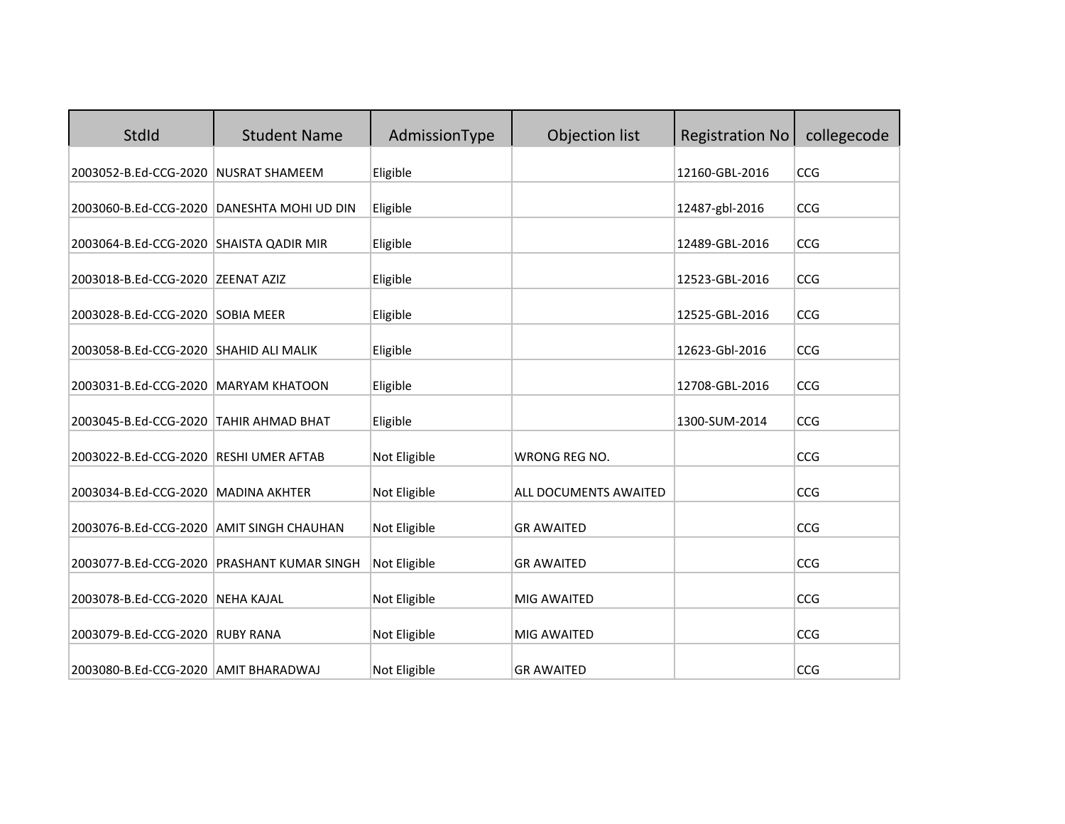| StdId | Student Name | AdmissionType | Objection list | Registration No | collegecode |
|---|---|---|---|---|---|
| 2003052-B.Ed-CCG-2020 | NUSRAT SHAMEEM | Eligible | | 12160-GBL-2016 | CCG |
| 2003060-B.Ed-CCG-2020 | DANESHTA MOHI UD DIN | Eligible | | 12487-gbl-2016 | CCG |
| 2003064-B.Ed-CCG-2020 | SHAISTA QADIR MIR | Eligible | | 12489-GBL-2016 | CCG |
| 2003018-B.Ed-CCG-2020 | ZEENAT AZIZ | Eligible | | 12523-GBL-2016 | CCG |
| 2003028-B.Ed-CCG-2020 | SOBIA MEER | Eligible | | 12525-GBL-2016 | CCG |
| 2003058-B.Ed-CCG-2020 | SHAHID ALI MALIK | Eligible | | 12623-Gbl-2016 | CCG |
| 2003031-B.Ed-CCG-2020 | MARYAM KHATOON | Eligible | | 12708-GBL-2016 | CCG |
| 2003045-B.Ed-CCG-2020 | TAHIR AHMAD BHAT | Eligible | | 1300-SUM-2014 | CCG |
| 2003022-B.Ed-CCG-2020 | RESHI UMER AFTAB | Not Eligible | WRONG REG NO. | | CCG |
| 2003034-B.Ed-CCG-2020 | MADINA AKHTER | Not Eligible | ALL DOCUMENTS AWAITED | | CCG |
| 2003076-B.Ed-CCG-2020 | AMIT SINGH CHAUHAN | Not Eligible | GR AWAITED | | CCG |
| 2003077-B.Ed-CCG-2020 | PRASHANT KUMAR SINGH | Not Eligible | GR AWAITED | | CCG |
| 2003078-B.Ed-CCG-2020 | NEHA KAJAL | Not Eligible | MIG AWAITED | | CCG |
| 2003079-B.Ed-CCG-2020 | RUBY RANA | Not Eligible | MIG AWAITED | | CCG |
| 2003080-B.Ed-CCG-2020 | AMIT BHARADWAJ | Not Eligible | GR AWAITED | | CCG |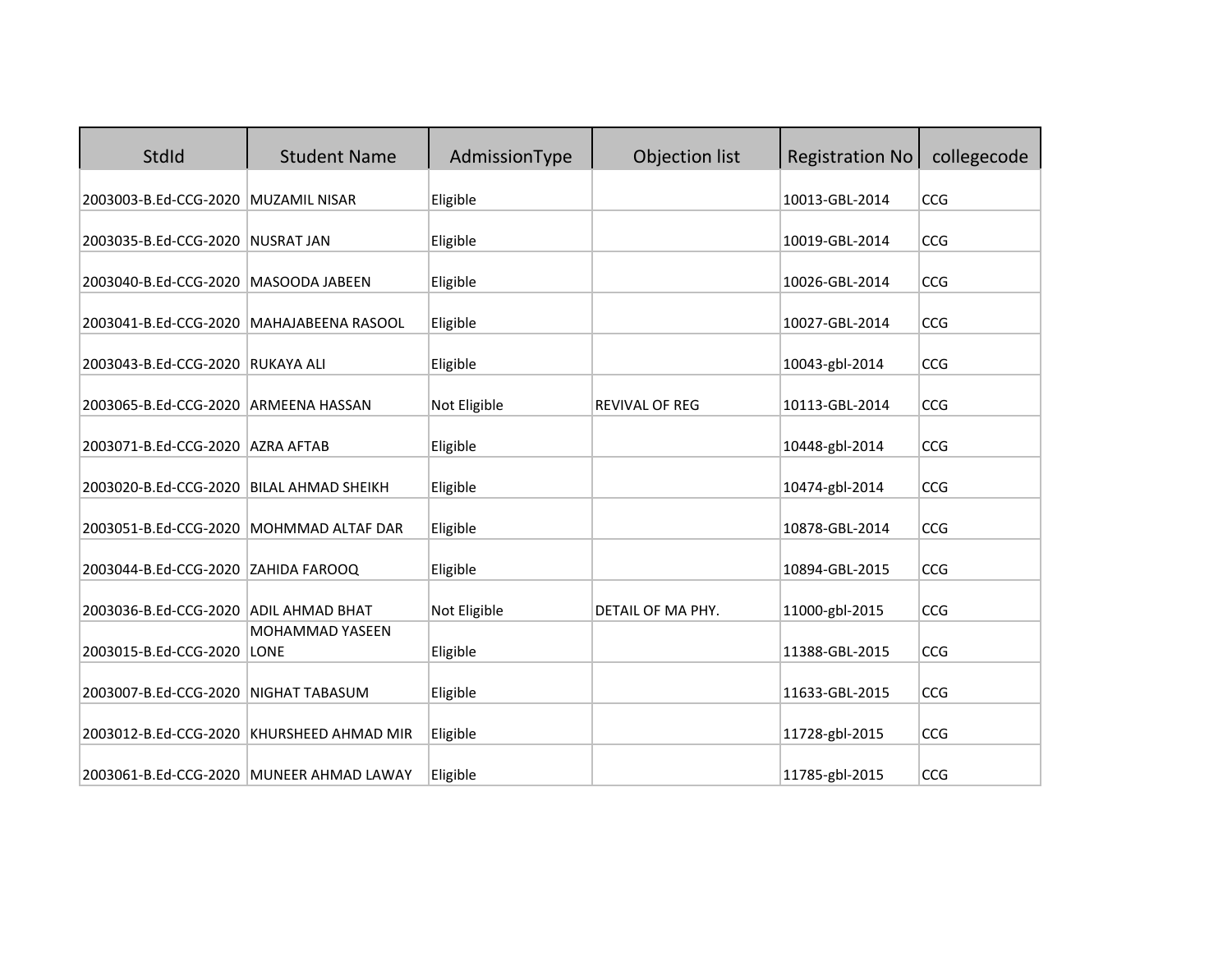| StdId | Student Name | AdmissionType | Objection list | Registration No | collegecode |
|---|---|---|---|---|---|
| 2003003-B.Ed-CCG-2020 | MUZAMIL NISAR | Eligible | | 10013-GBL-2014 | CCG |
| 2003035-B.Ed-CCG-2020 | NUSRAT JAN | Eligible | | 10019-GBL-2014 | CCG |
| 2003040-B.Ed-CCG-2020 | MASOODA JABEEN | Eligible | | 10026-GBL-2014 | CCG |
| 2003041-B.Ed-CCG-2020 | MAHAJABEENA RASOOL | Eligible | | 10027-GBL-2014 | CCG |
| 2003043-B.Ed-CCG-2020 | RUKAYA ALI | Eligible | | 10043-gbl-2014 | CCG |
| 2003065-B.Ed-CCG-2020 | ARMEENA HASSAN | Not Eligible | REVIVAL OF REG | 10113-GBL-2014 | CCG |
| 2003071-B.Ed-CCG-2020 | AZRA AFTAB | Eligible | | 10448-gbl-2014 | CCG |
| 2003020-B.Ed-CCG-2020 | BILAL AHMAD SHEIKH | Eligible | | 10474-gbl-2014 | CCG |
| 2003051-B.Ed-CCG-2020 | MOHMMAD ALTAF DAR | Eligible | | 10878-GBL-2014 | CCG |
| 2003044-B.Ed-CCG-2020 | ZAHIDA FAROOQ | Eligible | | 10894-GBL-2015 | CCG |
| 2003036-B.Ed-CCG-2020 | ADIL AHMAD BHAT | Not Eligible | DETAIL OF MA PHY. | 11000-gbl-2015 | CCG |
| 2003015-B.Ed-CCG-2020 | MOHAMMAD YASEEN LONE | Eligible | | 11388-GBL-2015 | CCG |
| 2003007-B.Ed-CCG-2020 | NIGHAT TABASUM | Eligible | | 11633-GBL-2015 | CCG |
| 2003012-B.Ed-CCG-2020 | KHURSHEED AHMAD MIR | Eligible | | 11728-gbl-2015 | CCG |
| 2003061-B.Ed-CCG-2020 | MUNEER AHMAD LAWAY | Eligible | | 11785-gbl-2015 | CCG |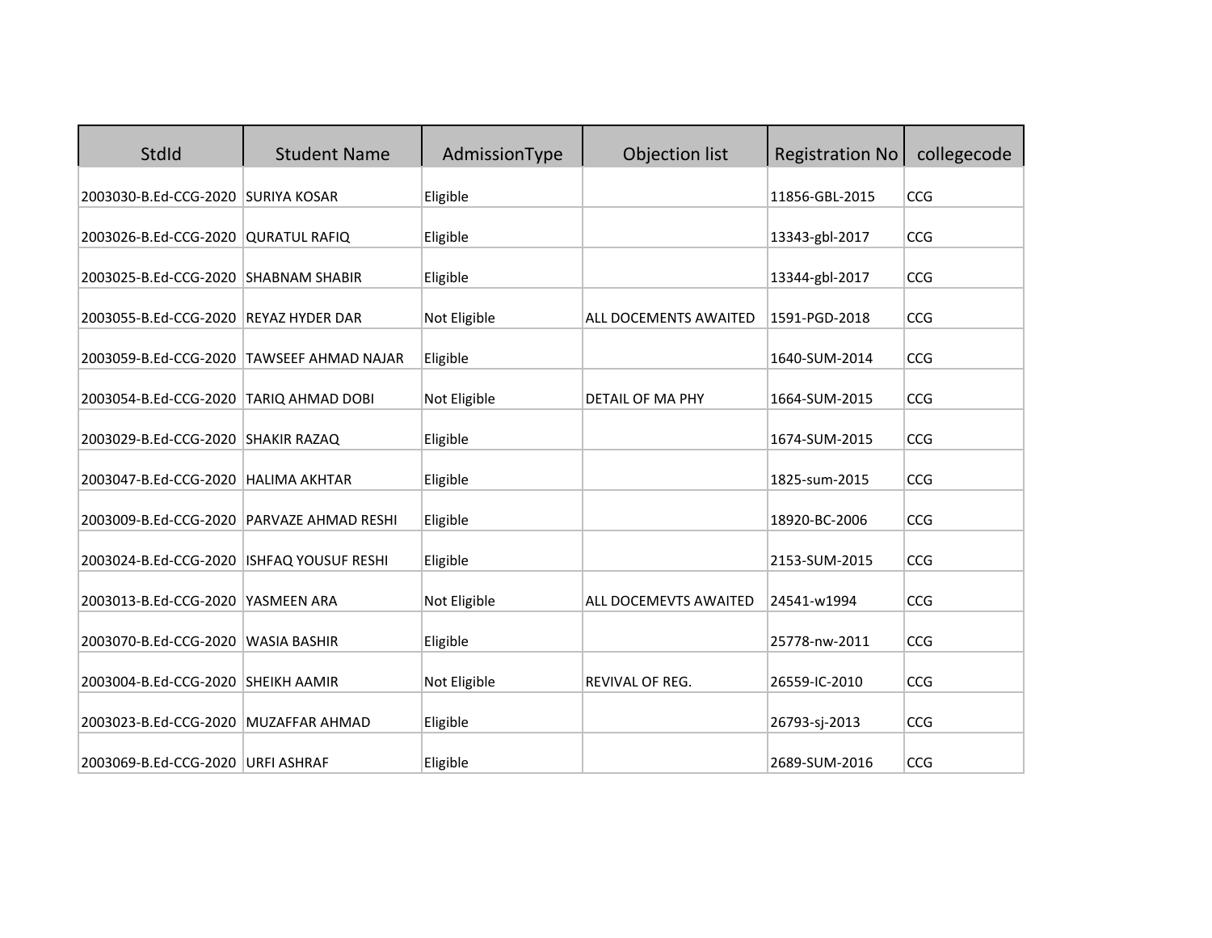| StdId | Student Name | AdmissionType | Objection list | Registration No | collegecode |
|---|---|---|---|---|---|
| 2003030-B.Ed-CCG-2020 | SURIYA KOSAR | Eligible | | 11856-GBL-2015 | CCG |
| 2003026-B.Ed-CCG-2020 | QURATUL RAFIQ | Eligible | | 13343-gbl-2017 | CCG |
| 2003025-B.Ed-CCG-2020 | SHABNAM SHABIR | Eligible | | 13344-gbl-2017 | CCG |
| 2003055-B.Ed-CCG-2020 | REYAZ HYDER DAR | Not Eligible | ALL DOCEMENTS AWAITED | 1591-PGD-2018 | CCG |
| 2003059-B.Ed-CCG-2020 | TAWSEEF AHMAD NAJAR | Eligible | | 1640-SUM-2014 | CCG |
| 2003054-B.Ed-CCG-2020 | TARIQ AHMAD DOBI | Not Eligible | DETAIL OF MA PHY | 1664-SUM-2015 | CCG |
| 2003029-B.Ed-CCG-2020 | SHAKIR RAZAQ | Eligible | | 1674-SUM-2015 | CCG |
| 2003047-B.Ed-CCG-2020 | HALIMA AKHTAR | Eligible | | 1825-sum-2015 | CCG |
| 2003009-B.Ed-CCG-2020 | PARVAZE AHMAD RESHI | Eligible | | 18920-BC-2006 | CCG |
| 2003024-B.Ed-CCG-2020 | ISHFAQ YOUSUF RESHI | Eligible | | 2153-SUM-2015 | CCG |
| 2003013-B.Ed-CCG-2020 | YASMEEN ARA | Not Eligible | ALL DOCEMEVTS AWAITED | 24541-w1994 | CCG |
| 2003070-B.Ed-CCG-2020 | WASIA BASHIR | Eligible | | 25778-nw-2011 | CCG |
| 2003004-B.Ed-CCG-2020 | SHEIKH AAMIR | Not Eligible | REVIVAL OF REG. | 26559-IC-2010 | CCG |
| 2003023-B.Ed-CCG-2020 | MUZAFFAR AHMAD | Eligible | | 26793-sj-2013 | CCG |
| 2003069-B.Ed-CCG-2020 | URFI ASHRAF | Eligible | | 2689-SUM-2016 | CCG |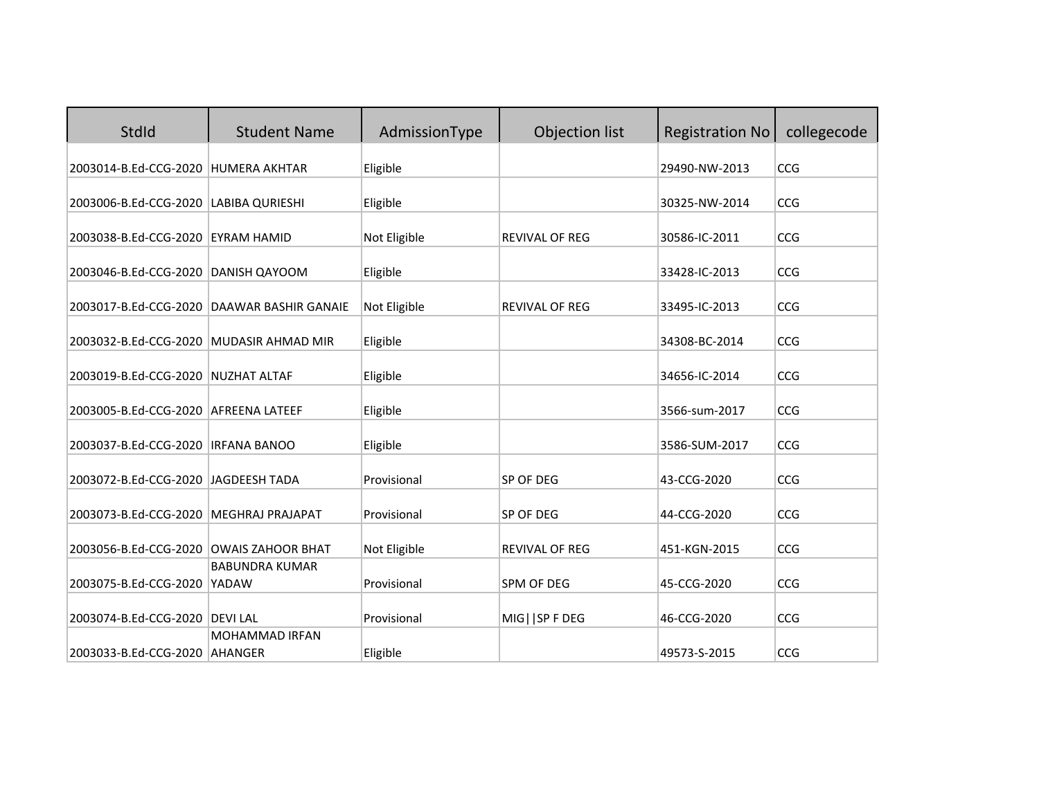| StdId | Student Name | AdmissionType | Objection list | Registration No | collegecode |
|---|---|---|---|---|---|
| 2003014-B.Ed-CCG-2020 | HUMERA AKHTAR | Eligible | | 29490-NW-2013 | CCG |
| 2003006-B.Ed-CCG-2020 | LABIBA QURIESHI | Eligible | | 30325-NW-2014 | CCG |
| 2003038-B.Ed-CCG-2020 | EYRAM HAMID | Not Eligible | REVIVAL OF REG | 30586-IC-2011 | CCG |
| 2003046-B.Ed-CCG-2020 | DANISH QAYOOM | Eligible | | 33428-IC-2013 | CCG |
| 2003017-B.Ed-CCG-2020 | DAAWAR BASHIR GANAIE | Not Eligible | REVIVAL OF REG | 33495-IC-2013 | CCG |
| 2003032-B.Ed-CCG-2020 | MUDASIR AHMAD MIR | Eligible | | 34308-BC-2014 | CCG |
| 2003019-B.Ed-CCG-2020 | NUZHAT ALTAF | Eligible | | 34656-IC-2014 | CCG |
| 2003005-B.Ed-CCG-2020 | AFREENA LATEEF | Eligible | | 3566-sum-2017 | CCG |
| 2003037-B.Ed-CCG-2020 | IRFANA BANOO | Eligible | | 3586-SUM-2017 | CCG |
| 2003072-B.Ed-CCG-2020 | JAGDEESH TADA | Provisional | SP OF DEG | 43-CCG-2020 | CCG |
| 2003073-B.Ed-CCG-2020 | MEGHRAJ PRAJAPAT | Provisional | SP OF DEG | 44-CCG-2020 | CCG |
| 2003056-B.Ed-CCG-2020 | OWAIS ZAHOOR BHAT | Not Eligible | REVIVAL OF REG | 451-KGN-2015 | CCG |
| 2003075-B.Ed-CCG-2020 | BABUNDRA KUMAR YADAW | Provisional | SPM OF DEG | 45-CCG-2020 | CCG |
| 2003074-B.Ed-CCG-2020 | DEVI LAL | Provisional | MIG\|\|SP F DEG | 46-CCG-2020 | CCG |
| 2003033-B.Ed-CCG-2020 | MOHAMMAD IRFAN AHANGER | Eligible | | 49573-S-2015 | CCG |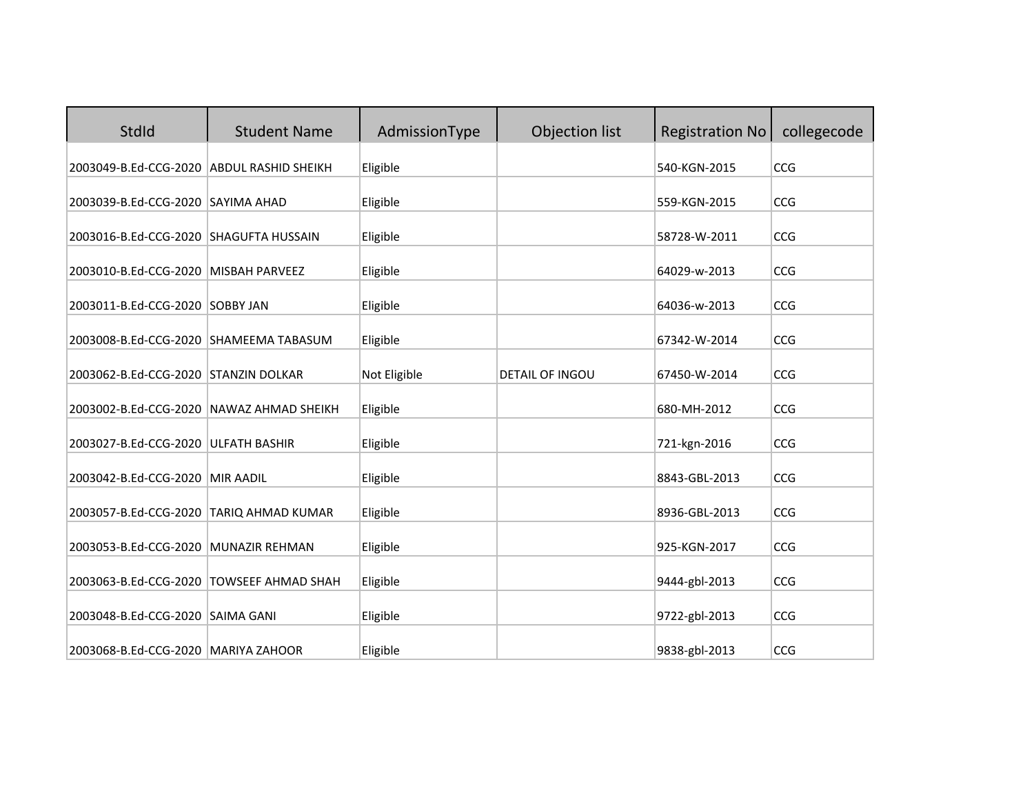| StdId | Student Name | AdmissionType | Objection list | Registration No | collegecode |
|---|---|---|---|---|---|
| 2003049-B.Ed-CCG-2020 | ABDUL RASHID SHEIKH | Eligible | | 540-KGN-2015 | CCG |
| 2003039-B.Ed-CCG-2020 | SAYIMA AHAD | Eligible | | 559-KGN-2015 | CCG |
| 2003016-B.Ed-CCG-2020 | SHAGUFTA HUSSAIN | Eligible | | 58728-W-2011 | CCG |
| 2003010-B.Ed-CCG-2020 | MISBAH PARVEEZ | Eligible | | 64029-w-2013 | CCG |
| 2003011-B.Ed-CCG-2020 | SOBBY JAN | Eligible | | 64036-w-2013 | CCG |
| 2003008-B.Ed-CCG-2020 | SHAMEEMA TABASUM | Eligible | | 67342-W-2014 | CCG |
| 2003062-B.Ed-CCG-2020 | STANZIN DOLKAR | Not Eligible | DETAIL OF INGOU | 67450-W-2014 | CCG |
| 2003002-B.Ed-CCG-2020 | NAWAZ AHMAD SHEIKH | Eligible | | 680-MH-2012 | CCG |
| 2003027-B.Ed-CCG-2020 | ULFATH BASHIR | Eligible | | 721-kgn-2016 | CCG |
| 2003042-B.Ed-CCG-2020 | MIR AADIL | Eligible | | 8843-GBL-2013 | CCG |
| 2003057-B.Ed-CCG-2020 | TARIQ AHMAD KUMAR | Eligible | | 8936-GBL-2013 | CCG |
| 2003053-B.Ed-CCG-2020 | MUNAZIR REHMAN | Eligible | | 925-KGN-2017 | CCG |
| 2003063-B.Ed-CCG-2020 | TOWSEEF AHMAD SHAH | Eligible | | 9444-gbl-2013 | CCG |
| 2003048-B.Ed-CCG-2020 | SAIMA GANI | Eligible | | 9722-gbl-2013 | CCG |
| 2003068-B.Ed-CCG-2020 | MARIYA ZAHOOR | Eligible | | 9838-gbl-2013 | CCG |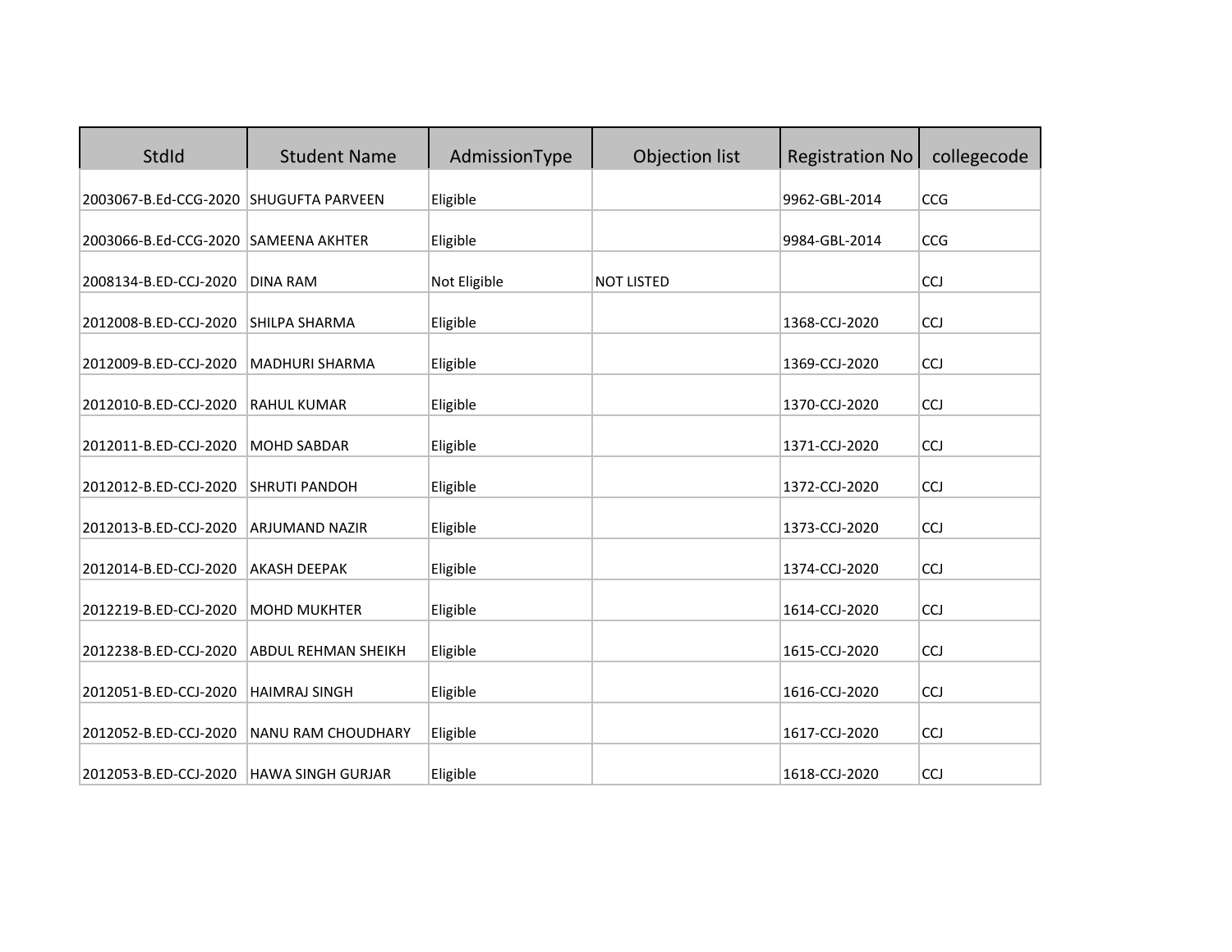| StdId | Student Name | AdmissionType | Objection list | Registration No | collegecode |
|---|---|---|---|---|---|
| 2003067-B.Ed-CCG-2020 | SHUGUFTA PARVEEN | Eligible | | 9962-GBL-2014 | CCG |
| 2003066-B.Ed-CCG-2020 | SAMEENA AKHTER | Eligible | | 9984-GBL-2014 | CCG |
| 2008134-B.ED-CCJ-2020 | DINA RAM | Not Eligible | NOT LISTED | | CCJ |
| 2012008-B.ED-CCJ-2020 | SHILPA SHARMA | Eligible | | 1368-CCJ-2020 | CCJ |
| 2012009-B.ED-CCJ-2020 | MADHURI SHARMA | Eligible | | 1369-CCJ-2020 | CCJ |
| 2012010-B.ED-CCJ-2020 | RAHUL KUMAR | Eligible | | 1370-CCJ-2020 | CCJ |
| 2012011-B.ED-CCJ-2020 | MOHD SABDAR | Eligible | | 1371-CCJ-2020 | CCJ |
| 2012012-B.ED-CCJ-2020 | SHRUTI PANDOH | Eligible | | 1372-CCJ-2020 | CCJ |
| 2012013-B.ED-CCJ-2020 | ARJUMAND NAZIR | Eligible | | 1373-CCJ-2020 | CCJ |
| 2012014-B.ED-CCJ-2020 | AKASH DEEPAK | Eligible | | 1374-CCJ-2020 | CCJ |
| 2012219-B.ED-CCJ-2020 | MOHD MUKHTER | Eligible | | 1614-CCJ-2020 | CCJ |
| 2012238-B.ED-CCJ-2020 | ABDUL REHMAN SHEIKH | Eligible | | 1615-CCJ-2020 | CCJ |
| 2012051-B.ED-CCJ-2020 | HAIMRAJ SINGH | Eligible | | 1616-CCJ-2020 | CCJ |
| 2012052-B.ED-CCJ-2020 | NANU RAM CHOUDHARY | Eligible | | 1617-CCJ-2020 | CCJ |
| 2012053-B.ED-CCJ-2020 | HAWA SINGH GURJAR | Eligible | | 1618-CCJ-2020 | CCJ |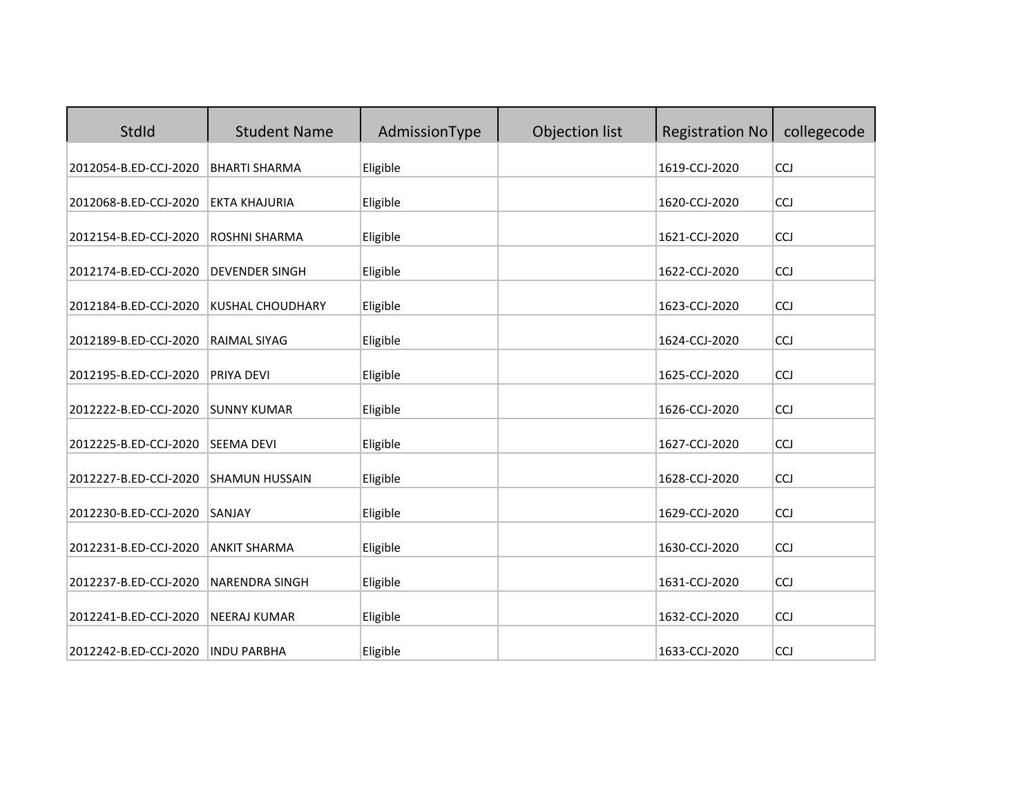| StdId | Student Name | AdmissionType | Objection list | Registration No | collegecode |
|---|---|---|---|---|---|
| 2012054-B.ED-CCJ-2020 | BHARTI SHARMA | Eligible | | 1619-CCJ-2020 | CCJ |
| 2012068-B.ED-CCJ-2020 | EKTA KHAJURIA | Eligible | | 1620-CCJ-2020 | CCJ |
| 2012154-B.ED-CCJ-2020 | ROSHNI SHARMA | Eligible | | 1621-CCJ-2020 | CCJ |
| 2012174-B.ED-CCJ-2020 | DEVENDER SINGH | Eligible | | 1622-CCJ-2020 | CCJ |
| 2012184-B.ED-CCJ-2020 | KUSHAL CHOUDHARY | Eligible | | 1623-CCJ-2020 | CCJ |
| 2012189-B.ED-CCJ-2020 | RAIMAL SIYAG | Eligible | | 1624-CCJ-2020 | CCJ |
| 2012195-B.ED-CCJ-2020 | PRIYA DEVI | Eligible | | 1625-CCJ-2020 | CCJ |
| 2012222-B.ED-CCJ-2020 | SUNNY KUMAR | Eligible | | 1626-CCJ-2020 | CCJ |
| 2012225-B.ED-CCJ-2020 | SEEMA DEVI | Eligible | | 1627-CCJ-2020 | CCJ |
| 2012227-B.ED-CCJ-2020 | SHAMUN HUSSAIN | Eligible | | 1628-CCJ-2020 | CCJ |
| 2012230-B.ED-CCJ-2020 | SANJAY | Eligible | | 1629-CCJ-2020 | CCJ |
| 2012231-B.ED-CCJ-2020 | ANKIT SHARMA | Eligible | | 1630-CCJ-2020 | CCJ |
| 2012237-B.ED-CCJ-2020 | NARENDRA SINGH | Eligible | | 1631-CCJ-2020 | CCJ |
| 2012241-B.ED-CCJ-2020 | NEERAJ KUMAR | Eligible | | 1632-CCJ-2020 | CCJ |
| 2012242-B.ED-CCJ-2020 | INDU PARBHA | Eligible | | 1633-CCJ-2020 | CCJ |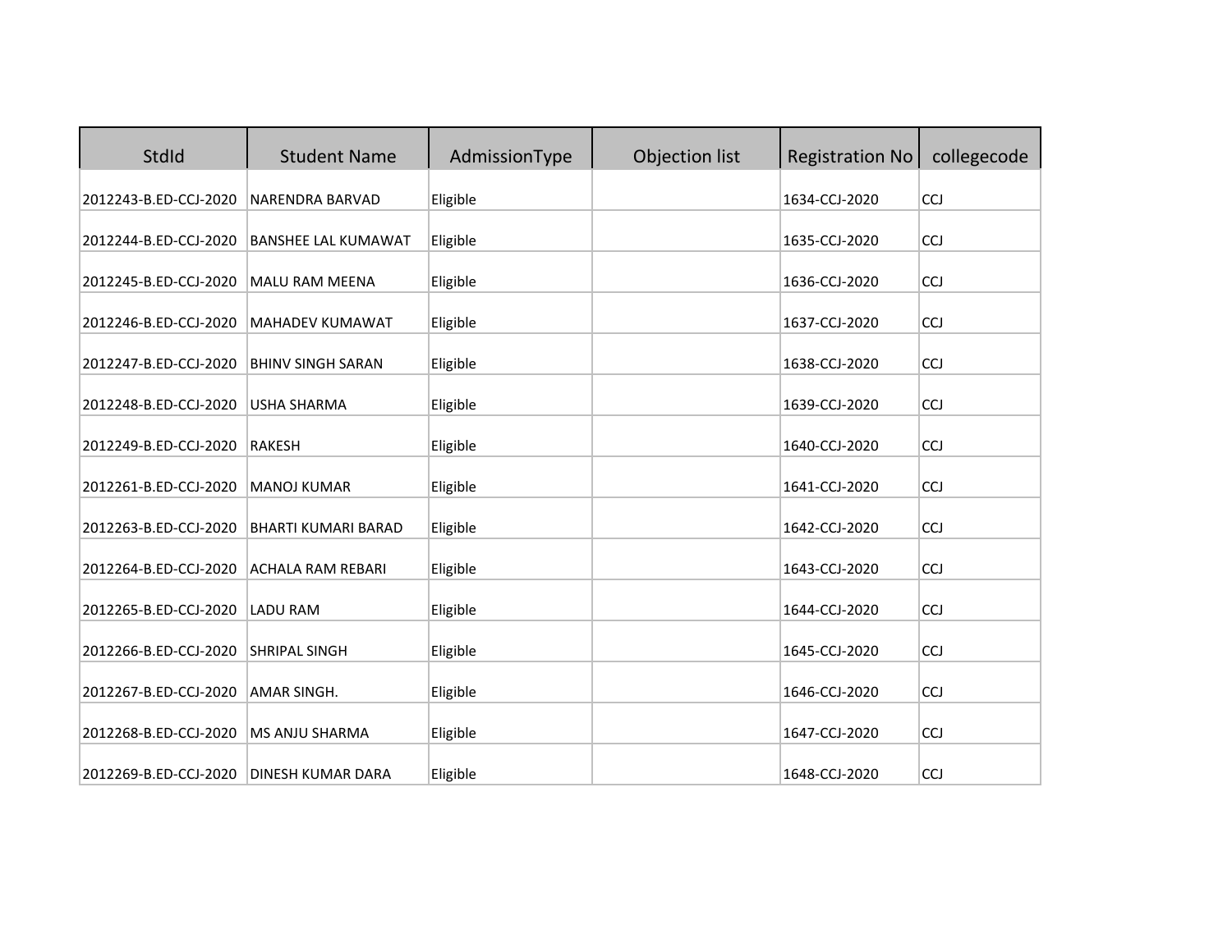| StdId | Student Name | AdmissionType | Objection list | Registration No | collegecode |
|---|---|---|---|---|---|
| 2012243-B.ED-CCJ-2020 | NARENDRA BARVAD | Eligible | | 1634-CCJ-2020 | CCJ |
| 2012244-B.ED-CCJ-2020 | BANSHEE LAL KUMAWAT | Eligible | | 1635-CCJ-2020 | CCJ |
| 2012245-B.ED-CCJ-2020 | MALU RAM MEENA | Eligible | | 1636-CCJ-2020 | CCJ |
| 2012246-B.ED-CCJ-2020 | MAHADEV KUMAWAT | Eligible | | 1637-CCJ-2020 | CCJ |
| 2012247-B.ED-CCJ-2020 | BHINV SINGH SARAN | Eligible | | 1638-CCJ-2020 | CCJ |
| 2012248-B.ED-CCJ-2020 | USHA SHARMA | Eligible | | 1639-CCJ-2020 | CCJ |
| 2012249-B.ED-CCJ-2020 | RAKESH | Eligible | | 1640-CCJ-2020 | CCJ |
| 2012261-B.ED-CCJ-2020 | MANOJ KUMAR | Eligible | | 1641-CCJ-2020 | CCJ |
| 2012263-B.ED-CCJ-2020 | BHARTI KUMARI BARAD | Eligible | | 1642-CCJ-2020 | CCJ |
| 2012264-B.ED-CCJ-2020 | ACHALA RAM REBARI | Eligible | | 1643-CCJ-2020 | CCJ |
| 2012265-B.ED-CCJ-2020 | LADU RAM | Eligible | | 1644-CCJ-2020 | CCJ |
| 2012266-B.ED-CCJ-2020 | SHRIPAL SINGH | Eligible | | 1645-CCJ-2020 | CCJ |
| 2012267-B.ED-CCJ-2020 | AMAR SINGH. | Eligible | | 1646-CCJ-2020 | CCJ |
| 2012268-B.ED-CCJ-2020 | MS ANJU SHARMA | Eligible | | 1647-CCJ-2020 | CCJ |
| 2012269-B.ED-CCJ-2020 | DINESH KUMAR DARA | Eligible | | 1648-CCJ-2020 | CCJ |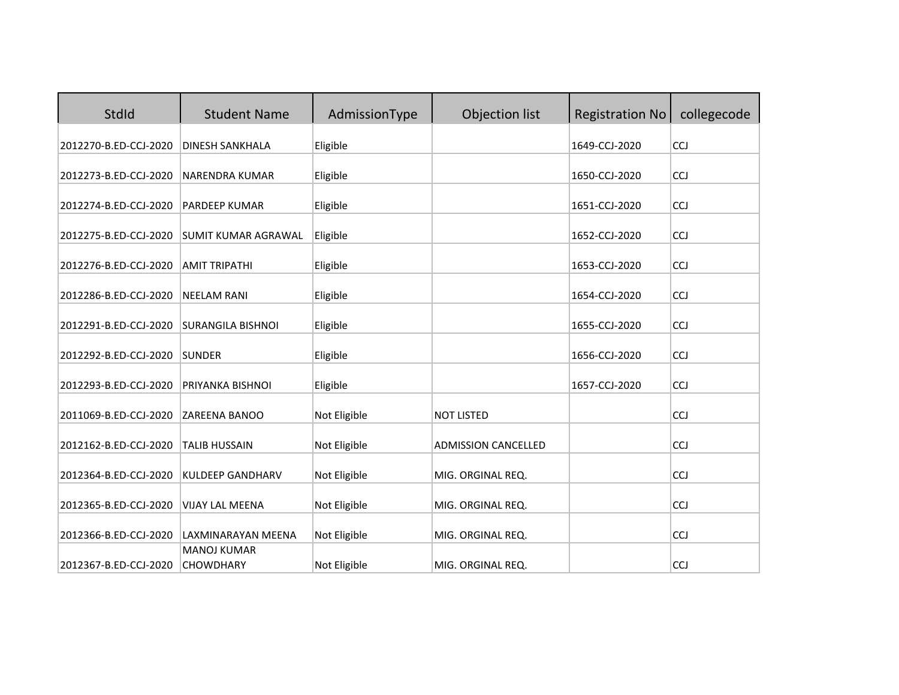| StdId | Student Name | AdmissionType | Objection list | Registration No | collegecode |
| --- | --- | --- | --- | --- | --- |
| 2012270-B.ED-CCJ-2020 | DINESH SANKHALA | Eligible | | 1649-CCJ-2020 | CCJ |
| 2012273-B.ED-CCJ-2020 | NARENDRA KUMAR | Eligible | | 1650-CCJ-2020 | CCJ |
| 2012274-B.ED-CCJ-2020 | PARDEEP KUMAR | Eligible | | 1651-CCJ-2020 | CCJ |
| 2012275-B.ED-CCJ-2020 | SUMIT KUMAR AGRAWAL | Eligible | | 1652-CCJ-2020 | CCJ |
| 2012276-B.ED-CCJ-2020 | AMIT TRIPATHI | Eligible | | 1653-CCJ-2020 | CCJ |
| 2012286-B.ED-CCJ-2020 | NEELAM RANI | Eligible | | 1654-CCJ-2020 | CCJ |
| 2012291-B.ED-CCJ-2020 | SURANGILA BISHNOI | Eligible | | 1655-CCJ-2020 | CCJ |
| 2012292-B.ED-CCJ-2020 | SUNDER | Eligible | | 1656-CCJ-2020 | CCJ |
| 2012293-B.ED-CCJ-2020 | PRIYANKA BISHNOI | Eligible | | 1657-CCJ-2020 | CCJ |
| 2011069-B.ED-CCJ-2020 | ZAREENA BANOO | Not Eligible | NOT LISTED | | CCJ |
| 2012162-B.ED-CCJ-2020 | TALIB HUSSAIN | Not Eligible | ADMISSION CANCELLED | | CCJ |
| 2012364-B.ED-CCJ-2020 | KULDEEP GANDHARV | Not Eligible | MIG. ORGINAL REQ. | | CCJ |
| 2012365-B.ED-CCJ-2020 | VIJAY LAL MEENA | Not Eligible | MIG. ORGINAL REQ. | | CCJ |
| 2012366-B.ED-CCJ-2020 | LAXMINARAYAN MEENA | Not Eligible | MIG. ORGINAL REQ. | | CCJ |
| 2012367-B.ED-CCJ-2020 | MANOJ KUMAR CHOWDHARY | Not Eligible | MIG. ORGINAL REQ. | | CCJ |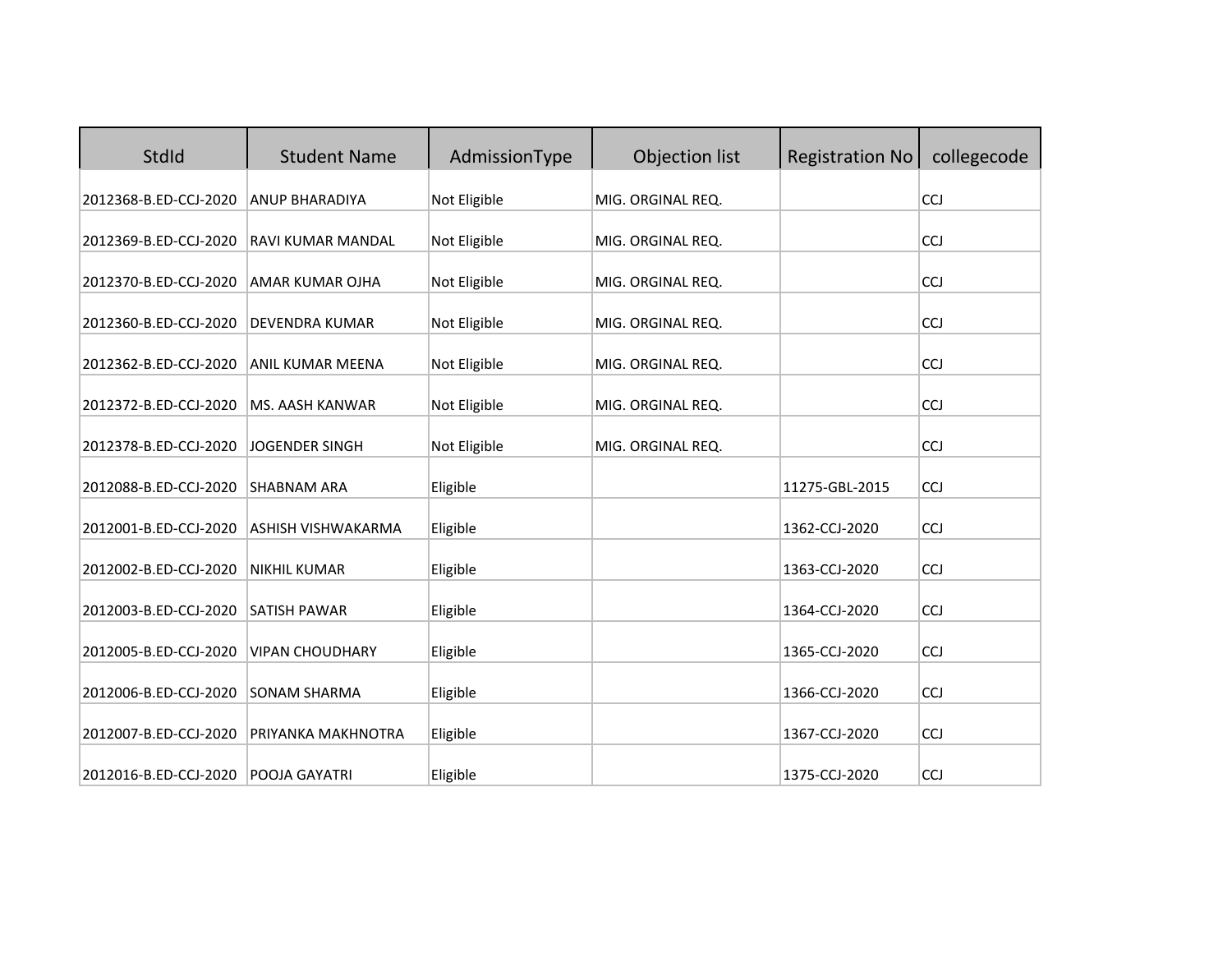| StdId | Student Name | AdmissionType | Objection list | Registration No | collegecode |
|---|---|---|---|---|---|
| 2012368-B.ED-CCJ-2020 | ANUP BHARADIYA | Not Eligible | MIG. ORGINAL REQ. | | CCJ |
| 2012369-B.ED-CCJ-2020 | RAVI KUMAR MANDAL | Not Eligible | MIG. ORGINAL REQ. | | CCJ |
| 2012370-B.ED-CCJ-2020 | AMAR KUMAR OJHA | Not Eligible | MIG. ORGINAL REQ. | | CCJ |
| 2012360-B.ED-CCJ-2020 | DEVENDRA KUMAR | Not Eligible | MIG. ORGINAL REQ. | | CCJ |
| 2012362-B.ED-CCJ-2020 | ANIL KUMAR MEENA | Not Eligible | MIG. ORGINAL REQ. | | CCJ |
| 2012372-B.ED-CCJ-2020 | MS. AASH KANWAR | Not Eligible | MIG. ORGINAL REQ. | | CCJ |
| 2012378-B.ED-CCJ-2020 | JOGENDER SINGH | Not Eligible | MIG. ORGINAL REQ. | | CCJ |
| 2012088-B.ED-CCJ-2020 | SHABNAM ARA | Eligible | | 11275-GBL-2015 | CCJ |
| 2012001-B.ED-CCJ-2020 | ASHISH VISHWAKARMA | Eligible | | 1362-CCJ-2020 | CCJ |
| 2012002-B.ED-CCJ-2020 | NIKHIL KUMAR | Eligible | | 1363-CCJ-2020 | CCJ |
| 2012003-B.ED-CCJ-2020 | SATISH PAWAR | Eligible | | 1364-CCJ-2020 | CCJ |
| 2012005-B.ED-CCJ-2020 | VIPAN CHOUDHARY | Eligible | | 1365-CCJ-2020 | CCJ |
| 2012006-B.ED-CCJ-2020 | SONAM SHARMA | Eligible | | 1366-CCJ-2020 | CCJ |
| 2012007-B.ED-CCJ-2020 | PRIYANKA MAKHNOTRA | Eligible | | 1367-CCJ-2020 | CCJ |
| 2012016-B.ED-CCJ-2020 | POOJA GAYATRI | Eligible | | 1375-CCJ-2020 | CCJ |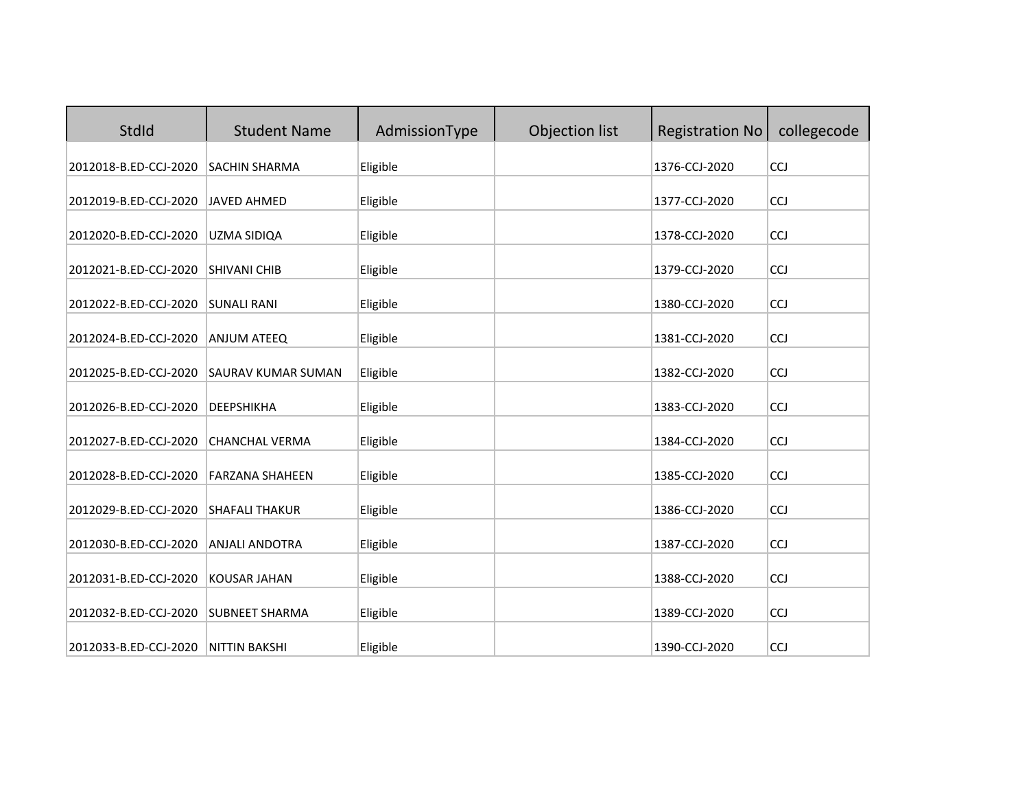| StdId | Student Name | AdmissionType | Objection list | Registration No | collegecode |
|---|---|---|---|---|---|
| 2012018-B.ED-CCJ-2020 | SACHIN SHARMA | Eligible | | 1376-CCJ-2020 | CCJ |
| 2012019-B.ED-CCJ-2020 | JAVED AHMED | Eligible | | 1377-CCJ-2020 | CCJ |
| 2012020-B.ED-CCJ-2020 | UZMA SIDIQA | Eligible | | 1378-CCJ-2020 | CCJ |
| 2012021-B.ED-CCJ-2020 | SHIVANI CHIB | Eligible | | 1379-CCJ-2020 | CCJ |
| 2012022-B.ED-CCJ-2020 | SUNALI RANI | Eligible | | 1380-CCJ-2020 | CCJ |
| 2012024-B.ED-CCJ-2020 | ANJUM ATEEQ | Eligible | | 1381-CCJ-2020 | CCJ |
| 2012025-B.ED-CCJ-2020 | SAURAV KUMAR SUMAN | Eligible | | 1382-CCJ-2020 | CCJ |
| 2012026-B.ED-CCJ-2020 | DEEPSHIKHA | Eligible | | 1383-CCJ-2020 | CCJ |
| 2012027-B.ED-CCJ-2020 | CHANCHAL VERMA | Eligible | | 1384-CCJ-2020 | CCJ |
| 2012028-B.ED-CCJ-2020 | FARZANA SHAHEEN | Eligible | | 1385-CCJ-2020 | CCJ |
| 2012029-B.ED-CCJ-2020 | SHAFALI THAKUR | Eligible | | 1386-CCJ-2020 | CCJ |
| 2012030-B.ED-CCJ-2020 | ANJALI ANDOTRA | Eligible | | 1387-CCJ-2020 | CCJ |
| 2012031-B.ED-CCJ-2020 | KOUSAR JAHAN | Eligible | | 1388-CCJ-2020 | CCJ |
| 2012032-B.ED-CCJ-2020 | SUBNEET SHARMA | Eligible | | 1389-CCJ-2020 | CCJ |
| 2012033-B.ED-CCJ-2020 | NITTIN BAKSHI | Eligible | | 1390-CCJ-2020 | CCJ |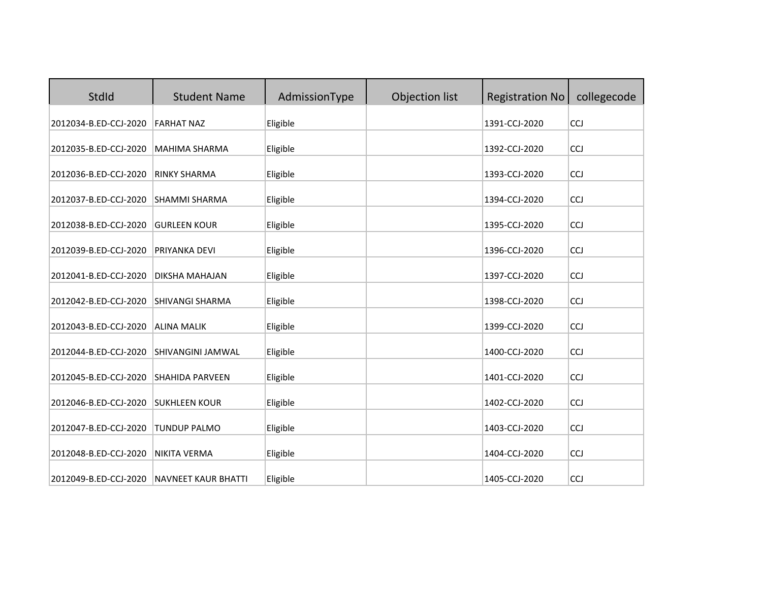| StdId | Student Name | AdmissionType | Objection list | Registration No | collegecode |
|---|---|---|---|---|---|
| 2012034-B.ED-CCJ-2020 | FARHAT NAZ | Eligible | | 1391-CCJ-2020 | CCJ |
| 2012035-B.ED-CCJ-2020 | MAHIMA SHARMA | Eligible | | 1392-CCJ-2020 | CCJ |
| 2012036-B.ED-CCJ-2020 | RINKY SHARMA | Eligible | | 1393-CCJ-2020 | CCJ |
| 2012037-B.ED-CCJ-2020 | SHAMMI SHARMA | Eligible | | 1394-CCJ-2020 | CCJ |
| 2012038-B.ED-CCJ-2020 | GURLEEN KOUR | Eligible | | 1395-CCJ-2020 | CCJ |
| 2012039-B.ED-CCJ-2020 | PRIYANKA DEVI | Eligible | | 1396-CCJ-2020 | CCJ |
| 2012041-B.ED-CCJ-2020 | DIKSHA MAHAJAN | Eligible | | 1397-CCJ-2020 | CCJ |
| 2012042-B.ED-CCJ-2020 | SHIVANGI SHARMA | Eligible | | 1398-CCJ-2020 | CCJ |
| 2012043-B.ED-CCJ-2020 | ALINA MALIK | Eligible | | 1399-CCJ-2020 | CCJ |
| 2012044-B.ED-CCJ-2020 | SHIVANGINI JAMWAL | Eligible | | 1400-CCJ-2020 | CCJ |
| 2012045-B.ED-CCJ-2020 | SHAHIDA PARVEEN | Eligible | | 1401-CCJ-2020 | CCJ |
| 2012046-B.ED-CCJ-2020 | SUKHLEEN KOUR | Eligible | | 1402-CCJ-2020 | CCJ |
| 2012047-B.ED-CCJ-2020 | TUNDUP PALMO | Eligible | | 1403-CCJ-2020 | CCJ |
| 2012048-B.ED-CCJ-2020 | NIKITA VERMA | Eligible | | 1404-CCJ-2020 | CCJ |
| 2012049-B.ED-CCJ-2020 | NAVNEET KAUR BHATTI | Eligible | | 1405-CCJ-2020 | CCJ |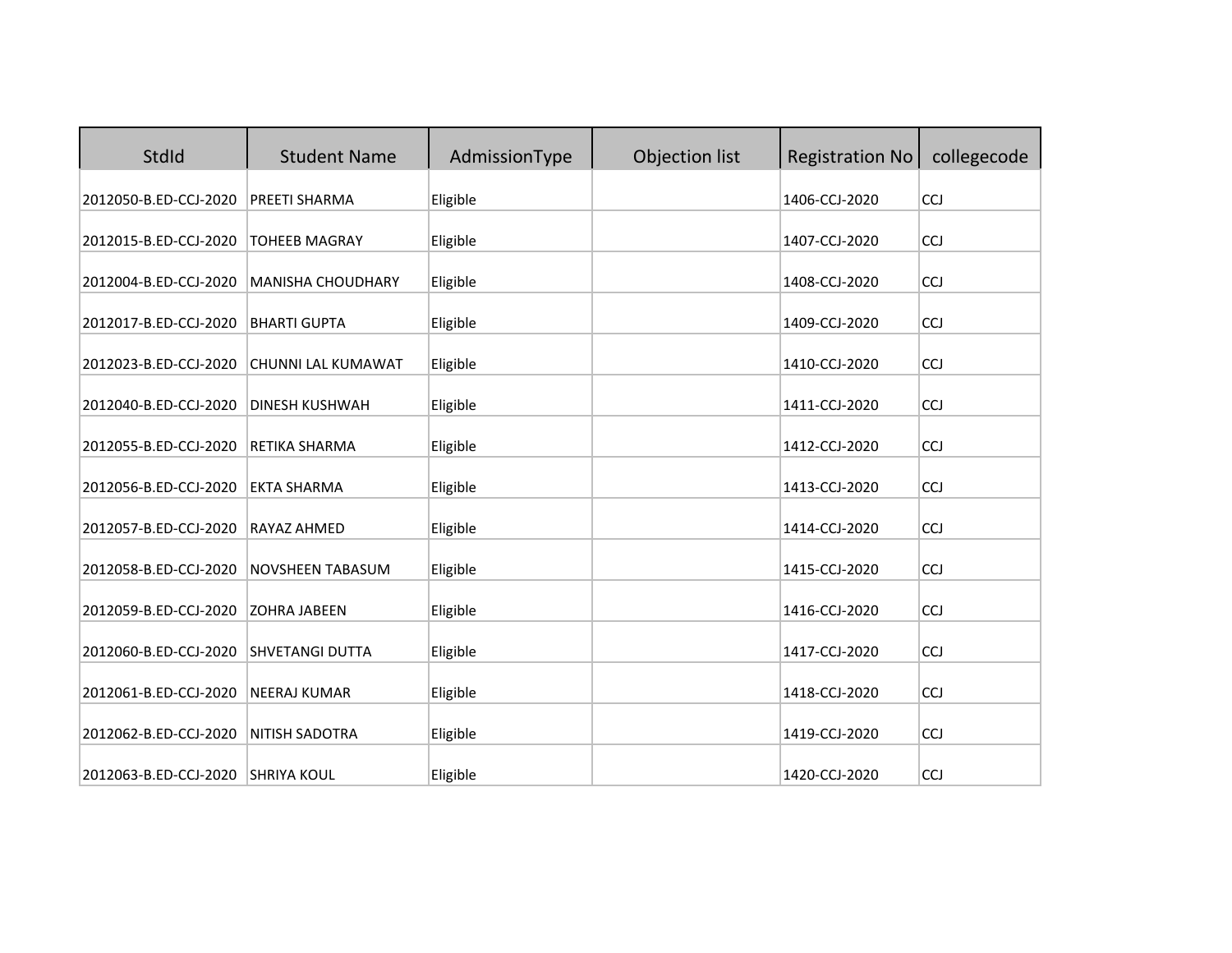| StdId | Student Name | AdmissionType | Objection list | Registration No | collegecode |
|---|---|---|---|---|---|
| 2012050-B.ED-CCJ-2020 | PREETI SHARMA | Eligible | | 1406-CCJ-2020 | CCJ |
| 2012015-B.ED-CCJ-2020 | TOHEEB MAGRAY | Eligible | | 1407-CCJ-2020 | CCJ |
| 2012004-B.ED-CCJ-2020 | MANISHA CHOUDHARY | Eligible | | 1408-CCJ-2020 | CCJ |
| 2012017-B.ED-CCJ-2020 | BHARTI GUPTA | Eligible | | 1409-CCJ-2020 | CCJ |
| 2012023-B.ED-CCJ-2020 | CHUNNI LAL KUMAWAT | Eligible | | 1410-CCJ-2020 | CCJ |
| 2012040-B.ED-CCJ-2020 | DINESH KUSHWAH | Eligible | | 1411-CCJ-2020 | CCJ |
| 2012055-B.ED-CCJ-2020 | RETIKA SHARMA | Eligible | | 1412-CCJ-2020 | CCJ |
| 2012056-B.ED-CCJ-2020 | EKTA SHARMA | Eligible | | 1413-CCJ-2020 | CCJ |
| 2012057-B.ED-CCJ-2020 | RAYAZ AHMED | Eligible | | 1414-CCJ-2020 | CCJ |
| 2012058-B.ED-CCJ-2020 | NOVSHEEN TABASUM | Eligible | | 1415-CCJ-2020 | CCJ |
| 2012059-B.ED-CCJ-2020 | ZOHRA JABEEN | Eligible | | 1416-CCJ-2020 | CCJ |
| 2012060-B.ED-CCJ-2020 | SHVETANGI DUTTA | Eligible | | 1417-CCJ-2020 | CCJ |
| 2012061-B.ED-CCJ-2020 | NEERAJ KUMAR | Eligible | | 1418-CCJ-2020 | CCJ |
| 2012062-B.ED-CCJ-2020 | NITISH SADOTRA | Eligible | | 1419-CCJ-2020 | CCJ |
| 2012063-B.ED-CCJ-2020 | SHRIYA KOUL | Eligible | | 1420-CCJ-2020 | CCJ |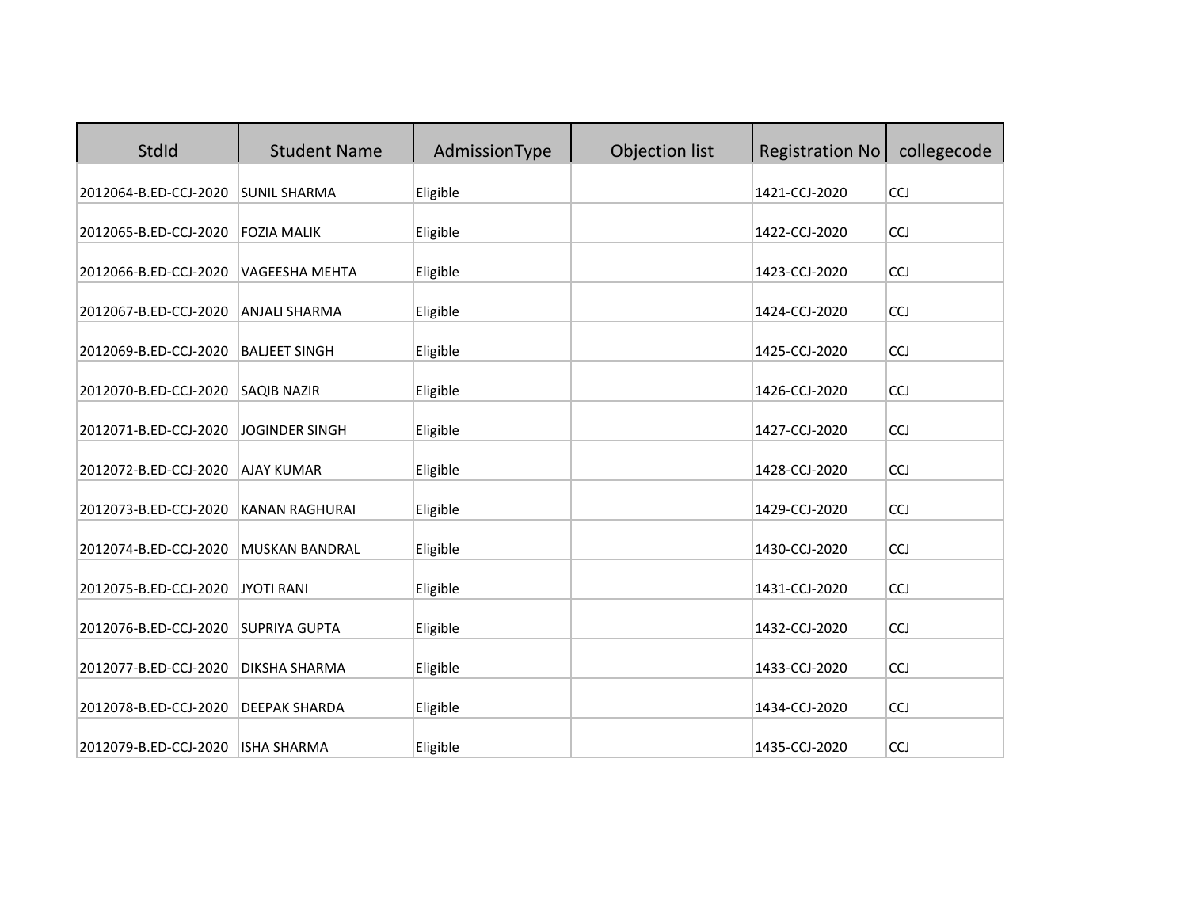| StdId | Student Name | AdmissionType | Objection list | Registration No | collegecode |
|---|---|---|---|---|---|
| 2012064-B.ED-CCJ-2020 | SUNIL SHARMA | Eligible | | 1421-CCJ-2020 | CCJ |
| 2012065-B.ED-CCJ-2020 | FOZIA MALIK | Eligible | | 1422-CCJ-2020 | CCJ |
| 2012066-B.ED-CCJ-2020 | VAGEESHA MEHTA | Eligible | | 1423-CCJ-2020 | CCJ |
| 2012067-B.ED-CCJ-2020 | ANJALI SHARMA | Eligible | | 1424-CCJ-2020 | CCJ |
| 2012069-B.ED-CCJ-2020 | BALJEET SINGH | Eligible | | 1425-CCJ-2020 | CCJ |
| 2012070-B.ED-CCJ-2020 | SAQIB NAZIR | Eligible | | 1426-CCJ-2020 | CCJ |
| 2012071-B.ED-CCJ-2020 | JOGINDER SINGH | Eligible | | 1427-CCJ-2020 | CCJ |
| 2012072-B.ED-CCJ-2020 | AJAY KUMAR | Eligible | | 1428-CCJ-2020 | CCJ |
| 2012073-B.ED-CCJ-2020 | KANAN RAGHURAI | Eligible | | 1429-CCJ-2020 | CCJ |
| 2012074-B.ED-CCJ-2020 | MUSKAN BANDRAL | Eligible | | 1430-CCJ-2020 | CCJ |
| 2012075-B.ED-CCJ-2020 | JYOTI RANI | Eligible | | 1431-CCJ-2020 | CCJ |
| 2012076-B.ED-CCJ-2020 | SUPRIYA GUPTA | Eligible | | 1432-CCJ-2020 | CCJ |
| 2012077-B.ED-CCJ-2020 | DIKSHA SHARMA | Eligible | | 1433-CCJ-2020 | CCJ |
| 2012078-B.ED-CCJ-2020 | DEEPAK SHARDA | Eligible | | 1434-CCJ-2020 | CCJ |
| 2012079-B.ED-CCJ-2020 | ISHA SHARMA | Eligible | | 1435-CCJ-2020 | CCJ |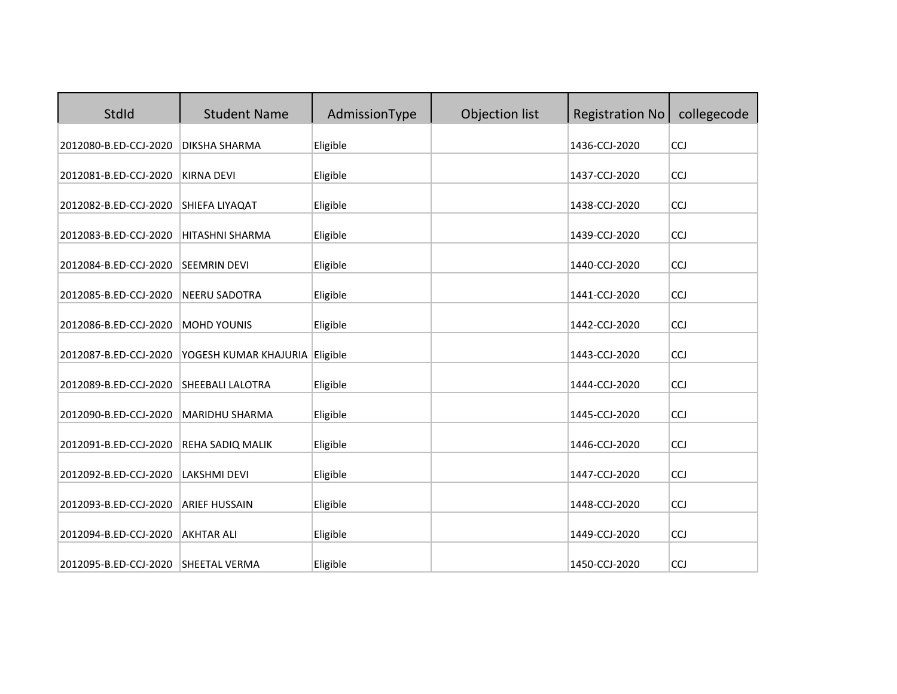| StdId | Student Name | AdmissionType | Objection list | Registration No | collegecode |
|---|---|---|---|---|---|
| 2012080-B.ED-CCJ-2020 | DIKSHA SHARMA | Eligible | | 1436-CCJ-2020 | CCJ |
| 2012081-B.ED-CCJ-2020 | KIRNA DEVI | Eligible | | 1437-CCJ-2020 | CCJ |
| 2012082-B.ED-CCJ-2020 | SHIEFA LIYAQAT | Eligible | | 1438-CCJ-2020 | CCJ |
| 2012083-B.ED-CCJ-2020 | HITASHNI SHARMA | Eligible | | 1439-CCJ-2020 | CCJ |
| 2012084-B.ED-CCJ-2020 | SEEMRIN DEVI | Eligible | | 1440-CCJ-2020 | CCJ |
| 2012085-B.ED-CCJ-2020 | NEERU SADOTRA | Eligible | | 1441-CCJ-2020 | CCJ |
| 2012086-B.ED-CCJ-2020 | MOHD YOUNIS | Eligible | | 1442-CCJ-2020 | CCJ |
| 2012087-B.ED-CCJ-2020 | YOGESH KUMAR KHAJURIA | Eligible | | 1443-CCJ-2020 | CCJ |
| 2012089-B.ED-CCJ-2020 | SHEEBALI LALOTRA | Eligible | | 1444-CCJ-2020 | CCJ |
| 2012090-B.ED-CCJ-2020 | MARIDHU SHARMA | Eligible | | 1445-CCJ-2020 | CCJ |
| 2012091-B.ED-CCJ-2020 | REHA SADIQ MALIK | Eligible | | 1446-CCJ-2020 | CCJ |
| 2012092-B.ED-CCJ-2020 | LAKSHMI DEVI | Eligible | | 1447-CCJ-2020 | CCJ |
| 2012093-B.ED-CCJ-2020 | ARIEF HUSSAIN | Eligible | | 1448-CCJ-2020 | CCJ |
| 2012094-B.ED-CCJ-2020 | AKHTAR ALI | Eligible | | 1449-CCJ-2020 | CCJ |
| 2012095-B.ED-CCJ-2020 | SHEETAL VERMA | Eligible | | 1450-CCJ-2020 | CCJ |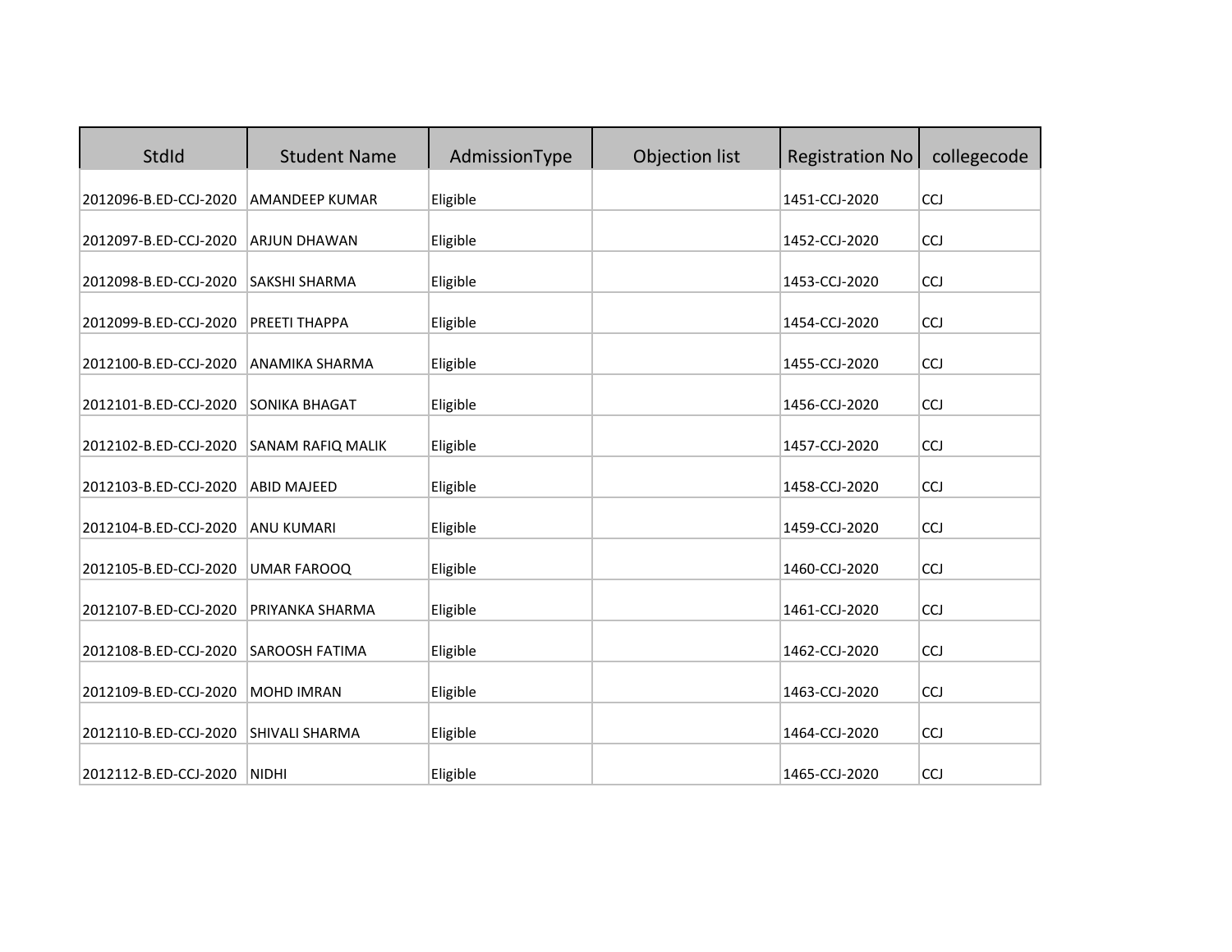| StdId | Student Name | AdmissionType | Objection list | Registration No | collegecode |
|---|---|---|---|---|---|
| 2012096-B.ED-CCJ-2020 | AMANDEEP KUMAR | Eligible | | 1451-CCJ-2020 | CCJ |
| 2012097-B.ED-CCJ-2020 | ARJUN DHAWAN | Eligible | | 1452-CCJ-2020 | CCJ |
| 2012098-B.ED-CCJ-2020 | SAKSHI SHARMA | Eligible | | 1453-CCJ-2020 | CCJ |
| 2012099-B.ED-CCJ-2020 | PREETI THAPPA | Eligible | | 1454-CCJ-2020 | CCJ |
| 2012100-B.ED-CCJ-2020 | ANAMIKA SHARMA | Eligible | | 1455-CCJ-2020 | CCJ |
| 2012101-B.ED-CCJ-2020 | SONIKA BHAGAT | Eligible | | 1456-CCJ-2020 | CCJ |
| 2012102-B.ED-CCJ-2020 | SANAM RAFIQ MALIK | Eligible | | 1457-CCJ-2020 | CCJ |
| 2012103-B.ED-CCJ-2020 | ABID MAJEED | Eligible | | 1458-CCJ-2020 | CCJ |
| 2012104-B.ED-CCJ-2020 | ANU KUMARI | Eligible | | 1459-CCJ-2020 | CCJ |
| 2012105-B.ED-CCJ-2020 | UMAR FAROOQ | Eligible | | 1460-CCJ-2020 | CCJ |
| 2012107-B.ED-CCJ-2020 | PRIYANKA SHARMA | Eligible | | 1461-CCJ-2020 | CCJ |
| 2012108-B.ED-CCJ-2020 | SAROOSH FATIMA | Eligible | | 1462-CCJ-2020 | CCJ |
| 2012109-B.ED-CCJ-2020 | MOHD IMRAN | Eligible | | 1463-CCJ-2020 | CCJ |
| 2012110-B.ED-CCJ-2020 | SHIVALI SHARMA | Eligible | | 1464-CCJ-2020 | CCJ |
| 2012112-B.ED-CCJ-2020 | NIDHI | Eligible | | 1465-CCJ-2020 | CCJ |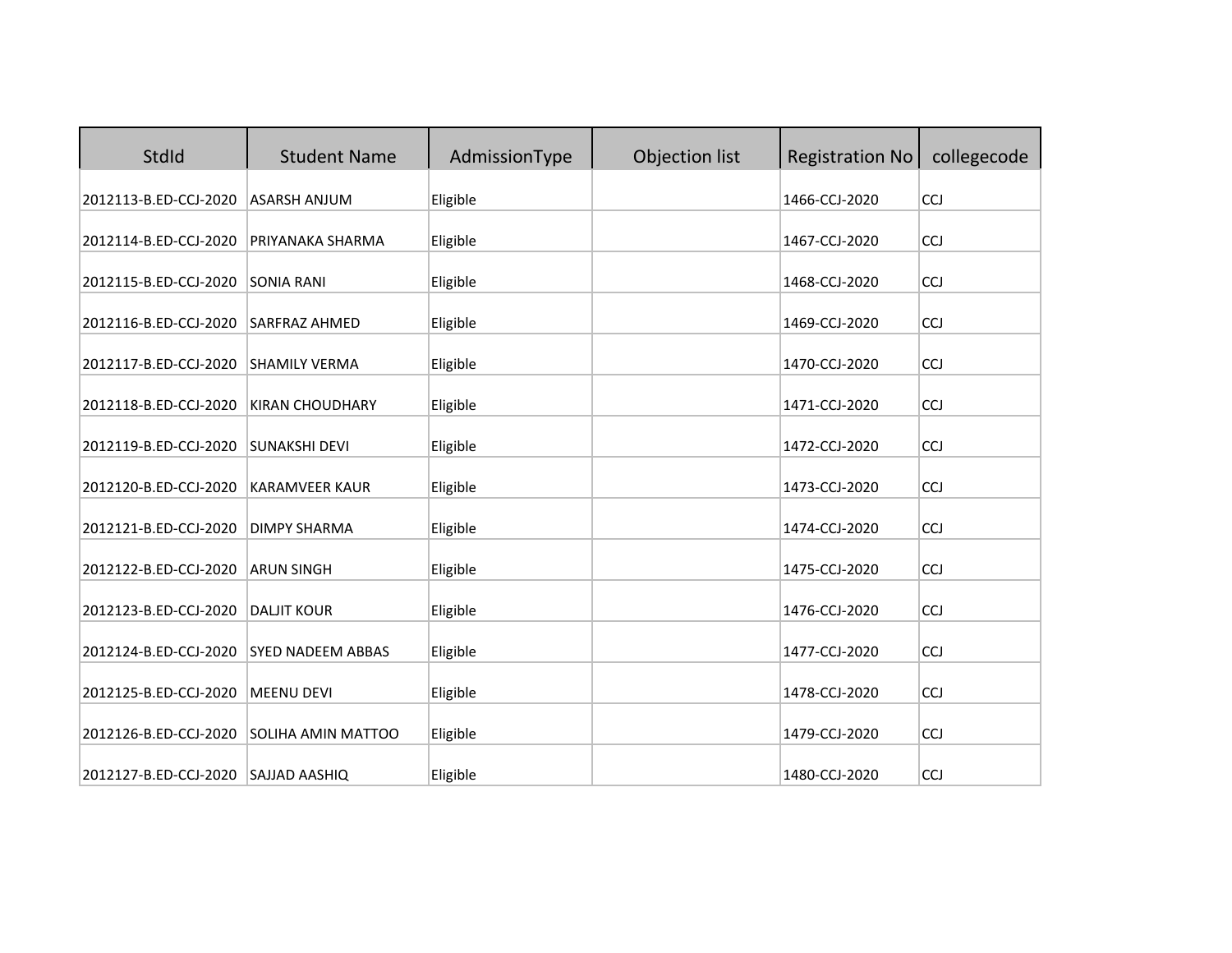| StdId | Student Name | AdmissionType | Objection list | Registration No | collegecode |
|---|---|---|---|---|---|
| 2012113-B.ED-CCJ-2020 | ASARSH ANJUM | Eligible | | 1466-CCJ-2020 | CCJ |
| 2012114-B.ED-CCJ-2020 | PRIYANAKA SHARMA | Eligible | | 1467-CCJ-2020 | CCJ |
| 2012115-B.ED-CCJ-2020 | SONIA RANI | Eligible | | 1468-CCJ-2020 | CCJ |
| 2012116-B.ED-CCJ-2020 | SARFRAZ AHMED | Eligible | | 1469-CCJ-2020 | CCJ |
| 2012117-B.ED-CCJ-2020 | SHAMILY VERMA | Eligible | | 1470-CCJ-2020 | CCJ |
| 2012118-B.ED-CCJ-2020 | KIRAN CHOUDHARY | Eligible | | 1471-CCJ-2020 | CCJ |
| 2012119-B.ED-CCJ-2020 | SUNAKSHI DEVI | Eligible | | 1472-CCJ-2020 | CCJ |
| 2012120-B.ED-CCJ-2020 | KARAMVEER KAUR | Eligible | | 1473-CCJ-2020 | CCJ |
| 2012121-B.ED-CCJ-2020 | DIMPY SHARMA | Eligible | | 1474-CCJ-2020 | CCJ |
| 2012122-B.ED-CCJ-2020 | ARUN SINGH | Eligible | | 1475-CCJ-2020 | CCJ |
| 2012123-B.ED-CCJ-2020 | DALJIT KOUR | Eligible | | 1476-CCJ-2020 | CCJ |
| 2012124-B.ED-CCJ-2020 | SYED NADEEM ABBAS | Eligible | | 1477-CCJ-2020 | CCJ |
| 2012125-B.ED-CCJ-2020 | MEENU DEVI | Eligible | | 1478-CCJ-2020 | CCJ |
| 2012126-B.ED-CCJ-2020 | SOLIHA AMIN MATTOO | Eligible | | 1479-CCJ-2020 | CCJ |
| 2012127-B.ED-CCJ-2020 | SAJJAD AASHIQ | Eligible | | 1480-CCJ-2020 | CCJ |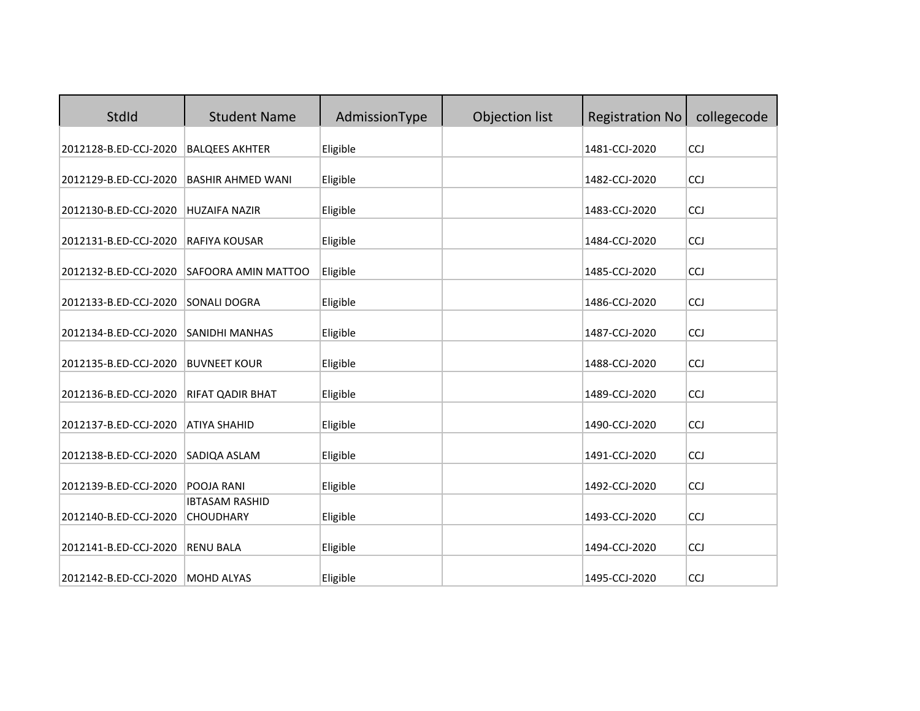| StdId | Student Name | AdmissionType | Objection list | Registration No | collegecode |
|---|---|---|---|---|---|
| 2012128-B.ED-CCJ-2020 | BALQEES AKHTER | Eligible | | 1481-CCJ-2020 | CCJ |
| 2012129-B.ED-CCJ-2020 | BASHIR AHMED WANI | Eligible | | 1482-CCJ-2020 | CCJ |
| 2012130-B.ED-CCJ-2020 | HUZAIFA NAZIR | Eligible | | 1483-CCJ-2020 | CCJ |
| 2012131-B.ED-CCJ-2020 | RAFIYA KOUSAR | Eligible | | 1484-CCJ-2020 | CCJ |
| 2012132-B.ED-CCJ-2020 | SAFOORA AMIN MATTOO | Eligible | | 1485-CCJ-2020 | CCJ |
| 2012133-B.ED-CCJ-2020 | SONALI DOGRA | Eligible | | 1486-CCJ-2020 | CCJ |
| 2012134-B.ED-CCJ-2020 | SANIDHI MANHAS | Eligible | | 1487-CCJ-2020 | CCJ |
| 2012135-B.ED-CCJ-2020 | BUVNEET KOUR | Eligible | | 1488-CCJ-2020 | CCJ |
| 2012136-B.ED-CCJ-2020 | RIFAT QADIR BHAT | Eligible | | 1489-CCJ-2020 | CCJ |
| 2012137-B.ED-CCJ-2020 | ATIYA SHAHID | Eligible | | 1490-CCJ-2020 | CCJ |
| 2012138-B.ED-CCJ-2020 | SADIQA ASLAM | Eligible | | 1491-CCJ-2020 | CCJ |
| 2012139-B.ED-CCJ-2020 | POOJA RANI | Eligible | | 1492-CCJ-2020 | CCJ |
| 2012140-B.ED-CCJ-2020 | IBTASAM RASHID CHOUDHARY | Eligible | | 1493-CCJ-2020 | CCJ |
| 2012141-B.ED-CCJ-2020 | RENU BALA | Eligible | | 1494-CCJ-2020 | CCJ |
| 2012142-B.ED-CCJ-2020 | MOHD ALYAS | Eligible | | 1495-CCJ-2020 | CCJ |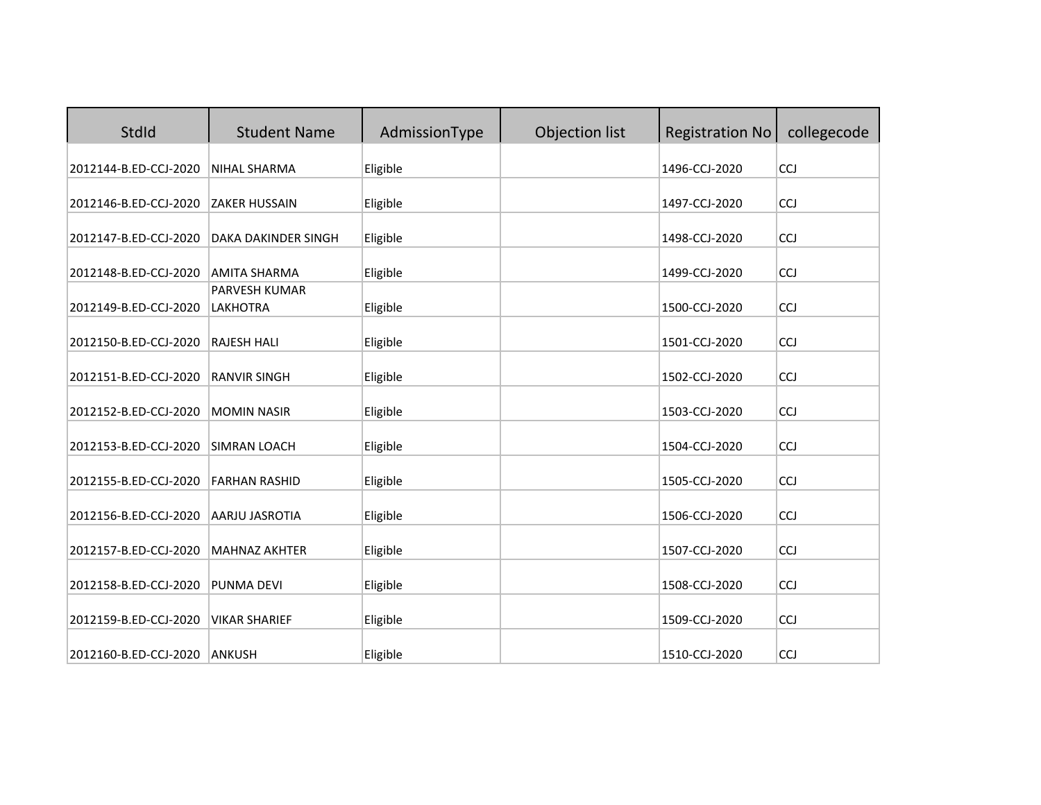| StdId | Student Name | AdmissionType | Objection list | Registration No | collegecode |
|---|---|---|---|---|---|
| 2012144-B.ED-CCJ-2020 | NIHAL SHARMA | Eligible | | 1496-CCJ-2020 | CCJ |
| 2012146-B.ED-CCJ-2020 | ZAKER HUSSAIN | Eligible | | 1497-CCJ-2020 | CCJ |
| 2012147-B.ED-CCJ-2020 | DAKA DAKINDER SINGH | Eligible | | 1498-CCJ-2020 | CCJ |
| 2012148-B.ED-CCJ-2020 | AMITA SHARMA | Eligible | | 1499-CCJ-2020 | CCJ |
| 2012149-B.ED-CCJ-2020 | PARVESH KUMAR LAKHOTRA | Eligible | | 1500-CCJ-2020 | CCJ |
| 2012150-B.ED-CCJ-2020 | RAJESH HALI | Eligible | | 1501-CCJ-2020 | CCJ |
| 2012151-B.ED-CCJ-2020 | RANVIR SINGH | Eligible | | 1502-CCJ-2020 | CCJ |
| 2012152-B.ED-CCJ-2020 | MOMIN NASIR | Eligible | | 1503-CCJ-2020 | CCJ |
| 2012153-B.ED-CCJ-2020 | SIMRAN LOACH | Eligible | | 1504-CCJ-2020 | CCJ |
| 2012155-B.ED-CCJ-2020 | FARHAN RASHID | Eligible | | 1505-CCJ-2020 | CCJ |
| 2012156-B.ED-CCJ-2020 | AARJU JASROTIA | Eligible | | 1506-CCJ-2020 | CCJ |
| 2012157-B.ED-CCJ-2020 | MAHNAZ AKHTER | Eligible | | 1507-CCJ-2020 | CCJ |
| 2012158-B.ED-CCJ-2020 | PUNMA DEVI | Eligible | | 1508-CCJ-2020 | CCJ |
| 2012159-B.ED-CCJ-2020 | VIKAR SHARIEF | Eligible | | 1509-CCJ-2020 | CCJ |
| 2012160-B.ED-CCJ-2020 | ANKUSH | Eligible | | 1510-CCJ-2020 | CCJ |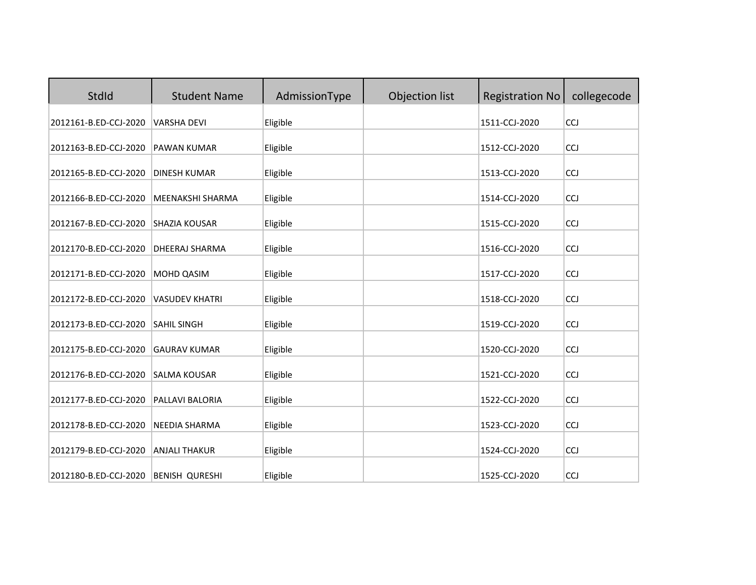| StdId | Student Name | AdmissionType | Objection list | Registration No | collegecode |
|---|---|---|---|---|---|
| 2012161-B.ED-CCJ-2020 | VARSHA DEVI | Eligible | | 1511-CCJ-2020 | CCJ |
| 2012163-B.ED-CCJ-2020 | PAWAN KUMAR | Eligible | | 1512-CCJ-2020 | CCJ |
| 2012165-B.ED-CCJ-2020 | DINESH KUMAR | Eligible | | 1513-CCJ-2020 | CCJ |
| 2012166-B.ED-CCJ-2020 | MEENAKSHI SHARMA | Eligible | | 1514-CCJ-2020 | CCJ |
| 2012167-B.ED-CCJ-2020 | SHAZIA KOUSAR | Eligible | | 1515-CCJ-2020 | CCJ |
| 2012170-B.ED-CCJ-2020 | DHEERAJ SHARMA | Eligible | | 1516-CCJ-2020 | CCJ |
| 2012171-B.ED-CCJ-2020 | MOHD QASIM | Eligible | | 1517-CCJ-2020 | CCJ |
| 2012172-B.ED-CCJ-2020 | VASUDEV KHATRI | Eligible | | 1518-CCJ-2020 | CCJ |
| 2012173-B.ED-CCJ-2020 | SAHIL SINGH | Eligible | | 1519-CCJ-2020 | CCJ |
| 2012175-B.ED-CCJ-2020 | GAURAV KUMAR | Eligible | | 1520-CCJ-2020 | CCJ |
| 2012176-B.ED-CCJ-2020 | SALMA KOUSAR | Eligible | | 1521-CCJ-2020 | CCJ |
| 2012177-B.ED-CCJ-2020 | PALLAVI BALORIA | Eligible | | 1522-CCJ-2020 | CCJ |
| 2012178-B.ED-CCJ-2020 | NEEDIA SHARMA | Eligible | | 1523-CCJ-2020 | CCJ |
| 2012179-B.ED-CCJ-2020 | ANJALI THAKUR | Eligible | | 1524-CCJ-2020 | CCJ |
| 2012180-B.ED-CCJ-2020 | BENISH QURESHI | Eligible | | 1525-CCJ-2020 | CCJ |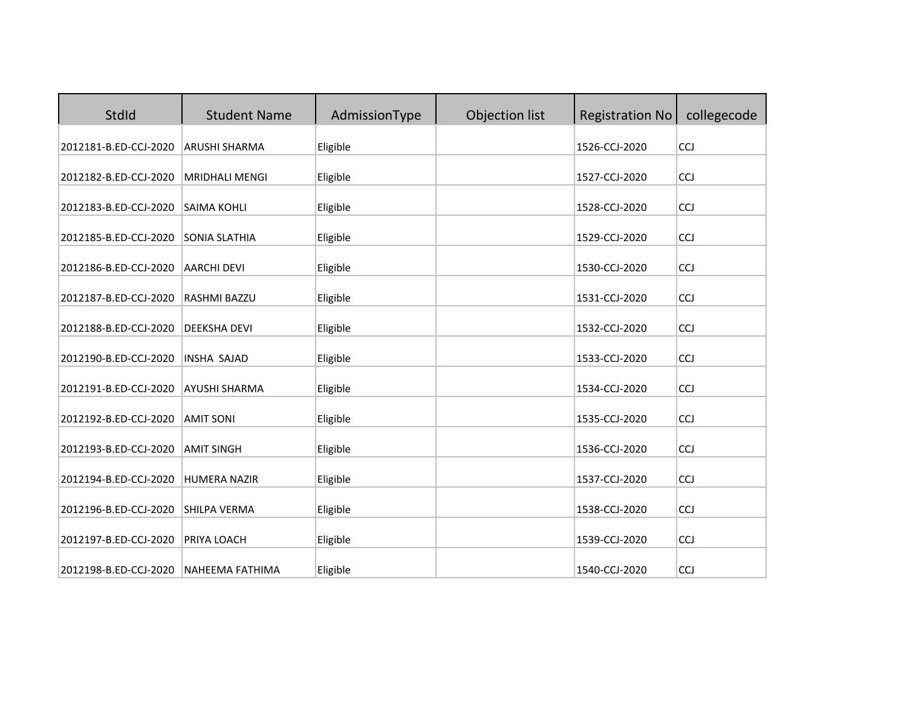| StdId | Student Name | AdmissionType | Objection list | Registration No | collegecode |
|---|---|---|---|---|---|
| 2012181-B.ED-CCJ-2020 | ARUSHI SHARMA | Eligible | | 1526-CCJ-2020 | CCJ |
| 2012182-B.ED-CCJ-2020 | MRIDHALI MENGI | Eligible | | 1527-CCJ-2020 | CCJ |
| 2012183-B.ED-CCJ-2020 | SAIMA KOHLI | Eligible | | 1528-CCJ-2020 | CCJ |
| 2012185-B.ED-CCJ-2020 | SONIA SLATHIA | Eligible | | 1529-CCJ-2020 | CCJ |
| 2012186-B.ED-CCJ-2020 | AARCHI DEVI | Eligible | | 1530-CCJ-2020 | CCJ |
| 2012187-B.ED-CCJ-2020 | RASHMI BAZZU | Eligible | | 1531-CCJ-2020 | CCJ |
| 2012188-B.ED-CCJ-2020 | DEEKSHA DEVI | Eligible | | 1532-CCJ-2020 | CCJ |
| 2012190-B.ED-CCJ-2020 | INSHA SAJAD | Eligible | | 1533-CCJ-2020 | CCJ |
| 2012191-B.ED-CCJ-2020 | AYUSHI SHARMA | Eligible | | 1534-CCJ-2020 | CCJ |
| 2012192-B.ED-CCJ-2020 | AMIT SONI | Eligible | | 1535-CCJ-2020 | CCJ |
| 2012193-B.ED-CCJ-2020 | AMIT SINGH | Eligible | | 1536-CCJ-2020 | CCJ |
| 2012194-B.ED-CCJ-2020 | HUMERA NAZIR | Eligible | | 1537-CCJ-2020 | CCJ |
| 2012196-B.ED-CCJ-2020 | SHILPA VERMA | Eligible | | 1538-CCJ-2020 | CCJ |
| 2012197-B.ED-CCJ-2020 | PRIYA LOACH | Eligible | | 1539-CCJ-2020 | CCJ |
| 2012198-B.ED-CCJ-2020 | NAHEEMA FATHIMA | Eligible | | 1540-CCJ-2020 | CCJ |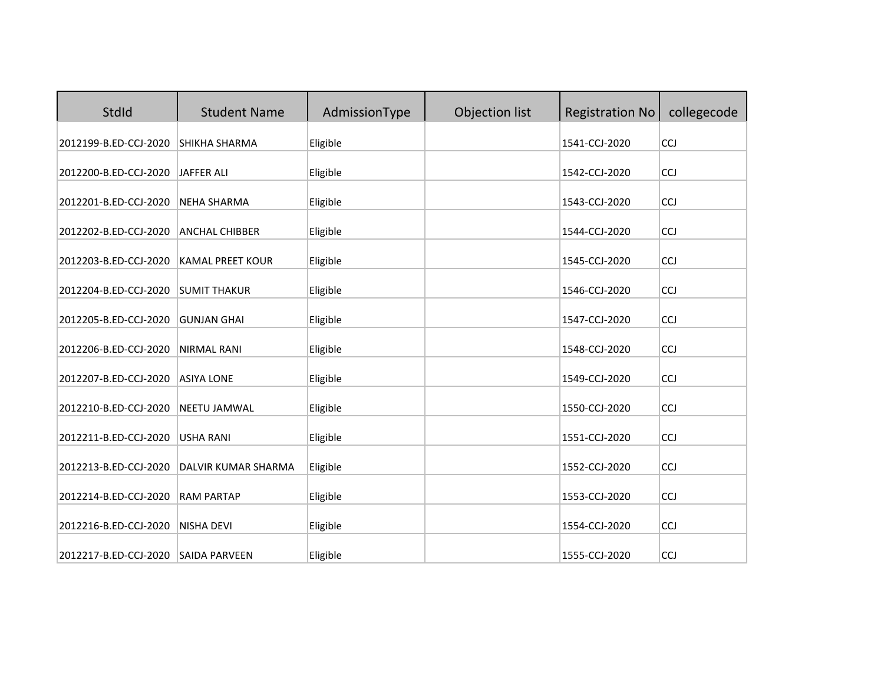| StdId | Student Name | AdmissionType | Objection list | Registration No | collegecode |
|---|---|---|---|---|---|
| 2012199-B.ED-CCJ-2020 | SHIKHA SHARMA | Eligible | | 1541-CCJ-2020 | CCJ |
| 2012200-B.ED-CCJ-2020 | JAFFER ALI | Eligible | | 1542-CCJ-2020 | CCJ |
| 2012201-B.ED-CCJ-2020 | NEHA SHARMA | Eligible | | 1543-CCJ-2020 | CCJ |
| 2012202-B.ED-CCJ-2020 | ANCHAL CHIBBER | Eligible | | 1544-CCJ-2020 | CCJ |
| 2012203-B.ED-CCJ-2020 | KAMAL PREET KOUR | Eligible | | 1545-CCJ-2020 | CCJ |
| 2012204-B.ED-CCJ-2020 | SUMIT THAKUR | Eligible | | 1546-CCJ-2020 | CCJ |
| 2012205-B.ED-CCJ-2020 | GUNJAN GHAI | Eligible | | 1547-CCJ-2020 | CCJ |
| 2012206-B.ED-CCJ-2020 | NIRMAL RANI | Eligible | | 1548-CCJ-2020 | CCJ |
| 2012207-B.ED-CCJ-2020 | ASIYA LONE | Eligible | | 1549-CCJ-2020 | CCJ |
| 2012210-B.ED-CCJ-2020 | NEETU JAMWAL | Eligible | | 1550-CCJ-2020 | CCJ |
| 2012211-B.ED-CCJ-2020 | USHA RANI | Eligible | | 1551-CCJ-2020 | CCJ |
| 2012213-B.ED-CCJ-2020 | DALVIR KUMAR SHARMA | Eligible | | 1552-CCJ-2020 | CCJ |
| 2012214-B.ED-CCJ-2020 | RAM PARTAP | Eligible | | 1553-CCJ-2020 | CCJ |
| 2012216-B.ED-CCJ-2020 | NISHA DEVI | Eligible | | 1554-CCJ-2020 | CCJ |
| 2012217-B.ED-CCJ-2020 | SAIDA PARVEEN | Eligible | | 1555-CCJ-2020 | CCJ |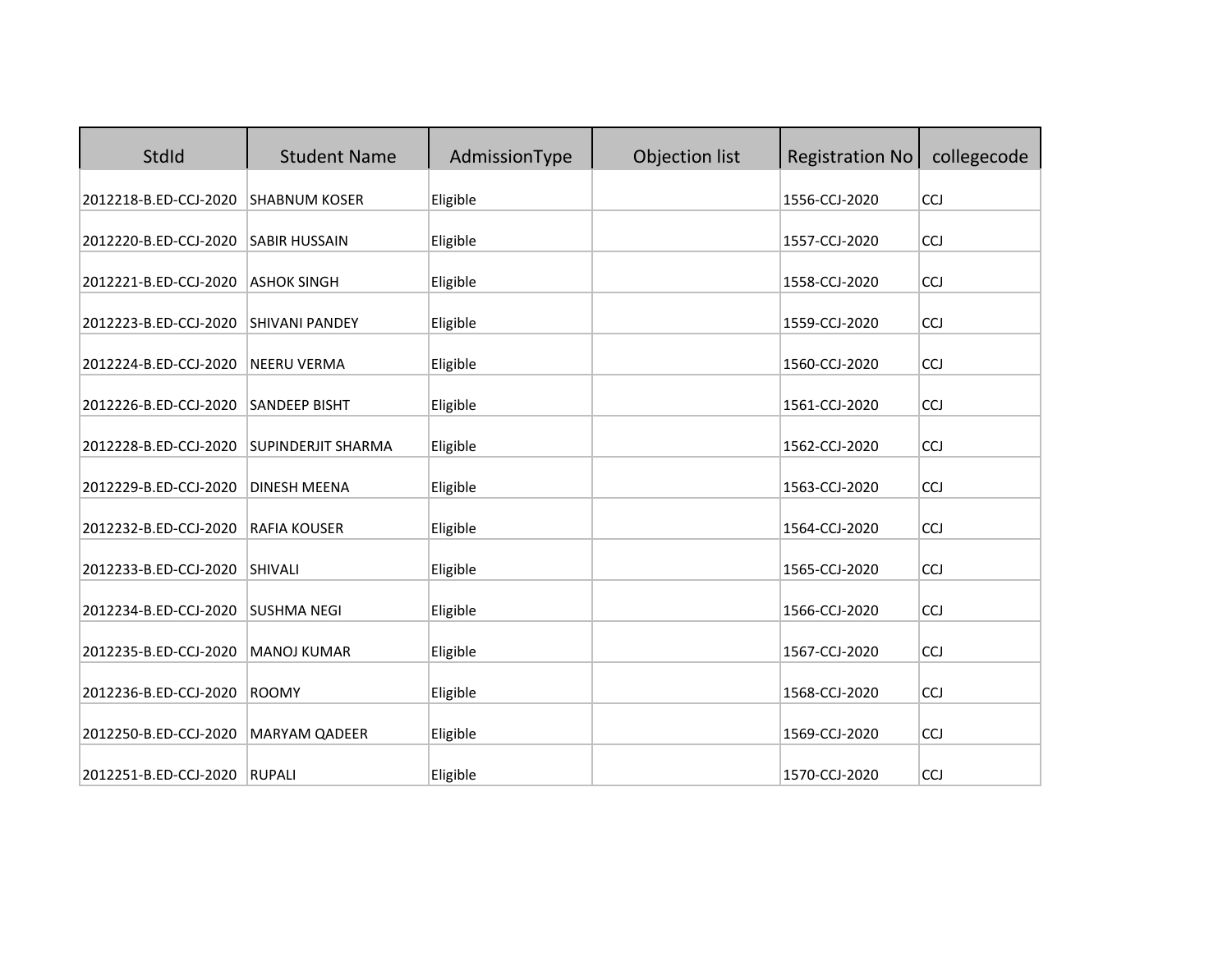| StdId | Student Name | AdmissionType | Objection list | Registration No | collegecode |
|---|---|---|---|---|---|
| 2012218-B.ED-CCJ-2020 | SHABNUM KOSER | Eligible | | 1556-CCJ-2020 | CCJ |
| 2012220-B.ED-CCJ-2020 | SABIR HUSSAIN | Eligible | | 1557-CCJ-2020 | CCJ |
| 2012221-B.ED-CCJ-2020 | ASHOK SINGH | Eligible | | 1558-CCJ-2020 | CCJ |
| 2012223-B.ED-CCJ-2020 | SHIVANI PANDEY | Eligible | | 1559-CCJ-2020 | CCJ |
| 2012224-B.ED-CCJ-2020 | NEERU VERMA | Eligible | | 1560-CCJ-2020 | CCJ |
| 2012226-B.ED-CCJ-2020 | SANDEEP BISHT | Eligible | | 1561-CCJ-2020 | CCJ |
| 2012228-B.ED-CCJ-2020 | SUPINDERJIT SHARMA | Eligible | | 1562-CCJ-2020 | CCJ |
| 2012229-B.ED-CCJ-2020 | DINESH MEENA | Eligible | | 1563-CCJ-2020 | CCJ |
| 2012232-B.ED-CCJ-2020 | RAFIA KOUSER | Eligible | | 1564-CCJ-2020 | CCJ |
| 2012233-B.ED-CCJ-2020 | SHIVALI | Eligible | | 1565-CCJ-2020 | CCJ |
| 2012234-B.ED-CCJ-2020 | SUSHMA NEGI | Eligible | | 1566-CCJ-2020 | CCJ |
| 2012235-B.ED-CCJ-2020 | MANOJ KUMAR | Eligible | | 1567-CCJ-2020 | CCJ |
| 2012236-B.ED-CCJ-2020 | ROOMY | Eligible | | 1568-CCJ-2020 | CCJ |
| 2012250-B.ED-CCJ-2020 | MARYAM QADEER | Eligible | | 1569-CCJ-2020 | CCJ |
| 2012251-B.ED-CCJ-2020 | RUPALI | Eligible | | 1570-CCJ-2020 | CCJ |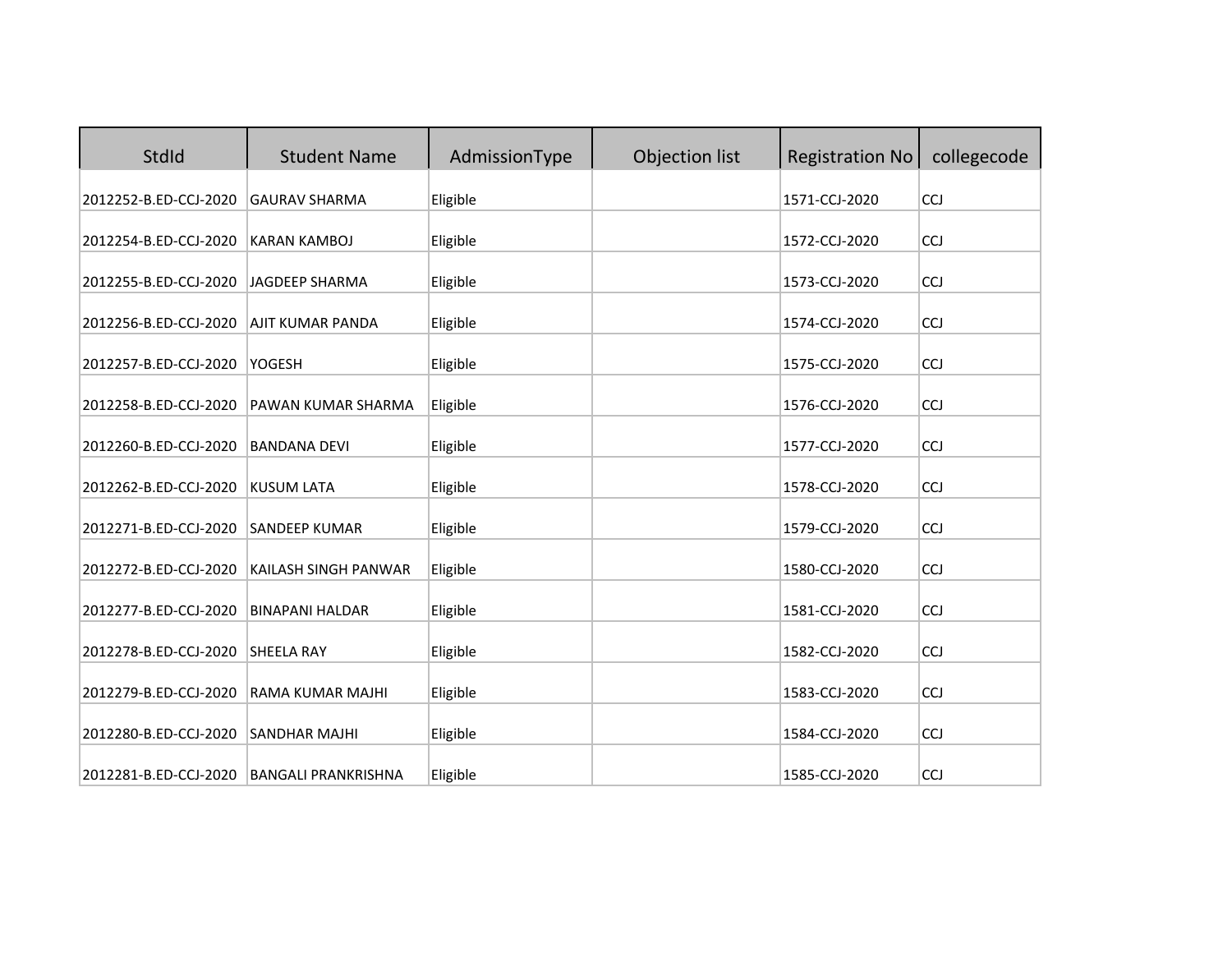| StdId | Student Name | AdmissionType | Objection list | Registration No | collegecode |
|---|---|---|---|---|---|
| 2012252-B.ED-CCJ-2020 | GAURAV SHARMA | Eligible | | 1571-CCJ-2020 | CCJ |
| 2012254-B.ED-CCJ-2020 | KARAN KAMBOJ | Eligible | | 1572-CCJ-2020 | CCJ |
| 2012255-B.ED-CCJ-2020 | JAGDEEP SHARMA | Eligible | | 1573-CCJ-2020 | CCJ |
| 2012256-B.ED-CCJ-2020 | AJIT KUMAR PANDA | Eligible | | 1574-CCJ-2020 | CCJ |
| 2012257-B.ED-CCJ-2020 | YOGESH | Eligible | | 1575-CCJ-2020 | CCJ |
| 2012258-B.ED-CCJ-2020 | PAWAN KUMAR SHARMA | Eligible | | 1576-CCJ-2020 | CCJ |
| 2012260-B.ED-CCJ-2020 | BANDANA DEVI | Eligible | | 1577-CCJ-2020 | CCJ |
| 2012262-B.ED-CCJ-2020 | KUSUM LATA | Eligible | | 1578-CCJ-2020 | CCJ |
| 2012271-B.ED-CCJ-2020 | SANDEEP KUMAR | Eligible | | 1579-CCJ-2020 | CCJ |
| 2012272-B.ED-CCJ-2020 | KAILASH SINGH PANWAR | Eligible | | 1580-CCJ-2020 | CCJ |
| 2012277-B.ED-CCJ-2020 | BINAPANI HALDAR | Eligible | | 1581-CCJ-2020 | CCJ |
| 2012278-B.ED-CCJ-2020 | SHEELA RAY | Eligible | | 1582-CCJ-2020 | CCJ |
| 2012279-B.ED-CCJ-2020 | RAMA KUMAR MAJHI | Eligible | | 1583-CCJ-2020 | CCJ |
| 2012280-B.ED-CCJ-2020 | SANDHAR MAJHI | Eligible | | 1584-CCJ-2020 | CCJ |
| 2012281-B.ED-CCJ-2020 | BANGALI PRANKRISHNA | Eligible | | 1585-CCJ-2020 | CCJ |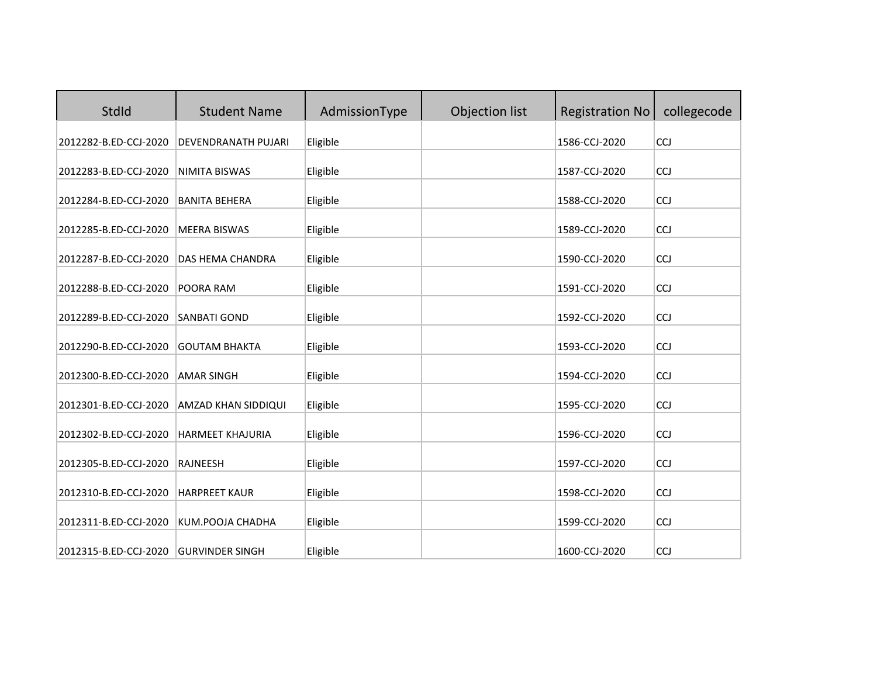| StdId | Student Name | AdmissionType | Objection list | Registration No | collegecode |
|---|---|---|---|---|---|
| 2012282-B.ED-CCJ-2020 | DEVENDRANATH PUJARI | Eligible | | 1586-CCJ-2020 | CCJ |
| 2012283-B.ED-CCJ-2020 | NIMITA BISWAS | Eligible | | 1587-CCJ-2020 | CCJ |
| 2012284-B.ED-CCJ-2020 | BANITA BEHERA | Eligible | | 1588-CCJ-2020 | CCJ |
| 2012285-B.ED-CCJ-2020 | MEERA BISWAS | Eligible | | 1589-CCJ-2020 | CCJ |
| 2012287-B.ED-CCJ-2020 | DAS HEMA CHANDRA | Eligible | | 1590-CCJ-2020 | CCJ |
| 2012288-B.ED-CCJ-2020 | POORA RAM | Eligible | | 1591-CCJ-2020 | CCJ |
| 2012289-B.ED-CCJ-2020 | SANBATI GOND | Eligible | | 1592-CCJ-2020 | CCJ |
| 2012290-B.ED-CCJ-2020 | GOUTAM BHAKTA | Eligible | | 1593-CCJ-2020 | CCJ |
| 2012300-B.ED-CCJ-2020 | AMAR SINGH | Eligible | | 1594-CCJ-2020 | CCJ |
| 2012301-B.ED-CCJ-2020 | AMZAD KHAN SIDDIQUI | Eligible | | 1595-CCJ-2020 | CCJ |
| 2012302-B.ED-CCJ-2020 | HARMEET KHAJURIA | Eligible | | 1596-CCJ-2020 | CCJ |
| 2012305-B.ED-CCJ-2020 | RAJNEESH | Eligible | | 1597-CCJ-2020 | CCJ |
| 2012310-B.ED-CCJ-2020 | HARPREET KAUR | Eligible | | 1598-CCJ-2020 | CCJ |
| 2012311-B.ED-CCJ-2020 | KUM.POOJA CHADHA | Eligible | | 1599-CCJ-2020 | CCJ |
| 2012315-B.ED-CCJ-2020 | GURVINDER SINGH | Eligible | | 1600-CCJ-2020 | CCJ |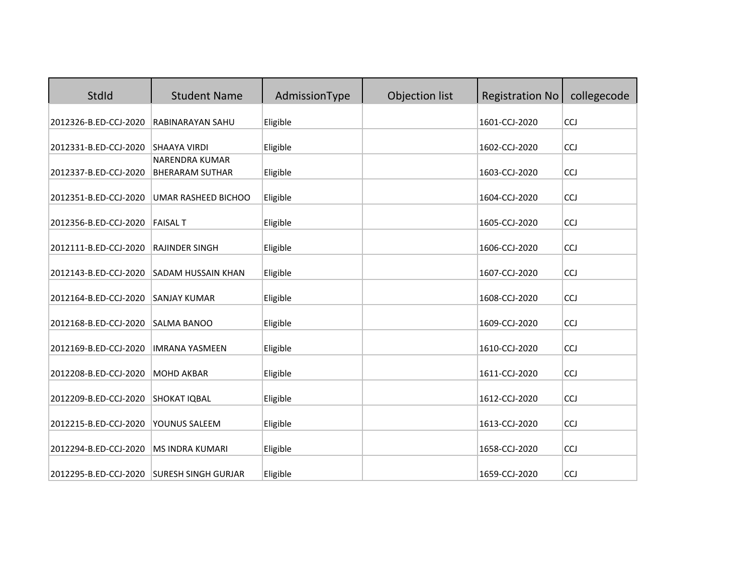| StdId | Student Name | AdmissionType | Objection list | Registration No | collegecode |
|---|---|---|---|---|---|
| 2012326-B.ED-CCJ-2020 | RABINARAYAN SAHU | Eligible | | 1601-CCJ-2020 | CCJ |
| 2012331-B.ED-CCJ-2020 | SHAAYA VIRDI | Eligible | | 1602-CCJ-2020 | CCJ |
| 2012337-B.ED-CCJ-2020 | NARENDRA KUMAR BHERARAM SUTHAR | Eligible | | 1603-CCJ-2020 | CCJ |
| 2012351-B.ED-CCJ-2020 | UMAR RASHEED BICHOO | Eligible | | 1604-CCJ-2020 | CCJ |
| 2012356-B.ED-CCJ-2020 | FAISAL T | Eligible | | 1605-CCJ-2020 | CCJ |
| 2012111-B.ED-CCJ-2020 | RAJINDER SINGH | Eligible | | 1606-CCJ-2020 | CCJ |
| 2012143-B.ED-CCJ-2020 | SADAM HUSSAIN KHAN | Eligible | | 1607-CCJ-2020 | CCJ |
| 2012164-B.ED-CCJ-2020 | SANJAY KUMAR | Eligible | | 1608-CCJ-2020 | CCJ |
| 2012168-B.ED-CCJ-2020 | SALMA BANOO | Eligible | | 1609-CCJ-2020 | CCJ |
| 2012169-B.ED-CCJ-2020 | IMRANA YASMEEN | Eligible | | 1610-CCJ-2020 | CCJ |
| 2012208-B.ED-CCJ-2020 | MOHD AKBAR | Eligible | | 1611-CCJ-2020 | CCJ |
| 2012209-B.ED-CCJ-2020 | SHOKAT IQBAL | Eligible | | 1612-CCJ-2020 | CCJ |
| 2012215-B.ED-CCJ-2020 | YOUNUS SALEEM | Eligible | | 1613-CCJ-2020 | CCJ |
| 2012294-B.ED-CCJ-2020 | MS INDRA KUMARI | Eligible | | 1658-CCJ-2020 | CCJ |
| 2012295-B.ED-CCJ-2020 | SURESH SINGH GURJAR | Eligible | | 1659-CCJ-2020 | CCJ |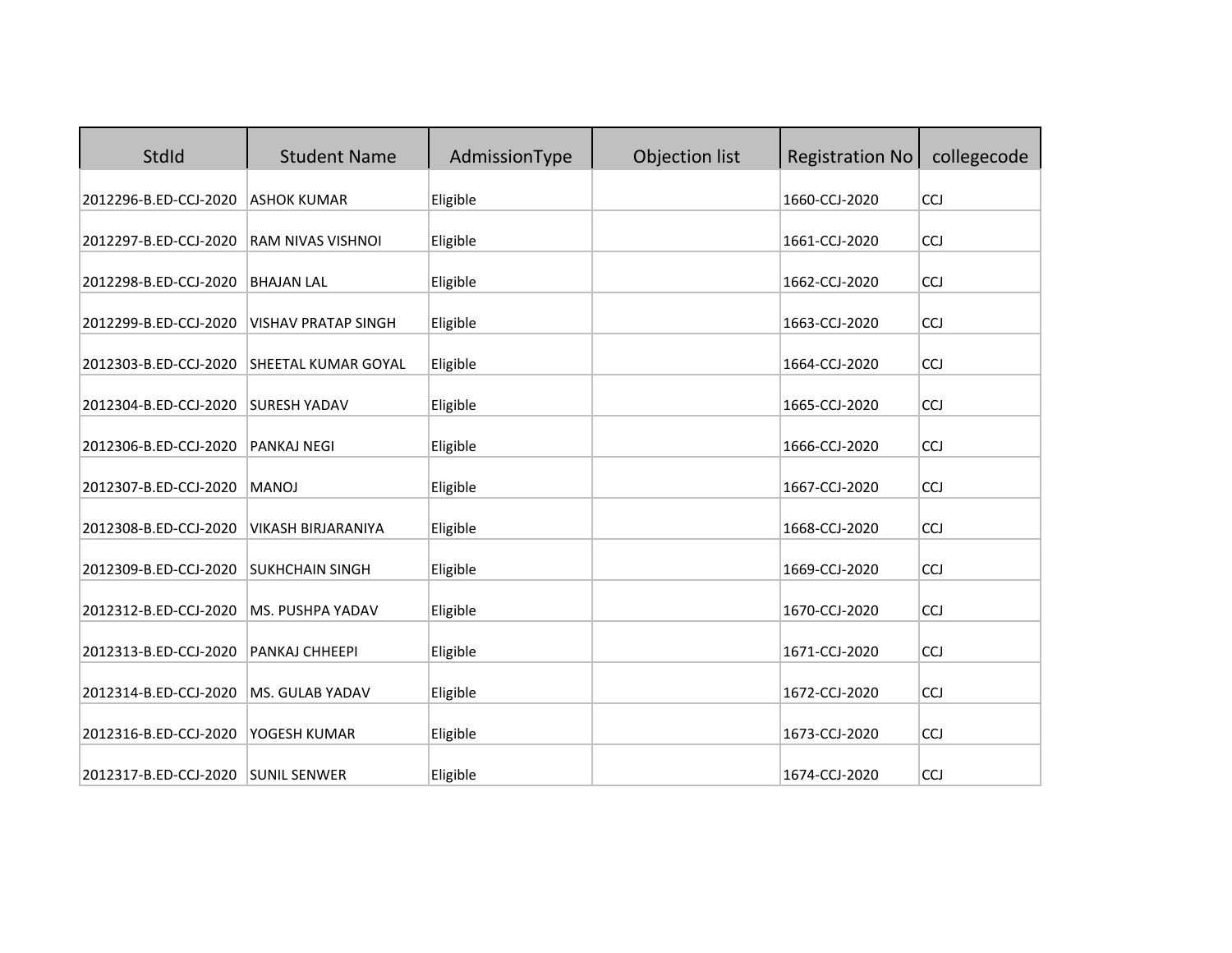| StdId | Student Name | AdmissionType | Objection list | Registration No | collegecode |
|---|---|---|---|---|---|
| 2012296-B.ED-CCJ-2020 | ASHOK KUMAR | Eligible | | 1660-CCJ-2020 | CCJ |
| 2012297-B.ED-CCJ-2020 | RAM NIVAS VISHNOI | Eligible | | 1661-CCJ-2020 | CCJ |
| 2012298-B.ED-CCJ-2020 | BHAJAN LAL | Eligible | | 1662-CCJ-2020 | CCJ |
| 2012299-B.ED-CCJ-2020 | VISHAV PRATAP SINGH | Eligible | | 1663-CCJ-2020 | CCJ |
| 2012303-B.ED-CCJ-2020 | SHEETAL KUMAR GOYAL | Eligible | | 1664-CCJ-2020 | CCJ |
| 2012304-B.ED-CCJ-2020 | SURESH YADAV | Eligible | | 1665-CCJ-2020 | CCJ |
| 2012306-B.ED-CCJ-2020 | PANKAJ NEGI | Eligible | | 1666-CCJ-2020 | CCJ |
| 2012307-B.ED-CCJ-2020 | MANOJ | Eligible | | 1667-CCJ-2020 | CCJ |
| 2012308-B.ED-CCJ-2020 | VIKASH BIRJARANIYA | Eligible | | 1668-CCJ-2020 | CCJ |
| 2012309-B.ED-CCJ-2020 | SUKHCHAIN SINGH | Eligible | | 1669-CCJ-2020 | CCJ |
| 2012312-B.ED-CCJ-2020 | MS. PUSHPA YADAV | Eligible | | 1670-CCJ-2020 | CCJ |
| 2012313-B.ED-CCJ-2020 | PANKAJ CHHEEPI | Eligible | | 1671-CCJ-2020 | CCJ |
| 2012314-B.ED-CCJ-2020 | MS. GULAB YADAV | Eligible | | 1672-CCJ-2020 | CCJ |
| 2012316-B.ED-CCJ-2020 | YOGESH KUMAR | Eligible | | 1673-CCJ-2020 | CCJ |
| 2012317-B.ED-CCJ-2020 | SUNIL SENWER | Eligible | | 1674-CCJ-2020 | CCJ |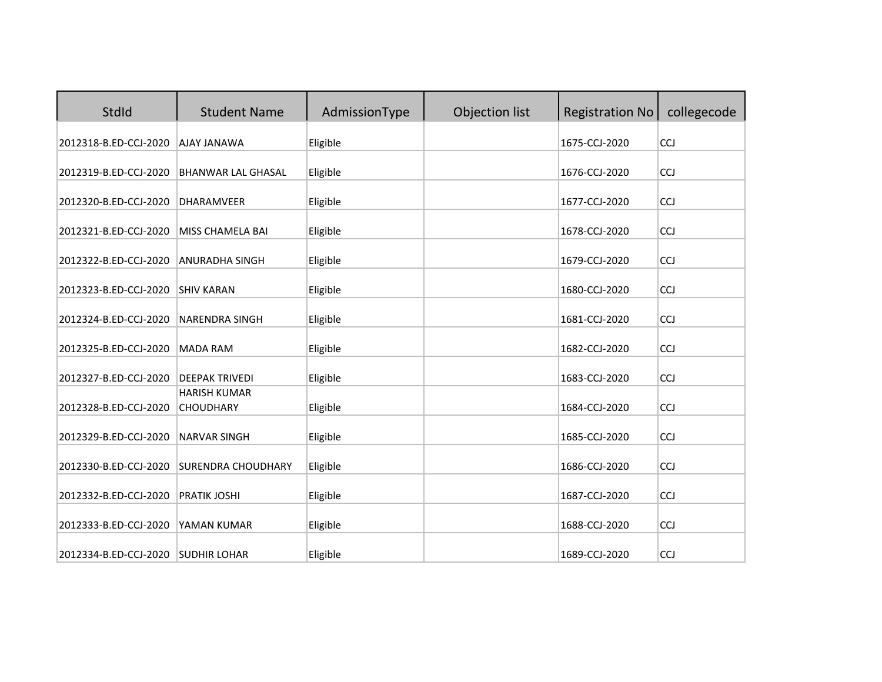| StdId | Student Name | AdmissionType | Objection list | Registration No | collegecode |
|---|---|---|---|---|---|
| 2012318-B.ED-CCJ-2020 | AJAY JANAWA | Eligible | | 1675-CCJ-2020 | CCJ |
| 2012319-B.ED-CCJ-2020 | BHANWAR LAL GHASAL | Eligible | | 1676-CCJ-2020 | CCJ |
| 2012320-B.ED-CCJ-2020 | DHARAMVEER | Eligible | | 1677-CCJ-2020 | CCJ |
| 2012321-B.ED-CCJ-2020 | MISS CHAMELA BAI | Eligible | | 1678-CCJ-2020 | CCJ |
| 2012322-B.ED-CCJ-2020 | ANURADHA SINGH | Eligible | | 1679-CCJ-2020 | CCJ |
| 2012323-B.ED-CCJ-2020 | SHIV KARAN | Eligible | | 1680-CCJ-2020 | CCJ |
| 2012324-B.ED-CCJ-2020 | NARENDRA SINGH | Eligible | | 1681-CCJ-2020 | CCJ |
| 2012325-B.ED-CCJ-2020 | MADA RAM | Eligible | | 1682-CCJ-2020 | CCJ |
| 2012327-B.ED-CCJ-2020 | DEEPAK TRIVEDI | Eligible | | 1683-CCJ-2020 | CCJ |
| 2012328-B.ED-CCJ-2020 | HARISH KUMAR CHOUDHARY | Eligible | | 1684-CCJ-2020 | CCJ |
| 2012329-B.ED-CCJ-2020 | NARVAR SINGH | Eligible | | 1685-CCJ-2020 | CCJ |
| 2012330-B.ED-CCJ-2020 | SURENDRA CHOUDHARY | Eligible | | 1686-CCJ-2020 | CCJ |
| 2012332-B.ED-CCJ-2020 | PRATIK JOSHI | Eligible | | 1687-CCJ-2020 | CCJ |
| 2012333-B.ED-CCJ-2020 | YAMAN KUMAR | Eligible | | 1688-CCJ-2020 | CCJ |
| 2012334-B.ED-CCJ-2020 | SUDHIR LOHAR | Eligible | | 1689-CCJ-2020 | CCJ |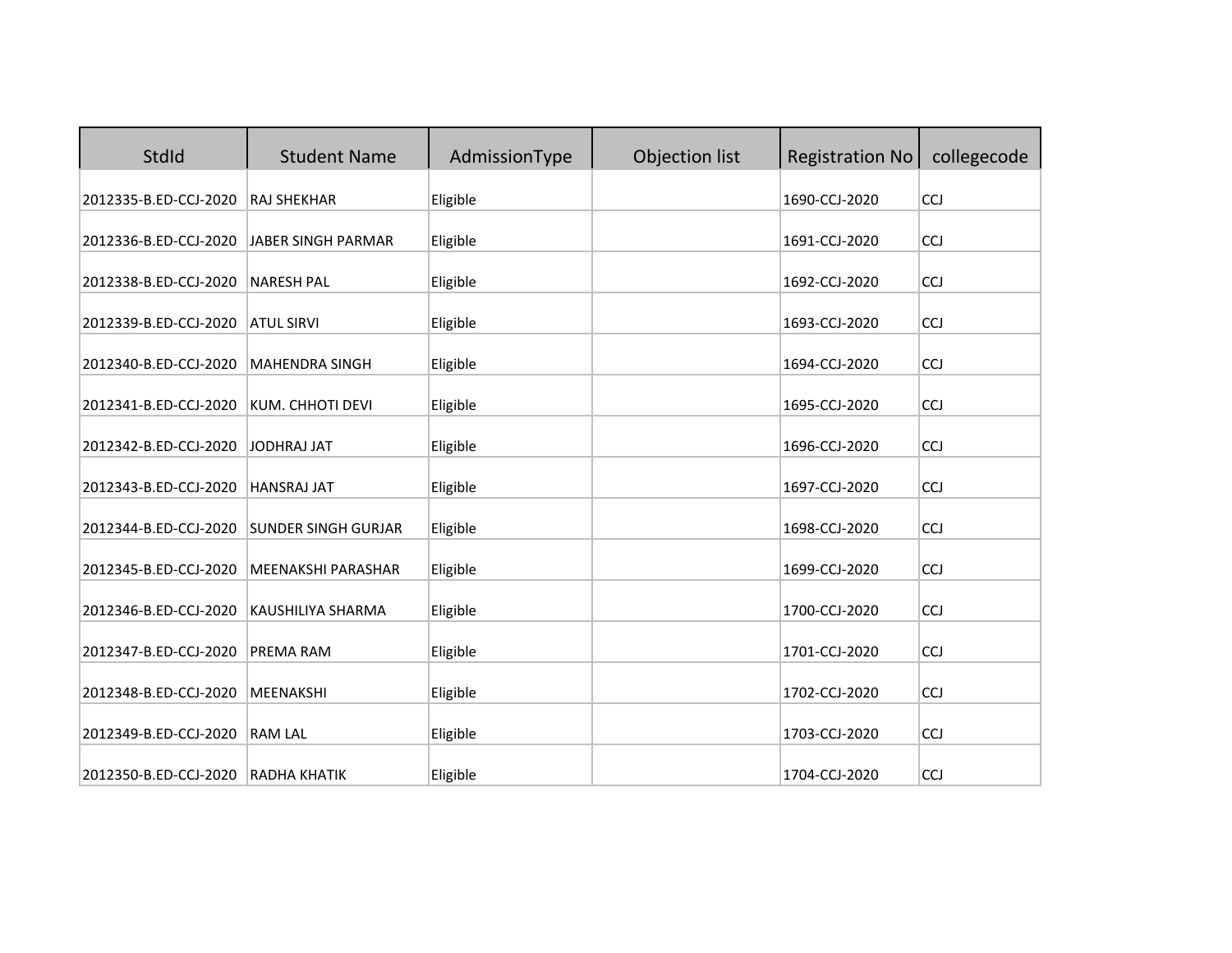| StdId | Student Name | AdmissionType | Objection list | Registration No | collegecode |
|---|---|---|---|---|---|
| 2012335-B.ED-CCJ-2020 | RAJ SHEKHAR | Eligible | | 1690-CCJ-2020 | CCJ |
| 2012336-B.ED-CCJ-2020 | JABER SINGH PARMAR | Eligible | | 1691-CCJ-2020 | CCJ |
| 2012338-B.ED-CCJ-2020 | NARESH PAL | Eligible | | 1692-CCJ-2020 | CCJ |
| 2012339-B.ED-CCJ-2020 | ATUL SIRVI | Eligible | | 1693-CCJ-2020 | CCJ |
| 2012340-B.ED-CCJ-2020 | MAHENDRA SINGH | Eligible | | 1694-CCJ-2020 | CCJ |
| 2012341-B.ED-CCJ-2020 | KUM. CHHOTI DEVI | Eligible | | 1695-CCJ-2020 | CCJ |
| 2012342-B.ED-CCJ-2020 | JODHRAJ JAT | Eligible | | 1696-CCJ-2020 | CCJ |
| 2012343-B.ED-CCJ-2020 | HANSRAJ JAT | Eligible | | 1697-CCJ-2020 | CCJ |
| 2012344-B.ED-CCJ-2020 | SUNDER SINGH GURJAR | Eligible | | 1698-CCJ-2020 | CCJ |
| 2012345-B.ED-CCJ-2020 | MEENAKSHI PARASHAR | Eligible | | 1699-CCJ-2020 | CCJ |
| 2012346-B.ED-CCJ-2020 | KAUSHILIYA SHARMA | Eligible | | 1700-CCJ-2020 | CCJ |
| 2012347-B.ED-CCJ-2020 | PREMA RAM | Eligible | | 1701-CCJ-2020 | CCJ |
| 2012348-B.ED-CCJ-2020 | MEENAKSHI | Eligible | | 1702-CCJ-2020 | CCJ |
| 2012349-B.ED-CCJ-2020 | RAM LAL | Eligible | | 1703-CCJ-2020 | CCJ |
| 2012350-B.ED-CCJ-2020 | RADHA KHATIK | Eligible | | 1704-CCJ-2020 | CCJ |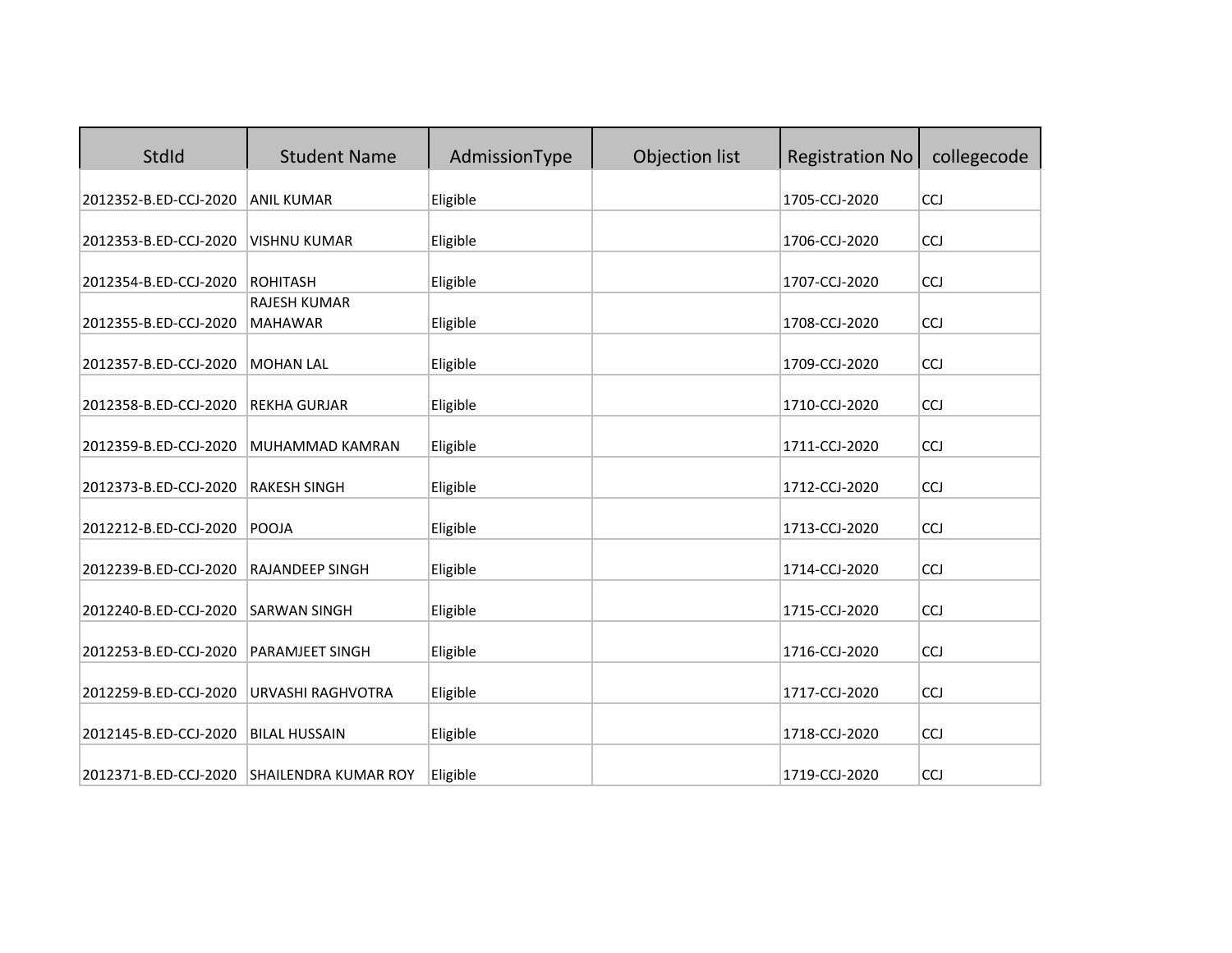| StdId | Student Name | AdmissionType | Objection list | Registration No | collegecode |
|---|---|---|---|---|---|
| 2012352-B.ED-CCJ-2020 | ANIL KUMAR | Eligible | | 1705-CCJ-2020 | CCJ |
| 2012353-B.ED-CCJ-2020 | VISHNU KUMAR | Eligible | | 1706-CCJ-2020 | CCJ |
| 2012354-B.ED-CCJ-2020 | ROHITASH | Eligible | | 1707-CCJ-2020 | CCJ |
| 2012355-B.ED-CCJ-2020 | RAJESH KUMAR MAHAWAR | Eligible | | 1708-CCJ-2020 | CCJ |
| 2012357-B.ED-CCJ-2020 | MOHAN LAL | Eligible | | 1709-CCJ-2020 | CCJ |
| 2012358-B.ED-CCJ-2020 | REKHA GURJAR | Eligible | | 1710-CCJ-2020 | CCJ |
| 2012359-B.ED-CCJ-2020 | MUHAMMAD KAMRAN | Eligible | | 1711-CCJ-2020 | CCJ |
| 2012373-B.ED-CCJ-2020 | RAKESH SINGH | Eligible | | 1712-CCJ-2020 | CCJ |
| 2012212-B.ED-CCJ-2020 | POOJA | Eligible | | 1713-CCJ-2020 | CCJ |
| 2012239-B.ED-CCJ-2020 | RAJANDEEP SINGH | Eligible | | 1714-CCJ-2020 | CCJ |
| 2012240-B.ED-CCJ-2020 | SARWAN SINGH | Eligible | | 1715-CCJ-2020 | CCJ |
| 2012253-B.ED-CCJ-2020 | PARAMJEET SINGH | Eligible | | 1716-CCJ-2020 | CCJ |
| 2012259-B.ED-CCJ-2020 | URVASHI RAGHVOTRA | Eligible | | 1717-CCJ-2020 | CCJ |
| 2012145-B.ED-CCJ-2020 | BILAL HUSSAIN | Eligible | | 1718-CCJ-2020 | CCJ |
| 2012371-B.ED-CCJ-2020 | SHAILENDRA KUMAR ROY | Eligible | | 1719-CCJ-2020 | CCJ |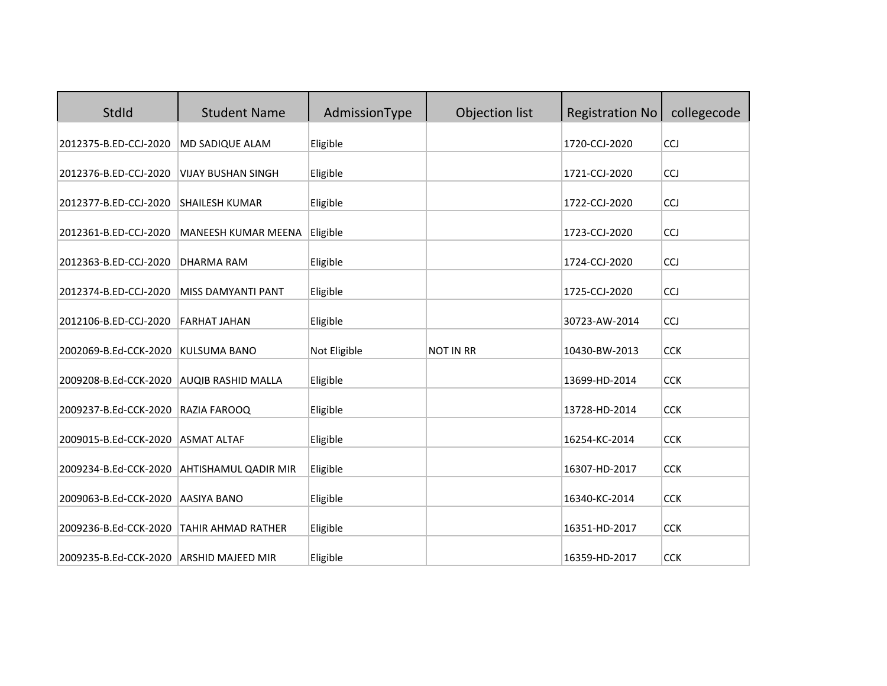| StdId | Student Name | AdmissionType | Objection list | Registration No | collegecode |
|---|---|---|---|---|---|
| 2012375-B.ED-CCJ-2020 | MD SADIQUE ALAM | Eligible | | 1720-CCJ-2020 | CCJ |
| 2012376-B.ED-CCJ-2020 | VIJAY BUSHAN SINGH | Eligible | | 1721-CCJ-2020 | CCJ |
| 2012377-B.ED-CCJ-2020 | SHAILESH KUMAR | Eligible | | 1722-CCJ-2020 | CCJ |
| 2012361-B.ED-CCJ-2020 | MANEESH KUMAR MEENA | Eligible | | 1723-CCJ-2020 | CCJ |
| 2012363-B.ED-CCJ-2020 | DHARMA RAM | Eligible | | 1724-CCJ-2020 | CCJ |
| 2012374-B.ED-CCJ-2020 | MISS DAMYANTI PANT | Eligible | | 1725-CCJ-2020 | CCJ |
| 2012106-B.ED-CCJ-2020 | FARHAT JAHAN | Eligible | | 30723-AW-2014 | CCJ |
| 2002069-B.Ed-CCK-2020 | KULSUMA BANO | Not Eligible | NOT IN RR | 10430-BW-2013 | CCK |
| 2009208-B.Ed-CCK-2020 | AUQIB RASHID MALLA | Eligible | | 13699-HD-2014 | CCK |
| 2009237-B.Ed-CCK-2020 | RAZIA FAROOQ | Eligible | | 13728-HD-2014 | CCK |
| 2009015-B.Ed-CCK-2020 | ASMAT ALTAF | Eligible | | 16254-KC-2014 | CCK |
| 2009234-B.Ed-CCK-2020 | AHTISHAMUL QADIR MIR | Eligible | | 16307-HD-2017 | CCK |
| 2009063-B.Ed-CCK-2020 | AASIYA BANO | Eligible | | 16340-KC-2014 | CCK |
| 2009236-B.Ed-CCK-2020 | TAHIR AHMAD RATHER | Eligible | | 16351-HD-2017 | CCK |
| 2009235-B.Ed-CCK-2020 | ARSHID MAJEED MIR | Eligible | | 16359-HD-2017 | CCK |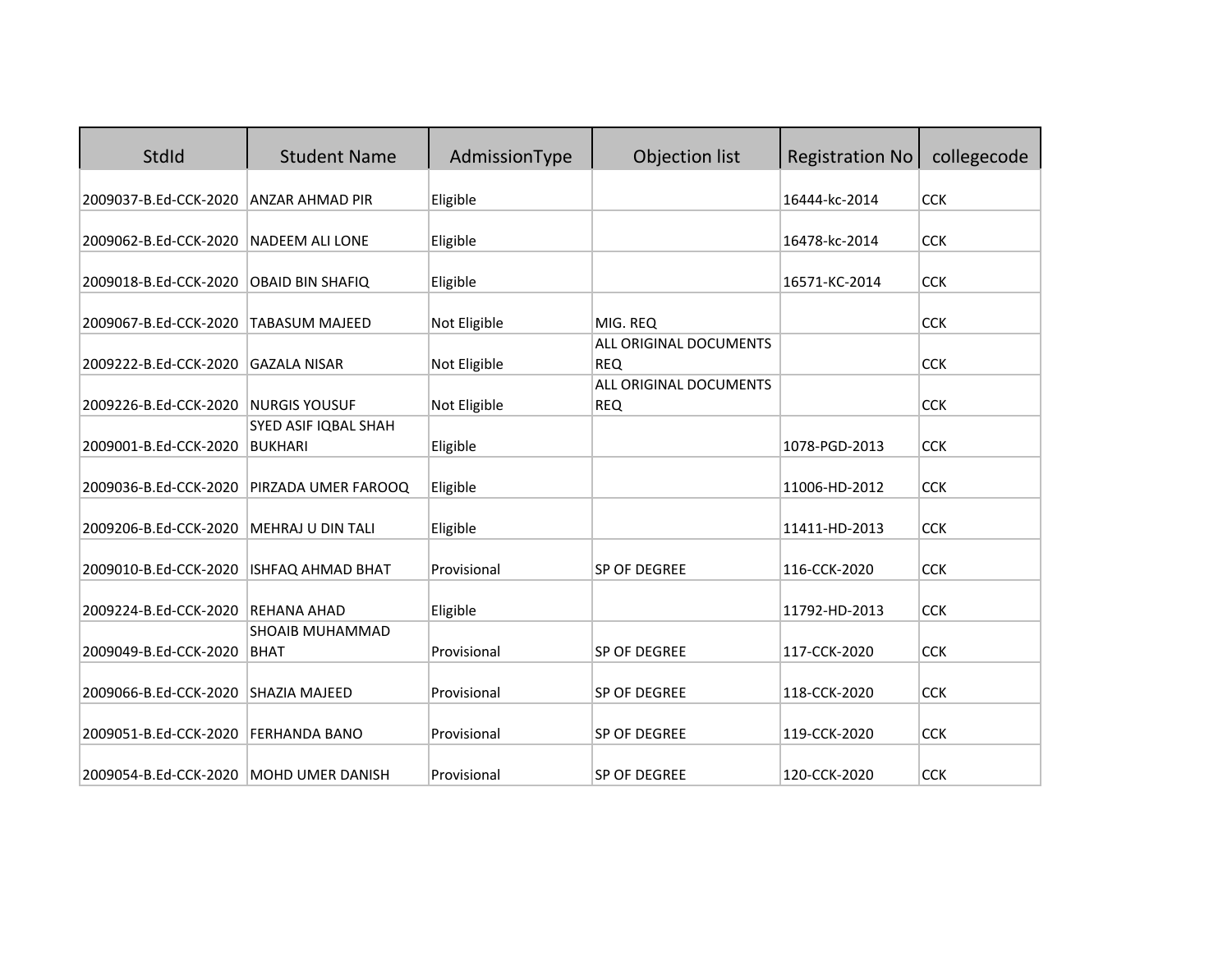| StdId | Student Name | AdmissionType | Objection list | Registration No | collegecode |
|---|---|---|---|---|---|
| 2009037-B.Ed-CCK-2020 | ANZAR AHMAD PIR | Eligible | | 16444-kc-2014 | CCK |
| 2009062-B.Ed-CCK-2020 | NADEEM ALI LONE | Eligible | | 16478-kc-2014 | CCK |
| 2009018-B.Ed-CCK-2020 | OBAID BIN SHAFIQ | Eligible | | 16571-KC-2014 | CCK |
| 2009067-B.Ed-CCK-2020 | TABASUM MAJEED | Not Eligible | MIG. REQ | | CCK |
| 2009222-B.Ed-CCK-2020 | GAZALA NISAR | Not Eligible | ALL ORIGINAL DOCUMENTS REQ | | CCK |
| 2009226-B.Ed-CCK-2020 | NURGIS YOUSUF | Not Eligible | ALL ORIGINAL DOCUMENTS REQ | | CCK |
| 2009001-B.Ed-CCK-2020 | SYED ASIF IQBAL SHAH BUKHARI | Eligible | | 1078-PGD-2013 | CCK |
| 2009036-B.Ed-CCK-2020 | PIRZADA UMER FAROOQ | Eligible | | 11006-HD-2012 | CCK |
| 2009206-B.Ed-CCK-2020 | MEHRAJ U DIN TALI | Eligible | | 11411-HD-2013 | CCK |
| 2009010-B.Ed-CCK-2020 | ISHFAQ AHMAD BHAT | Provisional | SP OF DEGREE | 116-CCK-2020 | CCK |
| 2009224-B.Ed-CCK-2020 | REHANA AHAD | Eligible | | 11792-HD-2013 | CCK |
| 2009049-B.Ed-CCK-2020 | SHOAIB MUHAMMAD BHAT | Provisional | SP OF DEGREE | 117-CCK-2020 | CCK |
| 2009066-B.Ed-CCK-2020 | SHAZIA MAJEED | Provisional | SP OF DEGREE | 118-CCK-2020 | CCK |
| 2009051-B.Ed-CCK-2020 | FERHANDA BANO | Provisional | SP OF DEGREE | 119-CCK-2020 | CCK |
| 2009054-B.Ed-CCK-2020 | MOHD UMER DANISH | Provisional | SP OF DEGREE | 120-CCK-2020 | CCK |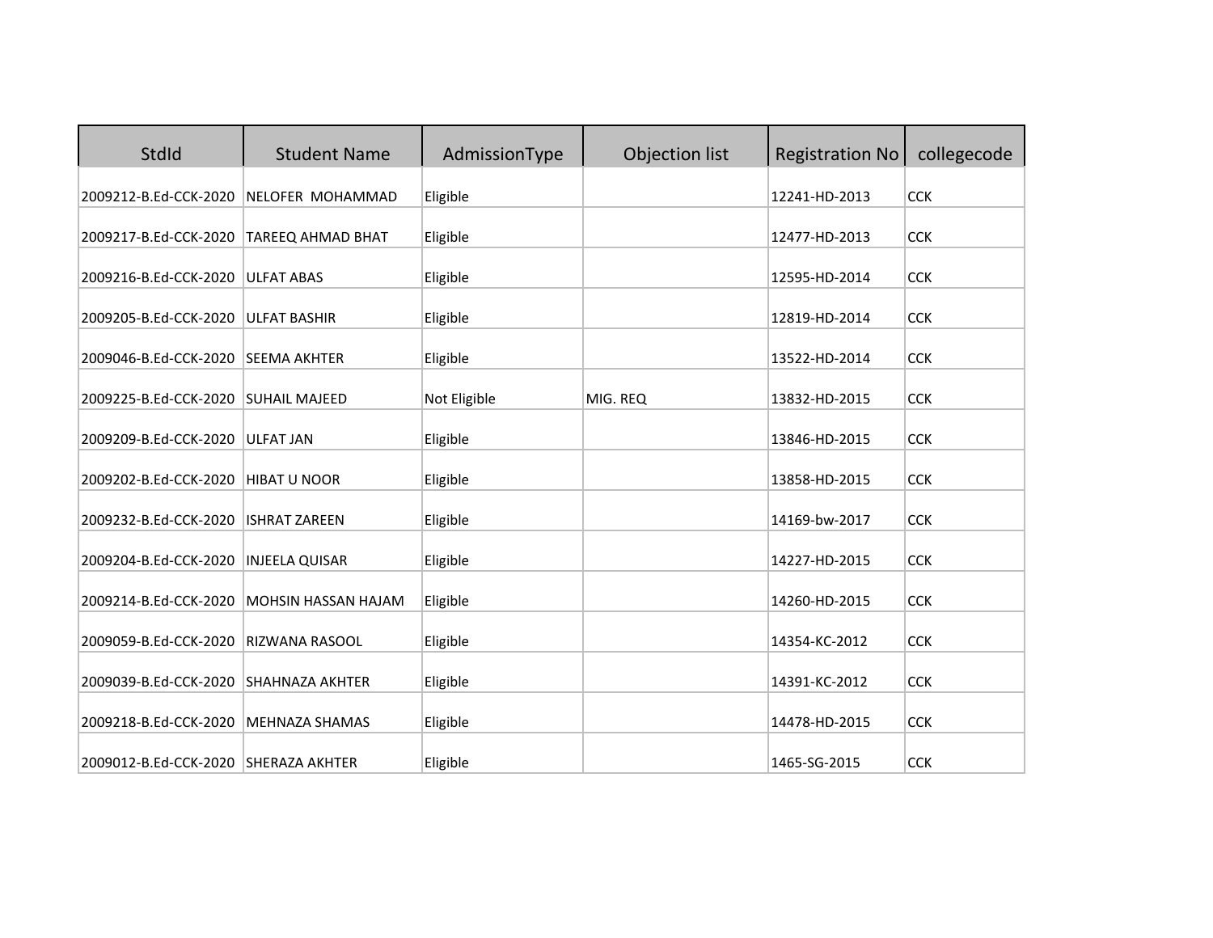| StdId | Student Name | AdmissionType | Objection list | Registration No | collegecode |
|---|---|---|---|---|---|
| 2009212-B.Ed-CCK-2020 | NELOFER MOHAMMAD | Eligible | | 12241-HD-2013 | CCK |
| 2009217-B.Ed-CCK-2020 | TAREEQ AHMAD BHAT | Eligible | | 12477-HD-2013 | CCK |
| 2009216-B.Ed-CCK-2020 | ULFAT ABAS | Eligible | | 12595-HD-2014 | CCK |
| 2009205-B.Ed-CCK-2020 | ULFAT BASHIR | Eligible | | 12819-HD-2014 | CCK |
| 2009046-B.Ed-CCK-2020 | SEEMA AKHTER | Eligible | | 13522-HD-2014 | CCK |
| 2009225-B.Ed-CCK-2020 | SUHAIL MAJEED | Not Eligible | MIG. REQ | 13832-HD-2015 | CCK |
| 2009209-B.Ed-CCK-2020 | ULFAT JAN | Eligible | | 13846-HD-2015 | CCK |
| 2009202-B.Ed-CCK-2020 | HIBAT U NOOR | Eligible | | 13858-HD-2015 | CCK |
| 2009232-B.Ed-CCK-2020 | ISHRAT ZAREEN | Eligible | | 14169-bw-2017 | CCK |
| 2009204-B.Ed-CCK-2020 | INJEELA QUISAR | Eligible | | 14227-HD-2015 | CCK |
| 2009214-B.Ed-CCK-2020 | MOHSIN HASSAN HAJAM | Eligible | | 14260-HD-2015 | CCK |
| 2009059-B.Ed-CCK-2020 | RIZWANA RASOOL | Eligible | | 14354-KC-2012 | CCK |
| 2009039-B.Ed-CCK-2020 | SHAHNAZA AKHTER | Eligible | | 14391-KC-2012 | CCK |
| 2009218-B.Ed-CCK-2020 | MEHNAZA SHAMAS | Eligible | | 14478-HD-2015 | CCK |
| 2009012-B.Ed-CCK-2020 | SHERAZA AKHTER | Eligible | | 1465-SG-2015 | CCK |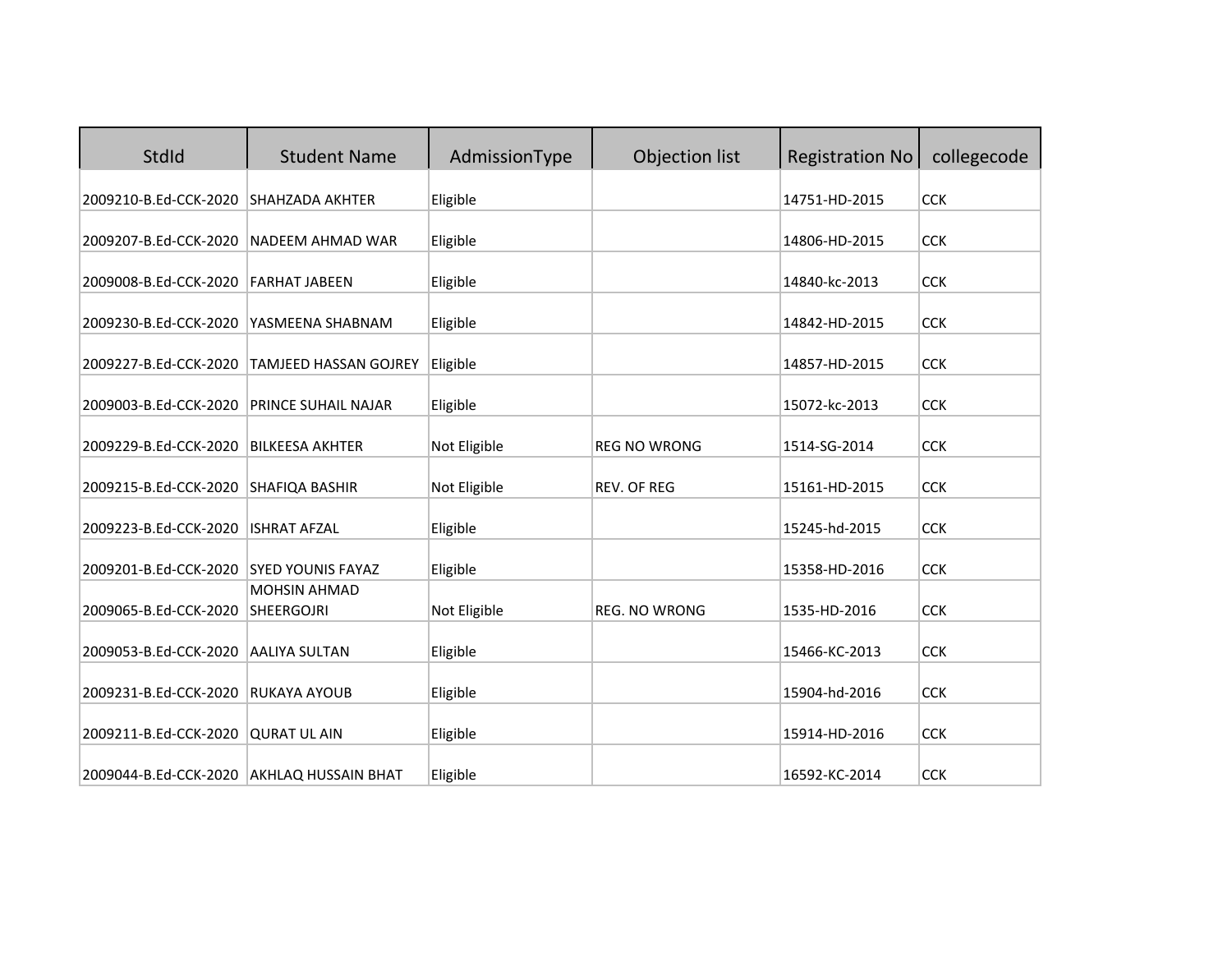| StdId | Student Name | AdmissionType | Objection list | Registration No | collegecode |
|---|---|---|---|---|---|
| 2009210-B.Ed-CCK-2020 | SHAHZADA AKHTER | Eligible | | 14751-HD-2015 | CCK |
| 2009207-B.Ed-CCK-2020 | NADEEM AHMAD WAR | Eligible | | 14806-HD-2015 | CCK |
| 2009008-B.Ed-CCK-2020 | FARHAT JABEEN | Eligible | | 14840-kc-2013 | CCK |
| 2009230-B.Ed-CCK-2020 | YASMEENA SHABNAM | Eligible | | 14842-HD-2015 | CCK |
| 2009227-B.Ed-CCK-2020 | TAMJEED HASSAN GOJREY | Eligible | | 14857-HD-2015 | CCK |
| 2009003-B.Ed-CCK-2020 | PRINCE SUHAIL NAJAR | Eligible | | 15072-kc-2013 | CCK |
| 2009229-B.Ed-CCK-2020 | BILKEESA AKHTER | Not Eligible | REG NO WRONG | 1514-SG-2014 | CCK |
| 2009215-B.Ed-CCK-2020 | SHAFIQA BASHIR | Not Eligible | REV. OF REG | 15161-HD-2015 | CCK |
| 2009223-B.Ed-CCK-2020 | ISHRAT AFZAL | Eligible | | 15245-hd-2015 | CCK |
| 2009201-B.Ed-CCK-2020 | SYED YOUNIS FAYAZ | Eligible | | 15358-HD-2016 | CCK |
| 2009065-B.Ed-CCK-2020 | MOHSIN AHMAD SHEERGOJRI | Not Eligible | REG. NO WRONG | 1535-HD-2016 | CCK |
| 2009053-B.Ed-CCK-2020 | AALIYA SULTAN | Eligible | | 15466-KC-2013 | CCK |
| 2009231-B.Ed-CCK-2020 | RUKAYA AYOUB | Eligible | | 15904-hd-2016 | CCK |
| 2009211-B.Ed-CCK-2020 | QURAT UL AIN | Eligible | | 15914-HD-2016 | CCK |
| 2009044-B.Ed-CCK-2020 | AKHLAQ HUSSAIN BHAT | Eligible | | 16592-KC-2014 | CCK |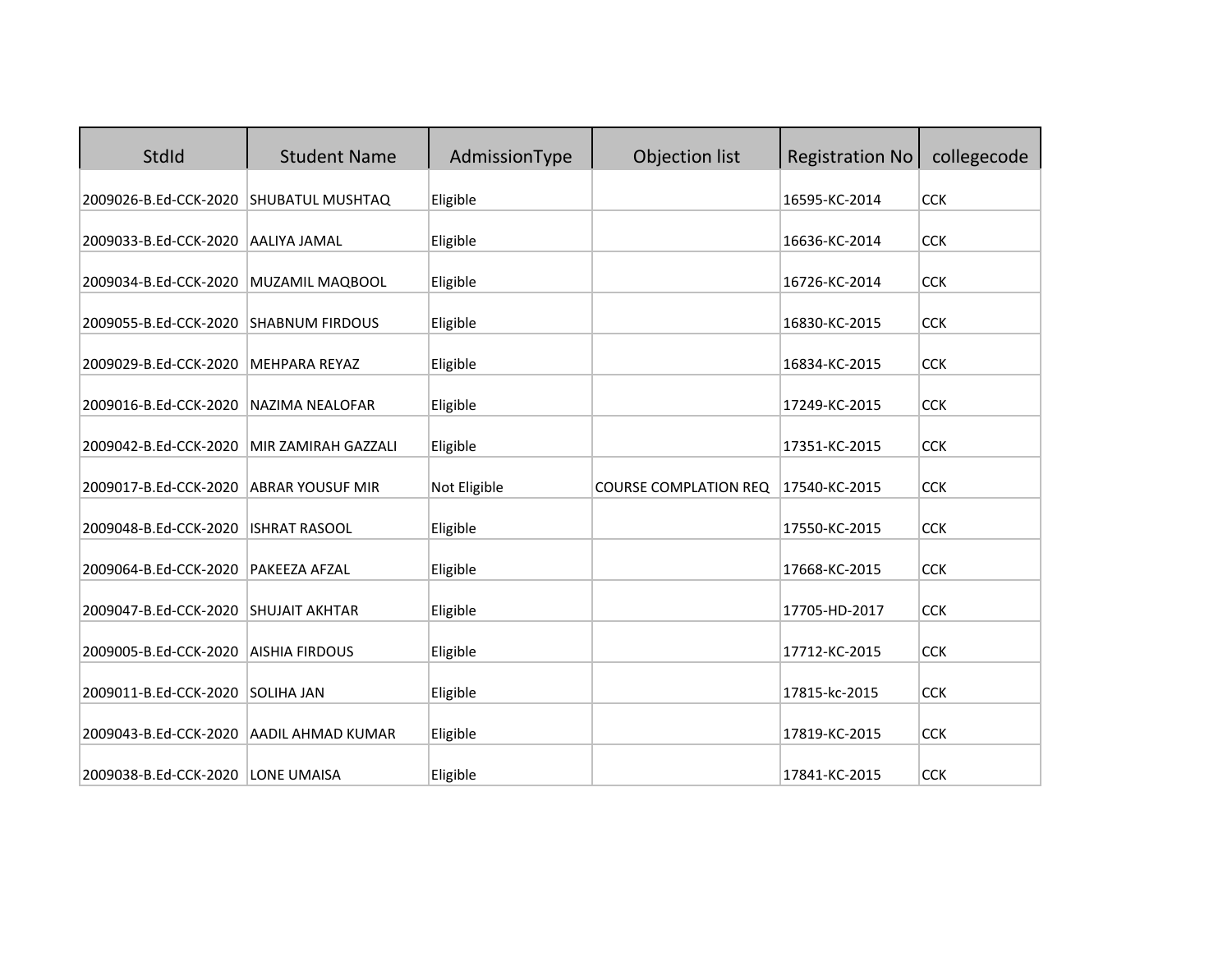| StdId | Student Name | AdmissionType | Objection list | Registration No | collegecode |
|---|---|---|---|---|---|
| 2009026-B.Ed-CCK-2020 | SHUBATUL MUSHTAQ | Eligible | | 16595-KC-2014 | CCK |
| 2009033-B.Ed-CCK-2020 | AALIYA JAMAL | Eligible | | 16636-KC-2014 | CCK |
| 2009034-B.Ed-CCK-2020 | MUZAMIL MAQBOOL | Eligible | | 16726-KC-2014 | CCK |
| 2009055-B.Ed-CCK-2020 | SHABNUM FIRDOUS | Eligible | | 16830-KC-2015 | CCK |
| 2009029-B.Ed-CCK-2020 | MEHPARA REYAZ | Eligible | | 16834-KC-2015 | CCK |
| 2009016-B.Ed-CCK-2020 | NAZIMA NEALOFAR | Eligible | | 17249-KC-2015 | CCK |
| 2009042-B.Ed-CCK-2020 | MIR ZAMIRAH GAZZALI | Eligible | | 17351-KC-2015 | CCK |
| 2009017-B.Ed-CCK-2020 | ABRAR YOUSUF MIR | Not Eligible | COURSE COMPLATION REQ | 17540-KC-2015 | CCK |
| 2009048-B.Ed-CCK-2020 | ISHRAT RASOOL | Eligible | | 17550-KC-2015 | CCK |
| 2009064-B.Ed-CCK-2020 | PAKEEZA AFZAL | Eligible | | 17668-KC-2015 | CCK |
| 2009047-B.Ed-CCK-2020 | SHUJAIT AKHTAR | Eligible | | 17705-HD-2017 | CCK |
| 2009005-B.Ed-CCK-2020 | AISHIA FIRDOUS | Eligible | | 17712-KC-2015 | CCK |
| 2009011-B.Ed-CCK-2020 | SOLIHA JAN | Eligible | | 17815-kc-2015 | CCK |
| 2009043-B.Ed-CCK-2020 | AADIL AHMAD KUMAR | Eligible | | 17819-KC-2015 | CCK |
| 2009038-B.Ed-CCK-2020 | LONE UMAISA | Eligible | | 17841-KC-2015 | CCK |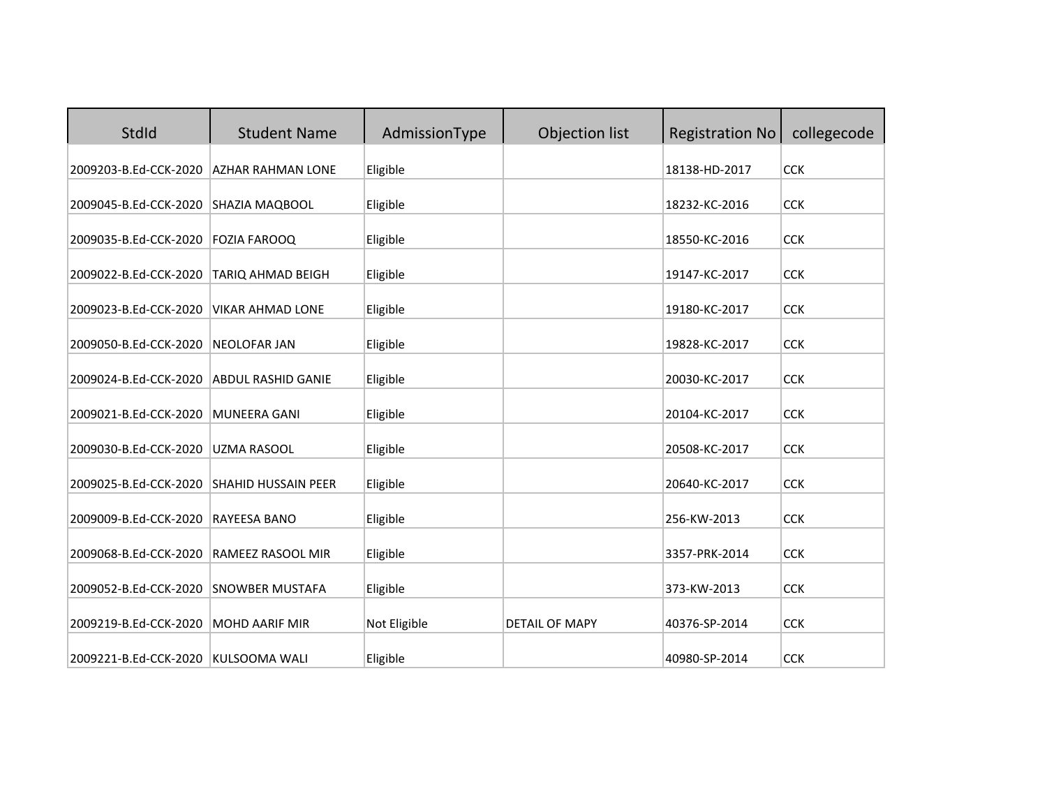| StdId | Student Name | AdmissionType | Objection list | Registration No | collegecode |
|---|---|---|---|---|---|
| 2009203-B.Ed-CCK-2020 | AZHAR RAHMAN LONE | Eligible | | 18138-HD-2017 | CCK |
| 2009045-B.Ed-CCK-2020 | SHAZIA MAQBOOL | Eligible | | 18232-KC-2016 | CCK |
| 2009035-B.Ed-CCK-2020 | FOZIA FAROOQ | Eligible | | 18550-KC-2016 | CCK |
| 2009022-B.Ed-CCK-2020 | TARIQ AHMAD BEIGH | Eligible | | 19147-KC-2017 | CCK |
| 2009023-B.Ed-CCK-2020 | VIKAR AHMAD LONE | Eligible | | 19180-KC-2017 | CCK |
| 2009050-B.Ed-CCK-2020 | NEOLOFAR JAN | Eligible | | 19828-KC-2017 | CCK |
| 2009024-B.Ed-CCK-2020 | ABDUL RASHID GANIE | Eligible | | 20030-KC-2017 | CCK |
| 2009021-B.Ed-CCK-2020 | MUNEERA GANI | Eligible | | 20104-KC-2017 | CCK |
| 2009030-B.Ed-CCK-2020 | UZMA RASOOL | Eligible | | 20508-KC-2017 | CCK |
| 2009025-B.Ed-CCK-2020 | SHAHID HUSSAIN PEER | Eligible | | 20640-KC-2017 | CCK |
| 2009009-B.Ed-CCK-2020 | RAYEESA BANO | Eligible | | 256-KW-2013 | CCK |
| 2009068-B.Ed-CCK-2020 | RAMEEZ RASOOL MIR | Eligible | | 3357-PRK-2014 | CCK |
| 2009052-B.Ed-CCK-2020 | SNOWBER MUSTAFA | Eligible | | 373-KW-2013 | CCK |
| 2009219-B.Ed-CCK-2020 | MOHD AARIF MIR | Not Eligible | DETAIL OF MAPY | 40376-SP-2014 | CCK |
| 2009221-B.Ed-CCK-2020 | KULSOOMA WALI | Eligible | | 40980-SP-2014 | CCK |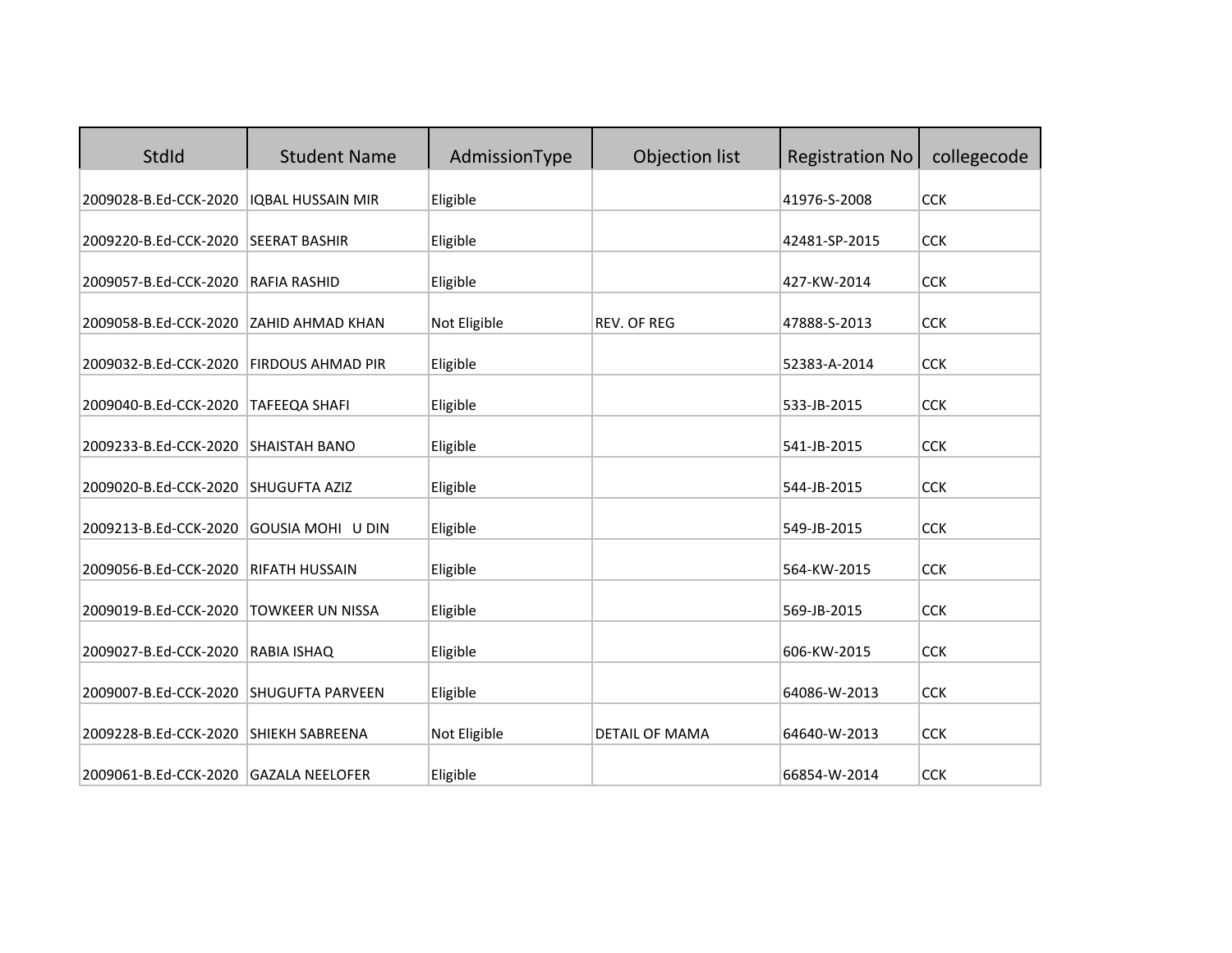| StdId | Student Name | AdmissionType | Objection list | Registration No | collegecode |
|---|---|---|---|---|---|
| 2009028-B.Ed-CCK-2020 | IQBAL HUSSAIN MIR | Eligible | | 41976-S-2008 | CCK |
| 2009220-B.Ed-CCK-2020 | SEERAT BASHIR | Eligible | | 42481-SP-2015 | CCK |
| 2009057-B.Ed-CCK-2020 | RAFIA RASHID | Eligible | | 427-KW-2014 | CCK |
| 2009058-B.Ed-CCK-2020 | ZAHID AHMAD KHAN | Not Eligible | REV. OF REG | 47888-S-2013 | CCK |
| 2009032-B.Ed-CCK-2020 | FIRDOUS AHMAD PIR | Eligible | | 52383-A-2014 | CCK |
| 2009040-B.Ed-CCK-2020 | TAFEEQA SHAFI | Eligible | | 533-JB-2015 | CCK |
| 2009233-B.Ed-CCK-2020 | SHAISTAH BANO | Eligible | | 541-JB-2015 | CCK |
| 2009020-B.Ed-CCK-2020 | SHUGUFTA AZIZ | Eligible | | 544-JB-2015 | CCK |
| 2009213-B.Ed-CCK-2020 | GOUSIA MOHI U DIN | Eligible | | 549-JB-2015 | CCK |
| 2009056-B.Ed-CCK-2020 | RIFATH HUSSAIN | Eligible | | 564-KW-2015 | CCK |
| 2009019-B.Ed-CCK-2020 | TOWKEER UN NISSA | Eligible | | 569-JB-2015 | CCK |
| 2009027-B.Ed-CCK-2020 | RABIA ISHAQ | Eligible | | 606-KW-2015 | CCK |
| 2009007-B.Ed-CCK-2020 | SHUGUFTA PARVEEN | Eligible | | 64086-W-2013 | CCK |
| 2009228-B.Ed-CCK-2020 | SHIEKH SABREENA | Not Eligible | DETAIL OF MAMA | 64640-W-2013 | CCK |
| 2009061-B.Ed-CCK-2020 | GAZALA NEELOFER | Eligible | | 66854-W-2014 | CCK |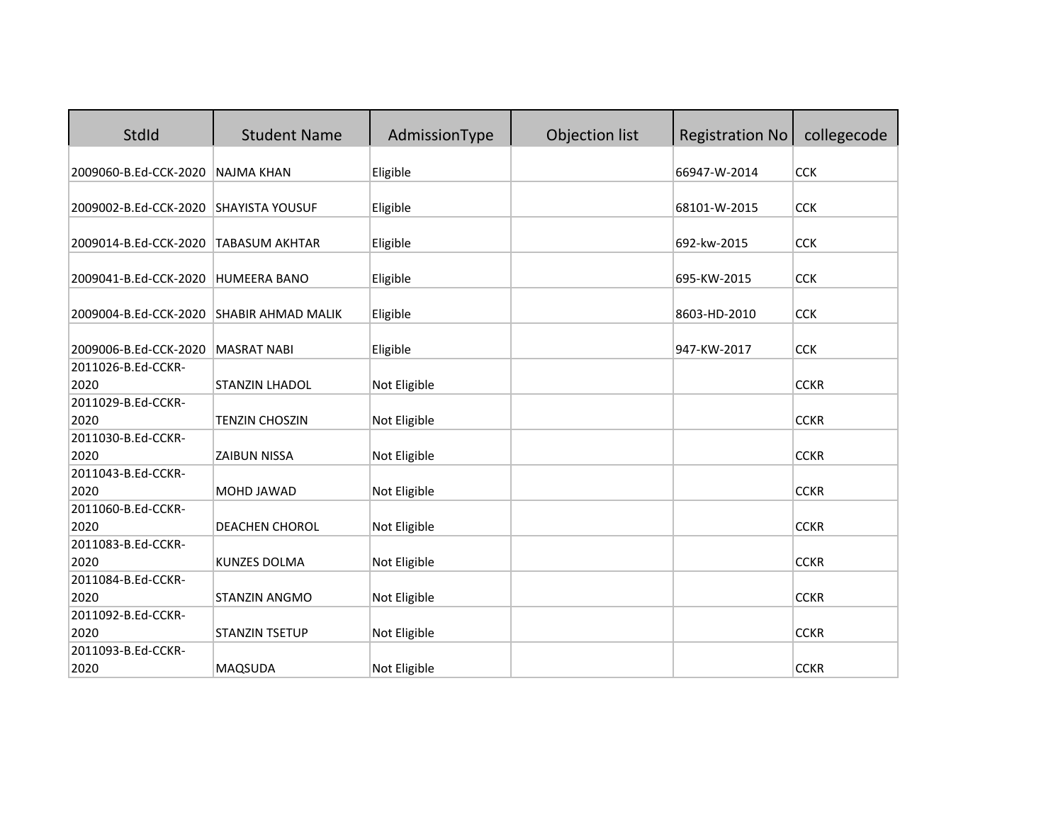| StdId | Student Name | AdmissionType | Objection list | Registration No | collegecode |
|---|---|---|---|---|---|
| 2009060-B.Ed-CCK-2020 | NAJMA KHAN | Eligible | | 66947-W-2014 | CCK |
| 2009002-B.Ed-CCK-2020 | SHAYISTA YOUSUF | Eligible | | 68101-W-2015 | CCK |
| 2009014-B.Ed-CCK-2020 | TABASUM AKHTAR | Eligible | | 692-kw-2015 | CCK |
| 2009041-B.Ed-CCK-2020 | HUMEERA BANO | Eligible | | 695-KW-2015 | CCK |
| 2009004-B.Ed-CCK-2020 | SHABIR AHMAD MALIK | Eligible | | 8603-HD-2010 | CCK |
| 2009006-B.Ed-CCK-2020 | MASRAT NABI | Eligible | | 947-KW-2017 | CCK |
| 2011026-B.Ed-CCKR-2020 | STANZIN LHADOL | Not Eligible | | | CCKR |
| 2011029-B.Ed-CCKR-2020 | TENZIN CHOSZIN | Not Eligible | | | CCKR |
| 2011030-B.Ed-CCKR-2020 | ZAIBUN NISSA | Not Eligible | | | CCKR |
| 2011043-B.Ed-CCKR-2020 | MOHD JAWAD | Not Eligible | | | CCKR |
| 2011060-B.Ed-CCKR-2020 | DEACHEN CHOROL | Not Eligible | | | CCKR |
| 2011083-B.Ed-CCKR-2020 | KUNZES DOLMA | Not Eligible | | | CCKR |
| 2011084-B.Ed-CCKR-2020 | STANZIN ANGMO | Not Eligible | | | CCKR |
| 2011092-B.Ed-CCKR-2020 | STANZIN TSETUP | Not Eligible | | | CCKR |
| 2011093-B.Ed-CCKR-2020 | MAQSUDA | Not Eligible | | | CCKR |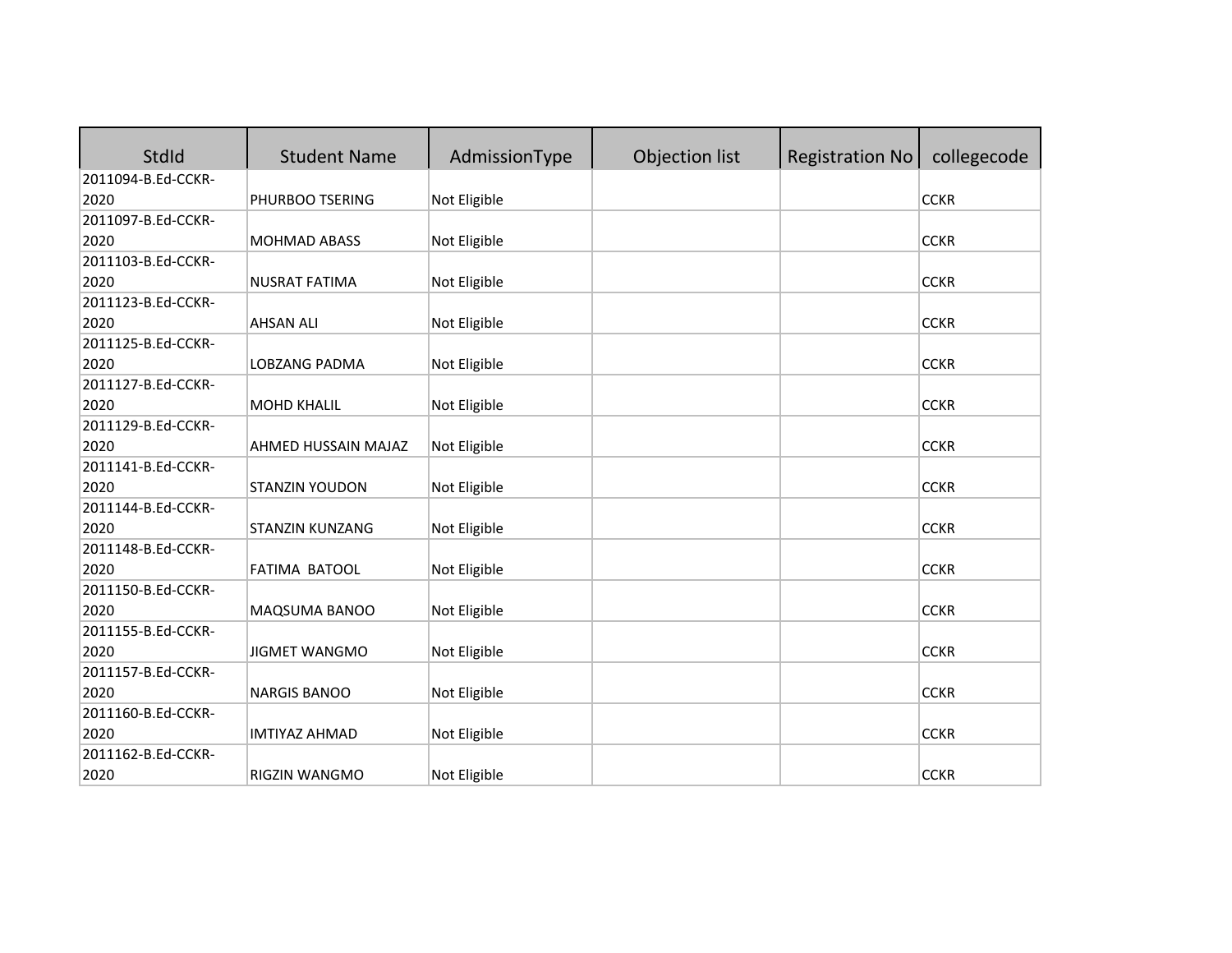| StdId | Student Name | AdmissionType | Objection list | Registration No | collegecode |
|---|---|---|---|---|---|
| 2011094-B.Ed-CCKR-2020 | PHURBOO TSERING | Not Eligible | | | CCKR |
| 2011097-B.Ed-CCKR-2020 | MOHMAD ABASS | Not Eligible | | | CCKR |
| 2011103-B.Ed-CCKR-2020 | NUSRAT FATIMA | Not Eligible | | | CCKR |
| 2011123-B.Ed-CCKR-2020 | AHSAN ALI | Not Eligible | | | CCKR |
| 2011125-B.Ed-CCKR-2020 | LOBZANG PADMA | Not Eligible | | | CCKR |
| 2011127-B.Ed-CCKR-2020 | MOHD KHALIL | Not Eligible | | | CCKR |
| 2011129-B.Ed-CCKR-2020 | AHMED HUSSAIN MAJAZ | Not Eligible | | | CCKR |
| 2011141-B.Ed-CCKR-2020 | STANZIN YOUDON | Not Eligible | | | CCKR |
| 2011144-B.Ed-CCKR-2020 | STANZIN KUNZANG | Not Eligible | | | CCKR |
| 2011148-B.Ed-CCKR-2020 | FATIMA BATOOL | Not Eligible | | | CCKR |
| 2011150-B.Ed-CCKR-2020 | MAQSUMA BANOO | Not Eligible | | | CCKR |
| 2011155-B.Ed-CCKR-2020 | JIGMET WANGMO | Not Eligible | | | CCKR |
| 2011157-B.Ed-CCKR-2020 | NARGIS BANOO | Not Eligible | | | CCKR |
| 2011160-B.Ed-CCKR-2020 | IMTIYAZ AHMAD | Not Eligible | | | CCKR |
| 2011162-B.Ed-CCKR-2020 | RIGZIN WANGMO | Not Eligible | | | CCKR |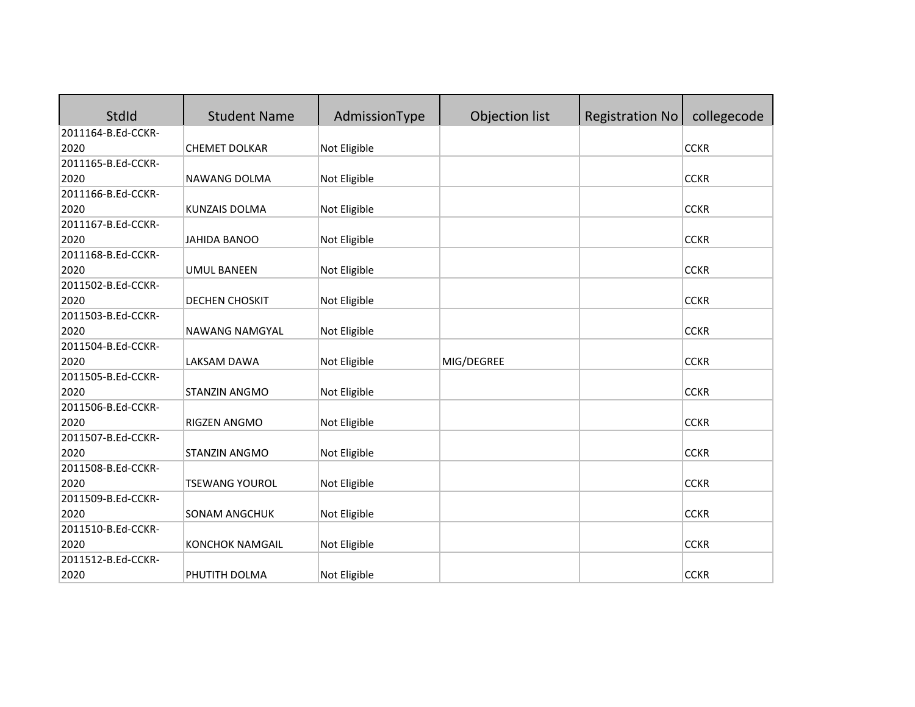| StdId | Student Name | AdmissionType | Objection list | Registration No | collegecode |
|---|---|---|---|---|---|
| 2011164-B.Ed-CCKR-2020 | CHEMET DOLKAR | Not Eligible | | | CCKR |
| 2011165-B.Ed-CCKR-2020 | NAWANG DOLMA | Not Eligible | | | CCKR |
| 2011166-B.Ed-CCKR-2020 | KUNZAIS DOLMA | Not Eligible | | | CCKR |
| 2011167-B.Ed-CCKR-2020 | JAHIDA BANOO | Not Eligible | | | CCKR |
| 2011168-B.Ed-CCKR-2020 | UMUL BANEEN | Not Eligible | | | CCKR |
| 2011502-B.Ed-CCKR-2020 | DECHEN CHOSKIT | Not Eligible | | | CCKR |
| 2011503-B.Ed-CCKR-2020 | NAWANG NAMGYAL | Not Eligible | | | CCKR |
| 2011504-B.Ed-CCKR-2020 | LAKSAM DAWA | Not Eligible | MIG/DEGREE | | CCKR |
| 2011505-B.Ed-CCKR-2020 | STANZIN ANGMO | Not Eligible | | | CCKR |
| 2011506-B.Ed-CCKR-2020 | RIGZEN ANGMO | Not Eligible | | | CCKR |
| 2011507-B.Ed-CCKR-2020 | STANZIN ANGMO | Not Eligible | | | CCKR |
| 2011508-B.Ed-CCKR-2020 | TSEWANG YOUROL | Not Eligible | | | CCKR |
| 2011509-B.Ed-CCKR-2020 | SONAM ANGCHUK | Not Eligible | | | CCKR |
| 2011510-B.Ed-CCKR-2020 | KONCHOK NAMGAIL | Not Eligible | | | CCKR |
| 2011512-B.Ed-CCKR-2020 | PHUTITH DOLMA | Not Eligible | | | CCKR |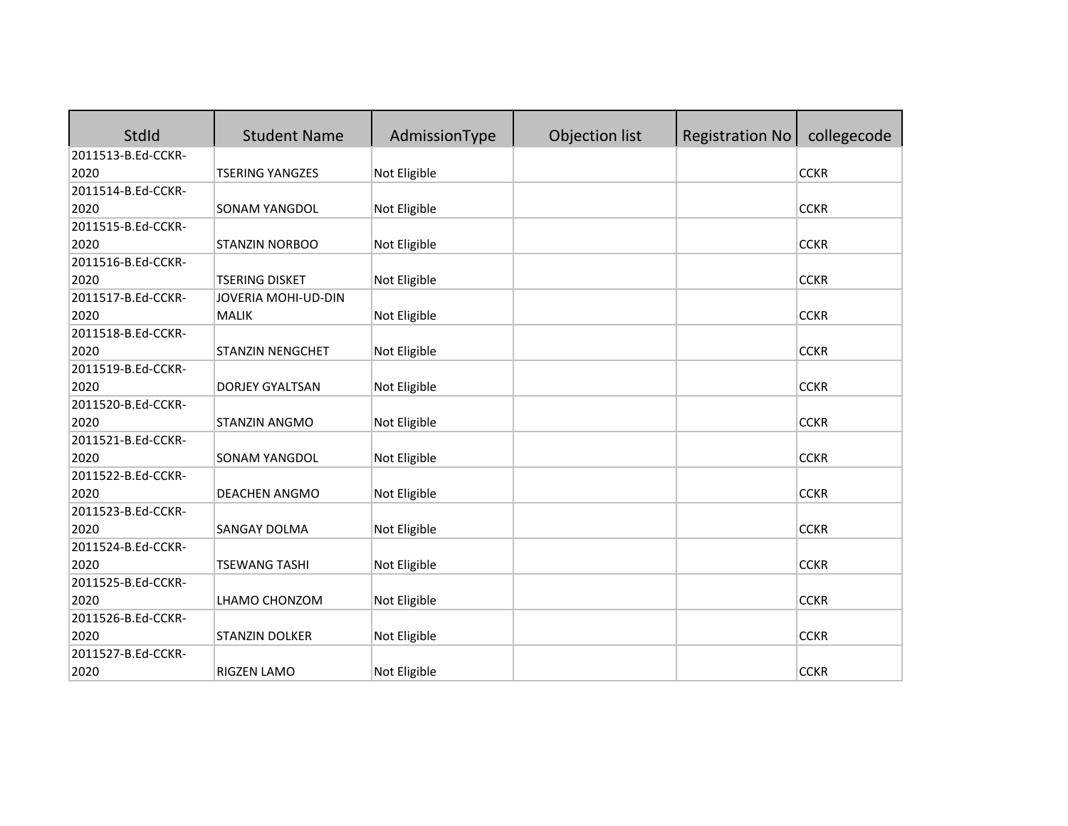| StdId | Student Name | AdmissionType | Objection list | Registration No | collegecode |
|---|---|---|---|---|---|
| 2011513-B.Ed-CCKR-2020 | TSERING YANGZES | Not Eligible | | | CCKR |
| 2011514-B.Ed-CCKR-2020 | SONAM YANGDOL | Not Eligible | | | CCKR |
| 2011515-B.Ed-CCKR-2020 | STANZIN NORBOO | Not Eligible | | | CCKR |
| 2011516-B.Ed-CCKR-2020 | TSERING DISKET | Not Eligible | | | CCKR |
| 2011517-B.Ed-CCKR-2020 | JOVERIA MOHI-UD-DIN MALIK | Not Eligible | | | CCKR |
| 2011518-B.Ed-CCKR-2020 | STANZIN NENGCHET | Not Eligible | | | CCKR |
| 2011519-B.Ed-CCKR-2020 | DORJEY GYALTSAN | Not Eligible | | | CCKR |
| 2011520-B.Ed-CCKR-2020 | STANZIN ANGMO | Not Eligible | | | CCKR |
| 2011521-B.Ed-CCKR-2020 | SONAM YANGDOL | Not Eligible | | | CCKR |
| 2011522-B.Ed-CCKR-2020 | DEACHEN ANGMO | Not Eligible | | | CCKR |
| 2011523-B.Ed-CCKR-2020 | SANGAY DOLMA | Not Eligible | | | CCKR |
| 2011524-B.Ed-CCKR-2020 | TSEWANG TASHI | Not Eligible | | | CCKR |
| 2011525-B.Ed-CCKR-2020 | LHAMO CHONZOM | Not Eligible | | | CCKR |
| 2011526-B.Ed-CCKR-2020 | STANZIN DOLKER | Not Eligible | | | CCKR |
| 2011527-B.Ed-CCKR-2020 | RIGZEN LAMO | Not Eligible | | | CCKR |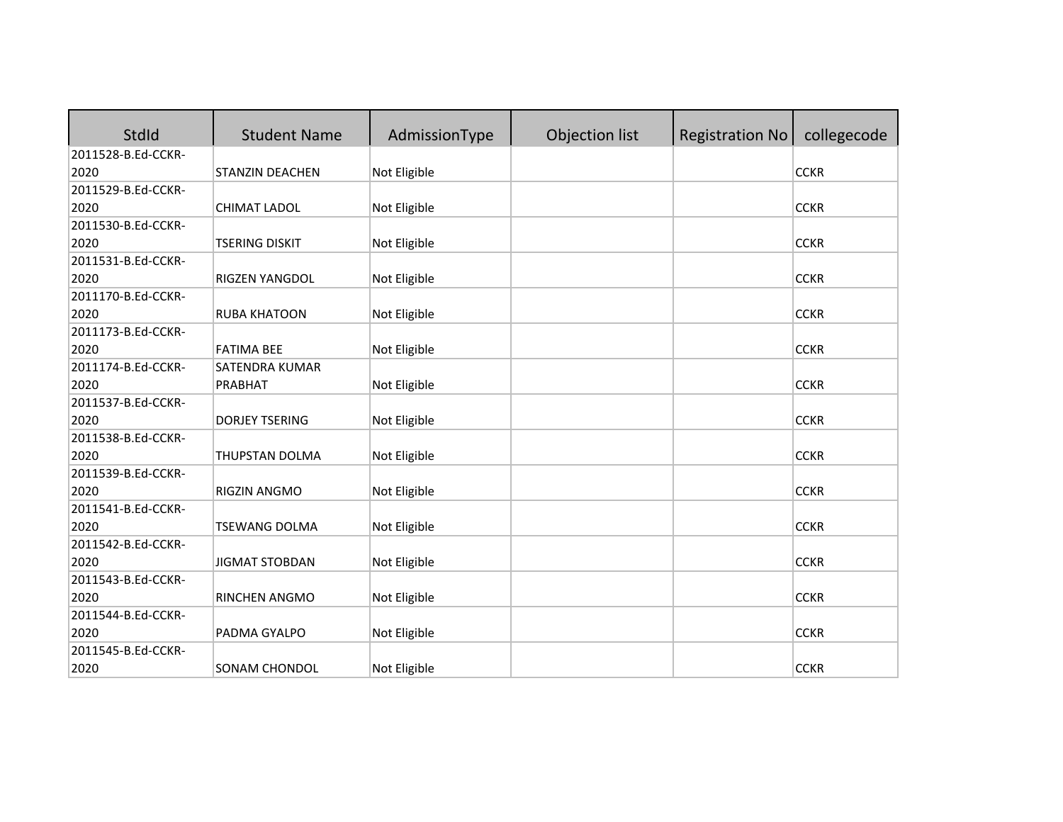| StdId | Student Name | AdmissionType | Objection list | Registration No | collegecode |
|---|---|---|---|---|---|
| 2011528-B.Ed-CCKR-2020 | STANZIN DEACHEN | Not Eligible | | | CCKR |
| 2011529-B.Ed-CCKR-2020 | CHIMAT LADOL | Not Eligible | | | CCKR |
| 2011530-B.Ed-CCKR-2020 | TSERING DISKIT | Not Eligible | | | CCKR |
| 2011531-B.Ed-CCKR-2020 | RIGZEN YANGDOL | Not Eligible | | | CCKR |
| 2011170-B.Ed-CCKR-2020 | RUBA KHATOON | Not Eligible | | | CCKR |
| 2011173-B.Ed-CCKR-2020 | FATIMA BEE | Not Eligible | | | CCKR |
| 2011174-B.Ed-CCKR-2020 | SATENDRA KUMAR PRABHAT | Not Eligible | | | CCKR |
| 2011537-B.Ed-CCKR-2020 | DORJEY TSERING | Not Eligible | | | CCKR |
| 2011538-B.Ed-CCKR-2020 | THUPSTAN DOLMA | Not Eligible | | | CCKR |
| 2011539-B.Ed-CCKR-2020 | RIGZIN ANGMO | Not Eligible | | | CCKR |
| 2011541-B.Ed-CCKR-2020 | TSEWANG DOLMA | Not Eligible | | | CCKR |
| 2011542-B.Ed-CCKR-2020 | JIGMAT STOBDAN | Not Eligible | | | CCKR |
| 2011543-B.Ed-CCKR-2020 | RINCHEN ANGMO | Not Eligible | | | CCKR |
| 2011544-B.Ed-CCKR-2020 | PADMA GYALPO | Not Eligible | | | CCKR |
| 2011545-B.Ed-CCKR-2020 | SONAM CHONDOL | Not Eligible | | | CCKR |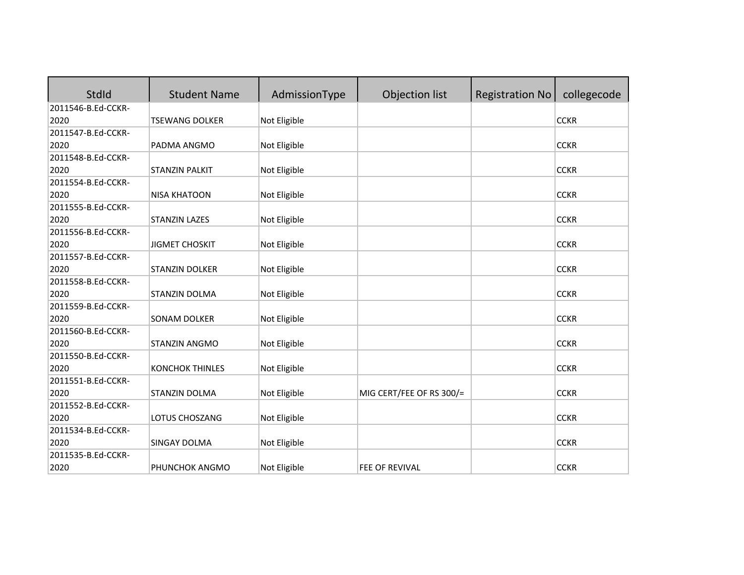| StdId | Student Name | AdmissionType | Objection list | Registration No | collegecode |
|---|---|---|---|---|---|
| 2011546-B.Ed-CCKR-2020 | TSEWANG DOLKER | Not Eligible | | | CCKR |
| 2011547-B.Ed-CCKR-2020 | PADMA ANGMO | Not Eligible | | | CCKR |
| 2011548-B.Ed-CCKR-2020 | STANZIN PALKIT | Not Eligible | | | CCKR |
| 2011554-B.Ed-CCKR-2020 | NISA KHATOON | Not Eligible | | | CCKR |
| 2011555-B.Ed-CCKR-2020 | STANZIN LAZES | Not Eligible | | | CCKR |
| 2011556-B.Ed-CCKR-2020 | JIGMET CHOSKIT | Not Eligible | | | CCKR |
| 2011557-B.Ed-CCKR-2020 | STANZIN DOLKER | Not Eligible | | | CCKR |
| 2011558-B.Ed-CCKR-2020 | STANZIN DOLMA | Not Eligible | | | CCKR |
| 2011559-B.Ed-CCKR-2020 | SONAM DOLKER | Not Eligible | | | CCKR |
| 2011560-B.Ed-CCKR-2020 | STANZIN ANGMO | Not Eligible | | | CCKR |
| 2011550-B.Ed-CCKR-2020 | KONCHOK THINLES | Not Eligible | | | CCKR |
| 2011551-B.Ed-CCKR-2020 | STANZIN DOLMA | Not Eligible | MIG CERT/FEE OF RS 300/= | | CCKR |
| 2011552-B.Ed-CCKR-2020 | LOTUS CHOSZANG | Not Eligible | | | CCKR |
| 2011534-B.Ed-CCKR-2020 | SINGAY DOLMA | Not Eligible | | | CCKR |
| 2011535-B.Ed-CCKR-2020 | PHUNCHOK ANGMO | Not Eligible | FEE OF REVIVAL | | CCKR |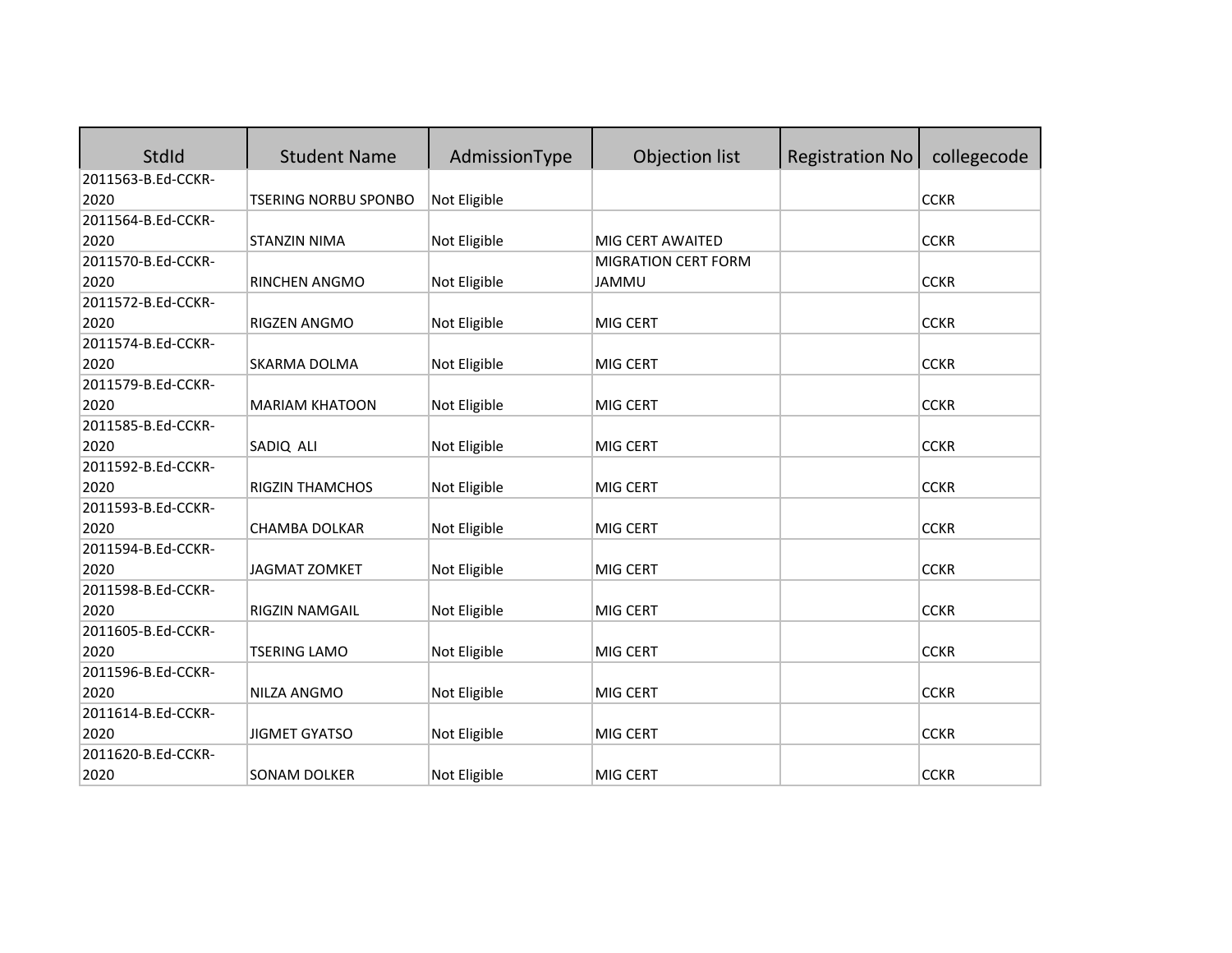| StdId | Student Name | AdmissionType | Objection list | Registration No | collegecode |
|---|---|---|---|---|---|
| 2011563-B.Ed-CCKR-2020 | TSERING NORBU SPONBO | Not Eligible | | | CCKR |
| 2011564-B.Ed-CCKR-2020 | STANZIN NIMA | Not Eligible | MIG CERT AWAITED | | CCKR |
| 2011570-B.Ed-CCKR-2020 | RINCHEN ANGMO | Not Eligible | MIGRATION CERT FORM JAMMU | | CCKR |
| 2011572-B.Ed-CCKR-2020 | RIGZEN ANGMO | Not Eligible | MIG CERT | | CCKR |
| 2011574-B.Ed-CCKR-2020 | SKARMA DOLMA | Not Eligible | MIG CERT | | CCKR |
| 2011579-B.Ed-CCKR-2020 | MARIAM KHATOON | Not Eligible | MIG CERT | | CCKR |
| 2011585-B.Ed-CCKR-2020 | SADIQ ALI | Not Eligible | MIG CERT | | CCKR |
| 2011592-B.Ed-CCKR-2020 | RIGZIN THAMCHOS | Not Eligible | MIG CERT | | CCKR |
| 2011593-B.Ed-CCKR-2020 | CHAMBA DOLKAR | Not Eligible | MIG CERT | | CCKR |
| 2011594-B.Ed-CCKR-2020 | JAGMAT ZOMKET | Not Eligible | MIG CERT | | CCKR |
| 2011598-B.Ed-CCKR-2020 | RIGZIN NAMGAIL | Not Eligible | MIG CERT | | CCKR |
| 2011605-B.Ed-CCKR-2020 | TSERING LAMO | Not Eligible | MIG CERT | | CCKR |
| 2011596-B.Ed-CCKR-2020 | NILZA ANGMO | Not Eligible | MIG CERT | | CCKR |
| 2011614-B.Ed-CCKR-2020 | JIGMET GYATSO | Not Eligible | MIG CERT | | CCKR |
| 2011620-B.Ed-CCKR-2020 | SONAM DOLKER | Not Eligible | MIG CERT | | CCKR |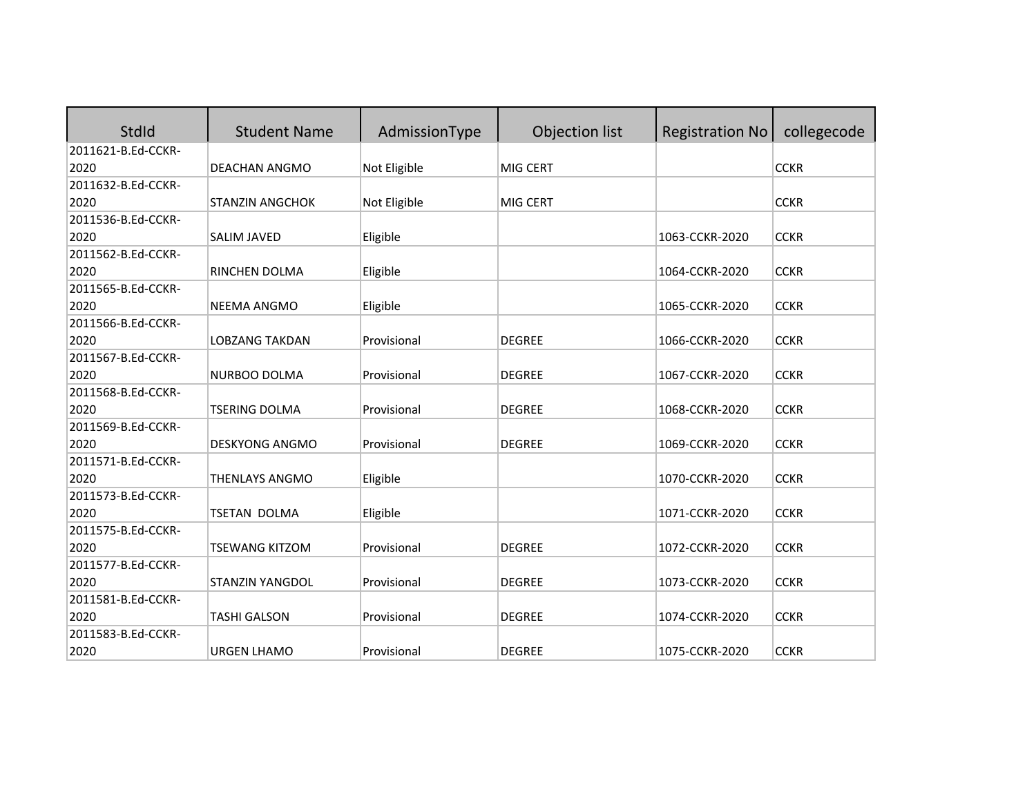| StdId | Student Name | AdmissionType | Objection list | Registration No | collegecode |
|---|---|---|---|---|---|
| 2011621-B.Ed-CCKR-2020 | DEACHAN ANGMO | Not Eligible | MIG CERT | | CCKR |
| 2011632-B.Ed-CCKR-2020 | STANZIN ANGCHOK | Not Eligible | MIG CERT | | CCKR |
| 2011536-B.Ed-CCKR-2020 | SALIM JAVED | Eligible | | 1063-CCKR-2020 | CCKR |
| 2011562-B.Ed-CCKR-2020 | RINCHEN DOLMA | Eligible | | 1064-CCKR-2020 | CCKR |
| 2011565-B.Ed-CCKR-2020 | NEEMA ANGMO | Eligible | | 1065-CCKR-2020 | CCKR |
| 2011566-B.Ed-CCKR-2020 | LOBZANG TAKDAN | Provisional | DEGREE | 1066-CCKR-2020 | CCKR |
| 2011567-B.Ed-CCKR-2020 | NURBOO DOLMA | Provisional | DEGREE | 1067-CCKR-2020 | CCKR |
| 2011568-B.Ed-CCKR-2020 | TSERING DOLMA | Provisional | DEGREE | 1068-CCKR-2020 | CCKR |
| 2011569-B.Ed-CCKR-2020 | DESKYONG ANGMO | Provisional | DEGREE | 1069-CCKR-2020 | CCKR |
| 2011571-B.Ed-CCKR-2020 | THENLAYS ANGMO | Eligible | | 1070-CCKR-2020 | CCKR |
| 2011573-B.Ed-CCKR-2020 | TSETAN DOLMA | Eligible | | 1071-CCKR-2020 | CCKR |
| 2011575-B.Ed-CCKR-2020 | TSEWANG KITZOM | Provisional | DEGREE | 1072-CCKR-2020 | CCKR |
| 2011577-B.Ed-CCKR-2020 | STANZIN YANGDOL | Provisional | DEGREE | 1073-CCKR-2020 | CCKR |
| 2011581-B.Ed-CCKR-2020 | TASHI GALSON | Provisional | DEGREE | 1074-CCKR-2020 | CCKR |
| 2011583-B.Ed-CCKR-2020 | URGEN LHAMO | Provisional | DEGREE | 1075-CCKR-2020 | CCKR |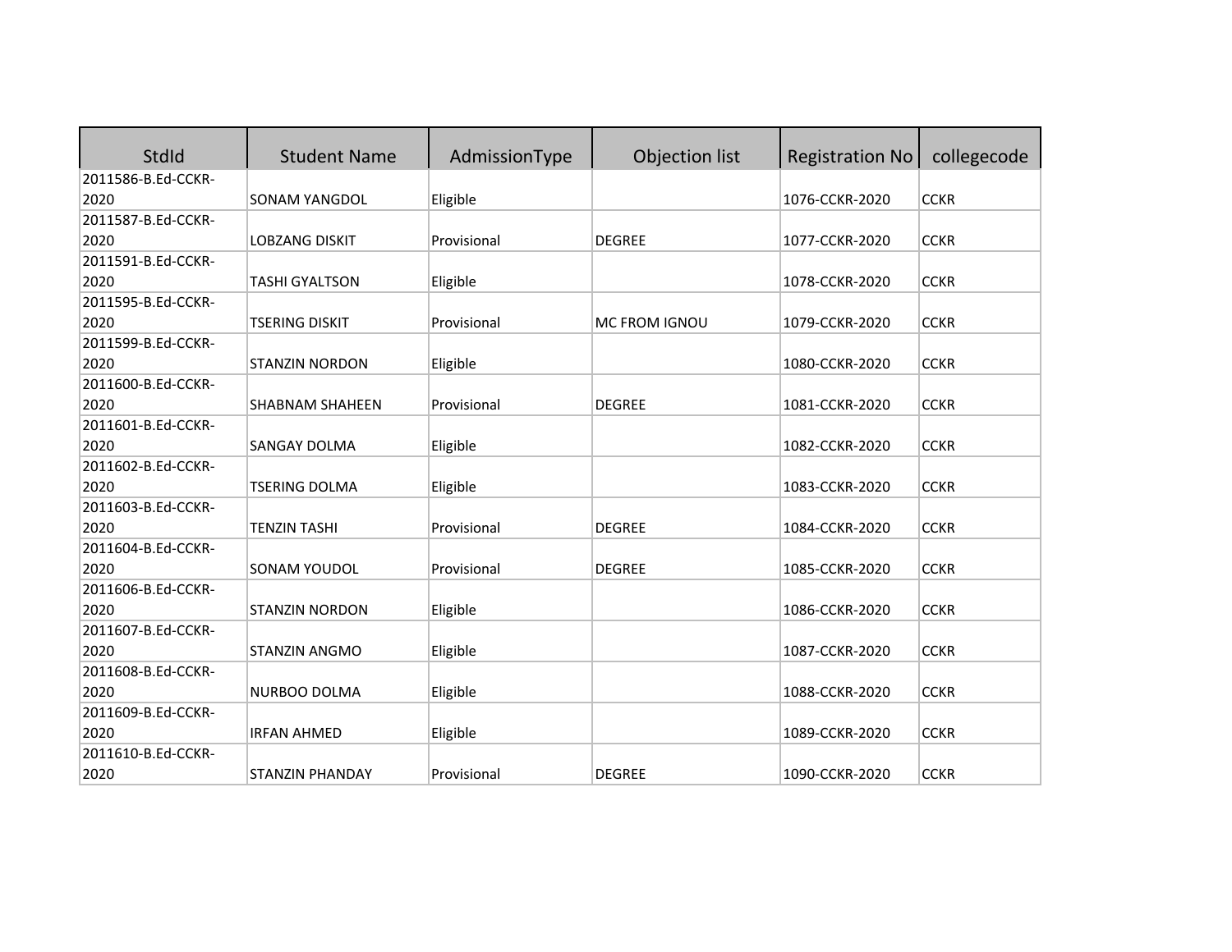| StdId | Student Name | AdmissionType | Objection list | Registration No | collegecode |
|---|---|---|---|---|---|
| 2011586-B.Ed-CCKR-2020 | SONAM YANGDOL | Eligible | | 1076-CCKR-2020 | CCKR |
| 2011587-B.Ed-CCKR-2020 | LOBZANG DISKIT | Provisional | DEGREE | 1077-CCKR-2020 | CCKR |
| 2011591-B.Ed-CCKR-2020 | TASHI GYALTSON | Eligible | | 1078-CCKR-2020 | CCKR |
| 2011595-B.Ed-CCKR-2020 | TSERING DISKIT | Provisional | MC FROM IGNOU | 1079-CCKR-2020 | CCKR |
| 2011599-B.Ed-CCKR-2020 | STANZIN NORDON | Eligible | | 1080-CCKR-2020 | CCKR |
| 2011600-B.Ed-CCKR-2020 | SHABNAM SHAHEEN | Provisional | DEGREE | 1081-CCKR-2020 | CCKR |
| 2011601-B.Ed-CCKR-2020 | SANGAY DOLMA | Eligible | | 1082-CCKR-2020 | CCKR |
| 2011602-B.Ed-CCKR-2020 | TSERING DOLMA | Eligible | | 1083-CCKR-2020 | CCKR |
| 2011603-B.Ed-CCKR-2020 | TENZIN TASHI | Provisional | DEGREE | 1084-CCKR-2020 | CCKR |
| 2011604-B.Ed-CCKR-2020 | SONAM YOUDOL | Provisional | DEGREE | 1085-CCKR-2020 | CCKR |
| 2011606-B.Ed-CCKR-2020 | STANZIN NORDON | Eligible | | 1086-CCKR-2020 | CCKR |
| 2011607-B.Ed-CCKR-2020 | STANZIN ANGMO | Eligible | | 1087-CCKR-2020 | CCKR |
| 2011608-B.Ed-CCKR-2020 | NURBOO DOLMA | Eligible | | 1088-CCKR-2020 | CCKR |
| 2011609-B.Ed-CCKR-2020 | IRFAN AHMED | Eligible | | 1089-CCKR-2020 | CCKR |
| 2011610-B.Ed-CCKR-2020 | STANZIN PHANDAY | Provisional | DEGREE | 1090-CCKR-2020 | CCKR |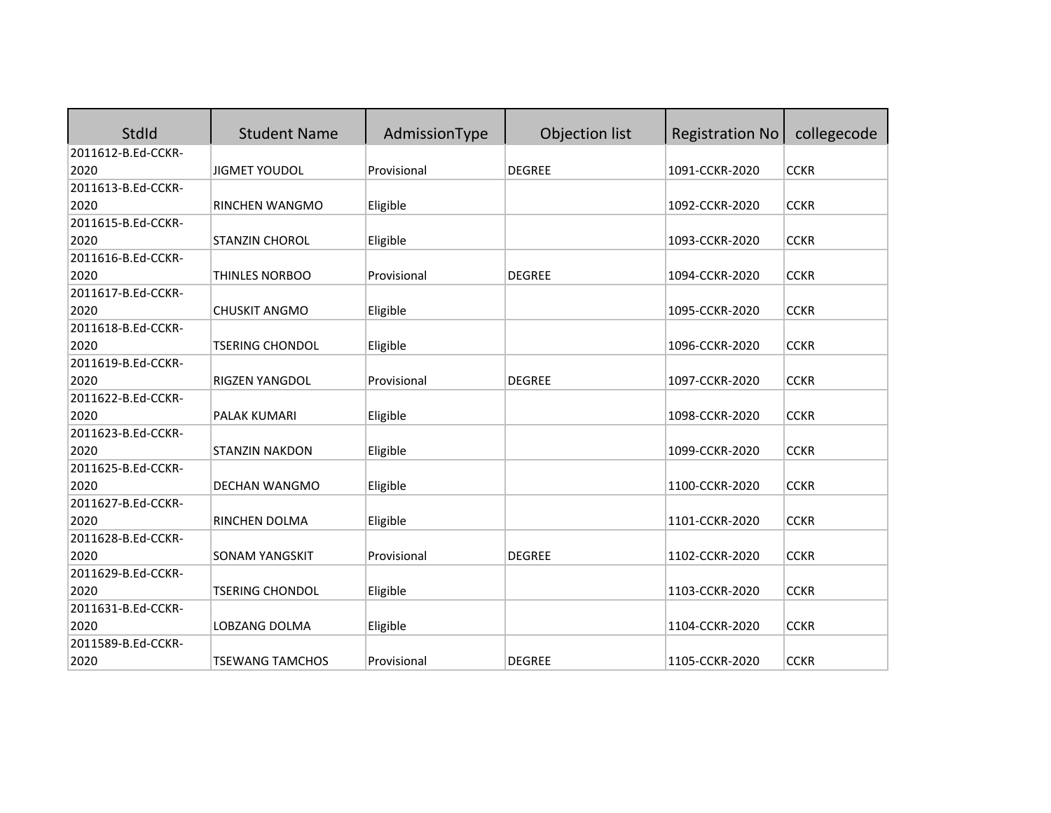| StdId | Student Name | AdmissionType | Objection list | Registration No | collegecode |
|---|---|---|---|---|---|
| 2011612-B.Ed-CCKR-2020 | JIGMET YOUDOL | Provisional | DEGREE | 1091-CCKR-2020 | CCKR |
| 2011613-B.Ed-CCKR-2020 | RINCHEN WANGMO | Eligible | | 1092-CCKR-2020 | CCKR |
| 2011615-B.Ed-CCKR-2020 | STANZIN CHOROL | Eligible | | 1093-CCKR-2020 | CCKR |
| 2011616-B.Ed-CCKR-2020 | THINLES NORBOO | Provisional | DEGREE | 1094-CCKR-2020 | CCKR |
| 2011617-B.Ed-CCKR-2020 | CHUSKIT ANGMO | Eligible | | 1095-CCKR-2020 | CCKR |
| 2011618-B.Ed-CCKR-2020 | TSERING CHONDOL | Eligible | | 1096-CCKR-2020 | CCKR |
| 2011619-B.Ed-CCKR-2020 | RIGZEN YANGDOL | Provisional | DEGREE | 1097-CCKR-2020 | CCKR |
| 2011622-B.Ed-CCKR-2020 | PALAK KUMARI | Eligible | | 1098-CCKR-2020 | CCKR |
| 2011623-B.Ed-CCKR-2020 | STANZIN NAKDON | Eligible | | 1099-CCKR-2020 | CCKR |
| 2011625-B.Ed-CCKR-2020 | DECHAN WANGMO | Eligible | | 1100-CCKR-2020 | CCKR |
| 2011627-B.Ed-CCKR-2020 | RINCHEN DOLMA | Eligible | | 1101-CCKR-2020 | CCKR |
| 2011628-B.Ed-CCKR-2020 | SONAM YANGSKIT | Provisional | DEGREE | 1102-CCKR-2020 | CCKR |
| 2011629-B.Ed-CCKR-2020 | TSERING CHONDOL | Eligible | | 1103-CCKR-2020 | CCKR |
| 2011631-B.Ed-CCKR-2020 | LOBZANG DOLMA | Eligible | | 1104-CCKR-2020 | CCKR |
| 2011589-B.Ed-CCKR-2020 | TSEWANG TAMCHOS | Provisional | DEGREE | 1105-CCKR-2020 | CCKR |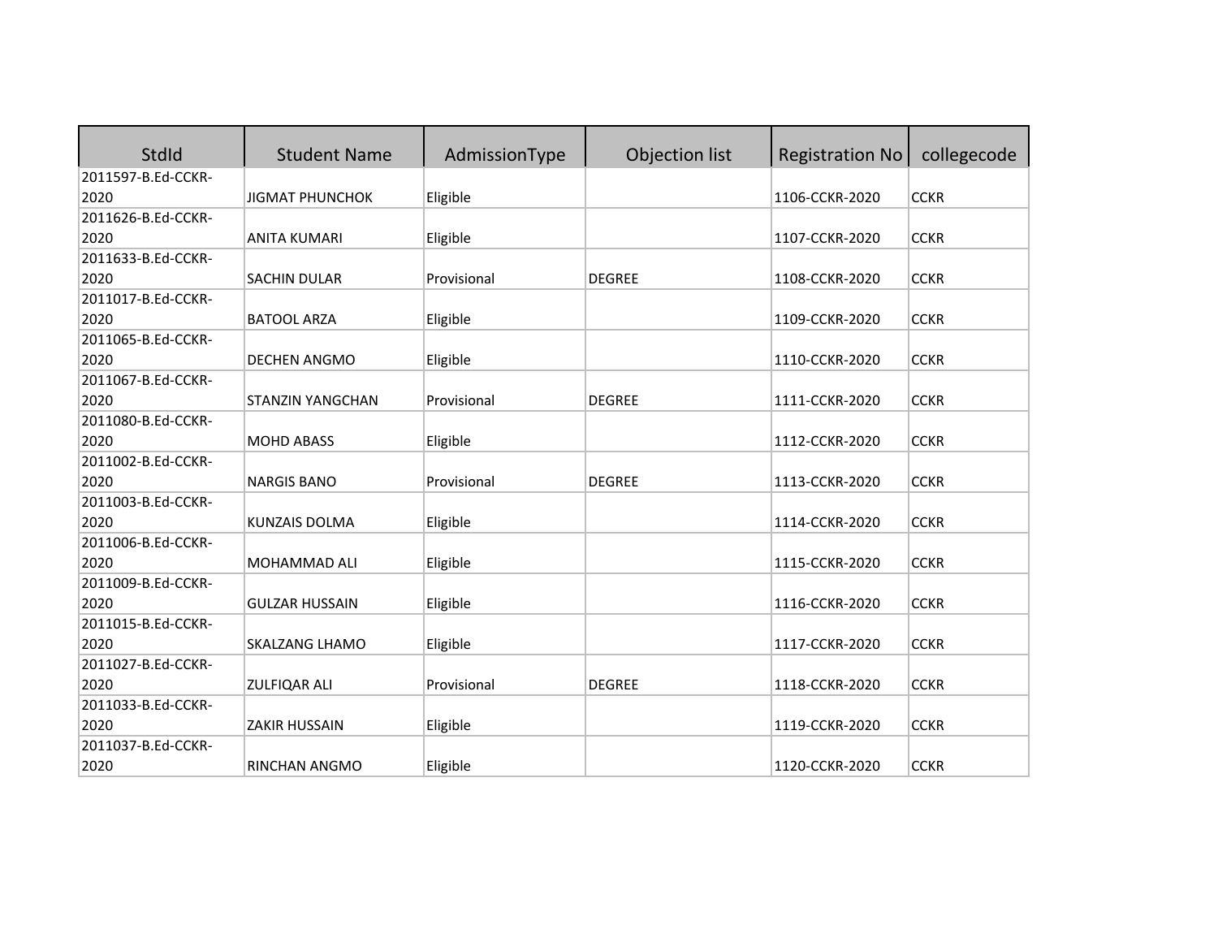| StdId | Student Name | AdmissionType | Objection list | Registration No | collegecode |
|---|---|---|---|---|---|
| 2011597-B.Ed-CCKR-2020 | JIGMAT PHUNCHOK | Eligible | | 1106-CCKR-2020 | CCKR |
| 2011626-B.Ed-CCKR-2020 | ANITA KUMARI | Eligible | | 1107-CCKR-2020 | CCKR |
| 2011633-B.Ed-CCKR-2020 | SACHIN DULAR | Provisional | DEGREE | 1108-CCKR-2020 | CCKR |
| 2011017-B.Ed-CCKR-2020 | BATOOL ARZA | Eligible | | 1109-CCKR-2020 | CCKR |
| 2011065-B.Ed-CCKR-2020 | DECHEN ANGMO | Eligible | | 1110-CCKR-2020 | CCKR |
| 2011067-B.Ed-CCKR-2020 | STANZIN YANGCHAN | Provisional | DEGREE | 1111-CCKR-2020 | CCKR |
| 2011080-B.Ed-CCKR-2020 | MOHD ABASS | Eligible | | 1112-CCKR-2020 | CCKR |
| 2011002-B.Ed-CCKR-2020 | NARGIS BANO | Provisional | DEGREE | 1113-CCKR-2020 | CCKR |
| 2011003-B.Ed-CCKR-2020 | KUNZAIS DOLMA | Eligible | | 1114-CCKR-2020 | CCKR |
| 2011006-B.Ed-CCKR-2020 | MOHAMMAD ALI | Eligible | | 1115-CCKR-2020 | CCKR |
| 2011009-B.Ed-CCKR-2020 | GULZAR HUSSAIN | Eligible | | 1116-CCKR-2020 | CCKR |
| 2011015-B.Ed-CCKR-2020 | SKALZANG LHAMO | Eligible | | 1117-CCKR-2020 | CCKR |
| 2011027-B.Ed-CCKR-2020 | ZULFIQAR ALI | Provisional | DEGREE | 1118-CCKR-2020 | CCKR |
| 2011033-B.Ed-CCKR-2020 | ZAKIR HUSSAIN | Eligible | | 1119-CCKR-2020 | CCKR |
| 2011037-B.Ed-CCKR-2020 | RINCHAN ANGMO | Eligible | | 1120-CCKR-2020 | CCKR |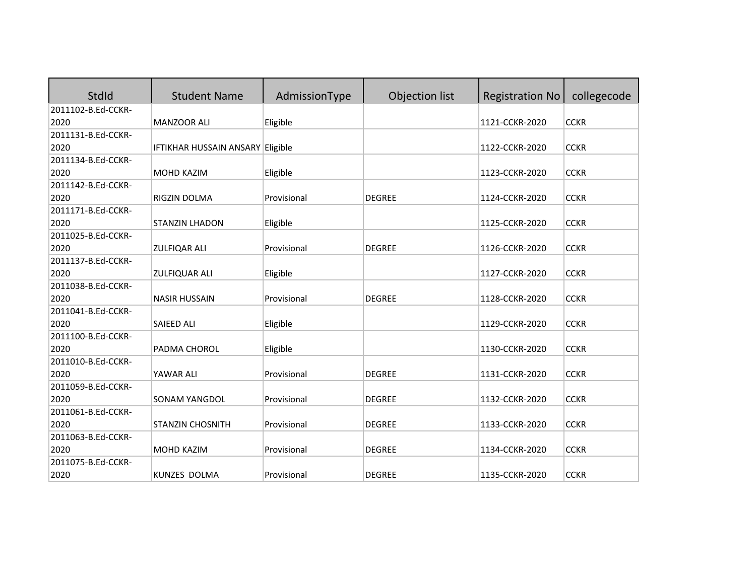| StdId | Student Name | AdmissionType | Objection list | Registration No | collegecode |
|---|---|---|---|---|---|
| 2011102-B.Ed-CCKR-2020 | MANZOOR ALI | Eligible | | 1121-CCKR-2020 | CCKR |
| 2011131-B.Ed-CCKR-2020 | IFTIKHAR HUSSAIN ANSARY | Eligible | | 1122-CCKR-2020 | CCKR |
| 2011134-B.Ed-CCKR-2020 | MOHD KAZIM | Eligible | | 1123-CCKR-2020 | CCKR |
| 2011142-B.Ed-CCKR-2020 | RIGZIN DOLMA | Provisional | DEGREE | 1124-CCKR-2020 | CCKR |
| 2011171-B.Ed-CCKR-2020 | STANZIN LHADON | Eligible | | 1125-CCKR-2020 | CCKR |
| 2011025-B.Ed-CCKR-2020 | ZULFIQAR ALI | Provisional | DEGREE | 1126-CCKR-2020 | CCKR |
| 2011137-B.Ed-CCKR-2020 | ZULFIQUAR ALI | Eligible | | 1127-CCKR-2020 | CCKR |
| 2011038-B.Ed-CCKR-2020 | NASIR HUSSAIN | Provisional | DEGREE | 1128-CCKR-2020 | CCKR |
| 2011041-B.Ed-CCKR-2020 | SAIEED ALI | Eligible | | 1129-CCKR-2020 | CCKR |
| 2011100-B.Ed-CCKR-2020 | PADMA CHOROL | Eligible | | 1130-CCKR-2020 | CCKR |
| 2011010-B.Ed-CCKR-2020 | YAWAR ALI | Provisional | DEGREE | 1131-CCKR-2020 | CCKR |
| 2011059-B.Ed-CCKR-2020 | SONAM YANGDOL | Provisional | DEGREE | 1132-CCKR-2020 | CCKR |
| 2011061-B.Ed-CCKR-2020 | STANZIN CHOSNITH | Provisional | DEGREE | 1133-CCKR-2020 | CCKR |
| 2011063-B.Ed-CCKR-2020 | MOHD KAZIM | Provisional | DEGREE | 1134-CCKR-2020 | CCKR |
| 2011075-B.Ed-CCKR-2020 | KUNZES DOLMA | Provisional | DEGREE | 1135-CCKR-2020 | CCKR |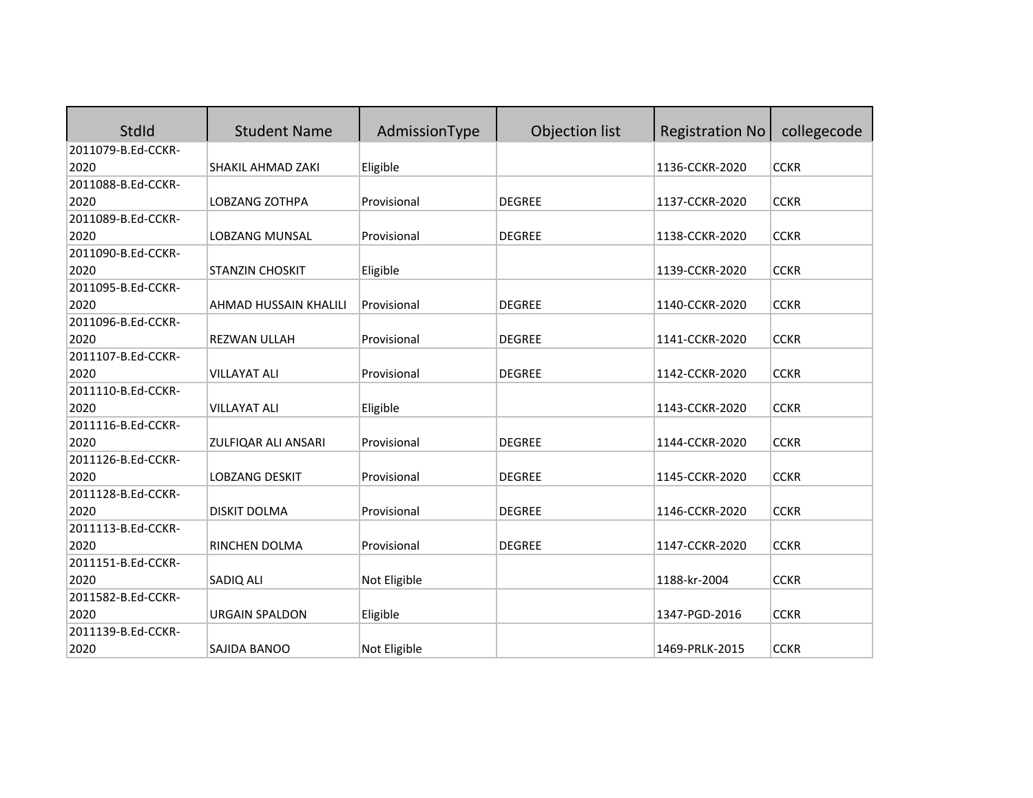| StdId | Student Name | AdmissionType | Objection list | Registration No | collegecode |
| --- | --- | --- | --- | --- | --- |
| 2011079-B.Ed-CCKR-2020 | SHAKIL AHMAD ZAKI | Eligible | | 1136-CCKR-2020 | CCKR |
| 2011088-B.Ed-CCKR-2020 | LOBZANG ZOTHPA | Provisional | DEGREE | 1137-CCKR-2020 | CCKR |
| 2011089-B.Ed-CCKR-2020 | LOBZANG MUNSAL | Provisional | DEGREE | 1138-CCKR-2020 | CCKR |
| 2011090-B.Ed-CCKR-2020 | STANZIN CHOSKIT | Eligible | | 1139-CCKR-2020 | CCKR |
| 2011095-B.Ed-CCKR-2020 | AHMAD HUSSAIN KHALILI | Provisional | DEGREE | 1140-CCKR-2020 | CCKR |
| 2011096-B.Ed-CCKR-2020 | REZWAN ULLAH | Provisional | DEGREE | 1141-CCKR-2020 | CCKR |
| 2011107-B.Ed-CCKR-2020 | VILLAYAT ALI | Provisional | DEGREE | 1142-CCKR-2020 | CCKR |
| 2011110-B.Ed-CCKR-2020 | VILLAYAT ALI | Eligible | | 1143-CCKR-2020 | CCKR |
| 2011116-B.Ed-CCKR-2020 | ZULFIQAR ALI ANSARI | Provisional | DEGREE | 1144-CCKR-2020 | CCKR |
| 2011126-B.Ed-CCKR-2020 | LOBZANG DESKIT | Provisional | DEGREE | 1145-CCKR-2020 | CCKR |
| 2011128-B.Ed-CCKR-2020 | DISKIT DOLMA | Provisional | DEGREE | 1146-CCKR-2020 | CCKR |
| 2011113-B.Ed-CCKR-2020 | RINCHEN DOLMA | Provisional | DEGREE | 1147-CCKR-2020 | CCKR |
| 2011151-B.Ed-CCKR-2020 | SADIQ ALI | Not Eligible | | 1188-kr-2004 | CCKR |
| 2011582-B.Ed-CCKR-2020 | URGAIN SPALDON | Eligible | | 1347-PGD-2016 | CCKR |
| 2011139-B.Ed-CCKR-2020 | SAJIDA BANOO | Not Eligible | | 1469-PRLK-2015 | CCKR |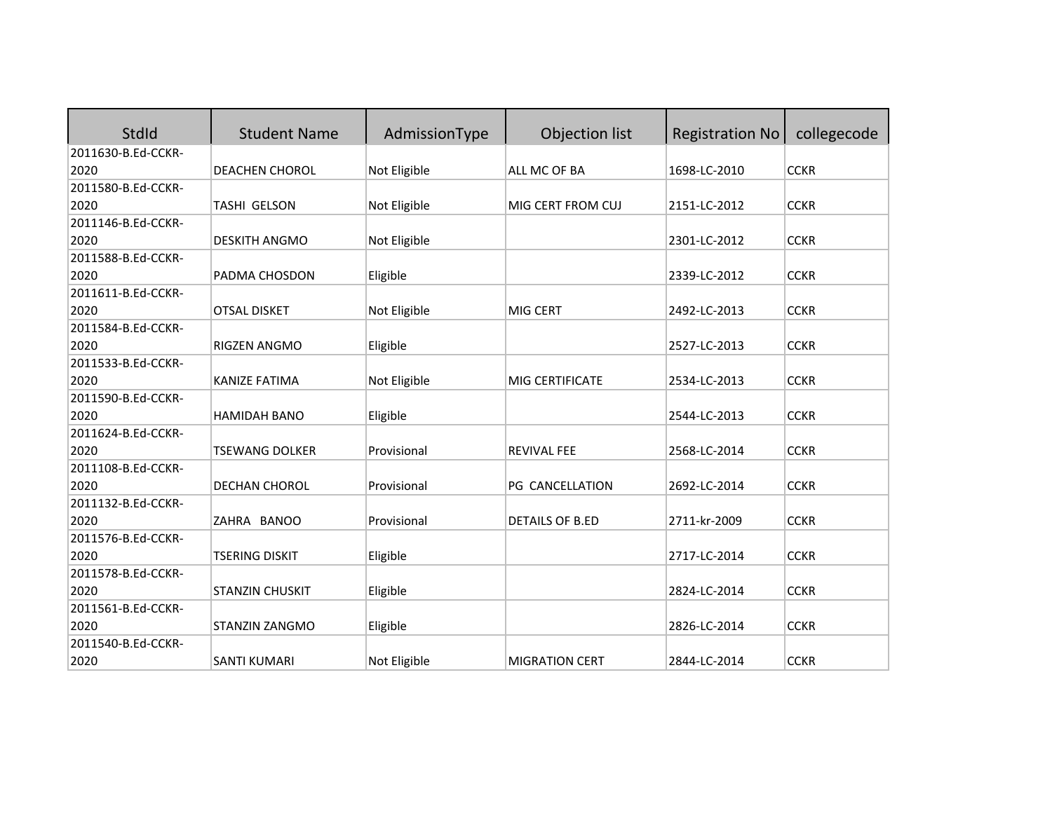| StdId | Student Name | AdmissionType | Objection list | Registration No | collegecode |
|---|---|---|---|---|---|
| 2011630-B.Ed-CCKR-2020 | DEACHEN CHOROL | Not Eligible | ALL MC OF BA | 1698-LC-2010 | CCKR |
| 2011580-B.Ed-CCKR-2020 | TASHI GELSON | Not Eligible | MIG CERT FROM CUJ | 2151-LC-2012 | CCKR |
| 2011146-B.Ed-CCKR-2020 | DESKITH ANGMO | Not Eligible | | 2301-LC-2012 | CCKR |
| 2011588-B.Ed-CCKR-2020 | PADMA CHOSDON | Eligible | | 2339-LC-2012 | CCKR |
| 2011611-B.Ed-CCKR-2020 | OTSAL DISKET | Not Eligible | MIG CERT | 2492-LC-2013 | CCKR |
| 2011584-B.Ed-CCKR-2020 | RIGZEN ANGMO | Eligible | | 2527-LC-2013 | CCKR |
| 2011533-B.Ed-CCKR-2020 | KANIZE FATIMA | Not Eligible | MIG CERTIFICATE | 2534-LC-2013 | CCKR |
| 2011590-B.Ed-CCKR-2020 | HAMIDAH BANO | Eligible | | 2544-LC-2013 | CCKR |
| 2011624-B.Ed-CCKR-2020 | TSEWANG DOLKER | Provisional | REVIVAL FEE | 2568-LC-2014 | CCKR |
| 2011108-B.Ed-CCKR-2020 | DECHAN CHOROL | Provisional | PG CANCELLATION | 2692-LC-2014 | CCKR |
| 2011132-B.Ed-CCKR-2020 | ZAHRA BANOO | Provisional | DETAILS OF B.ED | 2711-kr-2009 | CCKR |
| 2011576-B.Ed-CCKR-2020 | TSERING DISKIT | Eligible | | 2717-LC-2014 | CCKR |
| 2011578-B.Ed-CCKR-2020 | STANZIN CHUSKIT | Eligible | | 2824-LC-2014 | CCKR |
| 2011561-B.Ed-CCKR-2020 | STANZIN ZANGMO | Eligible | | 2826-LC-2014 | CCKR |
| 2011540-B.Ed-CCKR-2020 | SANTI KUMARI | Not Eligible | MIGRATION CERT | 2844-LC-2014 | CCKR |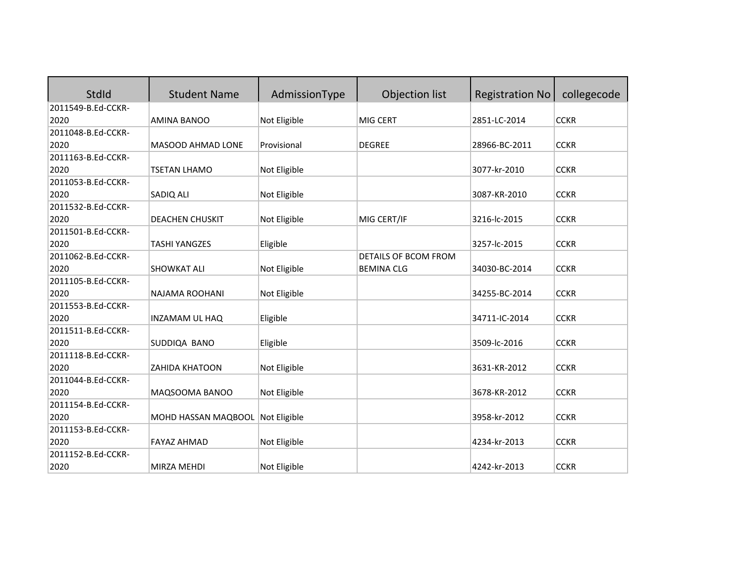| StdId | Student Name | AdmissionType | Objection list | Registration No | collegecode |
|---|---|---|---|---|---|
| 2011549-B.Ed-CCKR-2020 | AMINA BANOO | Not Eligible | MIG CERT | 2851-LC-2014 | CCKR |
| 2011048-B.Ed-CCKR-2020 | MASOOD AHMAD LONE | Provisional | DEGREE | 28966-BC-2011 | CCKR |
| 2011163-B.Ed-CCKR-2020 | TSETAN LHAMO | Not Eligible | | 3077-kr-2010 | CCKR |
| 2011053-B.Ed-CCKR-2020 | SADIQ ALI | Not Eligible | | 3087-KR-2010 | CCKR |
| 2011532-B.Ed-CCKR-2020 | DEACHEN CHUSKIT | Not Eligible | MIG CERT/IF | 3216-lc-2015 | CCKR |
| 2011501-B.Ed-CCKR-2020 | TASHI YANGZES | Eligible | | 3257-lc-2015 | CCKR |
| 2011062-B.Ed-CCKR-2020 | SHOWKAT ALI | Not Eligible | DETAILS OF BCOM FROM BEMINA CLG | 34030-BC-2014 | CCKR |
| 2011105-B.Ed-CCKR-2020 | NAJAMA ROOHANI | Not Eligible | | 34255-BC-2014 | CCKR |
| 2011553-B.Ed-CCKR-2020 | INZAMAM UL HAQ | Eligible | | 34711-IC-2014 | CCKR |
| 2011511-B.Ed-CCKR-2020 | SUDDIQA BANO | Eligible | | 3509-lc-2016 | CCKR |
| 2011118-B.Ed-CCKR-2020 | ZAHIDA KHATOON | Not Eligible | | 3631-KR-2012 | CCKR |
| 2011044-B.Ed-CCKR-2020 | MAQSOOMA BANOO | Not Eligible | | 3678-KR-2012 | CCKR |
| 2011154-B.Ed-CCKR-2020 | MOHD HASSAN MAQBOOL | Not Eligible | | 3958-kr-2012 | CCKR |
| 2011153-B.Ed-CCKR-2020 | FAYAZ AHMAD | Not Eligible | | 4234-kr-2013 | CCKR |
| 2011152-B.Ed-CCKR-2020 | MIRZA MEHDI | Not Eligible | | 4242-kr-2013 | CCKR |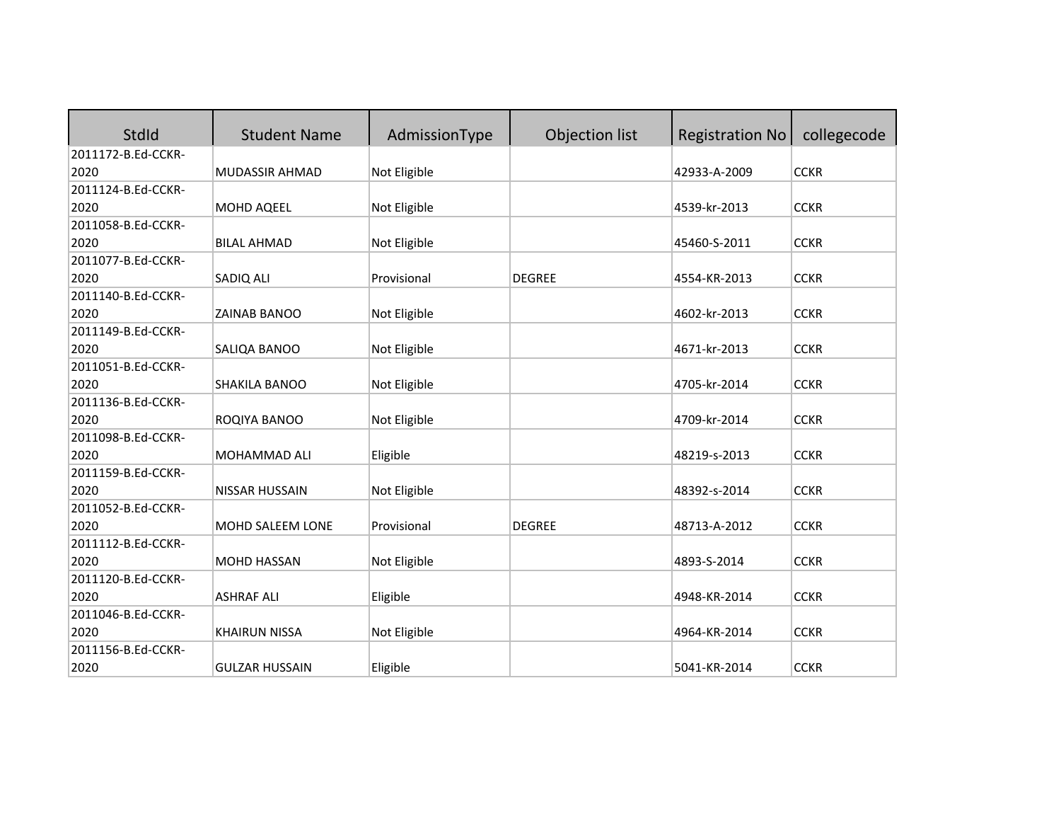| StdId | Student Name | AdmissionType | Objection list | Registration No | collegecode |
|---|---|---|---|---|---|
| 2011172-B.Ed-CCKR-2020 | MUDASSIR AHMAD | Not Eligible | | 42933-A-2009 | CCKR |
| 2011124-B.Ed-CCKR-2020 | MOHD AQEEL | Not Eligible | | 4539-kr-2013 | CCKR |
| 2011058-B.Ed-CCKR-2020 | BILAL AHMAD | Not Eligible | | 45460-S-2011 | CCKR |
| 2011077-B.Ed-CCKR-2020 | SADIQ ALI | Provisional | DEGREE | 4554-KR-2013 | CCKR |
| 2011140-B.Ed-CCKR-2020 | ZAINAB BANOO | Not Eligible | | 4602-kr-2013 | CCKR |
| 2011149-B.Ed-CCKR-2020 | SALIQA BANOO | Not Eligible | | 4671-kr-2013 | CCKR |
| 2011051-B.Ed-CCKR-2020 | SHAKILA BANOO | Not Eligible | | 4705-kr-2014 | CCKR |
| 2011136-B.Ed-CCKR-2020 | ROQIYA BANOO | Not Eligible | | 4709-kr-2014 | CCKR |
| 2011098-B.Ed-CCKR-2020 | MOHAMMAD ALI | Eligible | | 48219-s-2013 | CCKR |
| 2011159-B.Ed-CCKR-2020 | NISSAR HUSSAIN | Not Eligible | | 48392-s-2014 | CCKR |
| 2011052-B.Ed-CCKR-2020 | MOHD SALEEM LONE | Provisional | DEGREE | 48713-A-2012 | CCKR |
| 2011112-B.Ed-CCKR-2020 | MOHD HASSAN | Not Eligible | | 4893-S-2014 | CCKR |
| 2011120-B.Ed-CCKR-2020 | ASHRAF ALI | Eligible | | 4948-KR-2014 | CCKR |
| 2011046-B.Ed-CCKR-2020 | KHAIRUN NISSA | Not Eligible | | 4964-KR-2014 | CCKR |
| 2011156-B.Ed-CCKR-2020 | GULZAR HUSSAIN | Eligible | | 5041-KR-2014 | CCKR |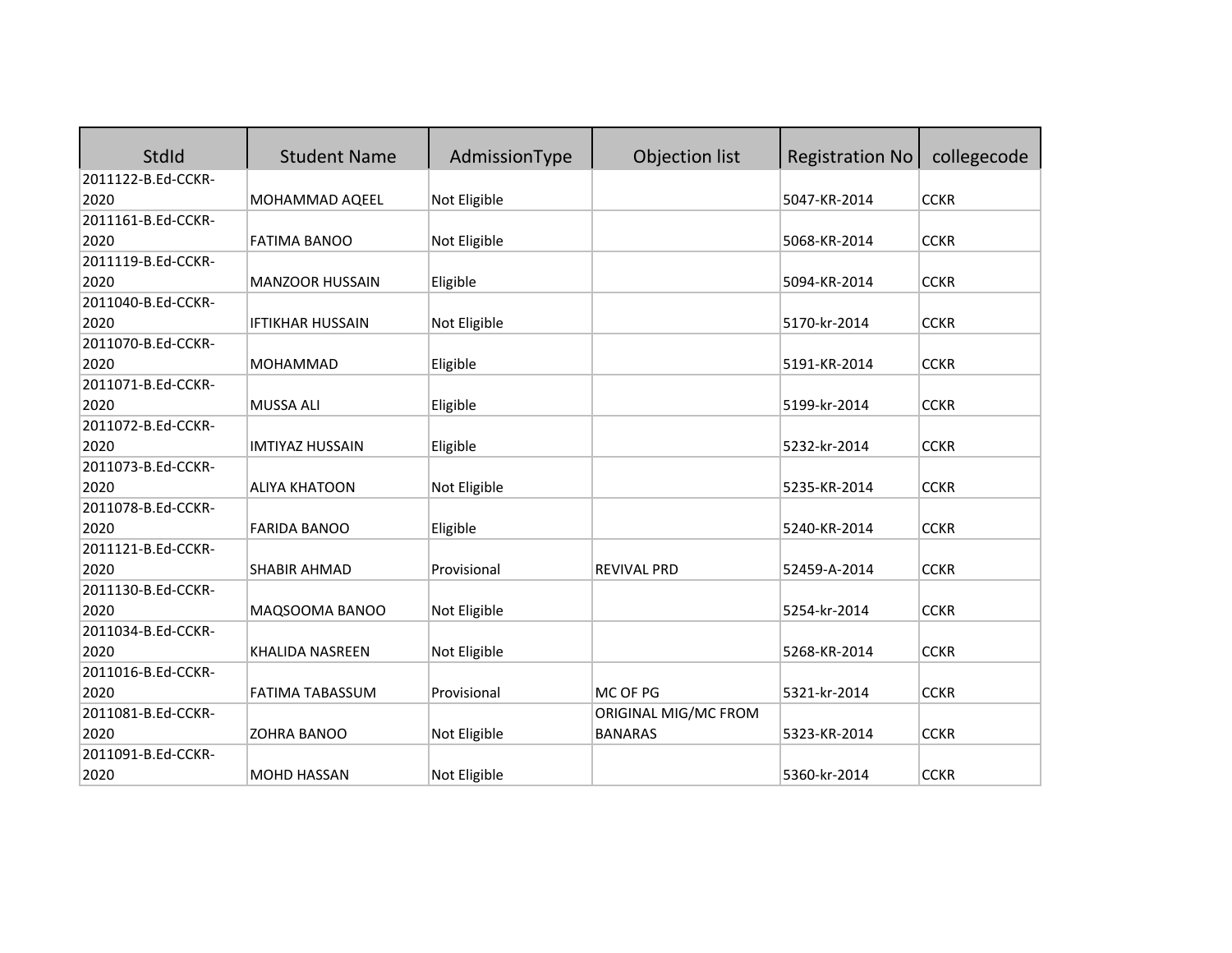| StdId | Student Name | AdmissionType | Objection list | Registration No | collegecode |
|---|---|---|---|---|---|
| 2011122-B.Ed-CCKR-2020 | MOHAMMAD AQEEL | Not Eligible | | 5047-KR-2014 | CCKR |
| 2011161-B.Ed-CCKR-2020 | FATIMA BANOO | Not Eligible | | 5068-KR-2014 | CCKR |
| 2011119-B.Ed-CCKR-2020 | MANZOOR HUSSAIN | Eligible | | 5094-KR-2014 | CCKR |
| 2011040-B.Ed-CCKR-2020 | IFTIKHAR HUSSAIN | Not Eligible | | 5170-kr-2014 | CCKR |
| 2011070-B.Ed-CCKR-2020 | MOHAMMAD | Eligible | | 5191-KR-2014 | CCKR |
| 2011071-B.Ed-CCKR-2020 | MUSSA ALI | Eligible | | 5199-kr-2014 | CCKR |
| 2011072-B.Ed-CCKR-2020 | IMTIYAZ HUSSAIN | Eligible | | 5232-kr-2014 | CCKR |
| 2011073-B.Ed-CCKR-2020 | ALIYA KHATOON | Not Eligible | | 5235-KR-2014 | CCKR |
| 2011078-B.Ed-CCKR-2020 | FARIDA BANOO | Eligible | | 5240-KR-2014 | CCKR |
| 2011121-B.Ed-CCKR-2020 | SHABIR AHMAD | Provisional | REVIVAL PRD | 52459-A-2014 | CCKR |
| 2011130-B.Ed-CCKR-2020 | MAQSOOMA BANOO | Not Eligible | | 5254-kr-2014 | CCKR |
| 2011034-B.Ed-CCKR-2020 | KHALIDA NASREEN | Not Eligible | | 5268-KR-2014 | CCKR |
| 2011016-B.Ed-CCKR-2020 | FATIMA TABASSUM | Provisional | MC OF PG | 5321-kr-2014 | CCKR |
| 2011081-B.Ed-CCKR-2020 | ZOHRA BANOO | Not Eligible | ORIGINAL MIG/MC FROM BANARAS | 5323-KR-2014 | CCKR |
| 2011091-B.Ed-CCKR-2020 | MOHD HASSAN | Not Eligible | | 5360-kr-2014 | CCKR |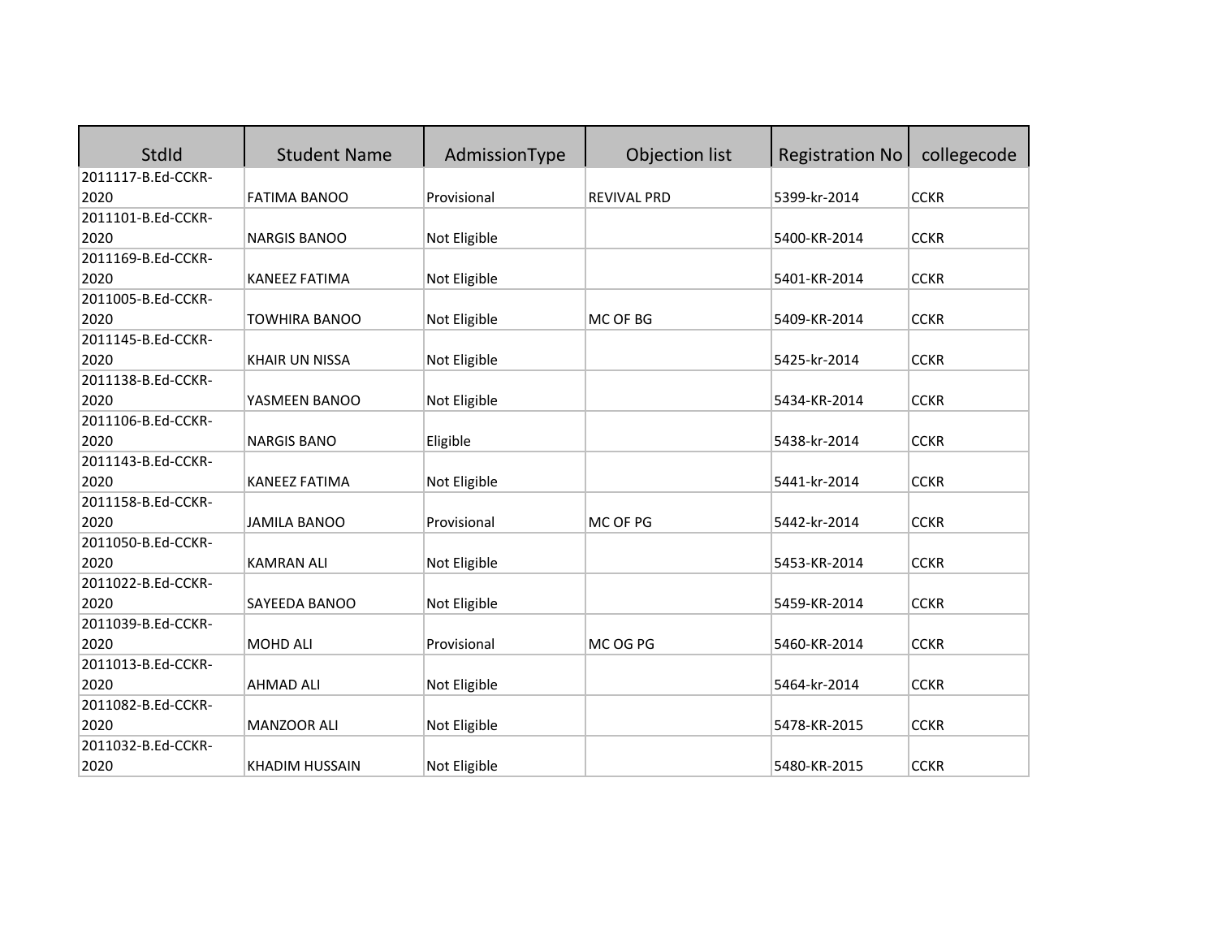| StdId | Student Name | AdmissionType | Objection list | Registration No | collegecode |
|---|---|---|---|---|---|
| 2011117-B.Ed-CCKR-2020 | FATIMA BANOO | Provisional | REVIVAL PRD | 5399-kr-2014 | CCKR |
| 2011101-B.Ed-CCKR-2020 | NARGIS BANOO | Not Eligible | | 5400-KR-2014 | CCKR |
| 2011169-B.Ed-CCKR-2020 | KANEEZ FATIMA | Not Eligible | | 5401-KR-2014 | CCKR |
| 2011005-B.Ed-CCKR-2020 | TOWHIRA BANOO | Not Eligible | MC OF BG | 5409-KR-2014 | CCKR |
| 2011145-B.Ed-CCKR-2020 | KHAIR UN NISSA | Not Eligible | | 5425-kr-2014 | CCKR |
| 2011138-B.Ed-CCKR-2020 | YASMEEN BANOO | Not Eligible | | 5434-KR-2014 | CCKR |
| 2011106-B.Ed-CCKR-2020 | NARGIS BANO | Eligible | | 5438-kr-2014 | CCKR |
| 2011143-B.Ed-CCKR-2020 | KANEEZ FATIMA | Not Eligible | | 5441-kr-2014 | CCKR |
| 2011158-B.Ed-CCKR-2020 | JAMILA BANOO | Provisional | MC OF PG | 5442-kr-2014 | CCKR |
| 2011050-B.Ed-CCKR-2020 | KAMRAN ALI | Not Eligible | | 5453-KR-2014 | CCKR |
| 2011022-B.Ed-CCKR-2020 | SAYEEDA BANOO | Not Eligible | | 5459-KR-2014 | CCKR |
| 2011039-B.Ed-CCKR-2020 | MOHD ALI | Provisional | MC OG PG | 5460-KR-2014 | CCKR |
| 2011013-B.Ed-CCKR-2020 | AHMAD ALI | Not Eligible | | 5464-kr-2014 | CCKR |
| 2011082-B.Ed-CCKR-2020 | MANZOOR ALI | Not Eligible | | 5478-KR-2015 | CCKR |
| 2011032-B.Ed-CCKR-2020 | KHADIM HUSSAIN | Not Eligible | | 5480-KR-2015 | CCKR |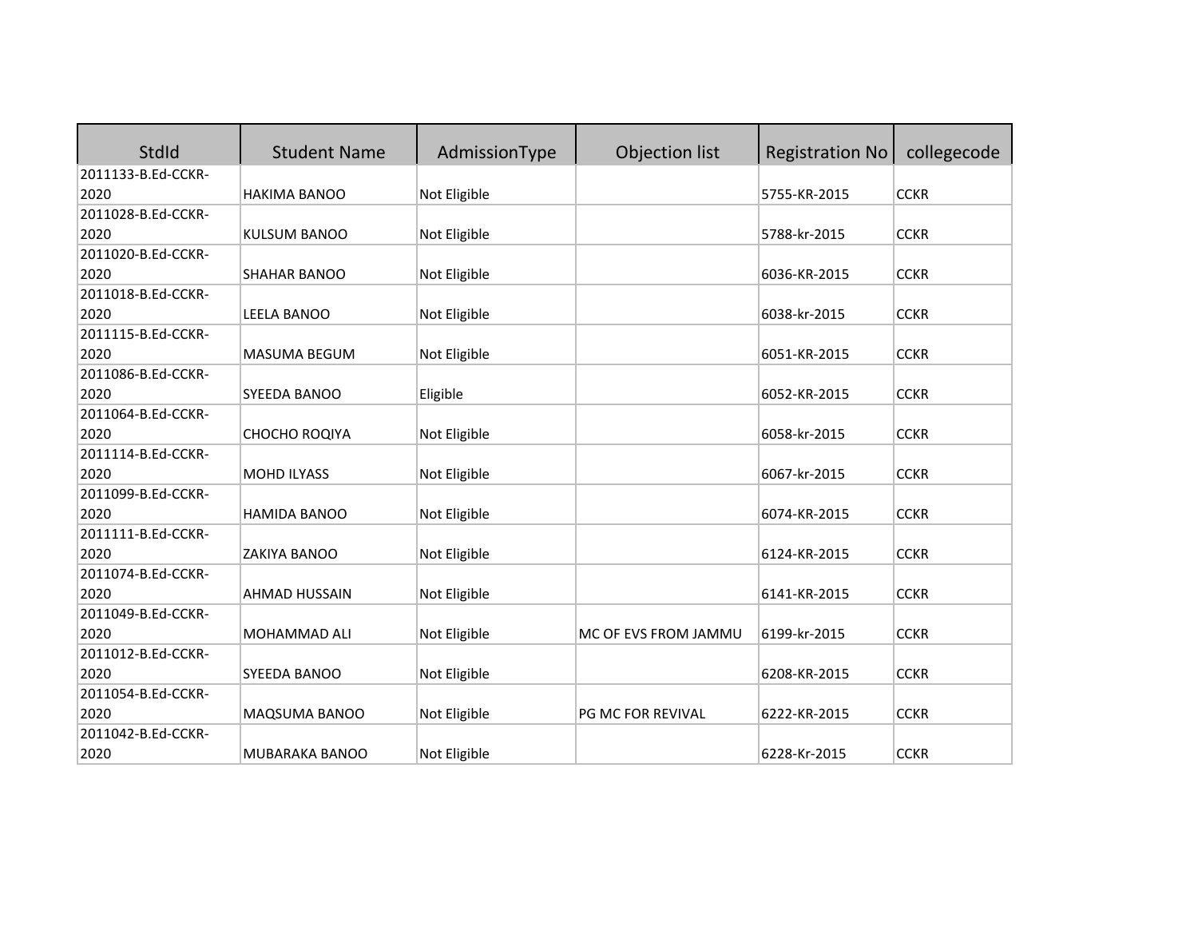| StdId | Student Name | AdmissionType | Objection list | Registration No | collegecode |
|---|---|---|---|---|---|
| 2011133-B.Ed-CCKR-2020 | HAKIMA BANOO | Not Eligible | | 5755-KR-2015 | CCKR |
| 2011028-B.Ed-CCKR-2020 | KULSUM BANOO | Not Eligible | | 5788-kr-2015 | CCKR |
| 2011020-B.Ed-CCKR-2020 | SHAHAR BANOO | Not Eligible | | 6036-KR-2015 | CCKR |
| 2011018-B.Ed-CCKR-2020 | LEELA BANOO | Not Eligible | | 6038-kr-2015 | CCKR |
| 2011115-B.Ed-CCKR-2020 | MASUMA BEGUM | Not Eligible | | 6051-KR-2015 | CCKR |
| 2011086-B.Ed-CCKR-2020 | SYEEDA BANOO | Eligible | | 6052-KR-2015 | CCKR |
| 2011064-B.Ed-CCKR-2020 | CHOCHO ROQIYA | Not Eligible | | 6058-kr-2015 | CCKR |
| 2011114-B.Ed-CCKR-2020 | MOHD ILYASS | Not Eligible | | 6067-kr-2015 | CCKR |
| 2011099-B.Ed-CCKR-2020 | HAMIDA BANOO | Not Eligible | | 6074-KR-2015 | CCKR |
| 2011111-B.Ed-CCKR-2020 | ZAKIYA BANOO | Not Eligible | | 6124-KR-2015 | CCKR |
| 2011074-B.Ed-CCKR-2020 | AHMAD HUSSAIN | Not Eligible | | 6141-KR-2015 | CCKR |
| 2011049-B.Ed-CCKR-2020 | MOHAMMAD ALI | Not Eligible | MC OF EVS FROM JAMMU | 6199-kr-2015 | CCKR |
| 2011012-B.Ed-CCKR-2020 | SYEEDA BANOO | Not Eligible | | 6208-KR-2015 | CCKR |
| 2011054-B.Ed-CCKR-2020 | MAQSUMA BANOO | Not Eligible | PG MC FOR REVIVAL | 6222-KR-2015 | CCKR |
| 2011042-B.Ed-CCKR-2020 | MUBARAKA BANOO | Not Eligible | | 6228-Kr-2015 | CCKR |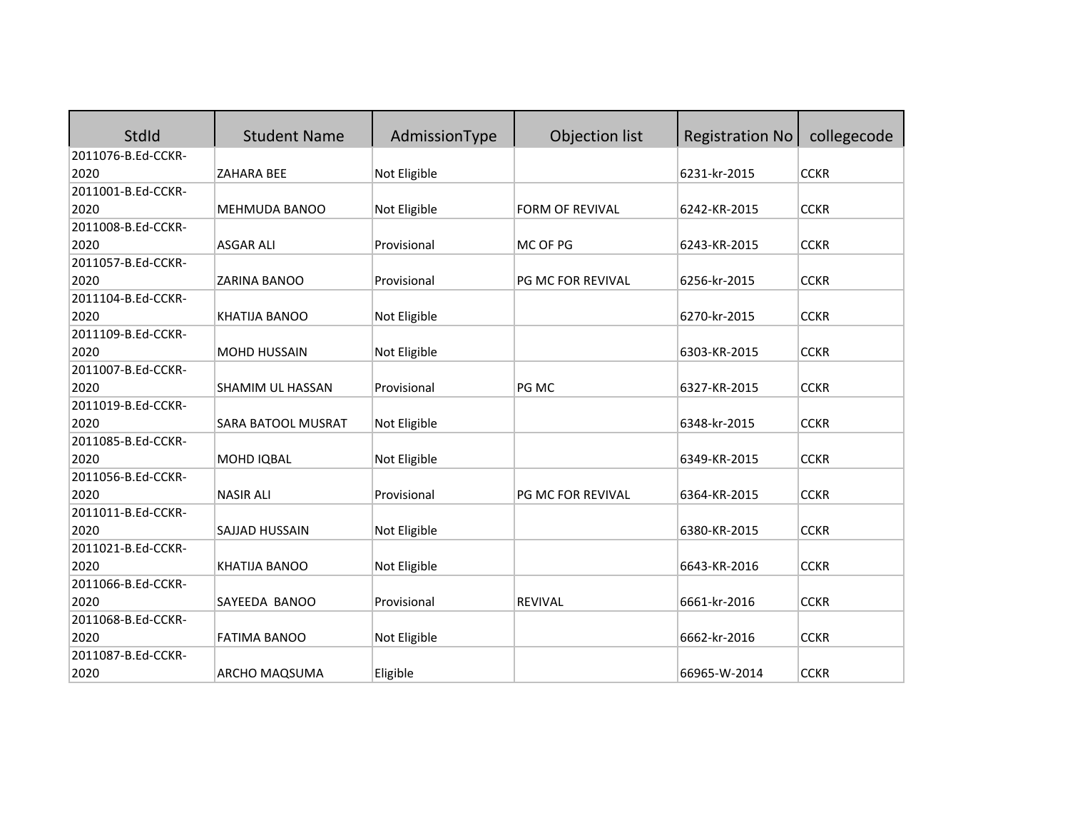| StdId | Student Name | AdmissionType | Objection list | Registration No | collegecode |
|---|---|---|---|---|---|
| 2011076-B.Ed-CCKR-2020 | ZAHARA BEE | Not Eligible | | 6231-kr-2015 | CCKR |
| 2011001-B.Ed-CCKR-2020 | MEHMUDA BANOO | Not Eligible | FORM OF REVIVAL | 6242-KR-2015 | CCKR |
| 2011008-B.Ed-CCKR-2020 | ASGAR ALI | Provisional | MC OF PG | 6243-KR-2015 | CCKR |
| 2011057-B.Ed-CCKR-2020 | ZARINA BANOO | Provisional | PG MC FOR REVIVAL | 6256-kr-2015 | CCKR |
| 2011104-B.Ed-CCKR-2020 | KHATIJA BANOO | Not Eligible | | 6270-kr-2015 | CCKR |
| 2011109-B.Ed-CCKR-2020 | MOHD HUSSAIN | Not Eligible | | 6303-KR-2015 | CCKR |
| 2011007-B.Ed-CCKR-2020 | SHAMIM UL HASSAN | Provisional | PG MC | 6327-KR-2015 | CCKR |
| 2011019-B.Ed-CCKR-2020 | SARA BATOOL MUSRAT | Not Eligible | | 6348-kr-2015 | CCKR |
| 2011085-B.Ed-CCKR-2020 | MOHD IQBAL | Not Eligible | | 6349-KR-2015 | CCKR |
| 2011056-B.Ed-CCKR-2020 | NASIR ALI | Provisional | PG MC FOR REVIVAL | 6364-KR-2015 | CCKR |
| 2011011-B.Ed-CCKR-2020 | SAJJAD HUSSAIN | Not Eligible | | 6380-KR-2015 | CCKR |
| 2011021-B.Ed-CCKR-2020 | KHATIJA BANOO | Not Eligible | | 6643-KR-2016 | CCKR |
| 2011066-B.Ed-CCKR-2020 | SAYEEDA BANOO | Provisional | REVIVAL | 6661-kr-2016 | CCKR |
| 2011068-B.Ed-CCKR-2020 | FATIMA BANOO | Not Eligible | | 6662-kr-2016 | CCKR |
| 2011087-B.Ed-CCKR-2020 | ARCHO MAQSUMA | Eligible | | 66965-W-2014 | CCKR |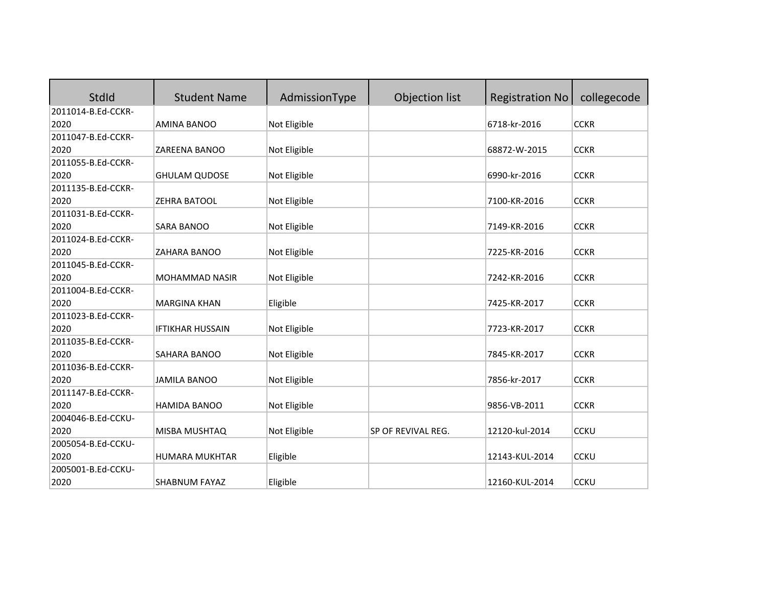| StdId | Student Name | AdmissionType | Objection list | Registration No | collegecode |
|---|---|---|---|---|---|
| 2011014-B.Ed-CCKR-2020 | AMINA BANOO | Not Eligible | | 6718-kr-2016 | CCKR |
| 2011047-B.Ed-CCKR-2020 | ZAREENA BANOO | Not Eligible | | 68872-W-2015 | CCKR |
| 2011055-B.Ed-CCKR-2020 | GHULAM QUDOSE | Not Eligible | | 6990-kr-2016 | CCKR |
| 2011135-B.Ed-CCKR-2020 | ZEHRA BATOOL | Not Eligible | | 7100-KR-2016 | CCKR |
| 2011031-B.Ed-CCKR-2020 | SARA BANOO | Not Eligible | | 7149-KR-2016 | CCKR |
| 2011024-B.Ed-CCKR-2020 | ZAHARA BANOO | Not Eligible | | 7225-KR-2016 | CCKR |
| 2011045-B.Ed-CCKR-2020 | MOHAMMAD NASIR | Not Eligible | | 7242-KR-2016 | CCKR |
| 2011004-B.Ed-CCKR-2020 | MARGINA KHAN | Eligible | | 7425-KR-2017 | CCKR |
| 2011023-B.Ed-CCKR-2020 | IFTIKHAR HUSSAIN | Not Eligible | | 7723-KR-2017 | CCKR |
| 2011035-B.Ed-CCKR-2020 | SAHARA BANOO | Not Eligible | | 7845-KR-2017 | CCKR |
| 2011036-B.Ed-CCKR-2020 | JAMILA BANOO | Not Eligible | | 7856-kr-2017 | CCKR |
| 2011147-B.Ed-CCKR-2020 | HAMIDA BANOO | Not Eligible | | 9856-VB-2011 | CCKR |
| 2004046-B.Ed-CCKU-2020 | MISBA MUSHTAQ | Not Eligible | SP OF REVIVAL REG. | 12120-kul-2014 | CCKU |
| 2005054-B.Ed-CCKU-2020 | HUMARA MUKHTAR | Eligible | | 12143-KUL-2014 | CCKU |
| 2005001-B.Ed-CCKU-2020 | SHABNUM FAYAZ | Eligible | | 12160-KUL-2014 | CCKU |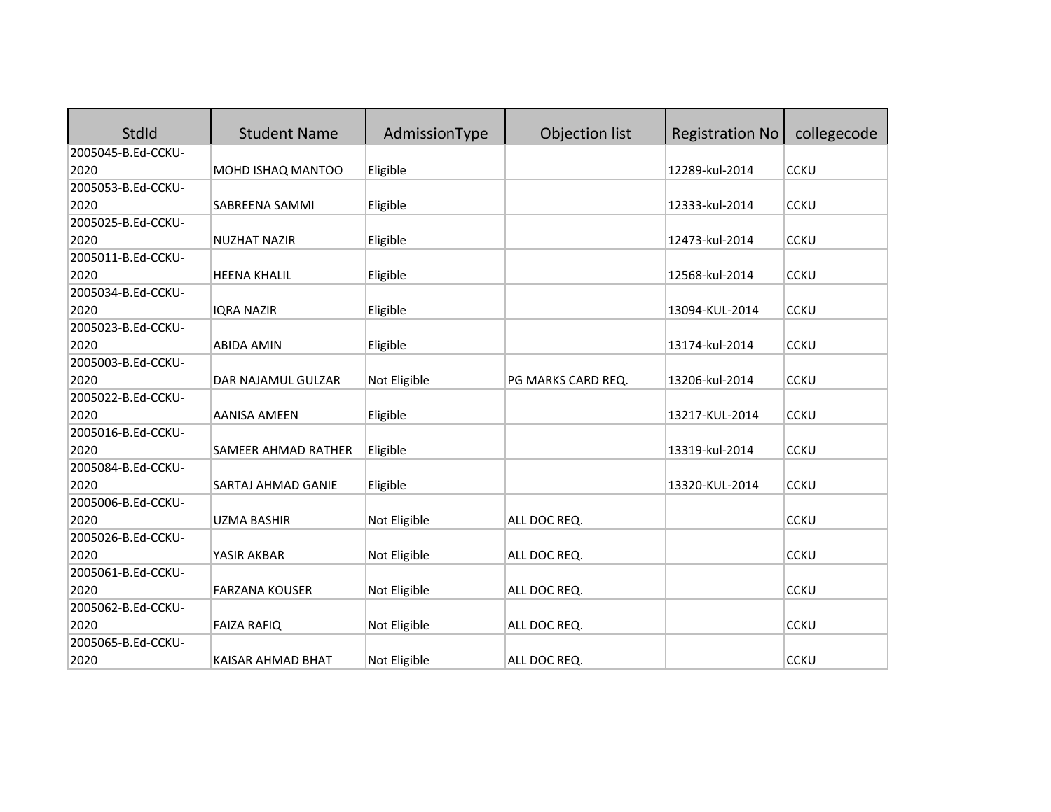| StdId | Student Name | AdmissionType | Objection list | Registration No | collegecode |
|---|---|---|---|---|---|
| 2005045-B.Ed-CCKU-2020 | MOHD ISHAQ MANTOO | Eligible | | 12289-kul-2014 | CCKU |
| 2005053-B.Ed-CCKU-2020 | SABREENA SAMMI | Eligible | | 12333-kul-2014 | CCKU |
| 2005025-B.Ed-CCKU-2020 | NUZHAT NAZIR | Eligible | | 12473-kul-2014 | CCKU |
| 2005011-B.Ed-CCKU-2020 | HEENA KHALIL | Eligible | | 12568-kul-2014 | CCKU |
| 2005034-B.Ed-CCKU-2020 | IQRA NAZIR | Eligible | | 13094-KUL-2014 | CCKU |
| 2005023-B.Ed-CCKU-2020 | ABIDA AMIN | Eligible | | 13174-kul-2014 | CCKU |
| 2005003-B.Ed-CCKU-2020 | DAR NAJAMUL GULZAR | Not Eligible | PG MARKS CARD REQ. | 13206-kul-2014 | CCKU |
| 2005022-B.Ed-CCKU-2020 | AANISA AMEEN | Eligible | | 13217-KUL-2014 | CCKU |
| 2005016-B.Ed-CCKU-2020 | SAMEER AHMAD RATHER | Eligible | | 13319-kul-2014 | CCKU |
| 2005084-B.Ed-CCKU-2020 | SARTAJ AHMAD GANIE | Eligible | | 13320-KUL-2014 | CCKU |
| 2005006-B.Ed-CCKU-2020 | UZMA BASHIR | Not Eligible | ALL DOC REQ. | | CCKU |
| 2005026-B.Ed-CCKU-2020 | YASIR AKBAR | Not Eligible | ALL DOC REQ. | | CCKU |
| 2005061-B.Ed-CCKU-2020 | FARZANA KOUSER | Not Eligible | ALL DOC REQ. | | CCKU |
| 2005062-B.Ed-CCKU-2020 | FAIZA RAFIQ | Not Eligible | ALL DOC REQ. | | CCKU |
| 2005065-B.Ed-CCKU-2020 | KAISAR AHMAD BHAT | Not Eligible | ALL DOC REQ. | | CCKU |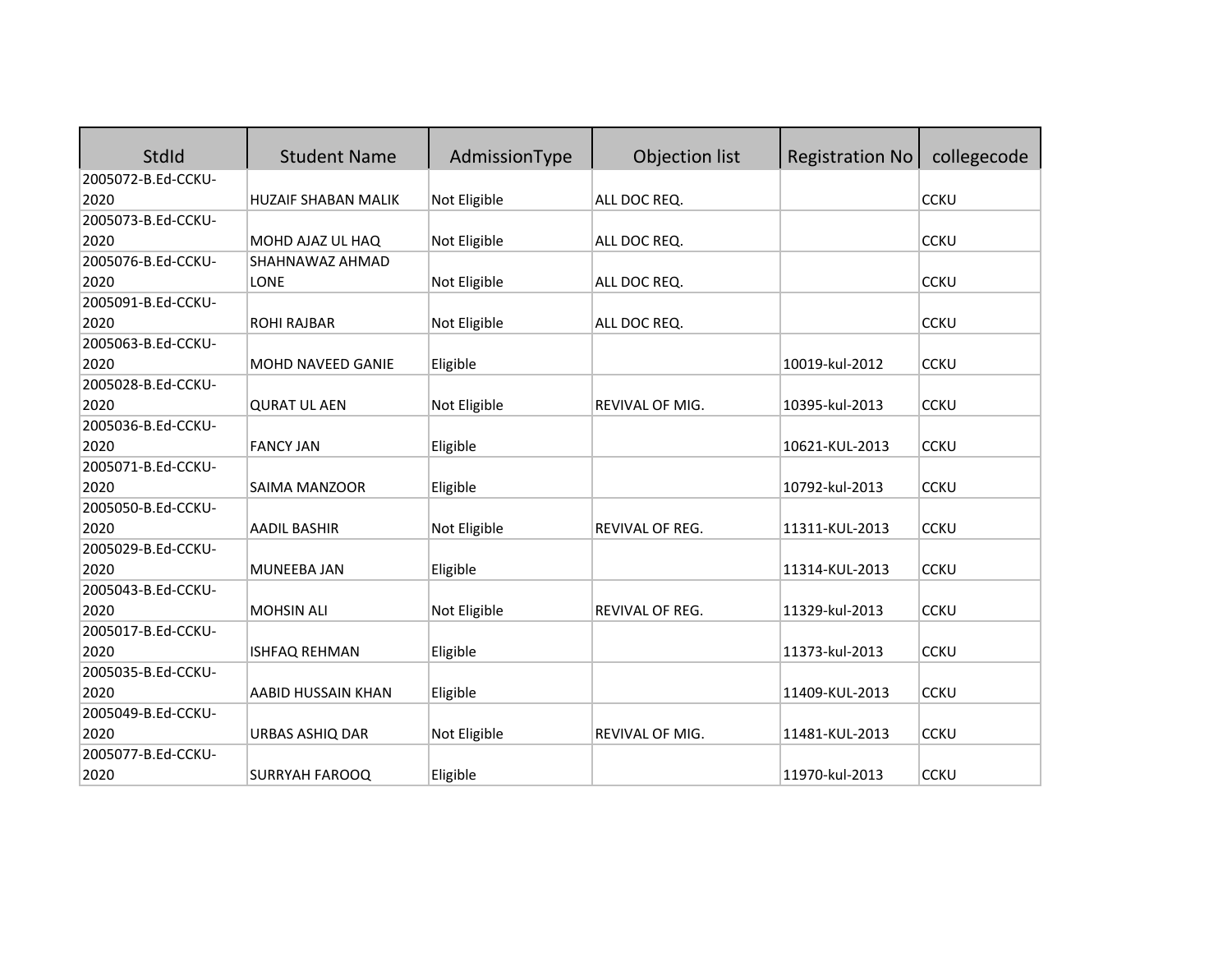| StdId | Student Name | AdmissionType | Objection list | Registration No | collegecode |
|---|---|---|---|---|---|
| 2005072-B.Ed-CCKU-2020 | HUZAIF SHABAN MALIK | Not Eligible | ALL DOC REQ. | | CCKU |
| 2005073-B.Ed-CCKU-2020 | MOHD AJAZ UL HAQ | Not Eligible | ALL DOC REQ. | | CCKU |
| 2005076-B.Ed-CCKU-2020 | SHAHNAWAZ AHMAD LONE | Not Eligible | ALL DOC REQ. | | CCKU |
| 2005091-B.Ed-CCKU-2020 | ROHI RAJBAR | Not Eligible | ALL DOC REQ. | | CCKU |
| 2005063-B.Ed-CCKU-2020 | MOHD NAVEED GANIE | Eligible | | 10019-kul-2012 | CCKU |
| 2005028-B.Ed-CCKU-2020 | QURAT UL AEN | Not Eligible | REVIVAL OF MIG. | 10395-kul-2013 | CCKU |
| 2005036-B.Ed-CCKU-2020 | FANCY JAN | Eligible | | 10621-KUL-2013 | CCKU |
| 2005071-B.Ed-CCKU-2020 | SAIMA MANZOOR | Eligible | | 10792-kul-2013 | CCKU |
| 2005050-B.Ed-CCKU-2020 | AADIL BASHIR | Not Eligible | REVIVAL OF REG. | 11311-KUL-2013 | CCKU |
| 2005029-B.Ed-CCKU-2020 | MUNEEBA JAN | Eligible | | 11314-KUL-2013 | CCKU |
| 2005043-B.Ed-CCKU-2020 | MOHSIN ALI | Not Eligible | REVIVAL OF REG. | 11329-kul-2013 | CCKU |
| 2005017-B.Ed-CCKU-2020 | ISHFAQ REHMAN | Eligible | | 11373-kul-2013 | CCKU |
| 2005035-B.Ed-CCKU-2020 | AABID HUSSAIN KHAN | Eligible | | 11409-KUL-2013 | CCKU |
| 2005049-B.Ed-CCKU-2020 | URBAS ASHIQ DAR | Not Eligible | REVIVAL OF MIG. | 11481-KUL-2013 | CCKU |
| 2005077-B.Ed-CCKU-2020 | SURRYAH FAROOQ | Eligible | | 11970-kul-2013 | CCKU |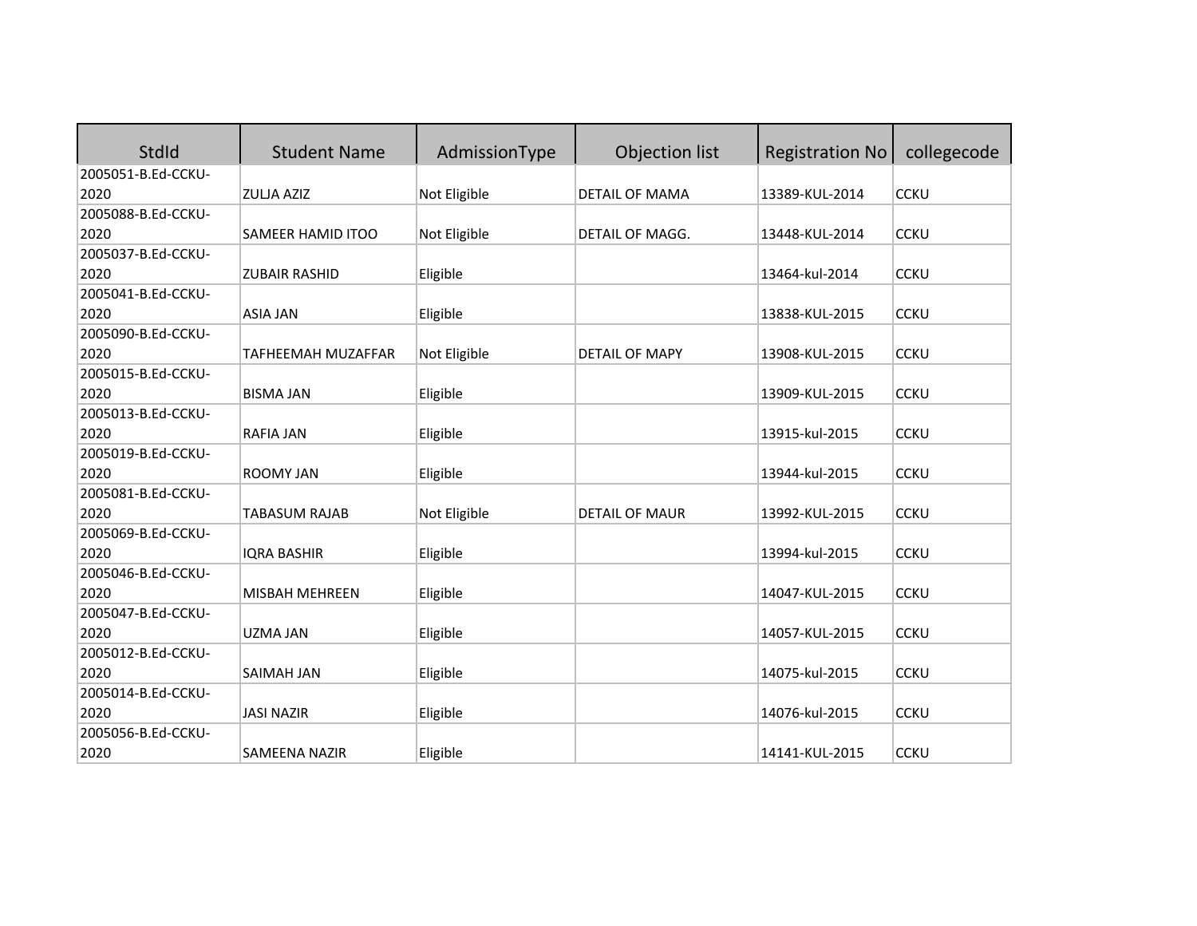| StdId | Student Name | AdmissionType | Objection list | Registration No | collegecode |
|---|---|---|---|---|---|
| 2005051-B.Ed-CCKU-2020 | ZULJA AZIZ | Not Eligible | DETAIL OF MAMA | 13389-KUL-2014 | CCKU |
| 2005088-B.Ed-CCKU-2020 | SAMEER HAMID ITOO | Not Eligible | DETAIL OF MAGG. | 13448-KUL-2014 | CCKU |
| 2005037-B.Ed-CCKU-2020 | ZUBAIR RASHID | Eligible | | 13464-kul-2014 | CCKU |
| 2005041-B.Ed-CCKU-2020 | ASIA JAN | Eligible | | 13838-KUL-2015 | CCKU |
| 2005090-B.Ed-CCKU-2020 | TAFHEEMAH MUZAFFAR | Not Eligible | DETAIL OF MAPY | 13908-KUL-2015 | CCKU |
| 2005015-B.Ed-CCKU-2020 | BISMA JAN | Eligible | | 13909-KUL-2015 | CCKU |
| 2005013-B.Ed-CCKU-2020 | RAFIA JAN | Eligible | | 13915-kul-2015 | CCKU |
| 2005019-B.Ed-CCKU-2020 | ROOMY JAN | Eligible | | 13944-kul-2015 | CCKU |
| 2005081-B.Ed-CCKU-2020 | TABASUM RAJAB | Not Eligible | DETAIL OF MAUR | 13992-KUL-2015 | CCKU |
| 2005069-B.Ed-CCKU-2020 | IQRA BASHIR | Eligible | | 13994-kul-2015 | CCKU |
| 2005046-B.Ed-CCKU-2020 | MISBAH MEHREEN | Eligible | | 14047-KUL-2015 | CCKU |
| 2005047-B.Ed-CCKU-2020 | UZMA JAN | Eligible | | 14057-KUL-2015 | CCKU |
| 2005012-B.Ed-CCKU-2020 | SAIMAH JAN | Eligible | | 14075-kul-2015 | CCKU |
| 2005014-B.Ed-CCKU-2020 | JASI NAZIR | Eligible | | 14076-kul-2015 | CCKU |
| 2005056-B.Ed-CCKU-2020 | SAMEENA NAZIR | Eligible | | 14141-KUL-2015 | CCKU |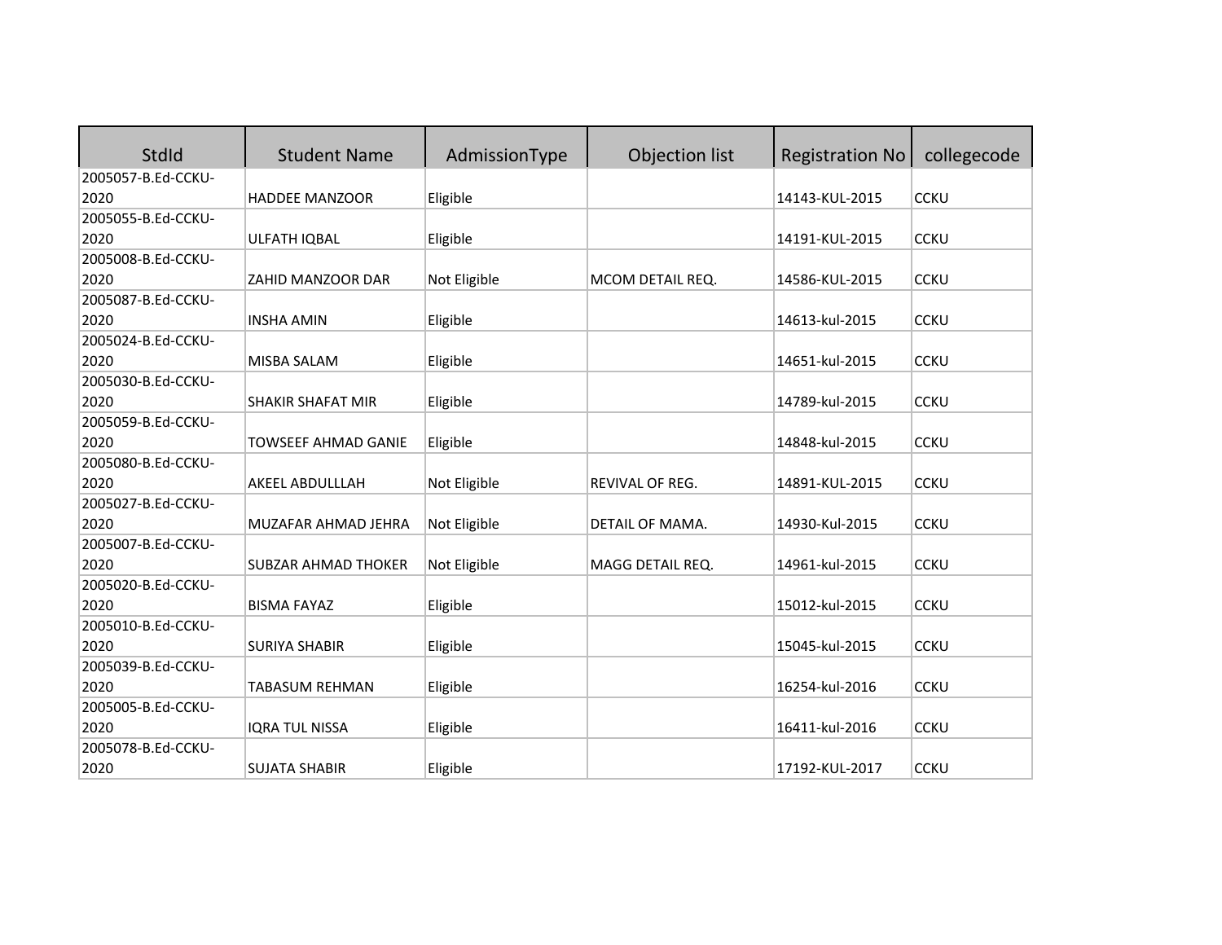| StdId | Student Name | AdmissionType | Objection list | Registration No | collegecode |
|---|---|---|---|---|---|
| 2005057-B.Ed-CCKU-2020 | HADDEE MANZOOR | Eligible | | 14143-KUL-2015 | CCKU |
| 2005055-B.Ed-CCKU-2020 | ULFATH IQBAL | Eligible | | 14191-KUL-2015 | CCKU |
| 2005008-B.Ed-CCKU-2020 | ZAHID MANZOOR DAR | Not Eligible | MCOM DETAIL REQ. | 14586-KUL-2015 | CCKU |
| 2005087-B.Ed-CCKU-2020 | INSHA AMIN | Eligible | | 14613-kul-2015 | CCKU |
| 2005024-B.Ed-CCKU-2020 | MISBA SALAM | Eligible | | 14651-kul-2015 | CCKU |
| 2005030-B.Ed-CCKU-2020 | SHAKIR SHAFAT MIR | Eligible | | 14789-kul-2015 | CCKU |
| 2005059-B.Ed-CCKU-2020 | TOWSEEF AHMAD GANIE | Eligible | | 14848-kul-2015 | CCKU |
| 2005080-B.Ed-CCKU-2020 | AKEEL ABDULLLAH | Not Eligible | REVIVAL OF REG. | 14891-KUL-2015 | CCKU |
| 2005027-B.Ed-CCKU-2020 | MUZAFAR AHMAD JEHRA | Not Eligible | DETAIL OF MAMA. | 14930-Kul-2015 | CCKU |
| 2005007-B.Ed-CCKU-2020 | SUBZAR AHMAD THOKER | Not Eligible | MAGG DETAIL REQ. | 14961-kul-2015 | CCKU |
| 2005020-B.Ed-CCKU-2020 | BISMA FAYAZ | Eligible | | 15012-kul-2015 | CCKU |
| 2005010-B.Ed-CCKU-2020 | SURIYA SHABIR | Eligible | | 15045-kul-2015 | CCKU |
| 2005039-B.Ed-CCKU-2020 | TABASUM REHMAN | Eligible | | 16254-kul-2016 | CCKU |
| 2005005-B.Ed-CCKU-2020 | IQRA TUL NISSA | Eligible | | 16411-kul-2016 | CCKU |
| 2005078-B.Ed-CCKU-2020 | SUJATA SHABIR | Eligible | | 17192-KUL-2017 | CCKU |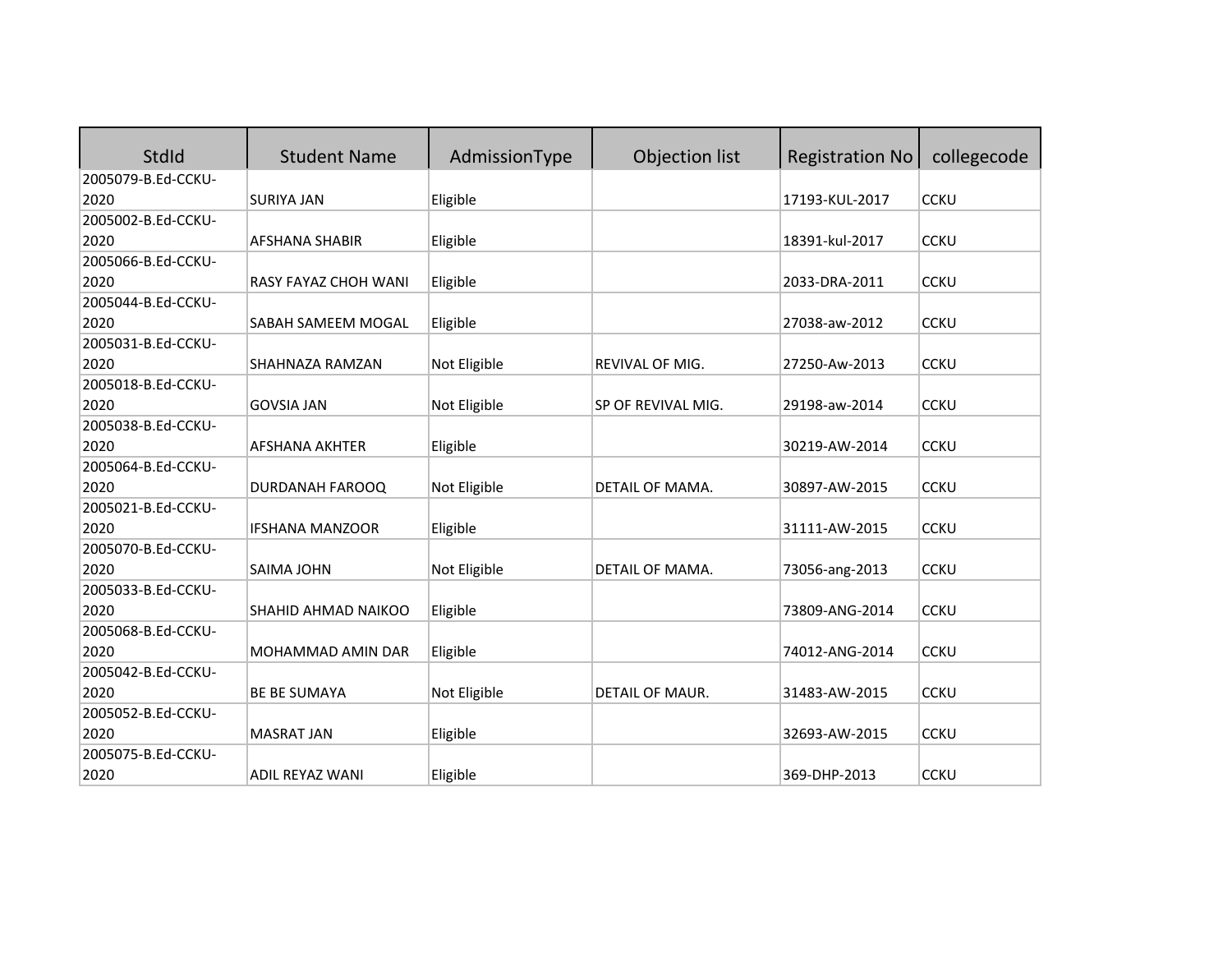| StdId | Student Name | AdmissionType | Objection list | Registration No | collegecode |
|---|---|---|---|---|---|
| 2005079-B.Ed-CCKU-2020 | SURIYA JAN | Eligible | | 17193-KUL-2017 | CCKU |
| 2005002-B.Ed-CCKU-2020 | AFSHANA SHABIR | Eligible | | 18391-kul-2017 | CCKU |
| 2005066-B.Ed-CCKU-2020 | RASY FAYAZ CHOH WANI | Eligible | | 2033-DRA-2011 | CCKU |
| 2005044-B.Ed-CCKU-2020 | SABAH SAMEEM MOGAL | Eligible | | 27038-aw-2012 | CCKU |
| 2005031-B.Ed-CCKU-2020 | SHAHNAZA RAMZAN | Not Eligible | REVIVAL OF MIG. | 27250-Aw-2013 | CCKU |
| 2005018-B.Ed-CCKU-2020 | GOVSIA JAN | Not Eligible | SP OF REVIVAL MIG. | 29198-aw-2014 | CCKU |
| 2005038-B.Ed-CCKU-2020 | AFSHANA AKHTER | Eligible | | 30219-AW-2014 | CCKU |
| 2005064-B.Ed-CCKU-2020 | DURDANAH FAROOQ | Not Eligible | DETAIL OF MAMA. | 30897-AW-2015 | CCKU |
| 2005021-B.Ed-CCKU-2020 | IFSHANA MANZOOR | Eligible | | 31111-AW-2015 | CCKU |
| 2005070-B.Ed-CCKU-2020 | SAIMA JOHN | Not Eligible | DETAIL OF MAMA. | 73056-ang-2013 | CCKU |
| 2005033-B.Ed-CCKU-2020 | SHAHID AHMAD NAIKOO | Eligible | | 73809-ANG-2014 | CCKU |
| 2005068-B.Ed-CCKU-2020 | MOHAMMAD AMIN DAR | Eligible | | 74012-ANG-2014 | CCKU |
| 2005042-B.Ed-CCKU-2020 | BE BE SUMAYA | Not Eligible | DETAIL OF MAUR. | 31483-AW-2015 | CCKU |
| 2005052-B.Ed-CCKU-2020 | MASRAT JAN | Eligible | | 32693-AW-2015 | CCKU |
| 2005075-B.Ed-CCKU-2020 | ADIL REYAZ WANI | Eligible | | 369-DHP-2013 | CCKU |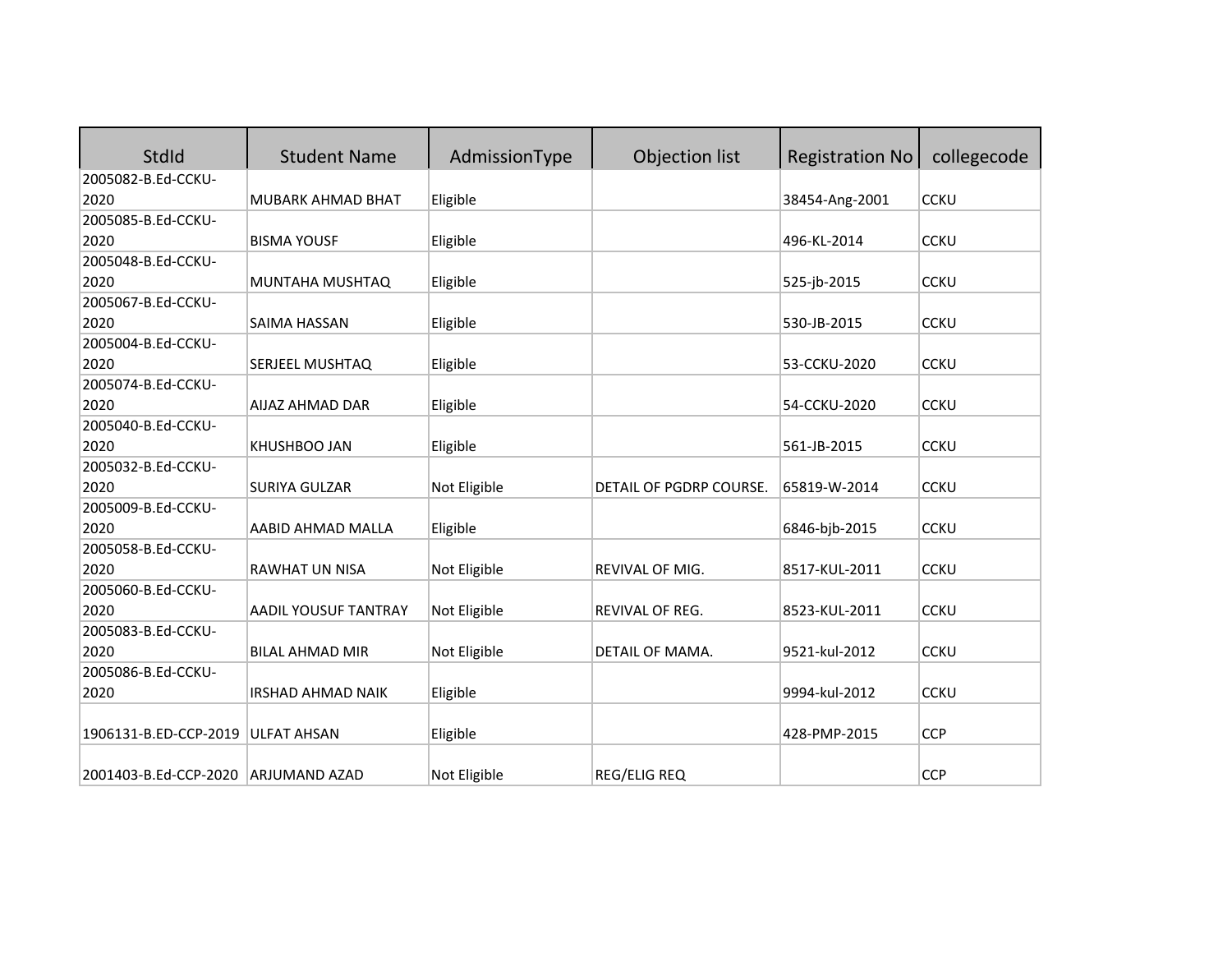| StdId | Student Name | AdmissionType | Objection list | Registration No | collegecode |
| --- | --- | --- | --- | --- | --- |
| 2005082-B.Ed-CCKU-2020 | MUBARK AHMAD BHAT | Eligible | | 38454-Ang-2001 | CCKU |
| 2005085-B.Ed-CCKU-2020 | BISMA YOUSF | Eligible | | 496-KL-2014 | CCKU |
| 2005048-B.Ed-CCKU-2020 | MUNTAHA MUSHTAQ | Eligible | | 525-jb-2015 | CCKU |
| 2005067-B.Ed-CCKU-2020 | SAIMA HASSAN | Eligible | | 530-JB-2015 | CCKU |
| 2005004-B.Ed-CCKU-2020 | SERJEEL MUSHTAQ | Eligible | | 53-CCKU-2020 | CCKU |
| 2005074-B.Ed-CCKU-2020 | AIJAZ AHMAD DAR | Eligible | | 54-CCKU-2020 | CCKU |
| 2005040-B.Ed-CCKU-2020 | KHUSHBOO JAN | Eligible | | 561-JB-2015 | CCKU |
| 2005032-B.Ed-CCKU-2020 | SURIYA GULZAR | Not Eligible | DETAIL OF PGDRP COURSE. | 65819-W-2014 | CCKU |
| 2005009-B.Ed-CCKU-2020 | AABID AHMAD MALLA | Eligible | | 6846-bjb-2015 | CCKU |
| 2005058-B.Ed-CCKU-2020 | RAWHAT UN NISA | Not Eligible | REVIVAL OF MIG. | 8517-KUL-2011 | CCKU |
| 2005060-B.Ed-CCKU-2020 | AADIL YOUSUF TANTRAY | Not Eligible | REVIVAL OF REG. | 8523-KUL-2011 | CCKU |
| 2005083-B.Ed-CCKU-2020 | BILAL AHMAD MIR | Not Eligible | DETAIL OF MAMA. | 9521-kul-2012 | CCKU |
| 2005086-B.Ed-CCKU-2020 | IRSHAD AHMAD NAIK | Eligible | | 9994-kul-2012 | CCKU |
| 1906131-B.ED-CCP-2019 | ULFAT AHSAN | Eligible | | 428-PMP-2015 | CCP |
| 2001403-B.Ed-CCP-2020 | ARJUMAND AZAD | Not Eligible | REG/ELIG REQ | | CCP |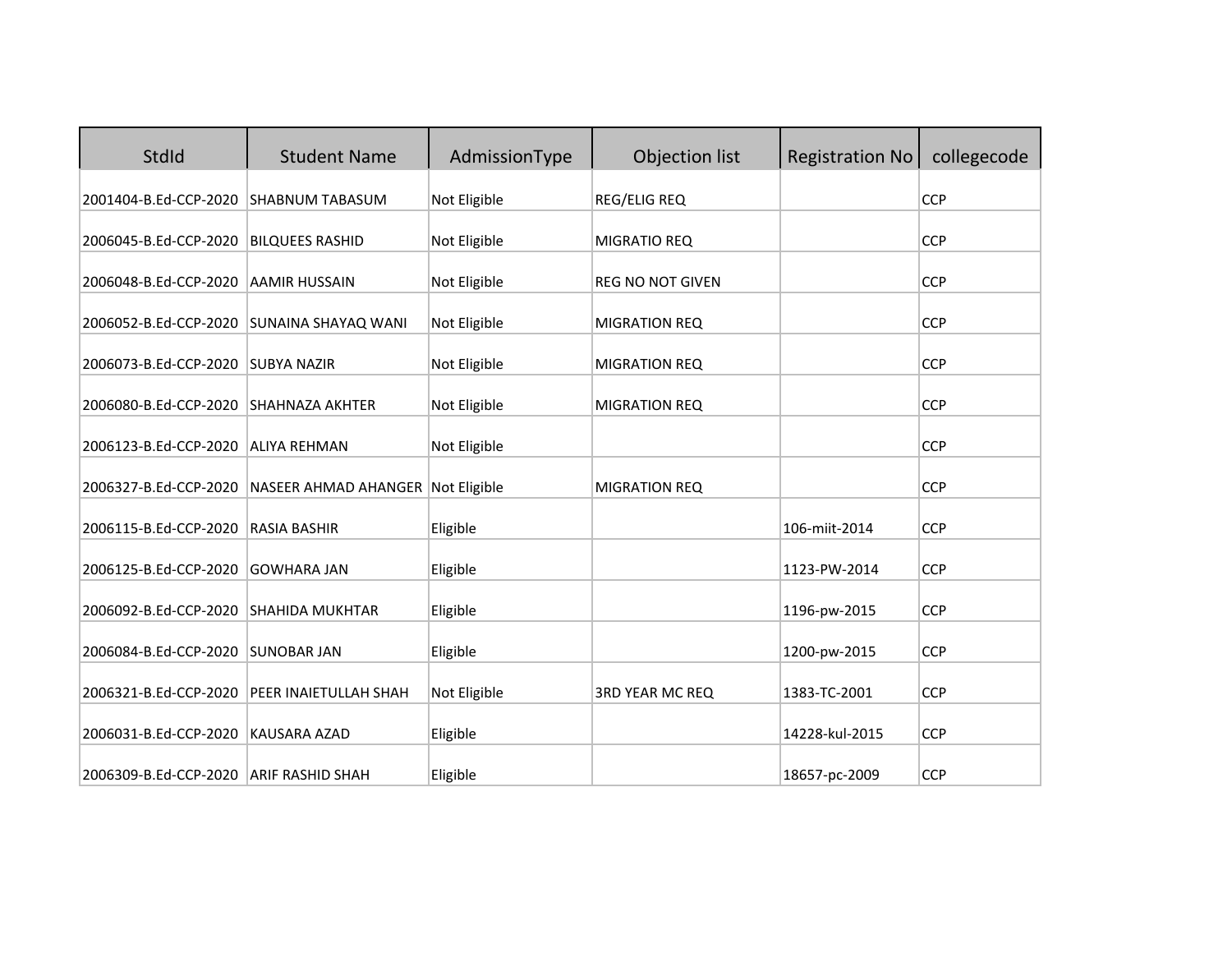| StdId | Student Name | AdmissionType | Objection list | Registration No | collegecode |
|---|---|---|---|---|---|
| 2001404-B.Ed-CCP-2020 | SHABNUM TABASUM | Not Eligible | REG/ELIG REQ | | CCP |
| 2006045-B.Ed-CCP-2020 | BILQUEES RASHID | Not Eligible | MIGRATIO REQ | | CCP |
| 2006048-B.Ed-CCP-2020 | AAMIR HUSSAIN | Not Eligible | REG NO NOT GIVEN | | CCP |
| 2006052-B.Ed-CCP-2020 | SUNAINA SHAYAQ WANI | Not Eligible | MIGRATION REQ | | CCP |
| 2006073-B.Ed-CCP-2020 | SUBYA NAZIR | Not Eligible | MIGRATION REQ | | CCP |
| 2006080-B.Ed-CCP-2020 | SHAHNAZA AKHTER | Not Eligible | MIGRATION REQ | | CCP |
| 2006123-B.Ed-CCP-2020 | ALIYA REHMAN | Not Eligible | | | CCP |
| 2006327-B.Ed-CCP-2020 | NASEER AHMAD AHANGER | Not Eligible | MIGRATION REQ | | CCP |
| 2006115-B.Ed-CCP-2020 | RASIA BASHIR | Eligible | | 106-miit-2014 | CCP |
| 2006125-B.Ed-CCP-2020 | GOWHARA JAN | Eligible | | 1123-PW-2014 | CCP |
| 2006092-B.Ed-CCP-2020 | SHAHIDA MUKHTAR | Eligible | | 1196-pw-2015 | CCP |
| 2006084-B.Ed-CCP-2020 | SUNOBAR JAN | Eligible | | 1200-pw-2015 | CCP |
| 2006321-B.Ed-CCP-2020 | PEER INAIETULLAH SHAH | Not Eligible | 3RD YEAR MC REQ | 1383-TC-2001 | CCP |
| 2006031-B.Ed-CCP-2020 | KAUSARA AZAD | Eligible | | 14228-kul-2015 | CCP |
| 2006309-B.Ed-CCP-2020 | ARIF RASHID SHAH | Eligible | | 18657-pc-2009 | CCP |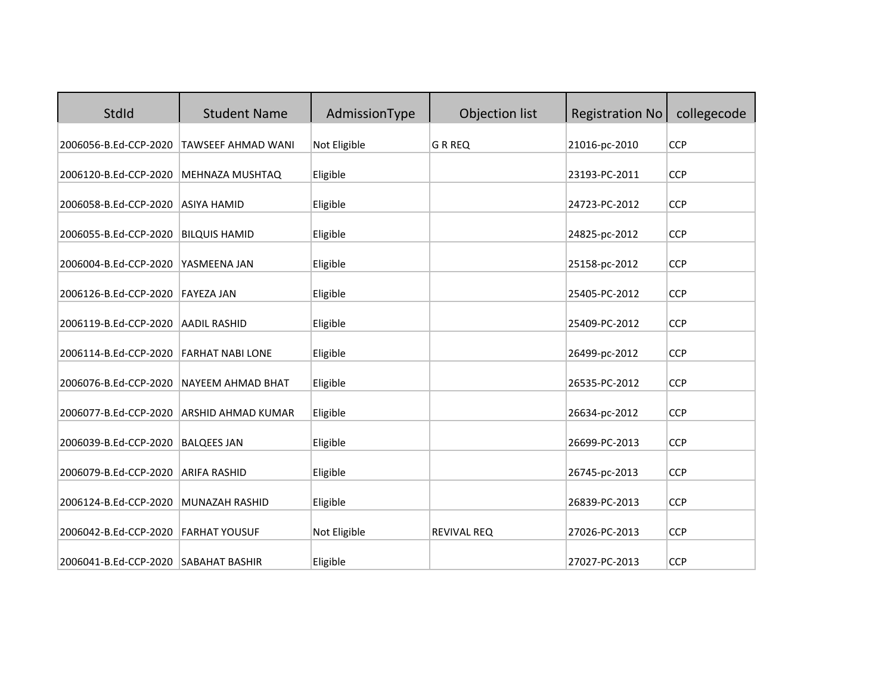| StdId | Student Name | AdmissionType | Objection list | Registration No | collegecode |
|---|---|---|---|---|---|
| 2006056-B.Ed-CCP-2020 | TAWSEEF AHMAD WANI | Not Eligible | G R REQ | 21016-pc-2010 | CCP |
| 2006120-B.Ed-CCP-2020 | MEHNAZA MUSHTAQ | Eligible | | 23193-PC-2011 | CCP |
| 2006058-B.Ed-CCP-2020 | ASIYA HAMID | Eligible | | 24723-PC-2012 | CCP |
| 2006055-B.Ed-CCP-2020 | BILQUIS HAMID | Eligible | | 24825-pc-2012 | CCP |
| 2006004-B.Ed-CCP-2020 | YASMEENA JAN | Eligible | | 25158-pc-2012 | CCP |
| 2006126-B.Ed-CCP-2020 | FAYEZA JAN | Eligible | | 25405-PC-2012 | CCP |
| 2006119-B.Ed-CCP-2020 | AADIL RASHID | Eligible | | 25409-PC-2012 | CCP |
| 2006114-B.Ed-CCP-2020 | FARHAT NABI LONE | Eligible | | 26499-pc-2012 | CCP |
| 2006076-B.Ed-CCP-2020 | NAYEEM AHMAD BHAT | Eligible | | 26535-PC-2012 | CCP |
| 2006077-B.Ed-CCP-2020 | ARSHID AHMAD KUMAR | Eligible | | 26634-pc-2012 | CCP |
| 2006039-B.Ed-CCP-2020 | BALQEES JAN | Eligible | | 26699-PC-2013 | CCP |
| 2006079-B.Ed-CCP-2020 | ARIFA RASHID | Eligible | | 26745-pc-2013 | CCP |
| 2006124-B.Ed-CCP-2020 | MUNAZAH RASHID | Eligible | | 26839-PC-2013 | CCP |
| 2006042-B.Ed-CCP-2020 | FARHAT YOUSUF | Not Eligible | REVIVAL REQ | 27026-PC-2013 | CCP |
| 2006041-B.Ed-CCP-2020 | SABAHAT BASHIR | Eligible | | 27027-PC-2013 | CCP |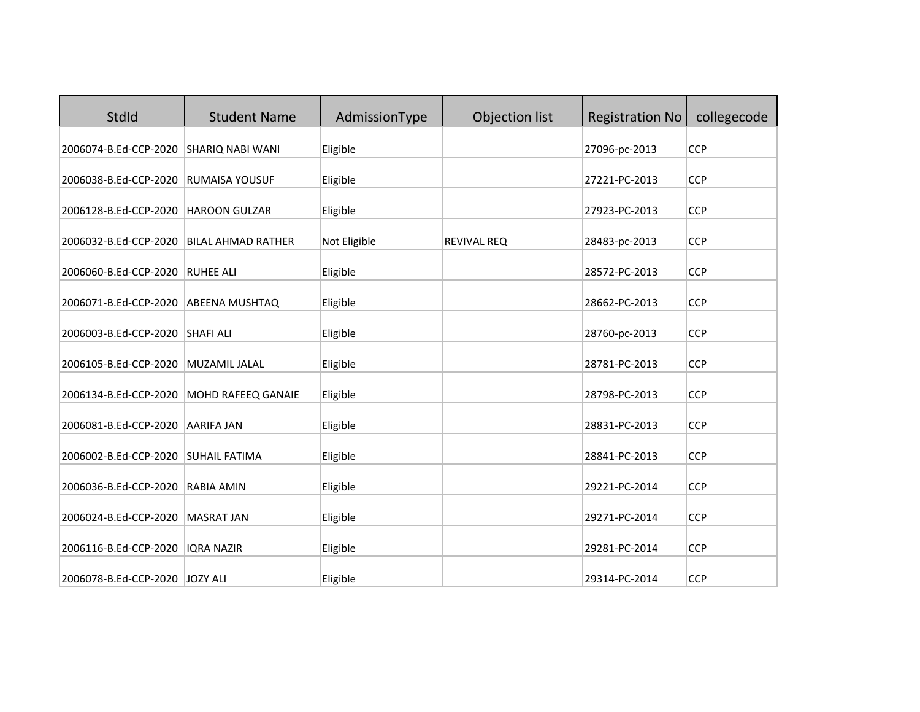| StdId | Student Name | AdmissionType | Objection list | Registration No | collegecode |
|---|---|---|---|---|---|
| 2006074-B.Ed-CCP-2020 | SHARIQ NABI WANI | Eligible | | 27096-pc-2013 | CCP |
| 2006038-B.Ed-CCP-2020 | RUMAISA YOUSUF | Eligible | | 27221-PC-2013 | CCP |
| 2006128-B.Ed-CCP-2020 | HAROON GULZAR | Eligible | | 27923-PC-2013 | CCP |
| 2006032-B.Ed-CCP-2020 | BILAL AHMAD RATHER | Not Eligible | REVIVAL REQ | 28483-pc-2013 | CCP |
| 2006060-B.Ed-CCP-2020 | RUHEE ALI | Eligible | | 28572-PC-2013 | CCP |
| 2006071-B.Ed-CCP-2020 | ABEENA MUSHTAQ | Eligible | | 28662-PC-2013 | CCP |
| 2006003-B.Ed-CCP-2020 | SHAFI ALI | Eligible | | 28760-pc-2013 | CCP |
| 2006105-B.Ed-CCP-2020 | MUZAMIL JALAL | Eligible | | 28781-PC-2013 | CCP |
| 2006134-B.Ed-CCP-2020 | MOHD RAFEEQ GANAIE | Eligible | | 28798-PC-2013 | CCP |
| 2006081-B.Ed-CCP-2020 | AARIFA JAN | Eligible | | 28831-PC-2013 | CCP |
| 2006002-B.Ed-CCP-2020 | SUHAIL FATIMA | Eligible | | 28841-PC-2013 | CCP |
| 2006036-B.Ed-CCP-2020 | RABIA AMIN | Eligible | | 29221-PC-2014 | CCP |
| 2006024-B.Ed-CCP-2020 | MASRAT JAN | Eligible | | 29271-PC-2014 | CCP |
| 2006116-B.Ed-CCP-2020 | IQRA NAZIR | Eligible | | 29281-PC-2014 | CCP |
| 2006078-B.Ed-CCP-2020 | JOZY ALI | Eligible | | 29314-PC-2014 | CCP |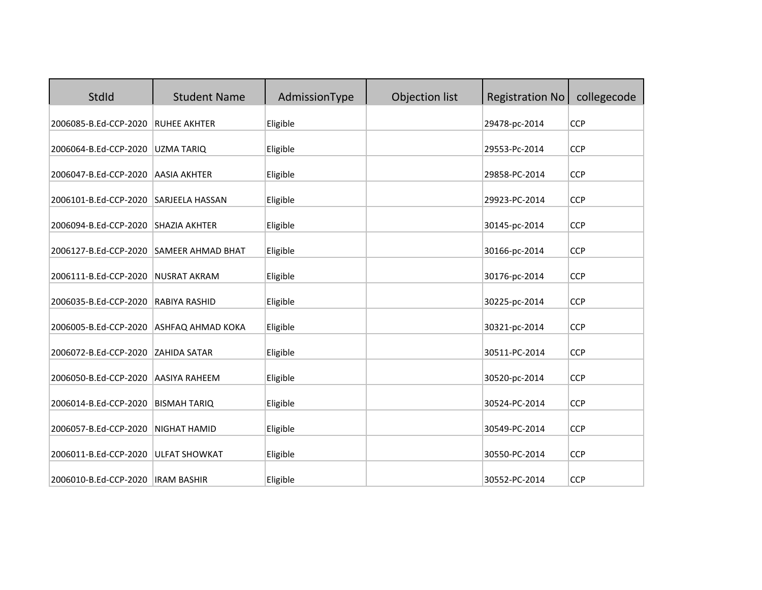| StdId | Student Name | AdmissionType | Objection list | Registration No | collegecode |
|---|---|---|---|---|---|
| 2006085-B.Ed-CCP-2020 | RUHEE AKHTER | Eligible | | 29478-pc-2014 | CCP |
| 2006064-B.Ed-CCP-2020 | UZMA TARIQ | Eligible | | 29553-Pc-2014 | CCP |
| 2006047-B.Ed-CCP-2020 | AASIA AKHTER | Eligible | | 29858-PC-2014 | CCP |
| 2006101-B.Ed-CCP-2020 | SARJEELA HASSAN | Eligible | | 29923-PC-2014 | CCP |
| 2006094-B.Ed-CCP-2020 | SHAZIA AKHTER | Eligible | | 30145-pc-2014 | CCP |
| 2006127-B.Ed-CCP-2020 | SAMEER AHMAD BHAT | Eligible | | 30166-pc-2014 | CCP |
| 2006111-B.Ed-CCP-2020 | NUSRAT AKRAM | Eligible | | 30176-pc-2014 | CCP |
| 2006035-B.Ed-CCP-2020 | RABIYA RASHID | Eligible | | 30225-pc-2014 | CCP |
| 2006005-B.Ed-CCP-2020 | ASHFAQ AHMAD KOKA | Eligible | | 30321-pc-2014 | CCP |
| 2006072-B.Ed-CCP-2020 | ZAHIDA SATAR | Eligible | | 30511-PC-2014 | CCP |
| 2006050-B.Ed-CCP-2020 | AASIYA RAHEEM | Eligible | | 30520-pc-2014 | CCP |
| 2006014-B.Ed-CCP-2020 | BISMAH TARIQ | Eligible | | 30524-PC-2014 | CCP |
| 2006057-B.Ed-CCP-2020 | NIGHAT HAMID | Eligible | | 30549-PC-2014 | CCP |
| 2006011-B.Ed-CCP-2020 | ULFAT SHOWKAT | Eligible | | 30550-PC-2014 | CCP |
| 2006010-B.Ed-CCP-2020 | IRAM BASHIR | Eligible | | 30552-PC-2014 | CCP |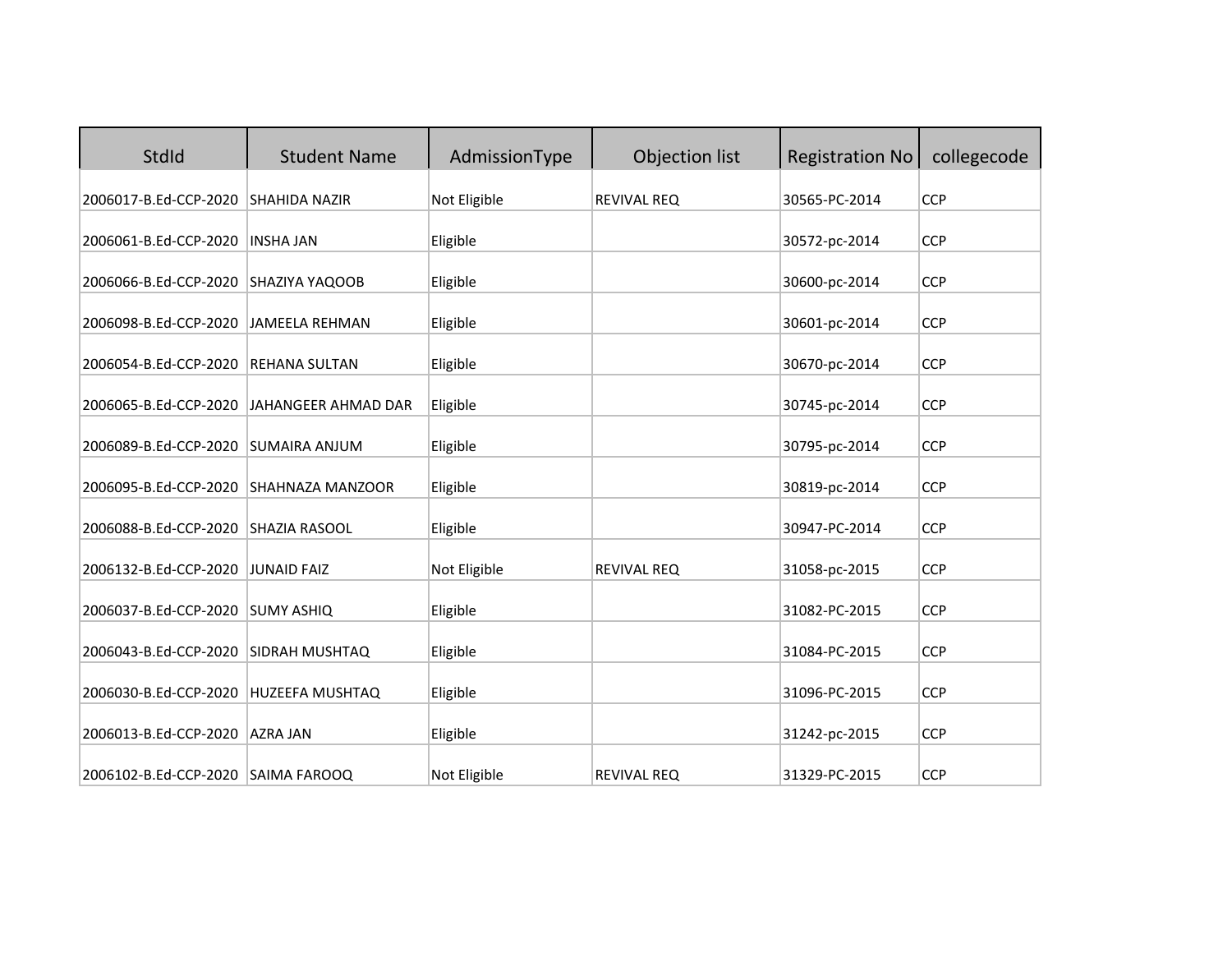| StdId | Student Name | AdmissionType | Objection list | Registration No | collegecode |
|---|---|---|---|---|---|
| 2006017-B.Ed-CCP-2020 | SHAHIDA NAZIR | Not Eligible | REVIVAL REQ | 30565-PC-2014 | CCP |
| 2006061-B.Ed-CCP-2020 | INSHA JAN | Eligible | | 30572-pc-2014 | CCP |
| 2006066-B.Ed-CCP-2020 | SHAZIYA YAQOOB | Eligible | | 30600-pc-2014 | CCP |
| 2006098-B.Ed-CCP-2020 | JAMEELA REHMAN | Eligible | | 30601-pc-2014 | CCP |
| 2006054-B.Ed-CCP-2020 | REHANA SULTAN | Eligible | | 30670-pc-2014 | CCP |
| 2006065-B.Ed-CCP-2020 | JAHANGEER AHMAD DAR | Eligible | | 30745-pc-2014 | CCP |
| 2006089-B.Ed-CCP-2020 | SUMAIRA ANJUM | Eligible | | 30795-pc-2014 | CCP |
| 2006095-B.Ed-CCP-2020 | SHAHNAZA MANZOOR | Eligible | | 30819-pc-2014 | CCP |
| 2006088-B.Ed-CCP-2020 | SHAZIA RASOOL | Eligible | | 30947-PC-2014 | CCP |
| 2006132-B.Ed-CCP-2020 | JUNAID FAIZ | Not Eligible | REVIVAL REQ | 31058-pc-2015 | CCP |
| 2006037-B.Ed-CCP-2020 | SUMY ASHIQ | Eligible | | 31082-PC-2015 | CCP |
| 2006043-B.Ed-CCP-2020 | SIDRAH MUSHTAQ | Eligible | | 31084-PC-2015 | CCP |
| 2006030-B.Ed-CCP-2020 | HUZEEFA MUSHTAQ | Eligible | | 31096-PC-2015 | CCP |
| 2006013-B.Ed-CCP-2020 | AZRA JAN | Eligible | | 31242-pc-2015 | CCP |
| 2006102-B.Ed-CCP-2020 | SAIMA FAROOQ | Not Eligible | REVIVAL REQ | 31329-PC-2015 | CCP |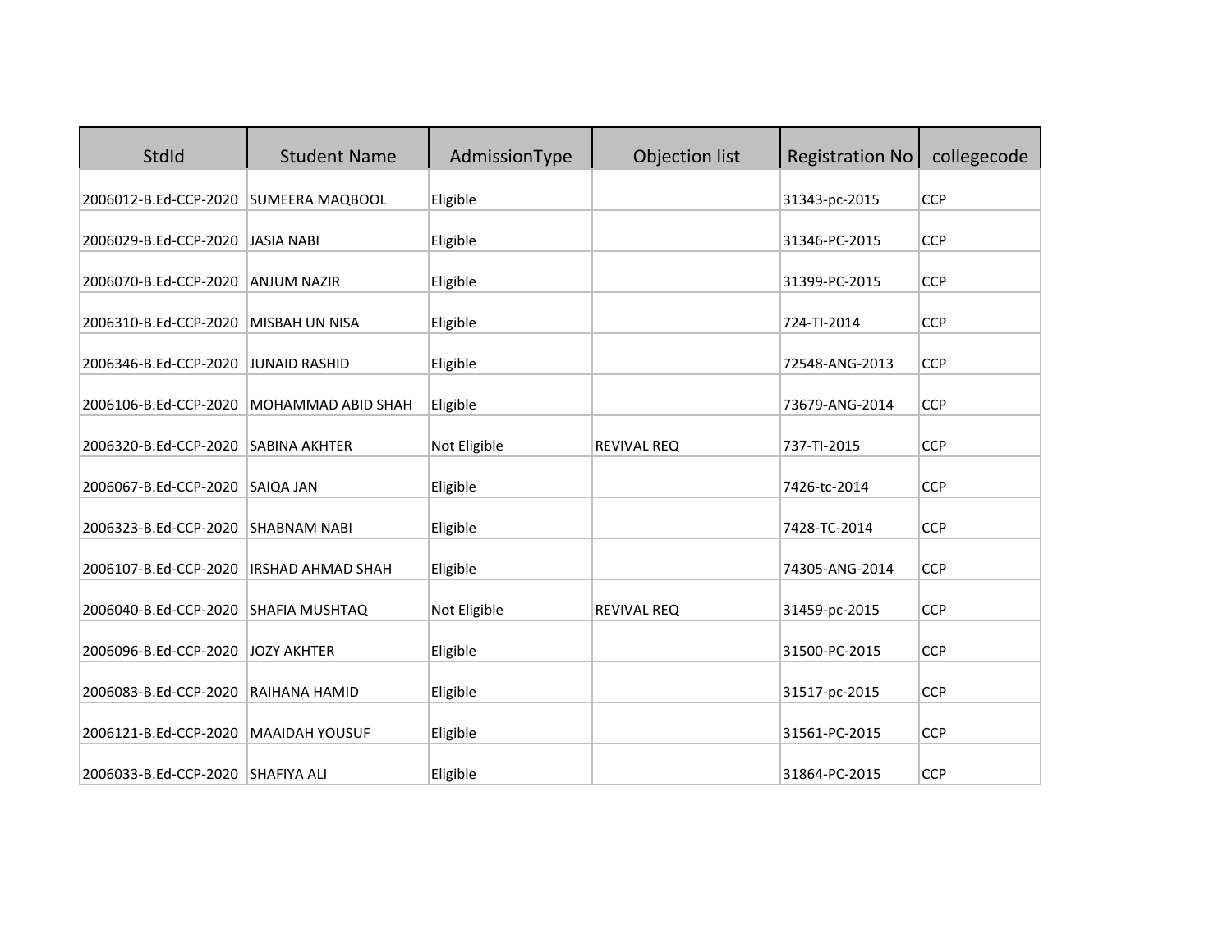| StdId | Student Name | AdmissionType | Objection list | Registration No | collegecode |
|---|---|---|---|---|---|
| 2006012-B.Ed-CCP-2020 | SUMEERA MAQBOOL | Eligible | | 31343-pc-2015 | CCP |
| 2006029-B.Ed-CCP-2020 | JASIA NABI | Eligible | | 31346-PC-2015 | CCP |
| 2006070-B.Ed-CCP-2020 | ANJUM NAZIR | Eligible | | 31399-PC-2015 | CCP |
| 2006310-B.Ed-CCP-2020 | MISBAH UN NISA | Eligible | | 724-TI-2014 | CCP |
| 2006346-B.Ed-CCP-2020 | JUNAID RASHID | Eligible | | 72548-ANG-2013 | CCP |
| 2006106-B.Ed-CCP-2020 | MOHAMMAD ABID SHAH | Eligible | | 73679-ANG-2014 | CCP |
| 2006320-B.Ed-CCP-2020 | SABINA AKHTER | Not Eligible | REVIVAL REQ | 737-TI-2015 | CCP |
| 2006067-B.Ed-CCP-2020 | SAIQA JAN | Eligible | | 7426-tc-2014 | CCP |
| 2006323-B.Ed-CCP-2020 | SHABNAM NABI | Eligible | | 7428-TC-2014 | CCP |
| 2006107-B.Ed-CCP-2020 | IRSHAD AHMAD SHAH | Eligible | | 74305-ANG-2014 | CCP |
| 2006040-B.Ed-CCP-2020 | SHAFIA MUSHTAQ | Not Eligible | REVIVAL REQ | 31459-pc-2015 | CCP |
| 2006096-B.Ed-CCP-2020 | JOZY AKHTER | Eligible | | 31500-PC-2015 | CCP |
| 2006083-B.Ed-CCP-2020 | RAIHANA HAMID | Eligible | | 31517-pc-2015 | CCP |
| 2006121-B.Ed-CCP-2020 | MAAIDAH YOUSUF | Eligible | | 31561-PC-2015 | CCP |
| 2006033-B.Ed-CCP-2020 | SHAFIYA ALI | Eligible | | 31864-PC-2015 | CCP |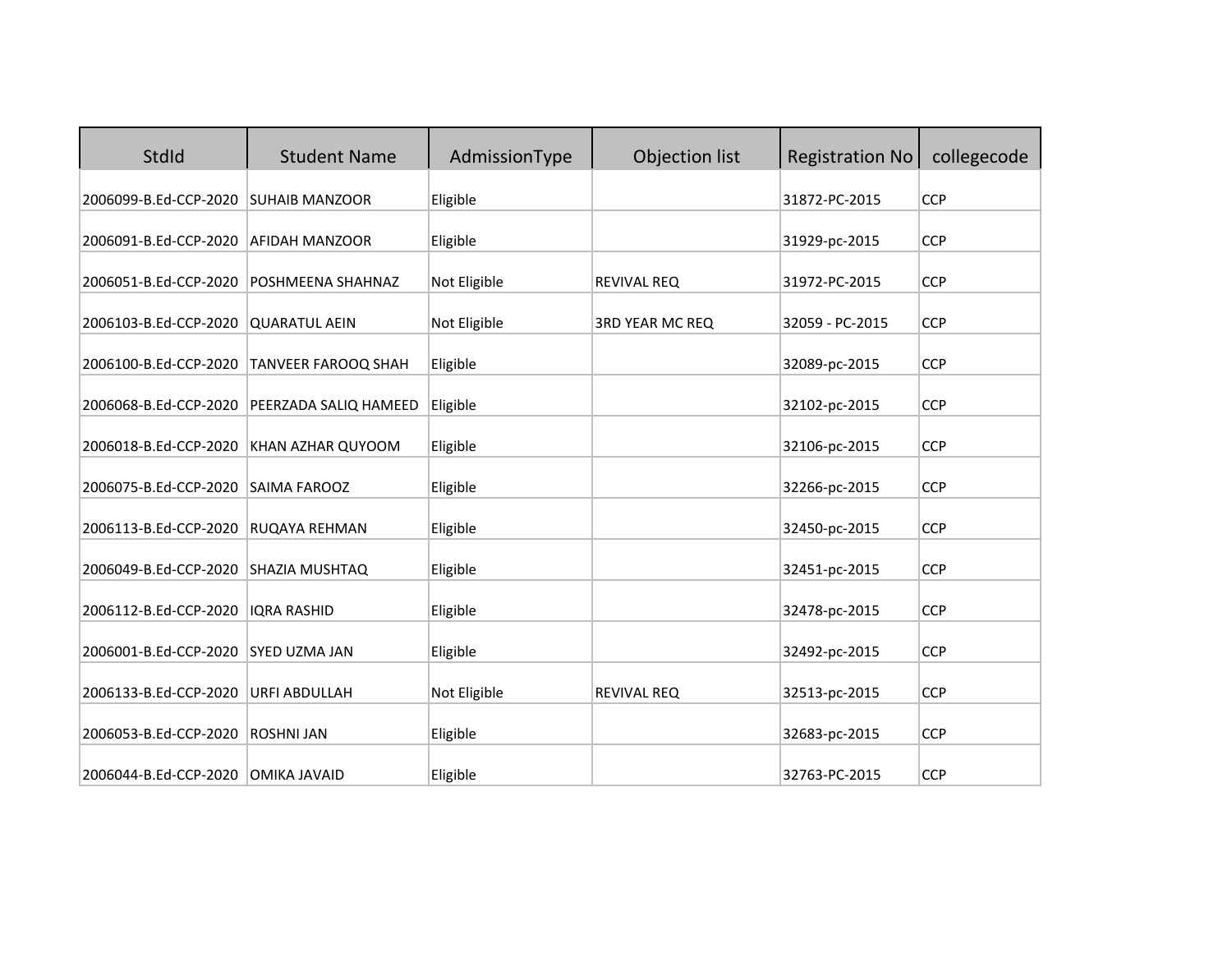| StdId | Student Name | AdmissionType | Objection list | Registration No | collegecode |
|---|---|---|---|---|---|
| 2006099-B.Ed-CCP-2020 | SUHAIB MANZOOR | Eligible | | 31872-PC-2015 | CCP |
| 2006091-B.Ed-CCP-2020 | AFIDAH MANZOOR | Eligible | | 31929-pc-2015 | CCP |
| 2006051-B.Ed-CCP-2020 | POSHMEENA SHAHNAZ | Not Eligible | REVIVAL REQ | 31972-PC-2015 | CCP |
| 2006103-B.Ed-CCP-2020 | QUARATUL AEIN | Not Eligible | 3RD YEAR MC REQ | 32059 - PC-2015 | CCP |
| 2006100-B.Ed-CCP-2020 | TANVEER FAROOQ SHAH | Eligible | | 32089-pc-2015 | CCP |
| 2006068-B.Ed-CCP-2020 | PEERZADA SALIQ HAMEED | Eligible | | 32102-pc-2015 | CCP |
| 2006018-B.Ed-CCP-2020 | KHAN AZHAR QUYOOM | Eligible | | 32106-pc-2015 | CCP |
| 2006075-B.Ed-CCP-2020 | SAIMA FAROOZ | Eligible | | 32266-pc-2015 | CCP |
| 2006113-B.Ed-CCP-2020 | RUQAYA REHMAN | Eligible | | 32450-pc-2015 | CCP |
| 2006049-B.Ed-CCP-2020 | SHAZIA MUSHTAQ | Eligible | | 32451-pc-2015 | CCP |
| 2006112-B.Ed-CCP-2020 | IQRA RASHID | Eligible | | 32478-pc-2015 | CCP |
| 2006001-B.Ed-CCP-2020 | SYED UZMA JAN | Eligible | | 32492-pc-2015 | CCP |
| 2006133-B.Ed-CCP-2020 | URFI ABDULLAH | Not Eligible | REVIVAL REQ | 32513-pc-2015 | CCP |
| 2006053-B.Ed-CCP-2020 | ROSHNI JAN | Eligible | | 32683-pc-2015 | CCP |
| 2006044-B.Ed-CCP-2020 | OMIKA JAVAID | Eligible | | 32763-PC-2015 | CCP |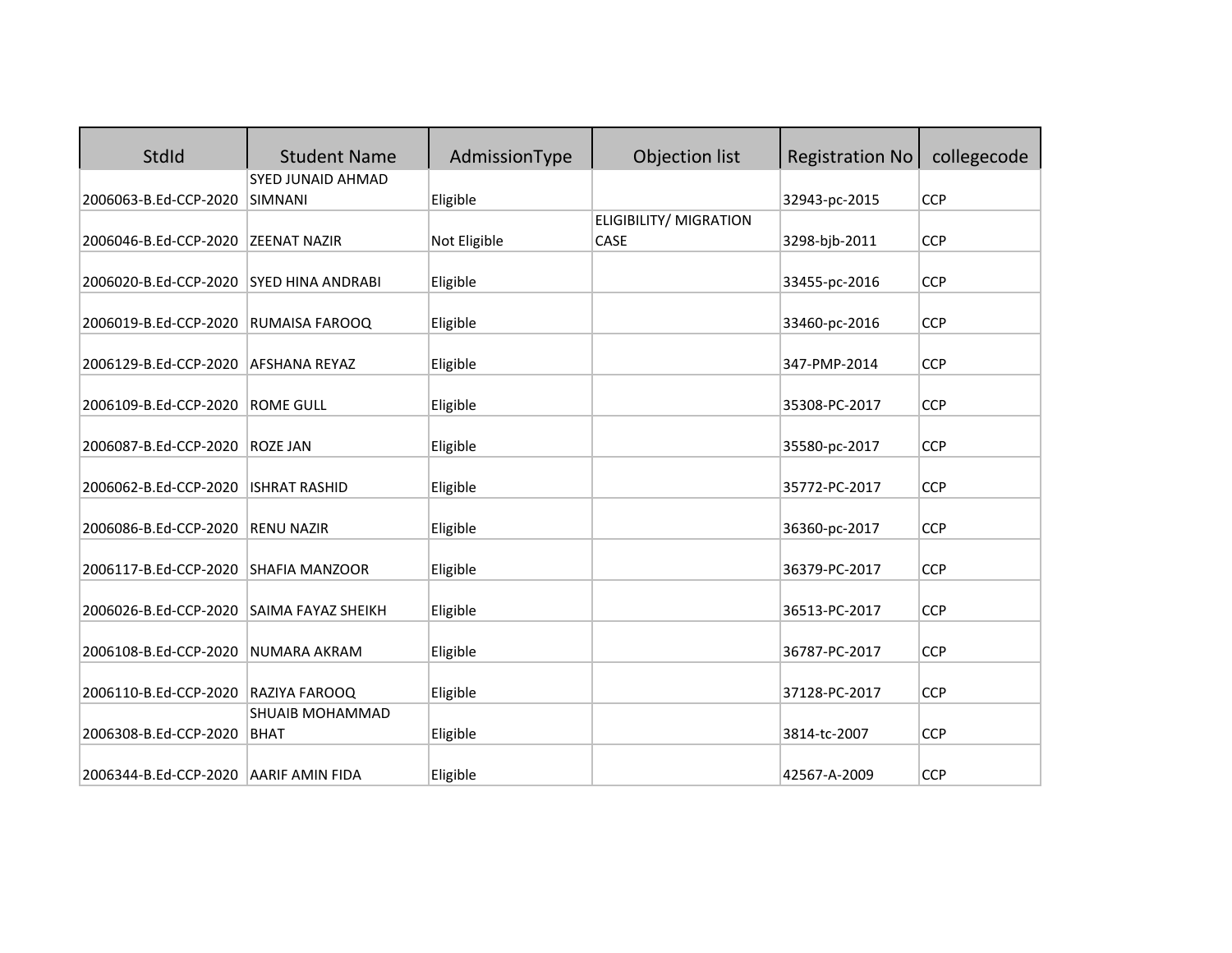| StdId | Student Name | AdmissionType | Objection list | Registration No | collegecode |
|---|---|---|---|---|---|
| 2006063-B.Ed-CCP-2020 | SYED JUNAID AHMAD SIMNANI | Eligible | | 32943-pc-2015 | CCP |
| 2006046-B.Ed-CCP-2020 | ZEENAT NAZIR | Not Eligible | ELIGIBILITY/ MIGRATION CASE | 3298-bjb-2011 | CCP |
| 2006020-B.Ed-CCP-2020 | SYED HINA ANDRABI | Eligible | | 33455-pc-2016 | CCP |
| 2006019-B.Ed-CCP-2020 | RUMAISA FAROOQ | Eligible | | 33460-pc-2016 | CCP |
| 2006129-B.Ed-CCP-2020 | AFSHANA REYAZ | Eligible | | 347-PMP-2014 | CCP |
| 2006109-B.Ed-CCP-2020 | ROME GULL | Eligible | | 35308-PC-2017 | CCP |
| 2006087-B.Ed-CCP-2020 | ROZE JAN | Eligible | | 35580-pc-2017 | CCP |
| 2006062-B.Ed-CCP-2020 | ISHRAT RASHID | Eligible | | 35772-PC-2017 | CCP |
| 2006086-B.Ed-CCP-2020 | RENU NAZIR | Eligible | | 36360-pc-2017 | CCP |
| 2006117-B.Ed-CCP-2020 | SHAFIA MANZOOR | Eligible | | 36379-PC-2017 | CCP |
| 2006026-B.Ed-CCP-2020 | SAIMA FAYAZ SHEIKH | Eligible | | 36513-PC-2017 | CCP |
| 2006108-B.Ed-CCP-2020 | NUMARA AKRAM | Eligible | | 36787-PC-2017 | CCP |
| 2006110-B.Ed-CCP-2020 | RAZIYA FAROOQ | Eligible | | 37128-PC-2017 | CCP |
| 2006308-B.Ed-CCP-2020 | SHUAIB MOHAMMAD BHAT | Eligible | | 3814-tc-2007 | CCP |
| 2006344-B.Ed-CCP-2020 | AARIF AMIN FIDA | Eligible | | 42567-A-2009 | CCP |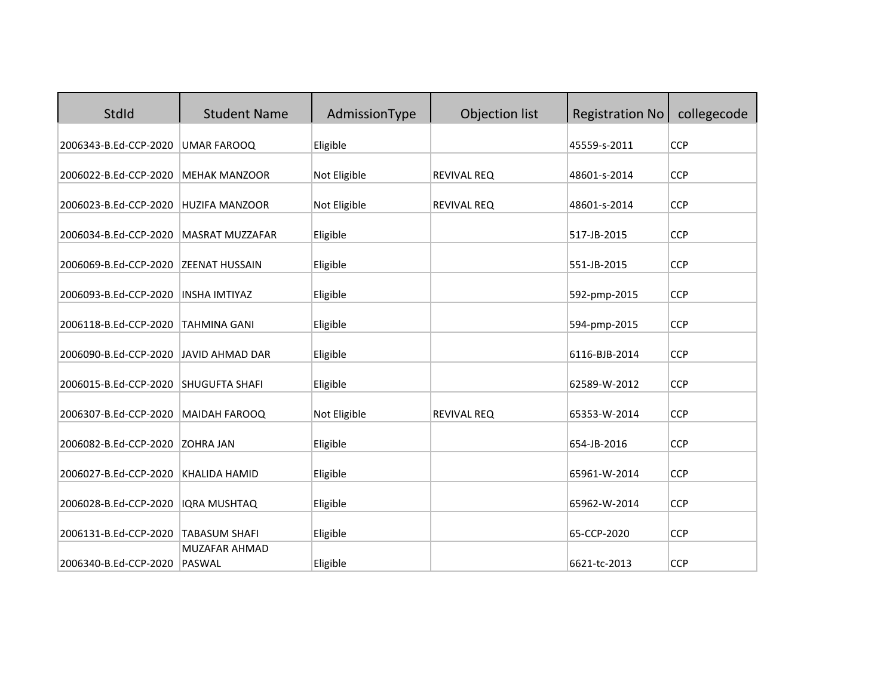| StdId | Student Name | AdmissionType | Objection list | Registration No | collegecode |
|---|---|---|---|---|---|
| 2006343-B.Ed-CCP-2020 | UMAR FAROOQ | Eligible | | 45559-s-2011 | CCP |
| 2006022-B.Ed-CCP-2020 | MEHAK MANZOOR | Not Eligible | REVIVAL REQ | 48601-s-2014 | CCP |
| 2006023-B.Ed-CCP-2020 | HUZIFA MANZOOR | Not Eligible | REVIVAL REQ | 48601-s-2014 | CCP |
| 2006034-B.Ed-CCP-2020 | MASRAT MUZZAFAR | Eligible | | 517-JB-2015 | CCP |
| 2006069-B.Ed-CCP-2020 | ZEENAT HUSSAIN | Eligible | | 551-JB-2015 | CCP |
| 2006093-B.Ed-CCP-2020 | INSHA IMTIYAZ | Eligible | | 592-pmp-2015 | CCP |
| 2006118-B.Ed-CCP-2020 | TAHMINA GANI | Eligible | | 594-pmp-2015 | CCP |
| 2006090-B.Ed-CCP-2020 | JAVID AHMAD DAR | Eligible | | 6116-BJB-2014 | CCP |
| 2006015-B.Ed-CCP-2020 | SHUGUFTA SHAFI | Eligible | | 62589-W-2012 | CCP |
| 2006307-B.Ed-CCP-2020 | MAIDAH FAROOQ | Not Eligible | REVIVAL REQ | 65353-W-2014 | CCP |
| 2006082-B.Ed-CCP-2020 | ZOHRA JAN | Eligible | | 654-JB-2016 | CCP |
| 2006027-B.Ed-CCP-2020 | KHALIDA HAMID | Eligible | | 65961-W-2014 | CCP |
| 2006028-B.Ed-CCP-2020 | IQRA MUSHTAQ | Eligible | | 65962-W-2014 | CCP |
| 2006131-B.Ed-CCP-2020 | TABASUM SHAFI | Eligible | | 65-CCP-2020 | CCP |
| 2006340-B.Ed-CCP-2020 | MUZAFAR AHMAD PASWAL | Eligible | | 6621-tc-2013 | CCP |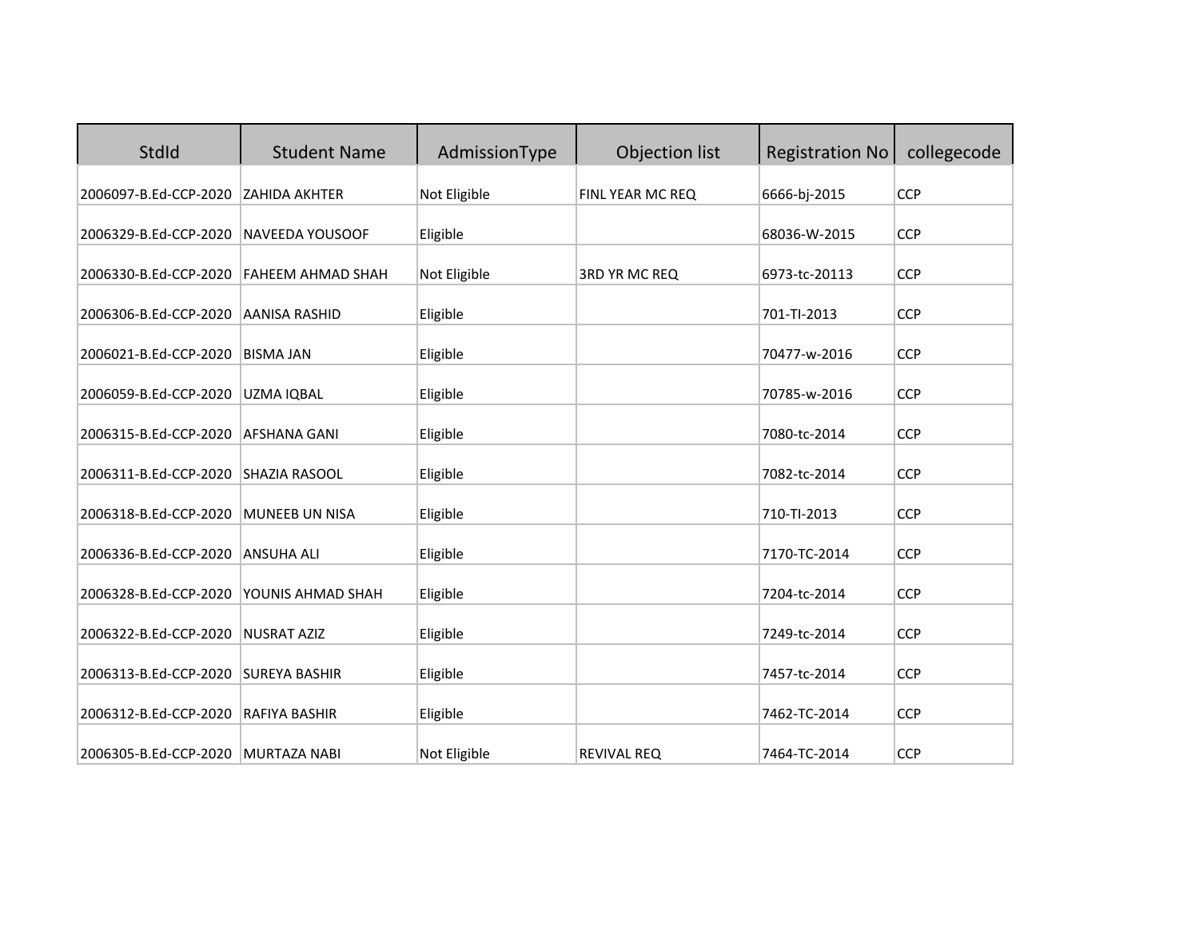| StdId | Student Name | AdmissionType | Objection list | Registration No | collegecode |
|---|---|---|---|---|---|
| 2006097-B.Ed-CCP-2020 | ZAHIDA AKHTER | Not Eligible | FINL YEAR MC REQ | 6666-bj-2015 | CCP |
| 2006329-B.Ed-CCP-2020 | NAVEEDA YOUSOOF | Eligible | | 68036-W-2015 | CCP |
| 2006330-B.Ed-CCP-2020 | FAHEEM AHMAD SHAH | Not Eligible | 3RD YR MC REQ | 6973-tc-20113 | CCP |
| 2006306-B.Ed-CCP-2020 | AANISA RASHID | Eligible | | 701-TI-2013 | CCP |
| 2006021-B.Ed-CCP-2020 | BISMA JAN | Eligible | | 70477-w-2016 | CCP |
| 2006059-B.Ed-CCP-2020 | UZMA IQBAL | Eligible | | 70785-w-2016 | CCP |
| 2006315-B.Ed-CCP-2020 | AFSHANA GANI | Eligible | | 7080-tc-2014 | CCP |
| 2006311-B.Ed-CCP-2020 | SHAZIA RASOOL | Eligible | | 7082-tc-2014 | CCP |
| 2006318-B.Ed-CCP-2020 | MUNEEB UN NISA | Eligible | | 710-TI-2013 | CCP |
| 2006336-B.Ed-CCP-2020 | ANSUHA ALI | Eligible | | 7170-TC-2014 | CCP |
| 2006328-B.Ed-CCP-2020 | YOUNIS AHMAD SHAH | Eligible | | 7204-tc-2014 | CCP |
| 2006322-B.Ed-CCP-2020 | NUSRAT AZIZ | Eligible | | 7249-tc-2014 | CCP |
| 2006313-B.Ed-CCP-2020 | SUREYA BASHIR | Eligible | | 7457-tc-2014 | CCP |
| 2006312-B.Ed-CCP-2020 | RAFIYA BASHIR | Eligible | | 7462-TC-2014 | CCP |
| 2006305-B.Ed-CCP-2020 | MURTAZA NABI | Not Eligible | REVIVAL REQ | 7464-TC-2014 | CCP |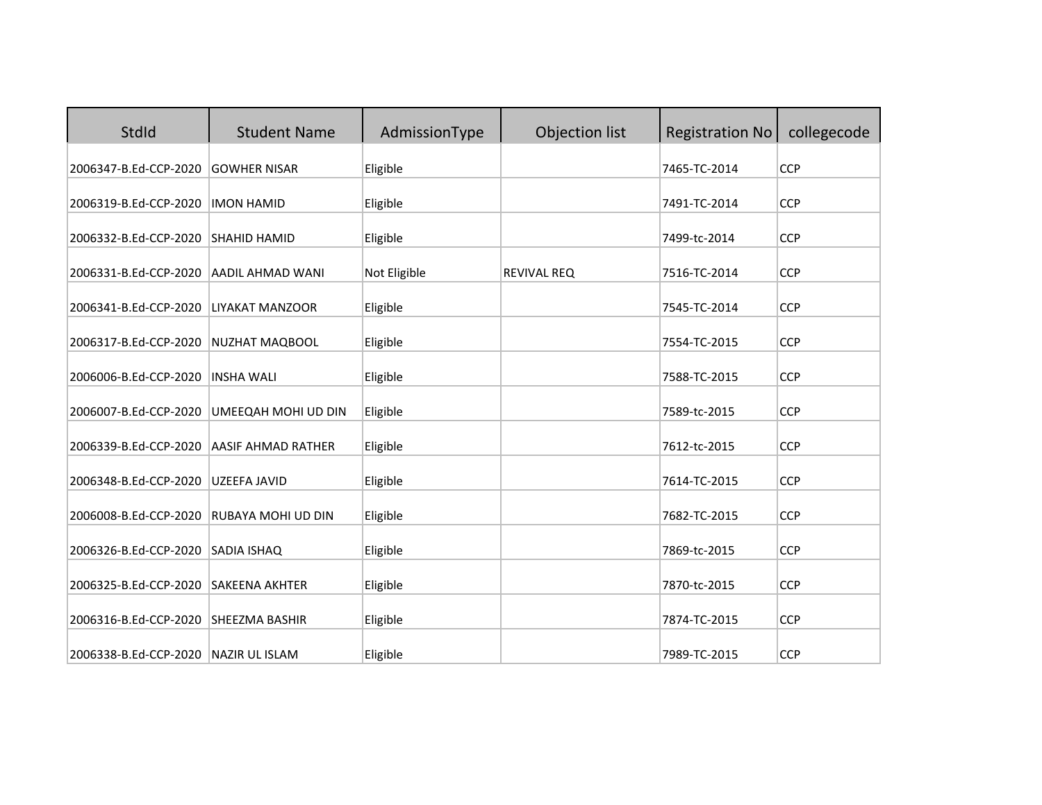| StdId | Student Name | AdmissionType | Objection list | Registration No | collegecode |
|---|---|---|---|---|---|
| 2006347-B.Ed-CCP-2020 | GOWHER NISAR | Eligible | | 7465-TC-2014 | CCP |
| 2006319-B.Ed-CCP-2020 | IMON HAMID | Eligible | | 7491-TC-2014 | CCP |
| 2006332-B.Ed-CCP-2020 | SHAHID HAMID | Eligible | | 7499-tc-2014 | CCP |
| 2006331-B.Ed-CCP-2020 | AADIL AHMAD WANI | Not Eligible | REVIVAL REQ | 7516-TC-2014 | CCP |
| 2006341-B.Ed-CCP-2020 | LIYAKAT MANZOOR | Eligible | | 7545-TC-2014 | CCP |
| 2006317-B.Ed-CCP-2020 | NUZHAT MAQBOOL | Eligible | | 7554-TC-2015 | CCP |
| 2006006-B.Ed-CCP-2020 | INSHA WALI | Eligible | | 7588-TC-2015 | CCP |
| 2006007-B.Ed-CCP-2020 | UMEEQAH MOHI UD DIN | Eligible | | 7589-tc-2015 | CCP |
| 2006339-B.Ed-CCP-2020 | AASIF AHMAD RATHER | Eligible | | 7612-tc-2015 | CCP |
| 2006348-B.Ed-CCP-2020 | UZEEFA JAVID | Eligible | | 7614-TC-2015 | CCP |
| 2006008-B.Ed-CCP-2020 | RUBAYA MOHI UD DIN | Eligible | | 7682-TC-2015 | CCP |
| 2006326-B.Ed-CCP-2020 | SADIA ISHAQ | Eligible | | 7869-tc-2015 | CCP |
| 2006325-B.Ed-CCP-2020 | SAKEENA AKHTER | Eligible | | 7870-tc-2015 | CCP |
| 2006316-B.Ed-CCP-2020 | SHEEZMA BASHIR | Eligible | | 7874-TC-2015 | CCP |
| 2006338-B.Ed-CCP-2020 | NAZIR UL ISLAM | Eligible | | 7989-TC-2015 | CCP |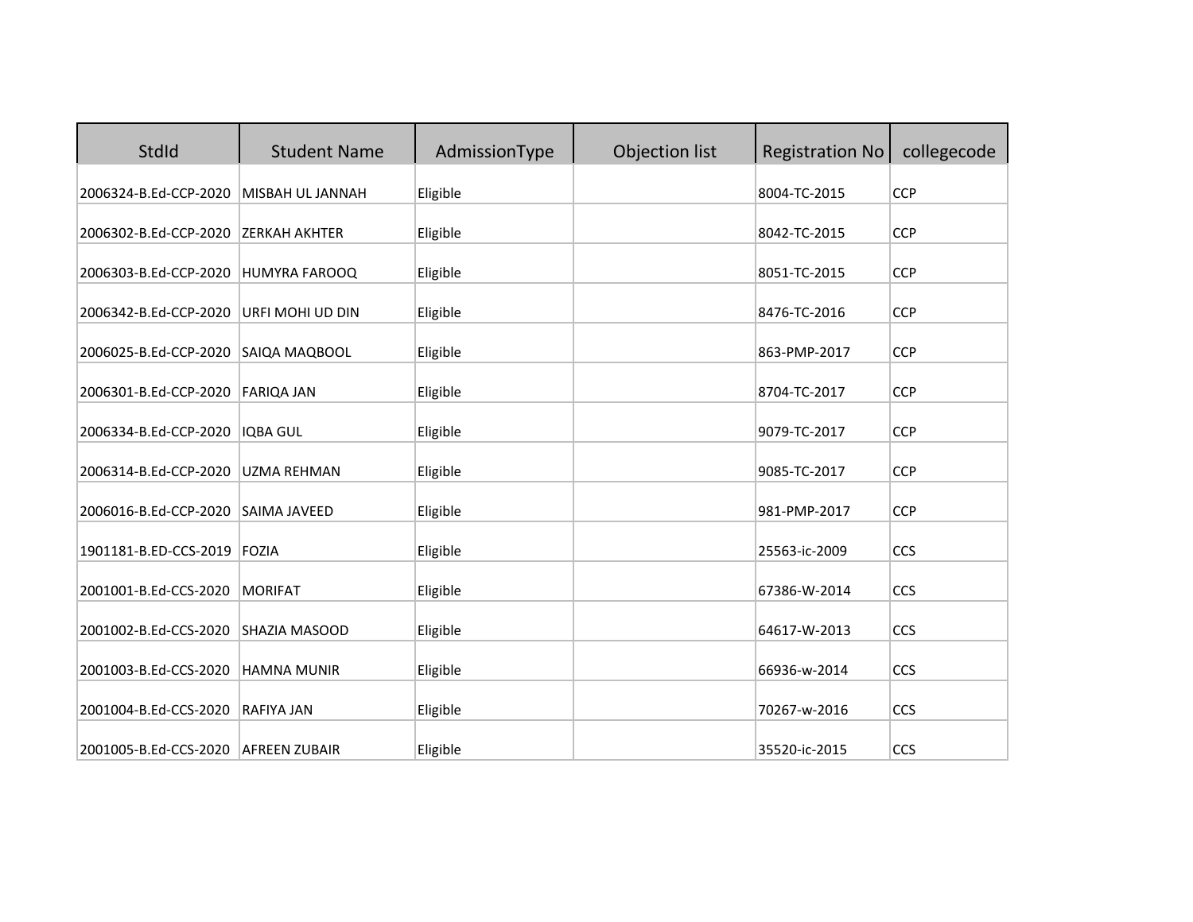| StdId | Student Name | AdmissionType | Objection list | Registration No | collegecode |
|---|---|---|---|---|---|
| 2006324-B.Ed-CCP-2020 | MISBAH UL JANNAH | Eligible | | 8004-TC-2015 | CCP |
| 2006302-B.Ed-CCP-2020 | ZERKAH AKHTER | Eligible | | 8042-TC-2015 | CCP |
| 2006303-B.Ed-CCP-2020 | HUMYRA FAROOQ | Eligible | | 8051-TC-2015 | CCP |
| 2006342-B.Ed-CCP-2020 | URFI MOHI UD DIN | Eligible | | 8476-TC-2016 | CCP |
| 2006025-B.Ed-CCP-2020 | SAIQA MAQBOOL | Eligible | | 863-PMP-2017 | CCP |
| 2006301-B.Ed-CCP-2020 | FARIQA JAN | Eligible | | 8704-TC-2017 | CCP |
| 2006334-B.Ed-CCP-2020 | IQBA GUL | Eligible | | 9079-TC-2017 | CCP |
| 2006314-B.Ed-CCP-2020 | UZMA REHMAN | Eligible | | 9085-TC-2017 | CCP |
| 2006016-B.Ed-CCP-2020 | SAIMA JAVEED | Eligible | | 981-PMP-2017 | CCP |
| 1901181-B.ED-CCS-2019 | FOZIA | Eligible | | 25563-ic-2009 | CCS |
| 2001001-B.Ed-CCS-2020 | MORIFAT | Eligible | | 67386-W-2014 | CCS |
| 2001002-B.Ed-CCS-2020 | SHAZIA MASOOD | Eligible | | 64617-W-2013 | CCS |
| 2001003-B.Ed-CCS-2020 | HAMNA MUNIR | Eligible | | 66936-w-2014 | CCS |
| 2001004-B.Ed-CCS-2020 | RAFIYA JAN | Eligible | | 70267-w-2016 | CCS |
| 2001005-B.Ed-CCS-2020 | AFREEN ZUBAIR | Eligible | | 35520-ic-2015 | CCS |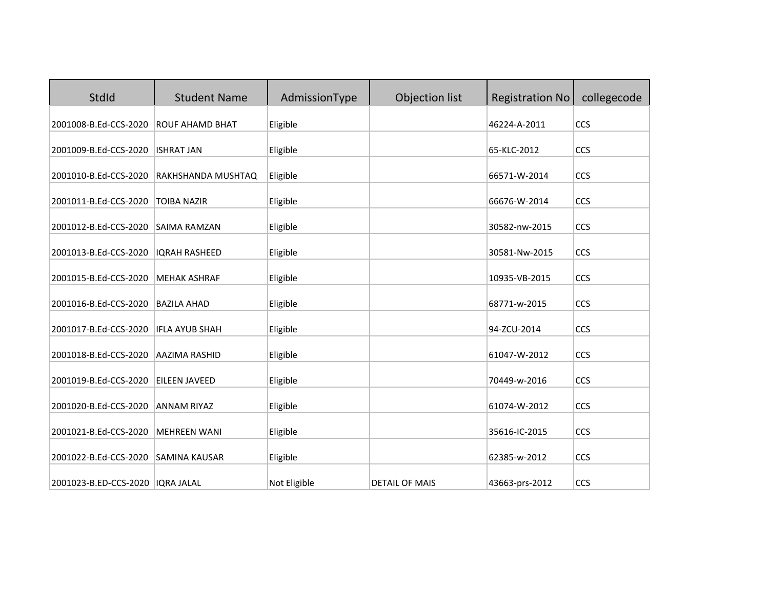| StdId | Student Name | AdmissionType | Objection list | Registration No | collegecode |
|---|---|---|---|---|---|
| 2001008-B.Ed-CCS-2020 | ROUF AHAMD BHAT | Eligible | | 46224-A-2011 | CCS |
| 2001009-B.Ed-CCS-2020 | ISHRAT JAN | Eligible | | 65-KLC-2012 | CCS |
| 2001010-B.Ed-CCS-2020 | RAKHSHANDA MUSHTAQ | Eligible | | 66571-W-2014 | CCS |
| 2001011-B.Ed-CCS-2020 | TOIBA NAZIR | Eligible | | 66676-W-2014 | CCS |
| 2001012-B.Ed-CCS-2020 | SAIMA RAMZAN | Eligible | | 30582-nw-2015 | CCS |
| 2001013-B.Ed-CCS-2020 | IQRAH RASHEED | Eligible | | 30581-Nw-2015 | CCS |
| 2001015-B.Ed-CCS-2020 | MEHAK ASHRAF | Eligible | | 10935-VB-2015 | CCS |
| 2001016-B.Ed-CCS-2020 | BAZILA AHAD | Eligible | | 68771-w-2015 | CCS |
| 2001017-B.Ed-CCS-2020 | IFLA AYUB SHAH | Eligible | | 94-ZCU-2014 | CCS |
| 2001018-B.Ed-CCS-2020 | AAZIMA RASHID | Eligible | | 61047-W-2012 | CCS |
| 2001019-B.Ed-CCS-2020 | EILEEN JAVEED | Eligible | | 70449-w-2016 | CCS |
| 2001020-B.Ed-CCS-2020 | ANNAM RIYAZ | Eligible | | 61074-W-2012 | CCS |
| 2001021-B.Ed-CCS-2020 | MEHREEN WANI | Eligible | | 35616-IC-2015 | CCS |
| 2001022-B.Ed-CCS-2020 | SAMINA KAUSAR | Eligible | | 62385-w-2012 | CCS |
| 2001023-B.ED-CCS-2020 | IQRA JALAL | Not Eligible | DETAIL OF MAIS | 43663-prs-2012 | CCS |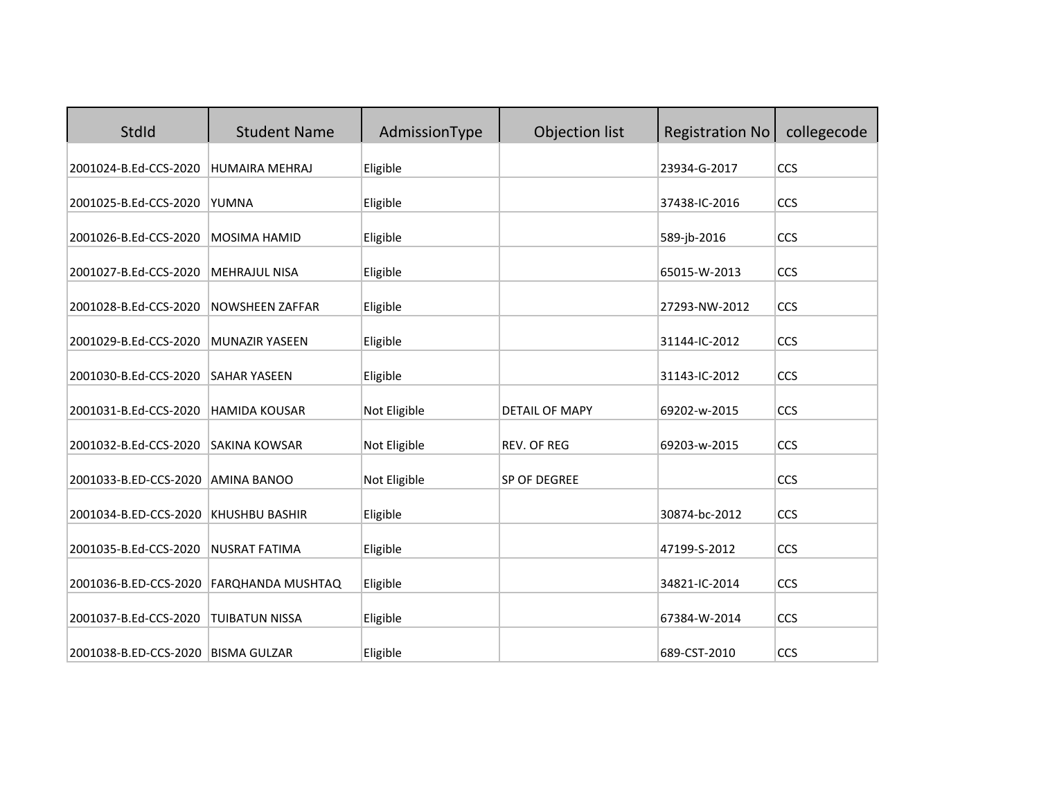| StdId | Student Name | AdmissionType | Objection list | Registration No | collegecode |
| --- | --- | --- | --- | --- | --- |
| 2001024-B.Ed-CCS-2020 | HUMAIRA MEHRAJ | Eligible | | 23934-G-2017 | CCS |
| 2001025-B.Ed-CCS-2020 | YUMNA | Eligible | | 37438-IC-2016 | CCS |
| 2001026-B.Ed-CCS-2020 | MOSIMA HAMID | Eligible | | 589-jb-2016 | CCS |
| 2001027-B.Ed-CCS-2020 | MEHRAJUL NISA | Eligible | | 65015-W-2013 | CCS |
| 2001028-B.Ed-CCS-2020 | NOWSHEEN ZAFFAR | Eligible | | 27293-NW-2012 | CCS |
| 2001029-B.Ed-CCS-2020 | MUNAZIR YASEEN | Eligible | | 31144-IC-2012 | CCS |
| 2001030-B.Ed-CCS-2020 | SAHAR YASEEN | Eligible | | 31143-IC-2012 | CCS |
| 2001031-B.Ed-CCS-2020 | HAMIDA KOUSAR | Not Eligible | DETAIL OF MAPY | 69202-w-2015 | CCS |
| 2001032-B.Ed-CCS-2020 | SAKINA KOWSAR | Not Eligible | REV. OF REG | 69203-w-2015 | CCS |
| 2001033-B.ED-CCS-2020 | AMINA BANOO | Not Eligible | SP OF DEGREE | | CCS |
| 2001034-B.ED-CCS-2020 | KHUSHBU BASHIR | Eligible | | 30874-bc-2012 | CCS |
| 2001035-B.Ed-CCS-2020 | NUSRAT FATIMA | Eligible | | 47199-S-2012 | CCS |
| 2001036-B.ED-CCS-2020 | FARQHANDA MUSHTAQ | Eligible | | 34821-IC-2014 | CCS |
| 2001037-B.Ed-CCS-2020 | TUIBATUN NISSA | Eligible | | 67384-W-2014 | CCS |
| 2001038-B.ED-CCS-2020 | BISMA GULZAR | Eligible | | 689-CST-2010 | CCS |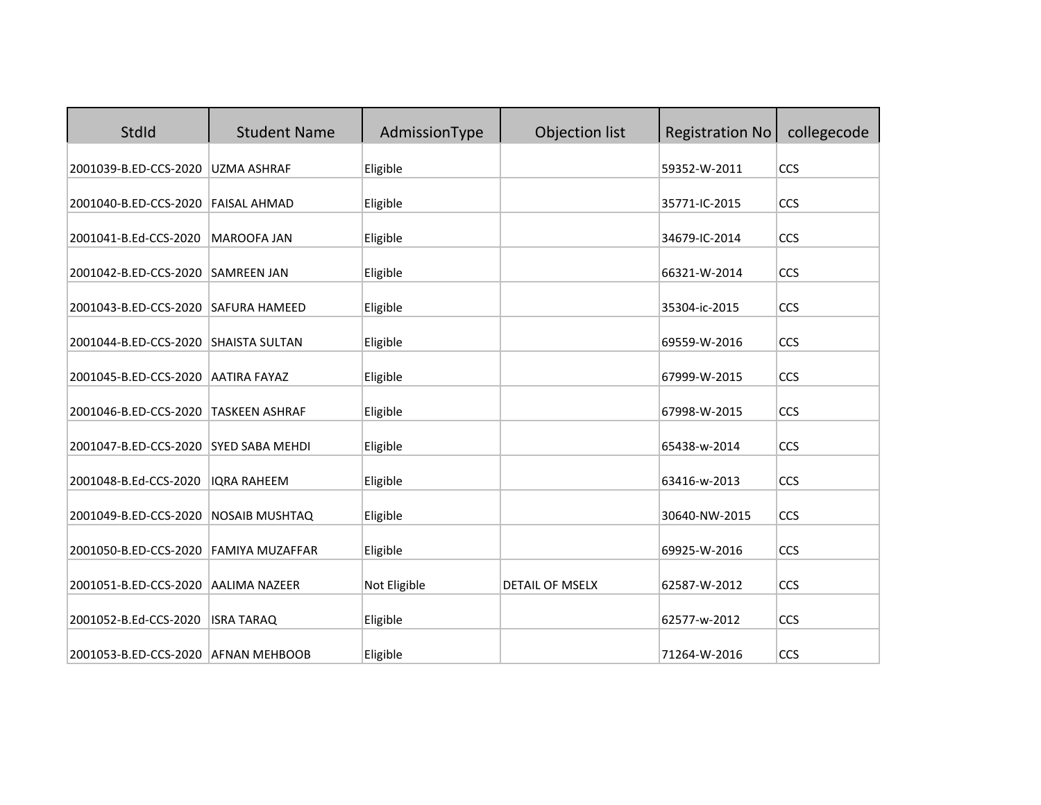| StdId | Student Name | AdmissionType | Objection list | Registration No | collegecode |
|---|---|---|---|---|---|
| 2001039-B.ED-CCS-2020 | UZMA ASHRAF | Eligible | | 59352-W-2011 | CCS |
| 2001040-B.ED-CCS-2020 | FAISAL AHMAD | Eligible | | 35771-IC-2015 | CCS |
| 2001041-B.Ed-CCS-2020 | MAROOFA JAN | Eligible | | 34679-IC-2014 | CCS |
| 2001042-B.ED-CCS-2020 | SAMREEN JAN | Eligible | | 66321-W-2014 | CCS |
| 2001043-B.ED-CCS-2020 | SAFURA HAMEED | Eligible | | 35304-ic-2015 | CCS |
| 2001044-B.ED-CCS-2020 | SHAISTA SULTAN | Eligible | | 69559-W-2016 | CCS |
| 2001045-B.ED-CCS-2020 | AATIRA FAYAZ | Eligible | | 67999-W-2015 | CCS |
| 2001046-B.ED-CCS-2020 | TASKEEN ASHRAF | Eligible | | 67998-W-2015 | CCS |
| 2001047-B.ED-CCS-2020 | SYED SABA MEHDI | Eligible | | 65438-w-2014 | CCS |
| 2001048-B.Ed-CCS-2020 | IQRA RAHEEM | Eligible | | 63416-w-2013 | CCS |
| 2001049-B.ED-CCS-2020 | NOSAIB MUSHTAQ | Eligible | | 30640-NW-2015 | CCS |
| 2001050-B.ED-CCS-2020 | FAMIYA MUZAFFAR | Eligible | | 69925-W-2016 | CCS |
| 2001051-B.ED-CCS-2020 | AALIMA NAZEER | Not Eligible | DETAIL OF MSELX | 62587-W-2012 | CCS |
| 2001052-B.Ed-CCS-2020 | ISRA TARAQ | Eligible | | 62577-w-2012 | CCS |
| 2001053-B.ED-CCS-2020 | AFNAN MEHBOOB | Eligible | | 71264-W-2016 | CCS |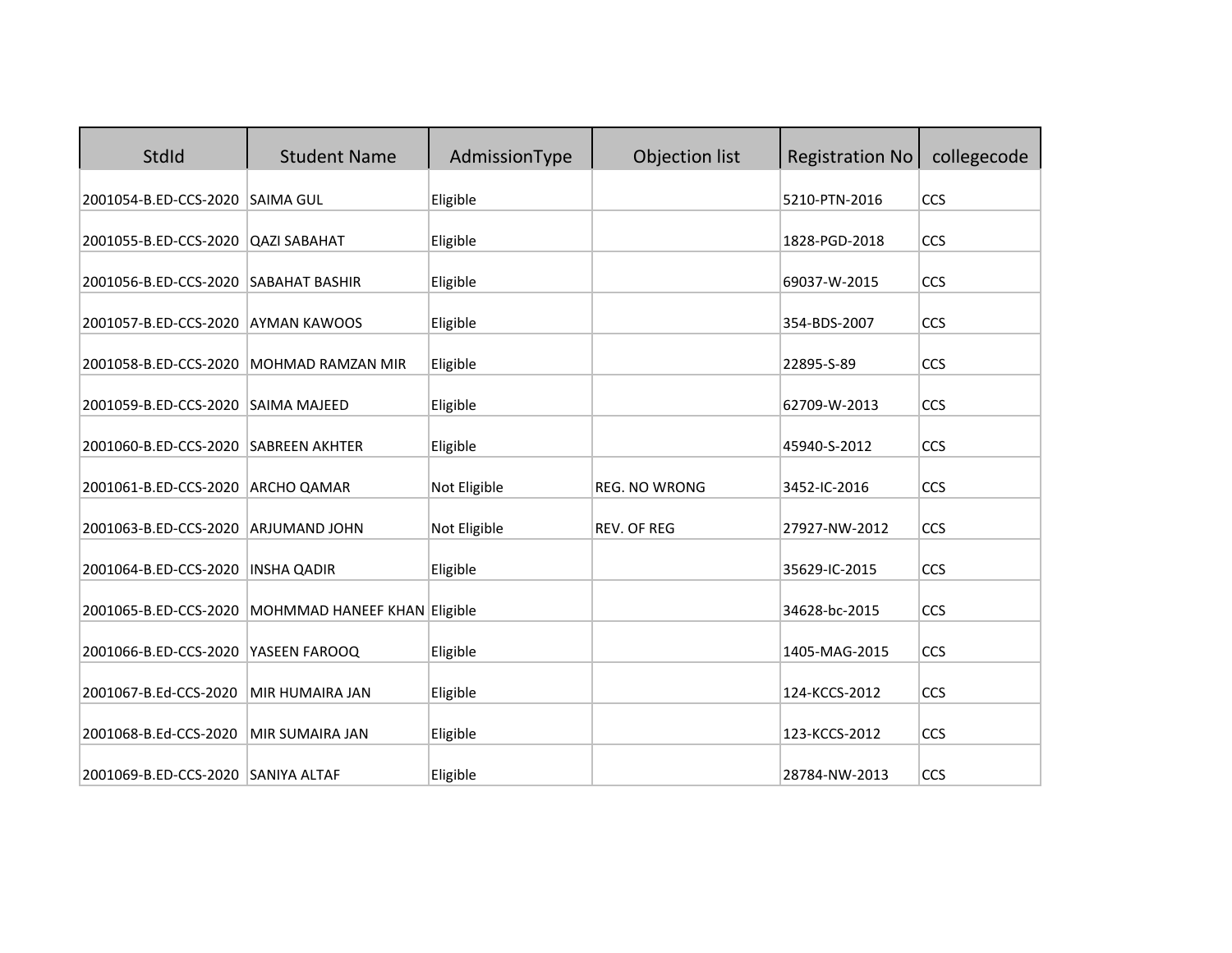| StdId | Student Name | AdmissionType | Objection list | Registration No | collegecode |
| --- | --- | --- | --- | --- | --- |
| 2001054-B.ED-CCS-2020 | SAIMA GUL | Eligible | | 5210-PTN-2016 | CCS |
| 2001055-B.ED-CCS-2020 | QAZI SABAHAT | Eligible | | 1828-PGD-2018 | CCS |
| 2001056-B.ED-CCS-2020 | SABAHAT BASHIR | Eligible | | 69037-W-2015 | CCS |
| 2001057-B.ED-CCS-2020 | AYMAN KAWOOS | Eligible | | 354-BDS-2007 | CCS |
| 2001058-B.ED-CCS-2020 | MOHMAD RAMZAN MIR | Eligible | | 22895-S-89 | CCS |
| 2001059-B.ED-CCS-2020 | SAIMA MAJEED | Eligible | | 62709-W-2013 | CCS |
| 2001060-B.ED-CCS-2020 | SABREEN AKHTER | Eligible | | 45940-S-2012 | CCS |
| 2001061-B.ED-CCS-2020 | ARCHO QAMAR | Not Eligible | REG. NO WRONG | 3452-IC-2016 | CCS |
| 2001063-B.ED-CCS-2020 | ARJUMAND JOHN | Not Eligible | REV. OF REG | 27927-NW-2012 | CCS |
| 2001064-B.ED-CCS-2020 | INSHA QADIR | Eligible | | 35629-IC-2015 | CCS |
| 2001065-B.ED-CCS-2020 | MOHMMAD HANEEF KHAN | Eligible | | 34628-bc-2015 | CCS |
| 2001066-B.ED-CCS-2020 | YASEEN FAROOQ | Eligible | | 1405-MAG-2015 | CCS |
| 2001067-B.Ed-CCS-2020 | MIR HUMAIRA JAN | Eligible | | 124-KCCS-2012 | CCS |
| 2001068-B.Ed-CCS-2020 | MIR SUMAIRA JAN | Eligible | | 123-KCCS-2012 | CCS |
| 2001069-B.ED-CCS-2020 | SANIYA ALTAF | Eligible | | 28784-NW-2013 | CCS |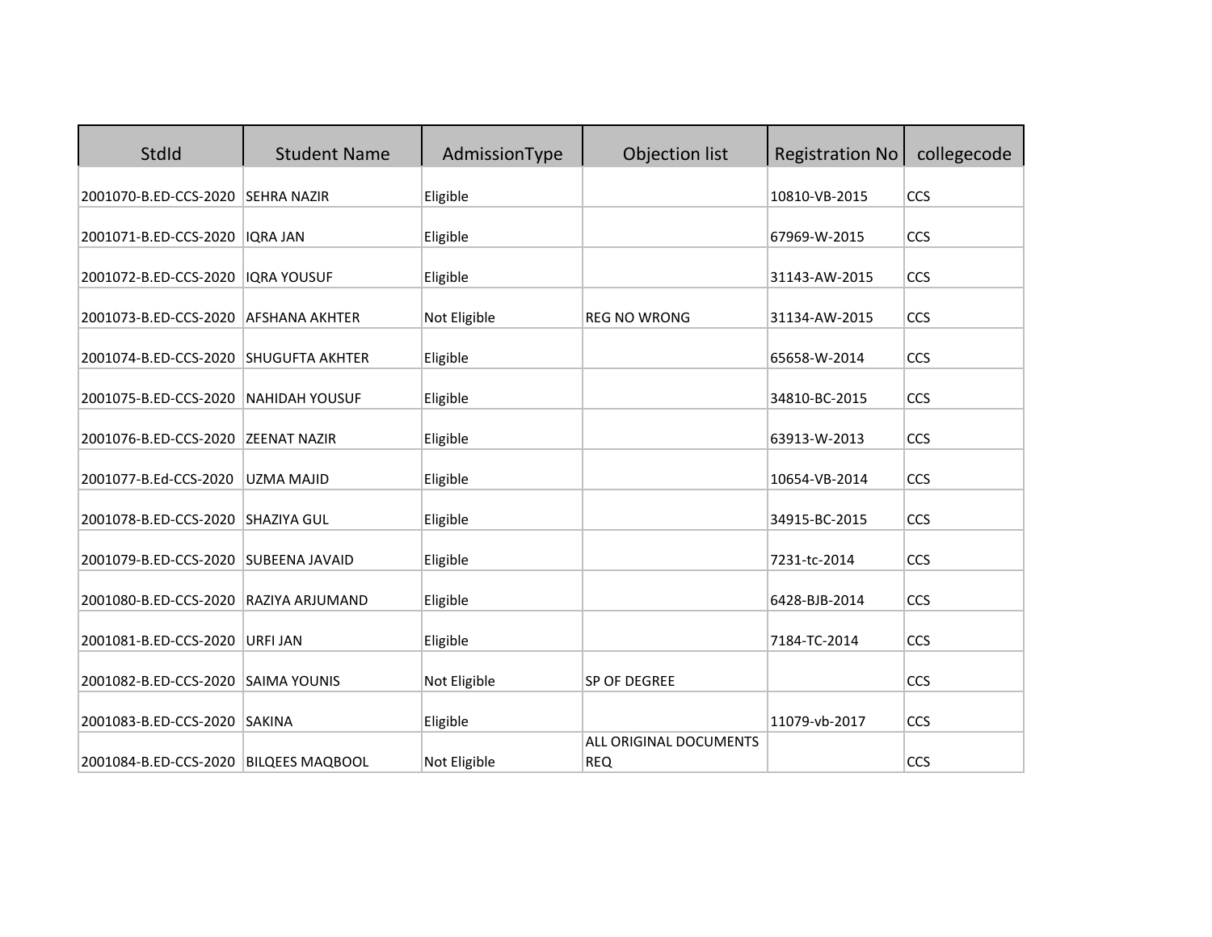| StdId | Student Name | AdmissionType | Objection list | Registration No | collegecode |
|---|---|---|---|---|---|
| 2001070-B.ED-CCS-2020 | SEHRA NAZIR | Eligible | | 10810-VB-2015 | CCS |
| 2001071-B.ED-CCS-2020 | IQRA JAN | Eligible | | 67969-W-2015 | CCS |
| 2001072-B.ED-CCS-2020 | IQRA YOUSUF | Eligible | | 31143-AW-2015 | CCS |
| 2001073-B.ED-CCS-2020 | AFSHANA AKHTER | Not Eligible | REG NO WRONG | 31134-AW-2015 | CCS |
| 2001074-B.ED-CCS-2020 | SHUGUFTA AKHTER | Eligible | | 65658-W-2014 | CCS |
| 2001075-B.ED-CCS-2020 | NAHIDAH YOUSUF | Eligible | | 34810-BC-2015 | CCS |
| 2001076-B.ED-CCS-2020 | ZEENAT NAZIR | Eligible | | 63913-W-2013 | CCS |
| 2001077-B.Ed-CCS-2020 | UZMA MAJID | Eligible | | 10654-VB-2014 | CCS |
| 2001078-B.ED-CCS-2020 | SHAZIYA GUL | Eligible | | 34915-BC-2015 | CCS |
| 2001079-B.ED-CCS-2020 | SUBEENA JAVAID | Eligible | | 7231-tc-2014 | CCS |
| 2001080-B.ED-CCS-2020 | RAZIYA ARJUMAND | Eligible | | 6428-BJB-2014 | CCS |
| 2001081-B.ED-CCS-2020 | URFI JAN | Eligible | | 7184-TC-2014 | CCS |
| 2001082-B.ED-CCS-2020 | SAIMA YOUNIS | Not Eligible | SP OF DEGREE | | CCS |
| 2001083-B.ED-CCS-2020 | SAKINA | Eligible | | 11079-vb-2017 | CCS |
| 2001084-B.ED-CCS-2020 | BILQEES MAQBOOL | Not Eligible | ALL ORIGINAL DOCUMENTS REQ | | CCS |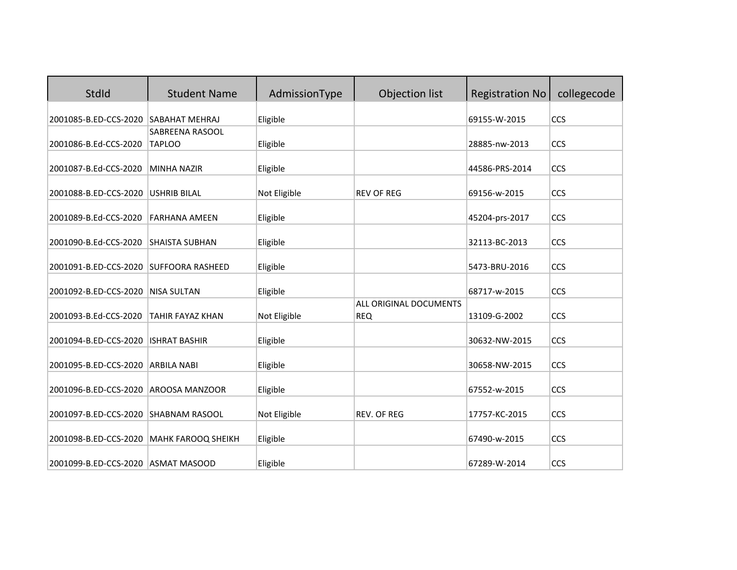| StdId | Student Name | AdmissionType | Objection list | Registration No | collegecode |
|---|---|---|---|---|---|
| 2001085-B.ED-CCS-2020 | SABAHAT MEHRAJ | Eligible | | 69155-W-2015 | CCS |
| 2001086-B.Ed-CCS-2020 | SABREENA RASOOL TAPLOO | Eligible | | 28885-nw-2013 | CCS |
| 2001087-B.Ed-CCS-2020 | MINHA NAZIR | Eligible | | 44586-PRS-2014 | CCS |
| 2001088-B.ED-CCS-2020 | USHRIB BILAL | Not Eligible | REV OF REG | 69156-w-2015 | CCS |
| 2001089-B.Ed-CCS-2020 | FARHANA AMEEN | Eligible | | 45204-prs-2017 | CCS |
| 2001090-B.Ed-CCS-2020 | SHAISTA SUBHAN | Eligible | | 32113-BC-2013 | CCS |
| 2001091-B.ED-CCS-2020 | SUFFOORA RASHEED | Eligible | | 5473-BRU-2016 | CCS |
| 2001092-B.ED-CCS-2020 | NISA SULTAN | Eligible | | 68717-w-2015 | CCS |
| 2001093-B.Ed-CCS-2020 | TAHIR FAYAZ KHAN | Not Eligible | ALL ORIGINAL DOCUMENTS REQ | 13109-G-2002 | CCS |
| 2001094-B.ED-CCS-2020 | ISHRAT BASHIR | Eligible | | 30632-NW-2015 | CCS |
| 2001095-B.ED-CCS-2020 | ARBILA NABI | Eligible | | 30658-NW-2015 | CCS |
| 2001096-B.ED-CCS-2020 | AROOSA MANZOOR | Eligible | | 67552-w-2015 | CCS |
| 2001097-B.ED-CCS-2020 | SHABNAM RASOOL | Not Eligible | REV. OF REG | 17757-KC-2015 | CCS |
| 2001098-B.ED-CCS-2020 | MAHK FAROOQ SHEIKH | Eligible | | 67490-w-2015 | CCS |
| 2001099-B.ED-CCS-2020 | ASMAT MASOOD | Eligible | | 67289-W-2014 | CCS |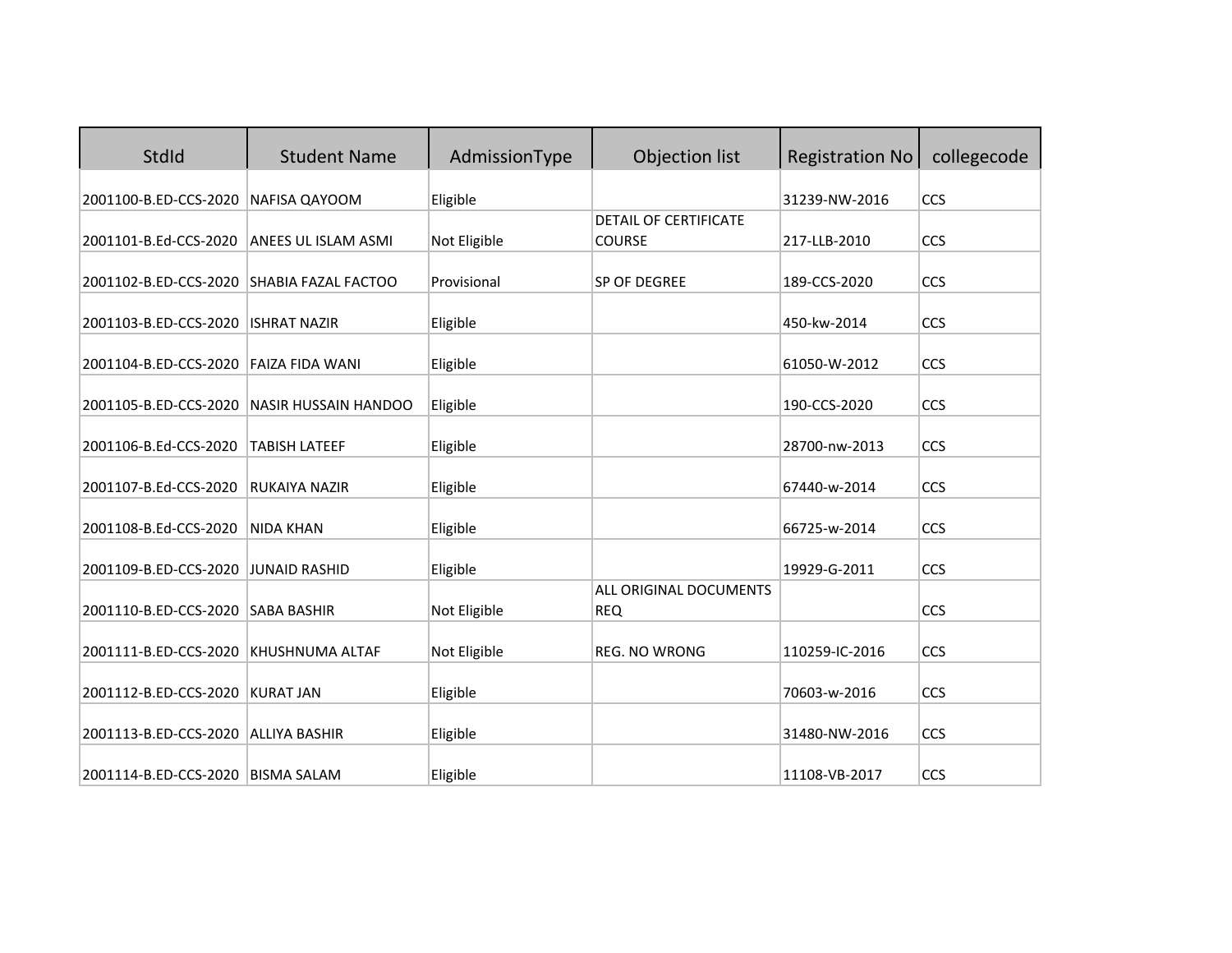| StdId | Student Name | AdmissionType | Objection list | Registration No | collegecode |
|---|---|---|---|---|---|
| 2001100-B.ED-CCS-2020 | NAFISA QAYOOM | Eligible | | 31239-NW-2016 | CCS |
| 2001101-B.Ed-CCS-2020 | ANEES UL ISLAM ASMI | Not Eligible | DETAIL OF CERTIFICATE COURSE | 217-LLB-2010 | CCS |
| 2001102-B.ED-CCS-2020 | SHABIA FAZAL FACTOO | Provisional | SP OF DEGREE | 189-CCS-2020 | CCS |
| 2001103-B.ED-CCS-2020 | ISHRAT NAZIR | Eligible | | 450-kw-2014 | CCS |
| 2001104-B.ED-CCS-2020 | FAIZA FIDA WANI | Eligible | | 61050-W-2012 | CCS |
| 2001105-B.ED-CCS-2020 | NASIR HUSSAIN HANDOO | Eligible | | 190-CCS-2020 | CCS |
| 2001106-B.Ed-CCS-2020 | TABISH LATEEF | Eligible | | 28700-nw-2013 | CCS |
| 2001107-B.Ed-CCS-2020 | RUKAIYA NAZIR | Eligible | | 67440-w-2014 | CCS |
| 2001108-B.Ed-CCS-2020 | NIDA KHAN | Eligible | | 66725-w-2014 | CCS |
| 2001109-B.ED-CCS-2020 | JUNAID RASHID | Eligible | | 19929-G-2011 | CCS |
| 2001110-B.ED-CCS-2020 | SABA BASHIR | Not Eligible | ALL ORIGINAL DOCUMENTS REQ | | CCS |
| 2001111-B.ED-CCS-2020 | KHUSHNUMA ALTAF | Not Eligible | REG. NO WRONG | 110259-IC-2016 | CCS |
| 2001112-B.ED-CCS-2020 | KURAT JAN | Eligible | | 70603-w-2016 | CCS |
| 2001113-B.ED-CCS-2020 | ALLIYA BASHIR | Eligible | | 31480-NW-2016 | CCS |
| 2001114-B.ED-CCS-2020 | BISMA SALAM | Eligible | | 11108-VB-2017 | CCS |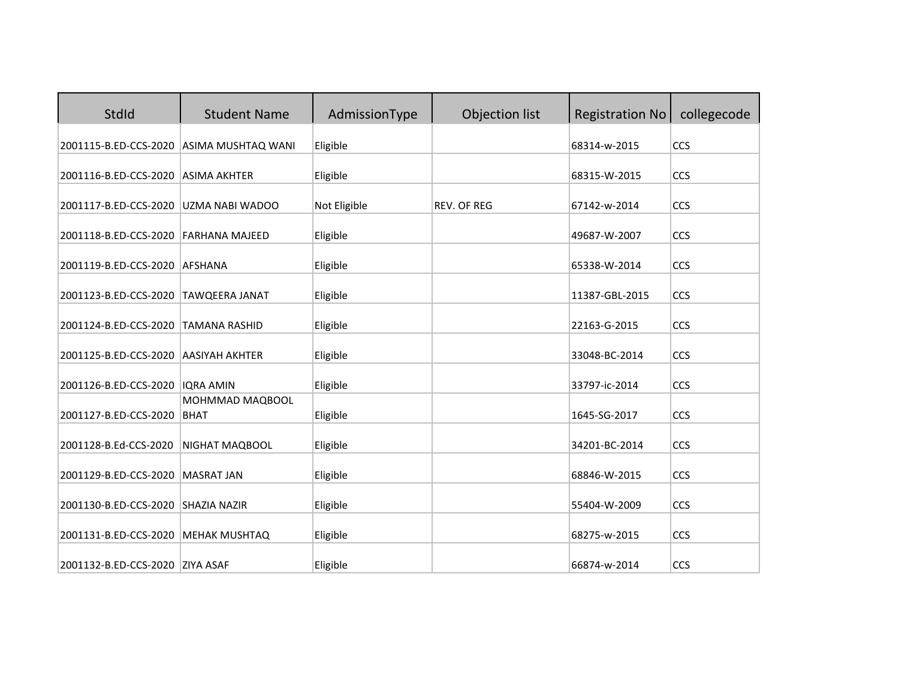| StdId | Student Name | AdmissionType | Objection list | Registration No | collegecode |
|---|---|---|---|---|---|
| 2001115-B.ED-CCS-2020 | ASIMA MUSHTAQ WANI | Eligible | | 68314-w-2015 | CCS |
| 2001116-B.ED-CCS-2020 | ASIMA AKHTER | Eligible | | 68315-W-2015 | CCS |
| 2001117-B.ED-CCS-2020 | UZMA NABI WADOO | Not Eligible | REV. OF REG | 67142-w-2014 | CCS |
| 2001118-B.ED-CCS-2020 | FARHANA MAJEED | Eligible | | 49687-W-2007 | CCS |
| 2001119-B.ED-CCS-2020 | AFSHANA | Eligible | | 65338-W-2014 | CCS |
| 2001123-B.ED-CCS-2020 | TAWQEERA JANAT | Eligible | | 11387-GBL-2015 | CCS |
| 2001124-B.ED-CCS-2020 | TAMANA RASHID | Eligible | | 22163-G-2015 | CCS |
| 2001125-B.ED-CCS-2020 | AASIYAH AKHTER | Eligible | | 33048-BC-2014 | CCS |
| 2001126-B.ED-CCS-2020 | IQRA AMIN | Eligible | | 33797-ic-2014 | CCS |
| 2001127-B.ED-CCS-2020 | MOHMMAD MAQBOOL BHAT | Eligible | | 1645-SG-2017 | CCS |
| 2001128-B.Ed-CCS-2020 | NIGHAT MAQBOOL | Eligible | | 34201-BC-2014 | CCS |
| 2001129-B.ED-CCS-2020 | MASRAT JAN | Eligible | | 68846-W-2015 | CCS |
| 2001130-B.ED-CCS-2020 | SHAZIA NAZIR | Eligible | | 55404-W-2009 | CCS |
| 2001131-B.ED-CCS-2020 | MEHAK MUSHTAQ | Eligible | | 68275-w-2015 | CCS |
| 2001132-B.ED-CCS-2020 | ZIYA ASAF | Eligible | | 66874-w-2014 | CCS |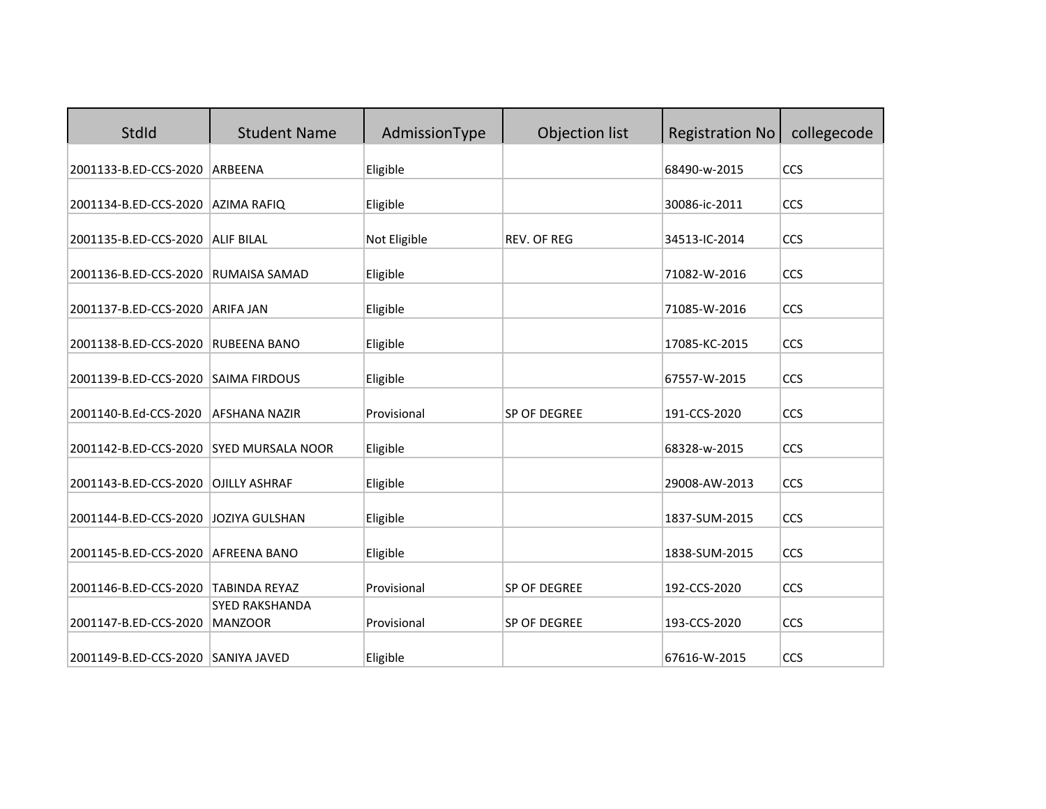| StdId | Student Name | AdmissionType | Objection list | Registration No | collegecode |
|---|---|---|---|---|---|
| 2001133-B.ED-CCS-2020 | ARBEENA | Eligible | | 68490-w-2015 | CCS |
| 2001134-B.ED-CCS-2020 | AZIMA RAFIQ | Eligible | | 30086-ic-2011 | CCS |
| 2001135-B.ED-CCS-2020 | ALIF BILAL | Not Eligible | REV. OF REG | 34513-IC-2014 | CCS |
| 2001136-B.ED-CCS-2020 | RUMAISA SAMAD | Eligible | | 71082-W-2016 | CCS |
| 2001137-B.ED-CCS-2020 | ARIFA JAN | Eligible | | 71085-W-2016 | CCS |
| 2001138-B.ED-CCS-2020 | RUBEENA BANO | Eligible | | 17085-KC-2015 | CCS |
| 2001139-B.ED-CCS-2020 | SAIMA FIRDOUS | Eligible | | 67557-W-2015 | CCS |
| 2001140-B.Ed-CCS-2020 | AFSHANA NAZIR | Provisional | SP OF DEGREE | 191-CCS-2020 | CCS |
| 2001142-B.ED-CCS-2020 | SYED MURSALA NOOR | Eligible | | 68328-w-2015 | CCS |
| 2001143-B.ED-CCS-2020 | OJILLY ASHRAF | Eligible | | 29008-AW-2013 | CCS |
| 2001144-B.ED-CCS-2020 | JOZIYA GULSHAN | Eligible | | 1837-SUM-2015 | CCS |
| 2001145-B.ED-CCS-2020 | AFREENA BANO | Eligible | | 1838-SUM-2015 | CCS |
| 2001146-B.ED-CCS-2020 | TABINDA REYAZ | Provisional | SP OF DEGREE | 192-CCS-2020 | CCS |
| 2001147-B.ED-CCS-2020 | SYED RAKSHANDA MANZOOR | Provisional | SP OF DEGREE | 193-CCS-2020 | CCS |
| 2001149-B.ED-CCS-2020 | SANIYA JAVED | Eligible | | 67616-W-2015 | CCS |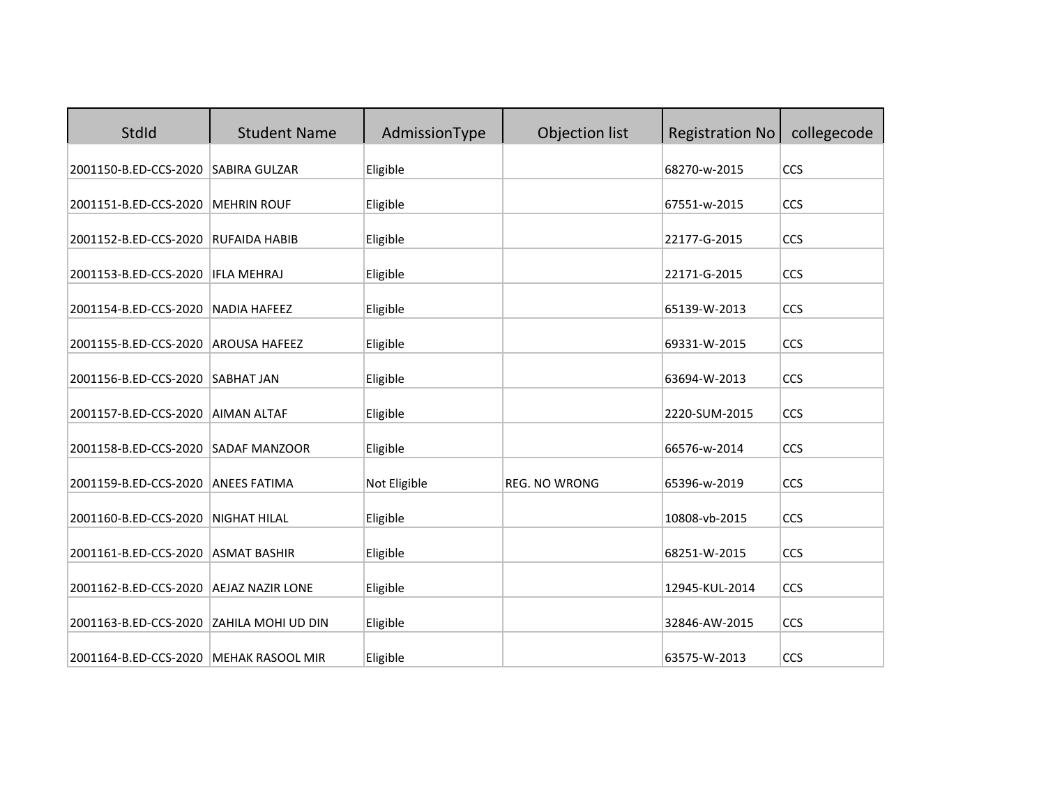| StdId | Student Name | AdmissionType | Objection list | Registration No | collegecode |
|---|---|---|---|---|---|
| 2001150-B.ED-CCS-2020 | SABIRA GULZAR | Eligible | | 68270-w-2015 | CCS |
| 2001151-B.ED-CCS-2020 | MEHRIN ROUF | Eligible | | 67551-w-2015 | CCS |
| 2001152-B.ED-CCS-2020 | RUFAIDA HABIB | Eligible | | 22177-G-2015 | CCS |
| 2001153-B.ED-CCS-2020 | IFLA MEHRAJ | Eligible | | 22171-G-2015 | CCS |
| 2001154-B.ED-CCS-2020 | NADIA HAFEEZ | Eligible | | 65139-W-2013 | CCS |
| 2001155-B.ED-CCS-2020 | AROUSA HAFEEZ | Eligible | | 69331-W-2015 | CCS |
| 2001156-B.ED-CCS-2020 | SABHAT JAN | Eligible | | 63694-W-2013 | CCS |
| 2001157-B.ED-CCS-2020 | AIMAN ALTAF | Eligible | | 2220-SUM-2015 | CCS |
| 2001158-B.ED-CCS-2020 | SADAF MANZOOR | Eligible | | 66576-w-2014 | CCS |
| 2001159-B.ED-CCS-2020 | ANEES FATIMA | Not Eligible | REG. NO WRONG | 65396-w-2019 | CCS |
| 2001160-B.ED-CCS-2020 | NIGHAT HILAL | Eligible | | 10808-vb-2015 | CCS |
| 2001161-B.ED-CCS-2020 | ASMAT BASHIR | Eligible | | 68251-W-2015 | CCS |
| 2001162-B.ED-CCS-2020 | AEJAZ NAZIR LONE | Eligible | | 12945-KUL-2014 | CCS |
| 2001163-B.ED-CCS-2020 | ZAHILA MOHI UD DIN | Eligible | | 32846-AW-2015 | CCS |
| 2001164-B.ED-CCS-2020 | MEHAK RASOOL MIR | Eligible | | 63575-W-2013 | CCS |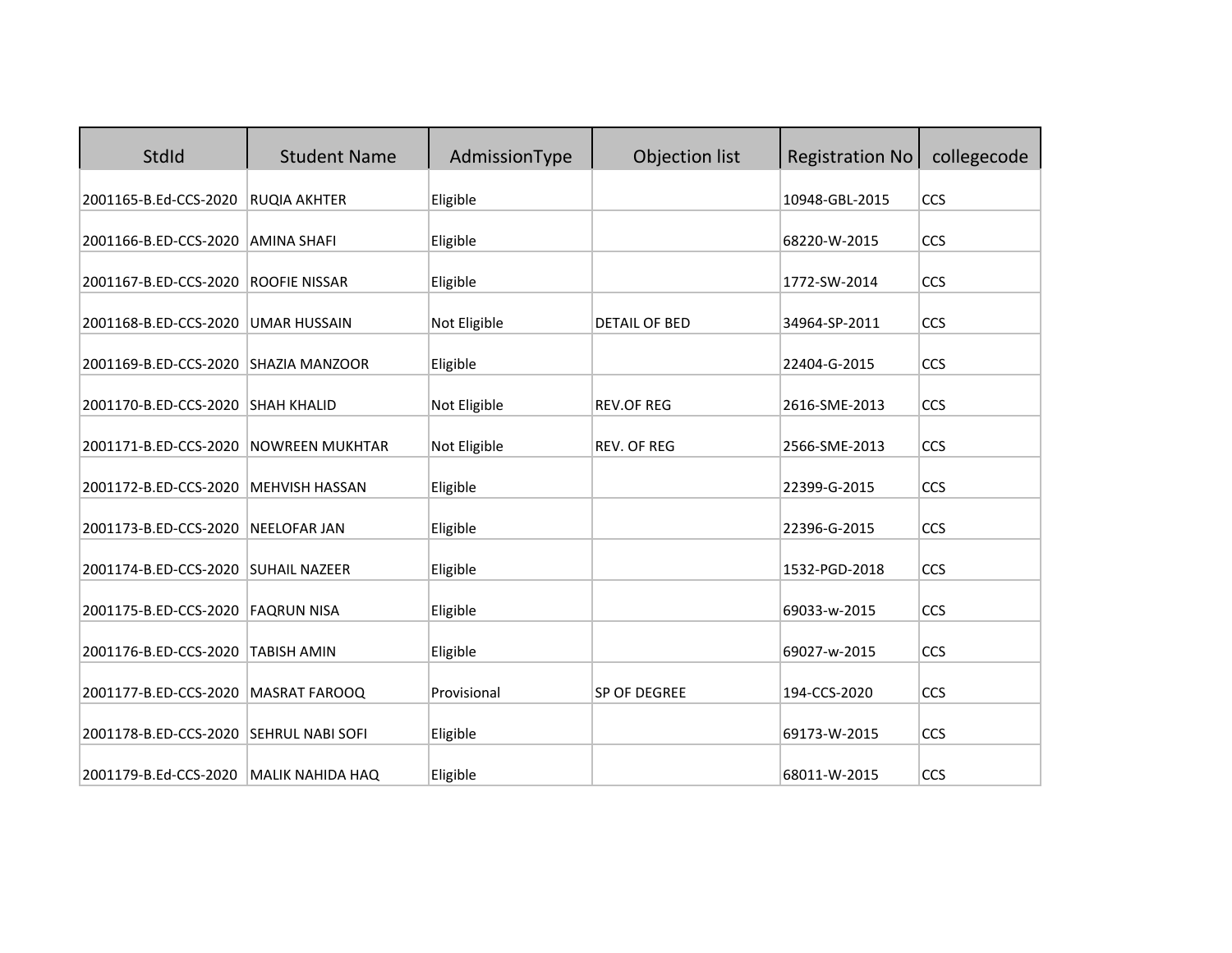| StdId | Student Name | AdmissionType | Objection list | Registration No | collegecode |
| --- | --- | --- | --- | --- | --- |
| 2001165-B.Ed-CCS-2020 | RUQIA AKHTER | Eligible | | 10948-GBL-2015 | CCS |
| 2001166-B.ED-CCS-2020 | AMINA SHAFI | Eligible | | 68220-W-2015 | CCS |
| 2001167-B.ED-CCS-2020 | ROOFIE NISSAR | Eligible | | 1772-SW-2014 | CCS |
| 2001168-B.ED-CCS-2020 | UMAR HUSSAIN | Not Eligible | DETAIL OF BED | 34964-SP-2011 | CCS |
| 2001169-B.ED-CCS-2020 | SHAZIA MANZOOR | Eligible | | 22404-G-2015 | CCS |
| 2001170-B.ED-CCS-2020 | SHAH KHALID | Not Eligible | REV.OF REG | 2616-SME-2013 | CCS |
| 2001171-B.ED-CCS-2020 | NOWREEN MUKHTAR | Not Eligible | REV. OF REG | 2566-SME-2013 | CCS |
| 2001172-B.ED-CCS-2020 | MEHVISH HASSAN | Eligible | | 22399-G-2015 | CCS |
| 2001173-B.ED-CCS-2020 | NEELOFAR JAN | Eligible | | 22396-G-2015 | CCS |
| 2001174-B.ED-CCS-2020 | SUHAIL NAZEER | Eligible | | 1532-PGD-2018 | CCS |
| 2001175-B.ED-CCS-2020 | FAQRUN NISA | Eligible | | 69033-w-2015 | CCS |
| 2001176-B.ED-CCS-2020 | TABISH AMIN | Eligible | | 69027-w-2015 | CCS |
| 2001177-B.ED-CCS-2020 | MASRAT FAROOQ | Provisional | SP OF DEGREE | 194-CCS-2020 | CCS |
| 2001178-B.ED-CCS-2020 | SEHRUL NABI SOFI | Eligible | | 69173-W-2015 | CCS |
| 2001179-B.Ed-CCS-2020 | MALIK NAHIDA HAQ | Eligible | | 68011-W-2015 | CCS |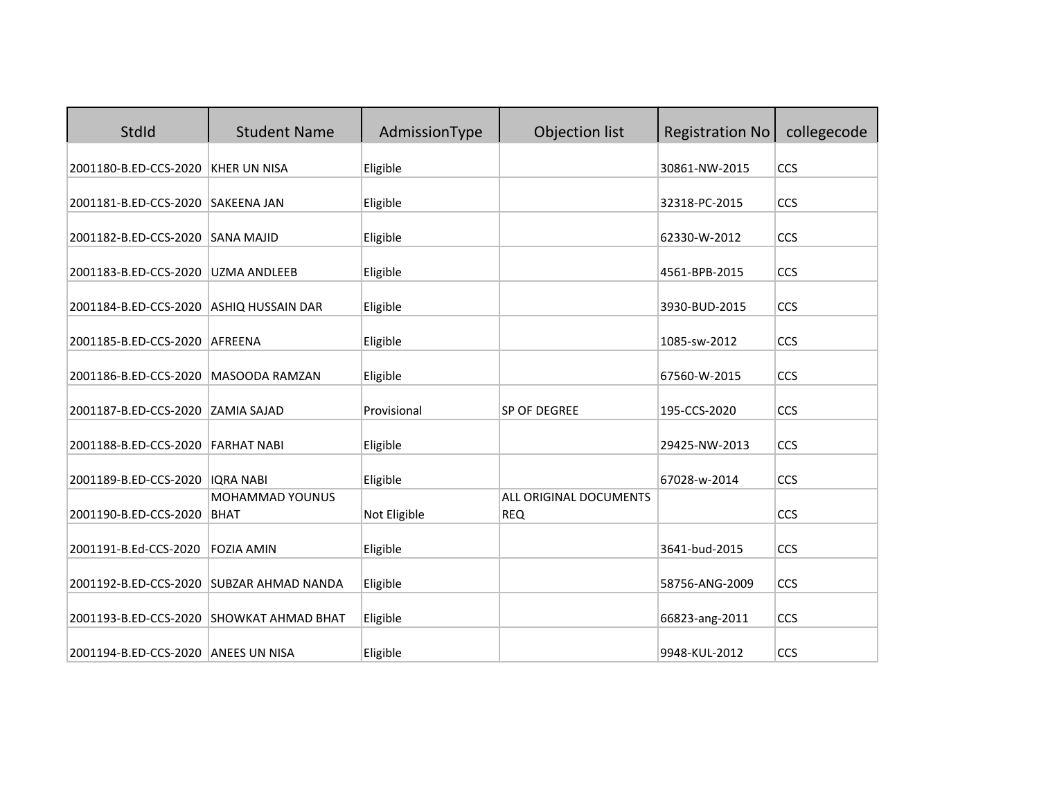| StdId | Student Name | AdmissionType | Objection list | Registration No | collegecode |
|---|---|---|---|---|---|
| 2001180-B.ED-CCS-2020 | KHER UN NISA | Eligible | | 30861-NW-2015 | CCS |
| 2001181-B.ED-CCS-2020 | SAKEENA JAN | Eligible | | 32318-PC-2015 | CCS |
| 2001182-B.ED-CCS-2020 | SANA MAJID | Eligible | | 62330-W-2012 | CCS |
| 2001183-B.ED-CCS-2020 | UZMA ANDLEEB | Eligible | | 4561-BPB-2015 | CCS |
| 2001184-B.ED-CCS-2020 | ASHIQ HUSSAIN DAR | Eligible | | 3930-BUD-2015 | CCS |
| 2001185-B.ED-CCS-2020 | AFREENA | Eligible | | 1085-sw-2012 | CCS |
| 2001186-B.ED-CCS-2020 | MASOODA RAMZAN | Eligible | | 67560-W-2015 | CCS |
| 2001187-B.ED-CCS-2020 | ZAMIA SAJAD | Provisional | SP OF DEGREE | 195-CCS-2020 | CCS |
| 2001188-B.ED-CCS-2020 | FARHAT NABI | Eligible | | 29425-NW-2013 | CCS |
| 2001189-B.ED-CCS-2020 | IQRA NABI | Eligible | | 67028-w-2014 | CCS |
| 2001190-B.ED-CCS-2020 | MOHAMMAD YOUNUS BHAT | Not Eligible | ALL ORIGINAL DOCUMENTS REQ | | CCS |
| 2001191-B.Ed-CCS-2020 | FOZIA AMIN | Eligible | | 3641-bud-2015 | CCS |
| 2001192-B.ED-CCS-2020 | SUBZAR AHMAD NANDA | Eligible | | 58756-ANG-2009 | CCS |
| 2001193-B.ED-CCS-2020 | SHOWKAT AHMAD BHAT | Eligible | | 66823-ang-2011 | CCS |
| 2001194-B.ED-CCS-2020 | ANEES UN NISA | Eligible | | 9948-KUL-2012 | CCS |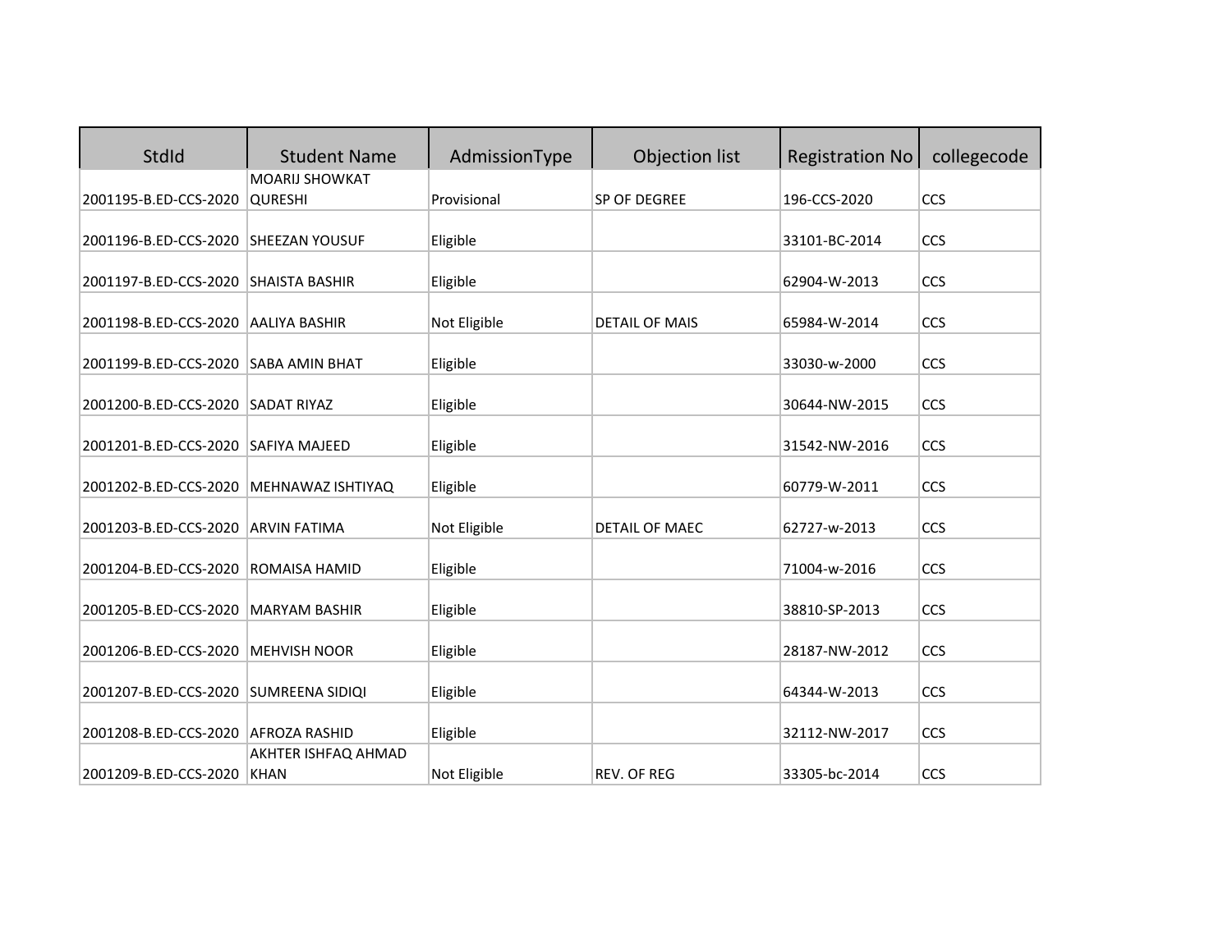| StdId | Student Name | AdmissionType | Objection list | Registration No | collegecode |
|---|---|---|---|---|---|
| 2001195-B.ED-CCS-2020 | MOARIJ SHOWKAT QURESHI | Provisional | SP OF DEGREE | 196-CCS-2020 | CCS |
| 2001196-B.ED-CCS-2020 | SHEEZAN YOUSUF | Eligible | | 33101-BC-2014 | CCS |
| 2001197-B.ED-CCS-2020 | SHAISTA BASHIR | Eligible | | 62904-W-2013 | CCS |
| 2001198-B.ED-CCS-2020 | AALIYA BASHIR | Not Eligible | DETAIL OF MAIS | 65984-W-2014 | CCS |
| 2001199-B.ED-CCS-2020 | SABA AMIN BHAT | Eligible | | 33030-w-2000 | CCS |
| 2001200-B.ED-CCS-2020 | SADAT RIYAZ | Eligible | | 30644-NW-2015 | CCS |
| 2001201-B.ED-CCS-2020 | SAFIYA MAJEED | Eligible | | 31542-NW-2016 | CCS |
| 2001202-B.ED-CCS-2020 | MEHNAWAZ ISHTIYAQ | Eligible | | 60779-W-2011 | CCS |
| 2001203-B.ED-CCS-2020 | ARVIN FATIMA | Not Eligible | DETAIL OF MAEC | 62727-w-2013 | CCS |
| 2001204-B.ED-CCS-2020 | ROMAISA HAMID | Eligible | | 71004-w-2016 | CCS |
| 2001205-B.ED-CCS-2020 | MARYAM BASHIR | Eligible | | 38810-SP-2013 | CCS |
| 2001206-B.ED-CCS-2020 | MEHVISH NOOR | Eligible | | 28187-NW-2012 | CCS |
| 2001207-B.ED-CCS-2020 | SUMREENA SIDIQI | Eligible | | 64344-W-2013 | CCS |
| 2001208-B.ED-CCS-2020 | AFROZA RASHID | Eligible | | 32112-NW-2017 | CCS |
| 2001209-B.ED-CCS-2020 | AKHTER ISHFAQ AHMAD KHAN | Not Eligible | REV. OF REG | 33305-bc-2014 | CCS |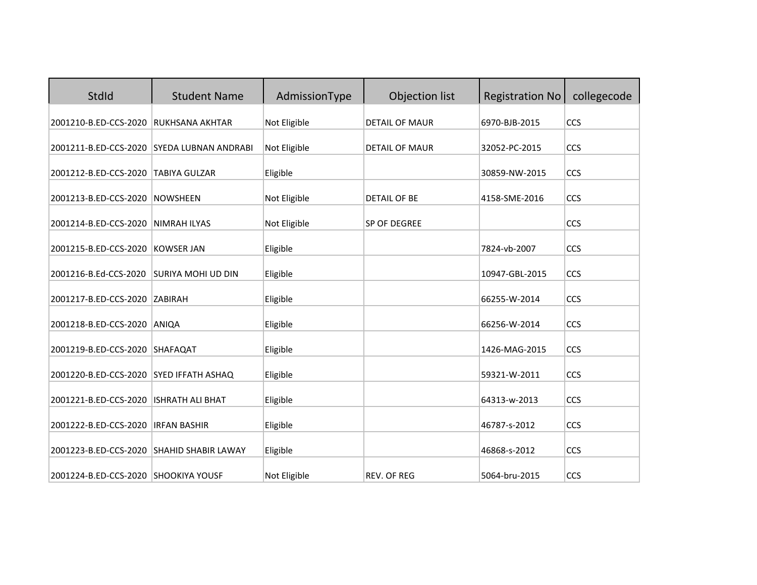| StdId | Student Name | AdmissionType | Objection list | Registration No | collegecode |
|---|---|---|---|---|---|
| 2001210-B.ED-CCS-2020 | RUKHSANA AKHTAR | Not Eligible | DETAIL OF MAUR | 6970-BJB-2015 | CCS |
| 2001211-B.ED-CCS-2020 | SYEDA LUBNAN ANDRABI | Not Eligible | DETAIL OF MAUR | 32052-PC-2015 | CCS |
| 2001212-B.ED-CCS-2020 | TABIYA GULZAR | Eligible | | 30859-NW-2015 | CCS |
| 2001213-B.ED-CCS-2020 | NOWSHEEN | Not Eligible | DETAIL OF BE | 4158-SME-2016 | CCS |
| 2001214-B.ED-CCS-2020 | NIMRAH ILYAS | Not Eligible | SP OF DEGREE | | CCS |
| 2001215-B.ED-CCS-2020 | KOWSER JAN | Eligible | | 7824-vb-2007 | CCS |
| 2001216-B.Ed-CCS-2020 | SURIYA MOHI UD DIN | Eligible | | 10947-GBL-2015 | CCS |
| 2001217-B.ED-CCS-2020 | ZABIRAH | Eligible | | 66255-W-2014 | CCS |
| 2001218-B.ED-CCS-2020 | ANIQA | Eligible | | 66256-W-2014 | CCS |
| 2001219-B.ED-CCS-2020 | SHAFAQAT | Eligible | | 1426-MAG-2015 | CCS |
| 2001220-B.ED-CCS-2020 | SYED IFFATH ASHAQ | Eligible | | 59321-W-2011 | CCS |
| 2001221-B.ED-CCS-2020 | ISHRATH ALI BHAT | Eligible | | 64313-w-2013 | CCS |
| 2001222-B.ED-CCS-2020 | IRFAN BASHIR | Eligible | | 46787-s-2012 | CCS |
| 2001223-B.ED-CCS-2020 | SHAHID SHABIR LAWAY | Eligible | | 46868-s-2012 | CCS |
| 2001224-B.ED-CCS-2020 | SHOOKIYA YOUSF | Not Eligible | REV. OF REG | 5064-bru-2015 | CCS |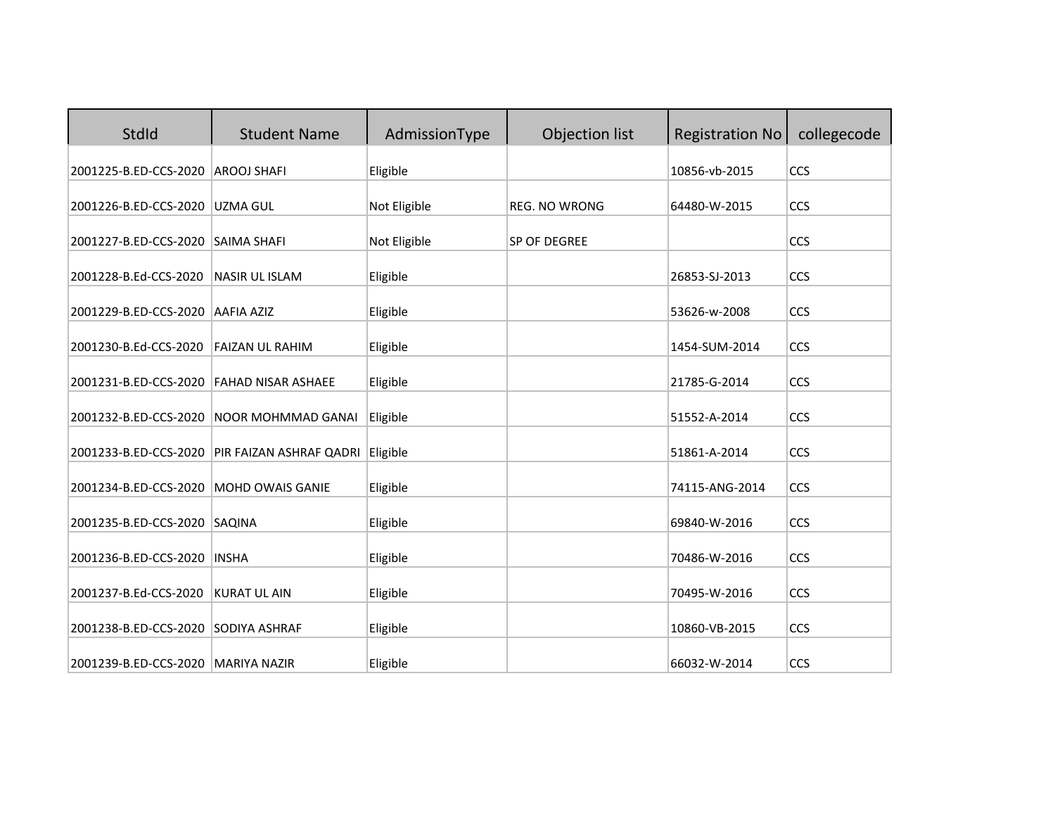| StdId | Student Name | AdmissionType | Objection list | Registration No | collegecode |
|---|---|---|---|---|---|
| 2001225-B.ED-CCS-2020 | AROOJ SHAFI | Eligible | | 10856-vb-2015 | CCS |
| 2001226-B.ED-CCS-2020 | UZMA GUL | Not Eligible | REG. NO WRONG | 64480-W-2015 | CCS |
| 2001227-B.ED-CCS-2020 | SAIMA SHAFI | Not Eligible | SP OF DEGREE | | CCS |
| 2001228-B.Ed-CCS-2020 | NASIR UL ISLAM | Eligible | | 26853-SJ-2013 | CCS |
| 2001229-B.ED-CCS-2020 | AAFIA AZIZ | Eligible | | 53626-w-2008 | CCS |
| 2001230-B.Ed-CCS-2020 | FAIZAN UL RAHIM | Eligible | | 1454-SUM-2014 | CCS |
| 2001231-B.ED-CCS-2020 | FAHAD NISAR ASHAEE | Eligible | | 21785-G-2014 | CCS |
| 2001232-B.ED-CCS-2020 | NOOR MOHMMAD GANAI | Eligible | | 51552-A-2014 | CCS |
| 2001233-B.ED-CCS-2020 | PIR FAIZAN ASHRAF QADRI | Eligible | | 51861-A-2014 | CCS |
| 2001234-B.ED-CCS-2020 | MOHD OWAIS GANIE | Eligible | | 74115-ANG-2014 | CCS |
| 2001235-B.ED-CCS-2020 | SAQINA | Eligible | | 69840-W-2016 | CCS |
| 2001236-B.ED-CCS-2020 | INSHA | Eligible | | 70486-W-2016 | CCS |
| 2001237-B.Ed-CCS-2020 | KURAT UL AIN | Eligible | | 70495-W-2016 | CCS |
| 2001238-B.ED-CCS-2020 | SODIYA ASHRAF | Eligible | | 10860-VB-2015 | CCS |
| 2001239-B.ED-CCS-2020 | MARIYA NAZIR | Eligible | | 66032-W-2014 | CCS |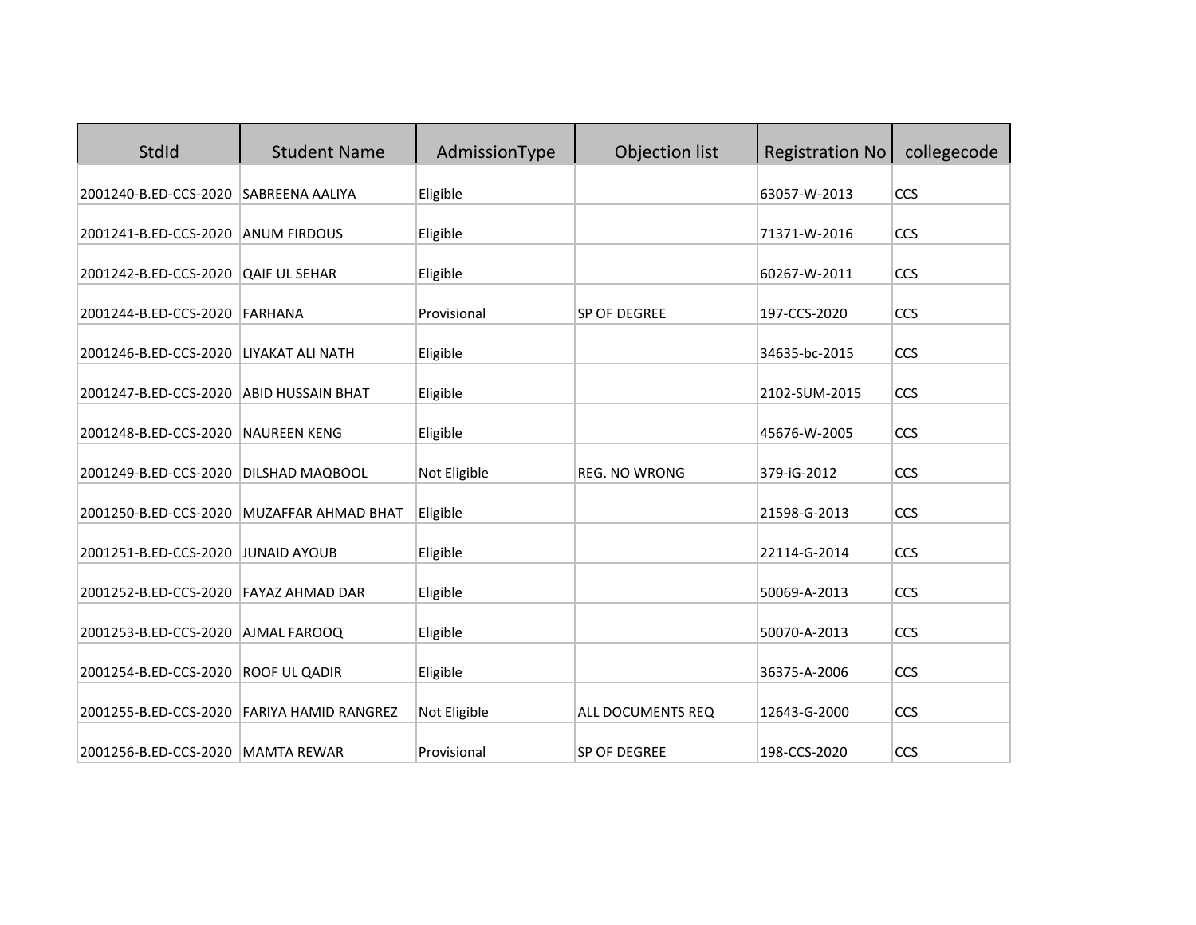| StdId | Student Name | AdmissionType | Objection list | Registration No | collegecode |
|---|---|---|---|---|---|
| 2001240-B.ED-CCS-2020 | SABREENA AALIYA | Eligible | | 63057-W-2013 | CCS |
| 2001241-B.ED-CCS-2020 | ANUM FIRDOUS | Eligible | | 71371-W-2016 | CCS |
| 2001242-B.ED-CCS-2020 | QAIF UL SEHAR | Eligible | | 60267-W-2011 | CCS |
| 2001244-B.ED-CCS-2020 | FARHANA | Provisional | SP OF DEGREE | 197-CCS-2020 | CCS |
| 2001246-B.ED-CCS-2020 | LIYAKAT ALI NATH | Eligible | | 34635-bc-2015 | CCS |
| 2001247-B.ED-CCS-2020 | ABID HUSSAIN BHAT | Eligible | | 2102-SUM-2015 | CCS |
| 2001248-B.ED-CCS-2020 | NAUREEN KENG | Eligible | | 45676-W-2005 | CCS |
| 2001249-B.ED-CCS-2020 | DILSHAD MAQBOOL | Not Eligible | REG. NO WRONG | 379-iG-2012 | CCS |
| 2001250-B.ED-CCS-2020 | MUZAFFAR AHMAD BHAT | Eligible | | 21598-G-2013 | CCS |
| 2001251-B.ED-CCS-2020 | JUNAID AYOUB | Eligible | | 22114-G-2014 | CCS |
| 2001252-B.ED-CCS-2020 | FAYAZ AHMAD DAR | Eligible | | 50069-A-2013 | CCS |
| 2001253-B.ED-CCS-2020 | AJMAL FAROOQ | Eligible | | 50070-A-2013 | CCS |
| 2001254-B.ED-CCS-2020 | ROOF UL QADIR | Eligible | | 36375-A-2006 | CCS |
| 2001255-B.ED-CCS-2020 | FARIYA HAMID RANGREZ | Not Eligible | ALL DOCUMENTS REQ | 12643-G-2000 | CCS |
| 2001256-B.ED-CCS-2020 | MAMTA REWAR | Provisional | SP OF DEGREE | 198-CCS-2020 | CCS |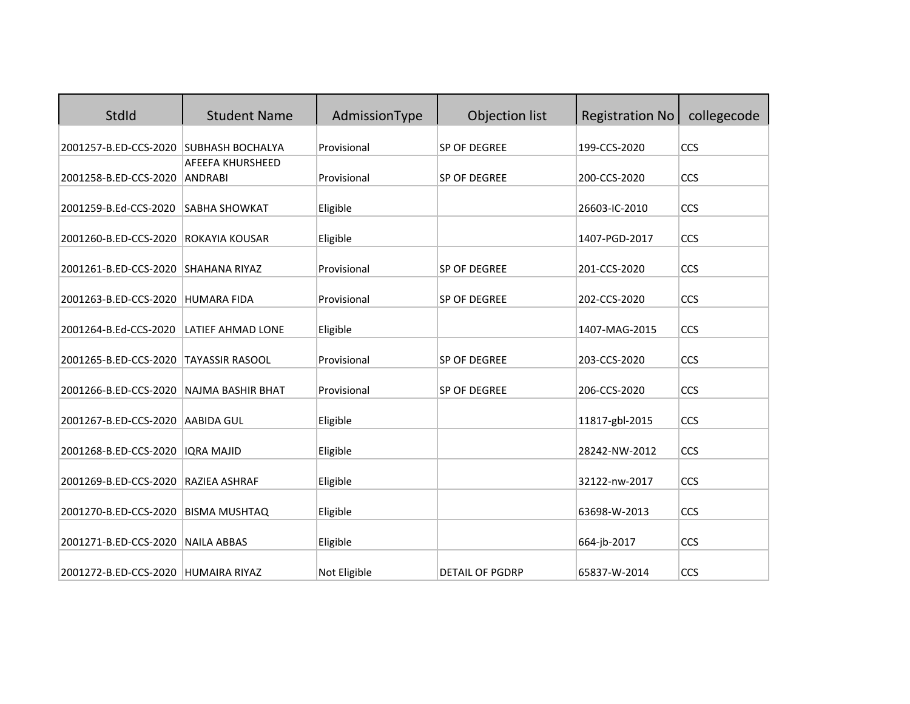| StdId | Student Name | AdmissionType | Objection list | Registration No | collegecode |
|---|---|---|---|---|---|
| 2001257-B.ED-CCS-2020 | SUBHASH BOCHALYA | Provisional | SP OF DEGREE | 199-CCS-2020 | CCS |
| 2001258-B.ED-CCS-2020 | AFEEFA KHURSHEED ANDRABI | Provisional | SP OF DEGREE | 200-CCS-2020 | CCS |
| 2001259-B.Ed-CCS-2020 | SABHA SHOWKAT | Eligible | | 26603-IC-2010 | CCS |
| 2001260-B.ED-CCS-2020 | ROKAYIA KOUSAR | Eligible | | 1407-PGD-2017 | CCS |
| 2001261-B.ED-CCS-2020 | SHAHANA RIYAZ | Provisional | SP OF DEGREE | 201-CCS-2020 | CCS |
| 2001263-B.ED-CCS-2020 | HUMARA FIDA | Provisional | SP OF DEGREE | 202-CCS-2020 | CCS |
| 2001264-B.Ed-CCS-2020 | LATIEF AHMAD LONE | Eligible | | 1407-MAG-2015 | CCS |
| 2001265-B.ED-CCS-2020 | TAYASSIR RASOOL | Provisional | SP OF DEGREE | 203-CCS-2020 | CCS |
| 2001266-B.ED-CCS-2020 | NAJMA BASHIR BHAT | Provisional | SP OF DEGREE | 206-CCS-2020 | CCS |
| 2001267-B.ED-CCS-2020 | AABIDA GUL | Eligible | | 11817-gbl-2015 | CCS |
| 2001268-B.ED-CCS-2020 | IQRA MAJID | Eligible | | 28242-NW-2012 | CCS |
| 2001269-B.ED-CCS-2020 | RAZIEA ASHRAF | Eligible | | 32122-nw-2017 | CCS |
| 2001270-B.ED-CCS-2020 | BISMA MUSHTAQ | Eligible | | 63698-W-2013 | CCS |
| 2001271-B.ED-CCS-2020 | NAILA ABBAS | Eligible | | 664-jb-2017 | CCS |
| 2001272-B.ED-CCS-2020 | HUMAIRA RIYAZ | Not Eligible | DETAIL OF PGDRP | 65837-W-2014 | CCS |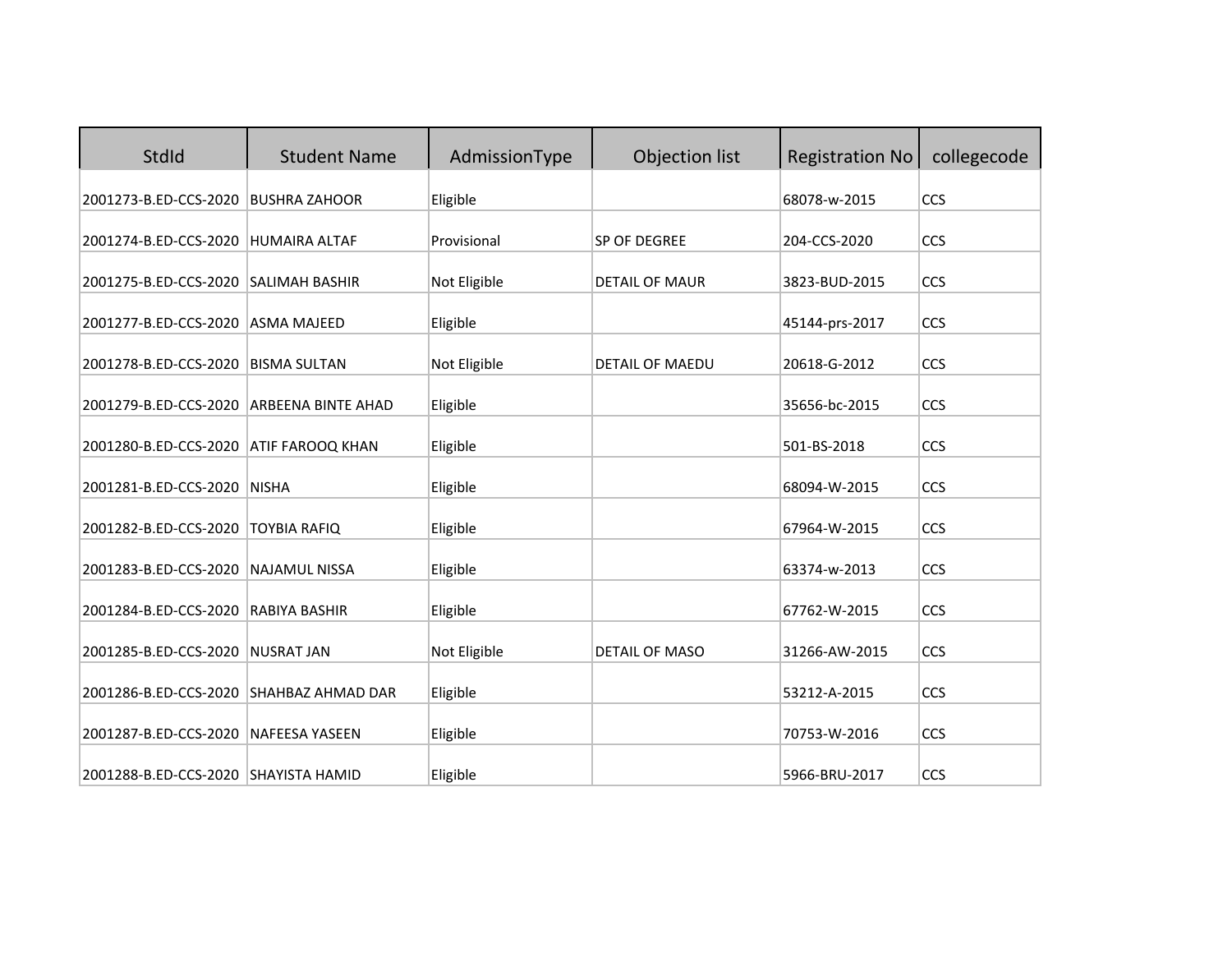| StdId | Student Name | AdmissionType | Objection list | Registration No | collegecode |
|---|---|---|---|---|---|
| 2001273-B.ED-CCS-2020 | BUSHRA ZAHOOR | Eligible | | 68078-w-2015 | CCS |
| 2001274-B.ED-CCS-2020 | HUMAIRA ALTAF | Provisional | SP OF DEGREE | 204-CCS-2020 | CCS |
| 2001275-B.ED-CCS-2020 | SALIMAH BASHIR | Not Eligible | DETAIL OF MAUR | 3823-BUD-2015 | CCS |
| 2001277-B.ED-CCS-2020 | ASMA MAJEED | Eligible | | 45144-prs-2017 | CCS |
| 2001278-B.ED-CCS-2020 | BISMA SULTAN | Not Eligible | DETAIL OF MAEDU | 20618-G-2012 | CCS |
| 2001279-B.ED-CCS-2020 | ARBEENA BINTE AHAD | Eligible | | 35656-bc-2015 | CCS |
| 2001280-B.ED-CCS-2020 | ATIF FAROOQ KHAN | Eligible | | 501-BS-2018 | CCS |
| 2001281-B.ED-CCS-2020 | NISHA | Eligible | | 68094-W-2015 | CCS |
| 2001282-B.ED-CCS-2020 | TOYBIA RAFIQ | Eligible | | 67964-W-2015 | CCS |
| 2001283-B.ED-CCS-2020 | NAJAMUL NISSA | Eligible | | 63374-w-2013 | CCS |
| 2001284-B.ED-CCS-2020 | RABIYA BASHIR | Eligible | | 67762-W-2015 | CCS |
| 2001285-B.ED-CCS-2020 | NUSRAT JAN | Not Eligible | DETAIL OF MASO | 31266-AW-2015 | CCS |
| 2001286-B.ED-CCS-2020 | SHAHBAZ AHMAD DAR | Eligible | | 53212-A-2015 | CCS |
| 2001287-B.ED-CCS-2020 | NAFEESA YASEEN | Eligible | | 70753-W-2016 | CCS |
| 2001288-B.ED-CCS-2020 | SHAYISTA HAMID | Eligible | | 5966-BRU-2017 | CCS |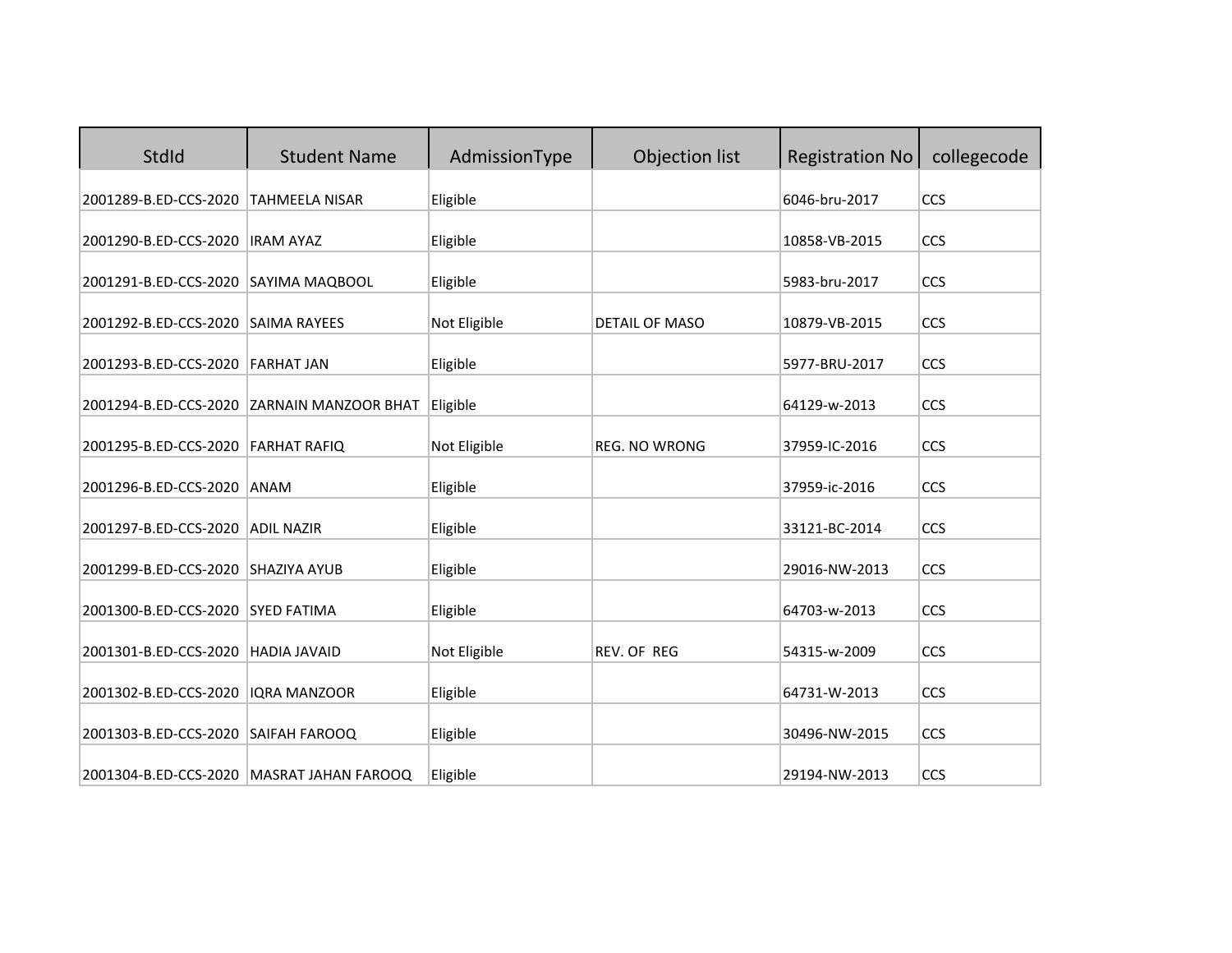| StdId | Student Name | AdmissionType | Objection list | Registration No | collegecode |
|---|---|---|---|---|---|
| 2001289-B.ED-CCS-2020 | TAHMEELA NISAR | Eligible | | 6046-bru-2017 | CCS |
| 2001290-B.ED-CCS-2020 | IRAM AYAZ | Eligible | | 10858-VB-2015 | CCS |
| 2001291-B.ED-CCS-2020 | SAYIMA MAQBOOL | Eligible | | 5983-bru-2017 | CCS |
| 2001292-B.ED-CCS-2020 | SAIMA RAYEES | Not Eligible | DETAIL OF MASO | 10879-VB-2015 | CCS |
| 2001293-B.ED-CCS-2020 | FARHAT JAN | Eligible | | 5977-BRU-2017 | CCS |
| 2001294-B.ED-CCS-2020 | ZARNAIN MANZOOR BHAT | Eligible | | 64129-w-2013 | CCS |
| 2001295-B.ED-CCS-2020 | FARHAT RAFIQ | Not Eligible | REG. NO WRONG | 37959-IC-2016 | CCS |
| 2001296-B.ED-CCS-2020 | ANAM | Eligible | | 37959-ic-2016 | CCS |
| 2001297-B.ED-CCS-2020 | ADIL NAZIR | Eligible | | 33121-BC-2014 | CCS |
| 2001299-B.ED-CCS-2020 | SHAZIYA AYUB | Eligible | | 29016-NW-2013 | CCS |
| 2001300-B.ED-CCS-2020 | SYED FATIMA | Eligible | | 64703-w-2013 | CCS |
| 2001301-B.ED-CCS-2020 | HADIA JAVAID | Not Eligible | REV. OF REG | 54315-w-2009 | CCS |
| 2001302-B.ED-CCS-2020 | IQRA MANZOOR | Eligible | | 64731-W-2013 | CCS |
| 2001303-B.ED-CCS-2020 | SAIFAH FAROOQ | Eligible | | 30496-NW-2015 | CCS |
| 2001304-B.ED-CCS-2020 | MASRAT JAHAN FAROOQ | Eligible | | 29194-NW-2013 | CCS |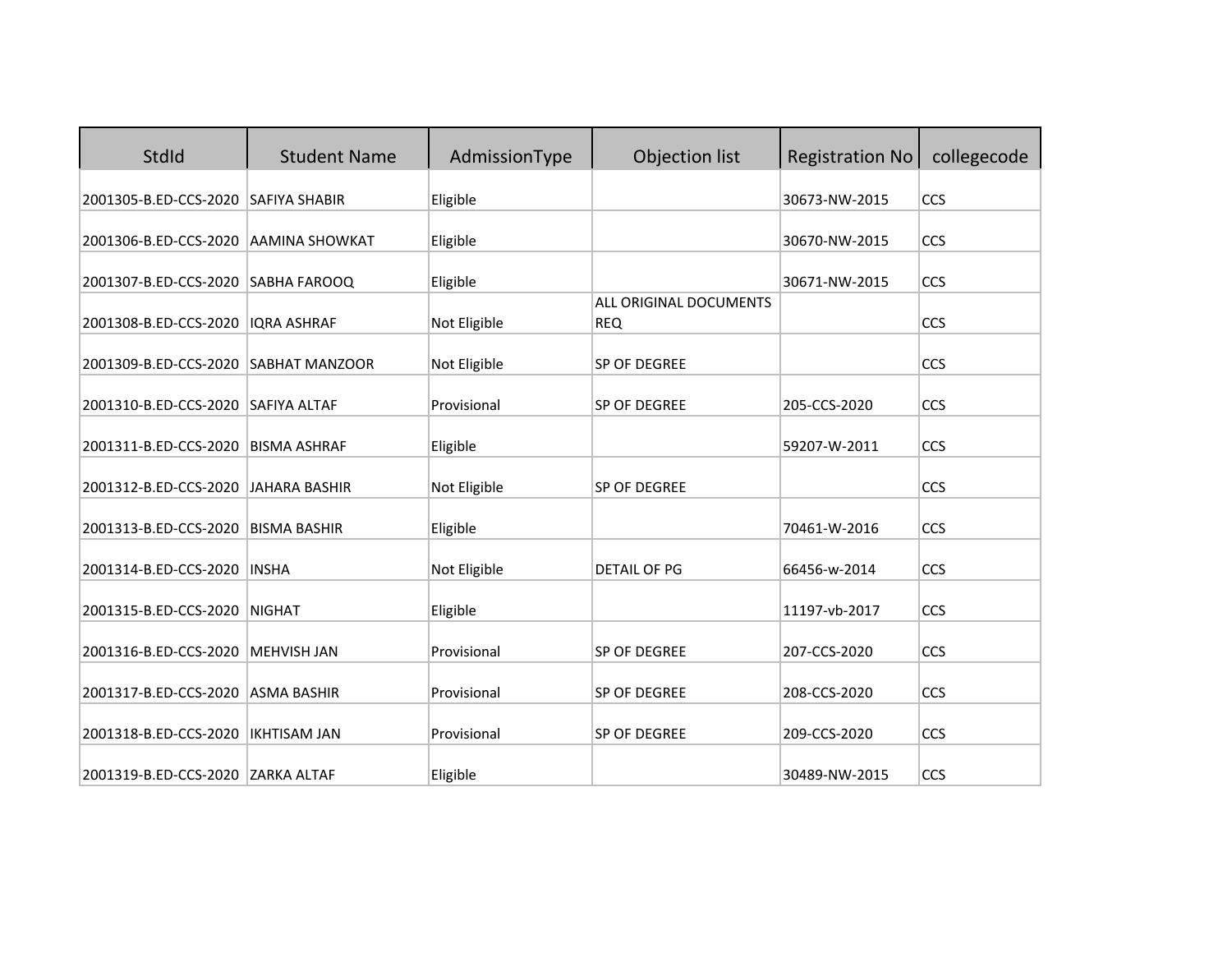| StdId | Student Name | AdmissionType | Objection list | Registration No | collegecode |
|---|---|---|---|---|---|
| 2001305-B.ED-CCS-2020 | SAFIYA SHABIR | Eligible | | 30673-NW-2015 | CCS |
| 2001306-B.ED-CCS-2020 | AAMINA SHOWKAT | Eligible | | 30670-NW-2015 | CCS |
| 2001307-B.ED-CCS-2020 | SABHA FAROOQ | Eligible | | 30671-NW-2015 | CCS |
| 2001308-B.ED-CCS-2020 | IQRA ASHRAF | Not Eligible | ALL ORIGINAL DOCUMENTS REQ | | CCS |
| 2001309-B.ED-CCS-2020 | SABHAT MANZOOR | Not Eligible | SP OF DEGREE | | CCS |
| 2001310-B.ED-CCS-2020 | SAFIYA ALTAF | Provisional | SP OF DEGREE | 205-CCS-2020 | CCS |
| 2001311-B.ED-CCS-2020 | BISMA ASHRAF | Eligible | | 59207-W-2011 | CCS |
| 2001312-B.ED-CCS-2020 | JAHARA BASHIR | Not Eligible | SP OF DEGREE | | CCS |
| 2001313-B.ED-CCS-2020 | BISMA BASHIR | Eligible | | 70461-W-2016 | CCS |
| 2001314-B.ED-CCS-2020 | INSHA | Not Eligible | DETAIL OF PG | 66456-w-2014 | CCS |
| 2001315-B.ED-CCS-2020 | NIGHAT | Eligible | | 11197-vb-2017 | CCS |
| 2001316-B.ED-CCS-2020 | MEHVISH JAN | Provisional | SP OF DEGREE | 207-CCS-2020 | CCS |
| 2001317-B.ED-CCS-2020 | ASMA BASHIR | Provisional | SP OF DEGREE | 208-CCS-2020 | CCS |
| 2001318-B.ED-CCS-2020 | IKHTISAM JAN | Provisional | SP OF DEGREE | 209-CCS-2020 | CCS |
| 2001319-B.ED-CCS-2020 | ZARKA ALTAF | Eligible | | 30489-NW-2015 | CCS |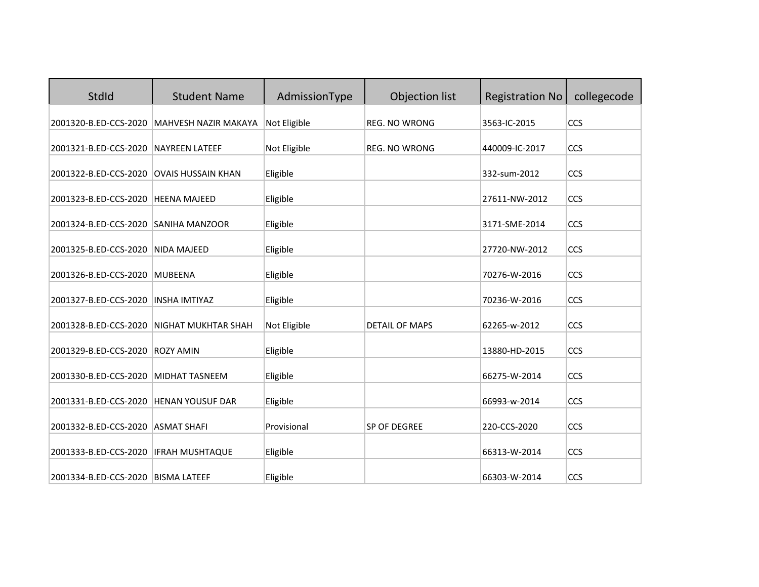| StdId | Student Name | AdmissionType | Objection list | Registration No | collegecode |
|---|---|---|---|---|---|
| 2001320-B.ED-CCS-2020 | MAHVESH NAZIR MAKAYA | Not Eligible | REG. NO WRONG | 3563-IC-2015 | CCS |
| 2001321-B.ED-CCS-2020 | NAYREEN LATEEF | Not Eligible | REG. NO WRONG | 440009-IC-2017 | CCS |
| 2001322-B.ED-CCS-2020 | OVAIS HUSSAIN KHAN | Eligible | | 332-sum-2012 | CCS |
| 2001323-B.ED-CCS-2020 | HEENA MAJEED | Eligible | | 27611-NW-2012 | CCS |
| 2001324-B.ED-CCS-2020 | SANIHA MANZOOR | Eligible | | 3171-SME-2014 | CCS |
| 2001325-B.ED-CCS-2020 | NIDA MAJEED | Eligible | | 27720-NW-2012 | CCS |
| 2001326-B.ED-CCS-2020 | MUBEENA | Eligible | | 70276-W-2016 | CCS |
| 2001327-B.ED-CCS-2020 | INSHA IMTIYAZ | Eligible | | 70236-W-2016 | CCS |
| 2001328-B.ED-CCS-2020 | NIGHAT MUKHTAR SHAH | Not Eligible | DETAIL OF MAPS | 62265-w-2012 | CCS |
| 2001329-B.ED-CCS-2020 | ROZY AMIN | Eligible | | 13880-HD-2015 | CCS |
| 2001330-B.ED-CCS-2020 | MIDHAT TASNEEM | Eligible | | 66275-W-2014 | CCS |
| 2001331-B.ED-CCS-2020 | HENAN YOUSUF DAR | Eligible | | 66993-w-2014 | CCS |
| 2001332-B.ED-CCS-2020 | ASMAT SHAFI | Provisional | SP OF DEGREE | 220-CCS-2020 | CCS |
| 2001333-B.ED-CCS-2020 | IFRAH MUSHTAQUE | Eligible | | 66313-W-2014 | CCS |
| 2001334-B.ED-CCS-2020 | BISMA LATEEF | Eligible | | 66303-W-2014 | CCS |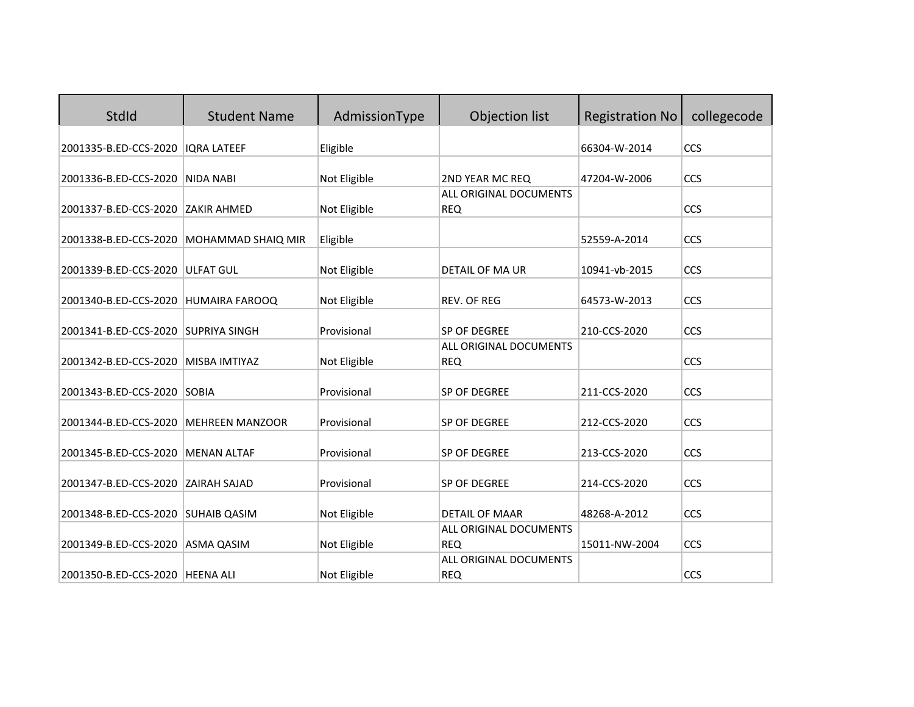| StdId | Student Name | AdmissionType | Objection list | Registration No | collegecode |
|---|---|---|---|---|---|
| 2001335-B.ED-CCS-2020 | IQRA LATEEF | Eligible | | 66304-W-2014 | CCS |
| 2001336-B.ED-CCS-2020 | NIDA NABI | Not Eligible | 2ND YEAR MC REQ | 47204-W-2006 | CCS |
| 2001337-B.ED-CCS-2020 | ZAKIR AHMED | Not Eligible | ALL ORIGINAL DOCUMENTS REQ | | CCS |
| 2001338-B.ED-CCS-2020 | MOHAMMAD SHAIQ MIR | Eligible | | 52559-A-2014 | CCS |
| 2001339-B.ED-CCS-2020 | ULFAT GUL | Not Eligible | DETAIL OF MA UR | 10941-vb-2015 | CCS |
| 2001340-B.ED-CCS-2020 | HUMAIRA FAROOQ | Not Eligible | REV. OF REG | 64573-W-2013 | CCS |
| 2001341-B.ED-CCS-2020 | SUPRIYA SINGH | Provisional | SP OF DEGREE | 210-CCS-2020 | CCS |
| 2001342-B.ED-CCS-2020 | MISBA IMTIYAZ | Not Eligible | ALL ORIGINAL DOCUMENTS REQ | | CCS |
| 2001343-B.ED-CCS-2020 | SOBIA | Provisional | SP OF DEGREE | 211-CCS-2020 | CCS |
| 2001344-B.ED-CCS-2020 | MEHREEN MANZOOR | Provisional | SP OF DEGREE | 212-CCS-2020 | CCS |
| 2001345-B.ED-CCS-2020 | MENAN ALTAF | Provisional | SP OF DEGREE | 213-CCS-2020 | CCS |
| 2001347-B.ED-CCS-2020 | ZAIRAH SAJAD | Provisional | SP OF DEGREE | 214-CCS-2020 | CCS |
| 2001348-B.ED-CCS-2020 | SUHAIB QASIM | Not Eligible | DETAIL OF MAAR | 48268-A-2012 | CCS |
| 2001349-B.ED-CCS-2020 | ASMA QASIM | Not Eligible | ALL ORIGINAL DOCUMENTS REQ | 15011-NW-2004 | CCS |
| 2001350-B.ED-CCS-2020 | HEENA ALI | Not Eligible | ALL ORIGINAL DOCUMENTS REQ | | CCS |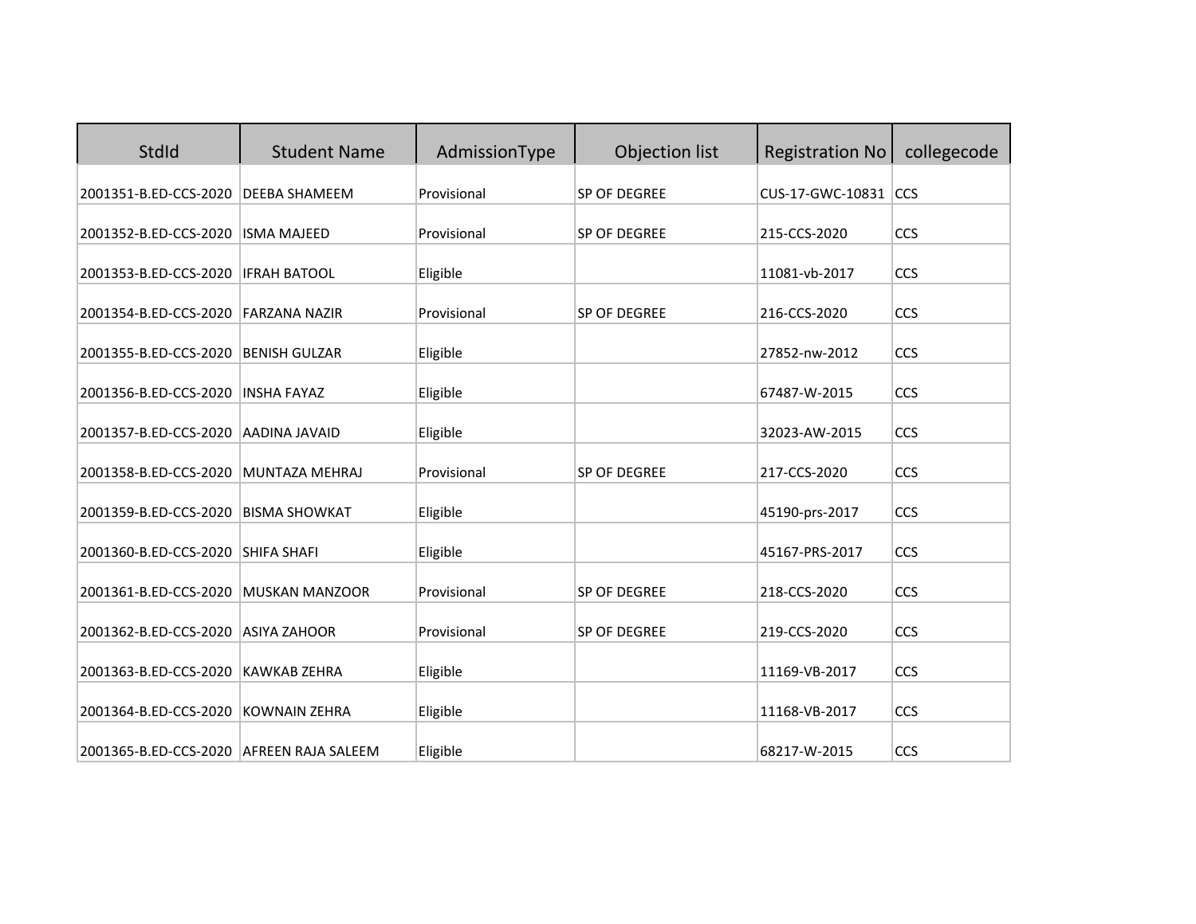| StdId | Student Name | AdmissionType | Objection list | Registration No | collegecode |
|---|---|---|---|---|---|
| 2001351-B.ED-CCS-2020 | DEEBA SHAMEEM | Provisional | SP OF DEGREE | CUS-17-GWC-10831 | CCS |
| 2001352-B.ED-CCS-2020 | ISMA MAJEED | Provisional | SP OF DEGREE | 215-CCS-2020 | CCS |
| 2001353-B.ED-CCS-2020 | IFRAH BATOOL | Eligible | | 11081-vb-2017 | CCS |
| 2001354-B.ED-CCS-2020 | FARZANA NAZIR | Provisional | SP OF DEGREE | 216-CCS-2020 | CCS |
| 2001355-B.ED-CCS-2020 | BENISH GULZAR | Eligible | | 27852-nw-2012 | CCS |
| 2001356-B.ED-CCS-2020 | INSHA FAYAZ | Eligible | | 67487-W-2015 | CCS |
| 2001357-B.ED-CCS-2020 | AADINA JAVAID | Eligible | | 32023-AW-2015 | CCS |
| 2001358-B.ED-CCS-2020 | MUNTAZA MEHRAJ | Provisional | SP OF DEGREE | 217-CCS-2020 | CCS |
| 2001359-B.ED-CCS-2020 | BISMA SHOWKAT | Eligible | | 45190-prs-2017 | CCS |
| 2001360-B.ED-CCS-2020 | SHIFA SHAFI | Eligible | | 45167-PRS-2017 | CCS |
| 2001361-B.ED-CCS-2020 | MUSKAN MANZOOR | Provisional | SP OF DEGREE | 218-CCS-2020 | CCS |
| 2001362-B.ED-CCS-2020 | ASIYA ZAHOOR | Provisional | SP OF DEGREE | 219-CCS-2020 | CCS |
| 2001363-B.ED-CCS-2020 | KAWKAB ZEHRA | Eligible | | 11169-VB-2017 | CCS |
| 2001364-B.ED-CCS-2020 | KOWNAIN ZEHRA | Eligible | | 11168-VB-2017 | CCS |
| 2001365-B.ED-CCS-2020 | AFREEN RAJA SALEEM | Eligible | | 68217-W-2015 | CCS |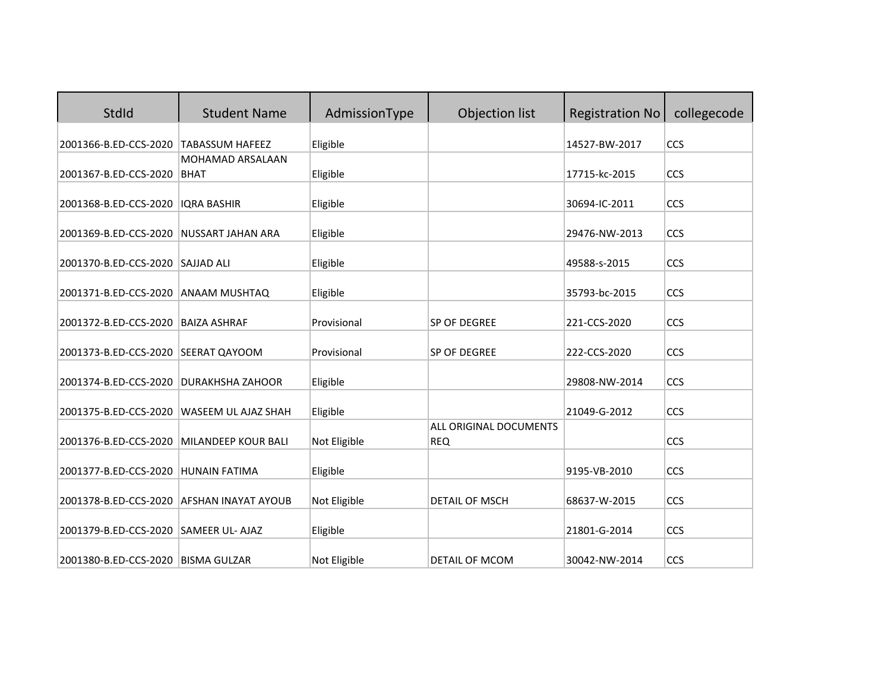| StdId | Student Name | AdmissionType | Objection list | Registration No | collegecode |
|---|---|---|---|---|---|
| 2001366-B.ED-CCS-2020 | TABASSUM HAFEEZ | Eligible | | 14527-BW-2017 | CCS |
| 2001367-B.ED-CCS-2020 | MOHAMAD ARSALAAN BHAT | Eligible | | 17715-kc-2015 | CCS |
| 2001368-B.ED-CCS-2020 | IQRA BASHIR | Eligible | | 30694-IC-2011 | CCS |
| 2001369-B.ED-CCS-2020 | NUSSART JAHAN ARA | Eligible | | 29476-NW-2013 | CCS |
| 2001370-B.ED-CCS-2020 | SAJJAD ALI | Eligible | | 49588-s-2015 | CCS |
| 2001371-B.ED-CCS-2020 | ANAAM MUSHTAQ | Eligible | | 35793-bc-2015 | CCS |
| 2001372-B.ED-CCS-2020 | BAIZA ASHRAF | Provisional | SP OF DEGREE | 221-CCS-2020 | CCS |
| 2001373-B.ED-CCS-2020 | SEERAT QAYOOM | Provisional | SP OF DEGREE | 222-CCS-2020 | CCS |
| 2001374-B.ED-CCS-2020 | DURAKHSHA ZAHOOR | Eligible | | 29808-NW-2014 | CCS |
| 2001375-B.ED-CCS-2020 | WASEEM UL AJAZ SHAH | Eligible | | 21049-G-2012 | CCS |
| 2001376-B.ED-CCS-2020 | MILANDEEP KOUR BALI | Not Eligible | ALL ORIGINAL DOCUMENTS REQ | | CCS |
| 2001377-B.ED-CCS-2020 | HUNAIN FATIMA | Eligible | | 9195-VB-2010 | CCS |
| 2001378-B.ED-CCS-2020 | AFSHAN INAYAT AYOUB | Not Eligible | DETAIL OF MSCH | 68637-W-2015 | CCS |
| 2001379-B.ED-CCS-2020 | SAMEER UL- AJAZ | Eligible | | 21801-G-2014 | CCS |
| 2001380-B.ED-CCS-2020 | BISMA GULZAR | Not Eligible | DETAIL OF MCOM | 30042-NW-2014 | CCS |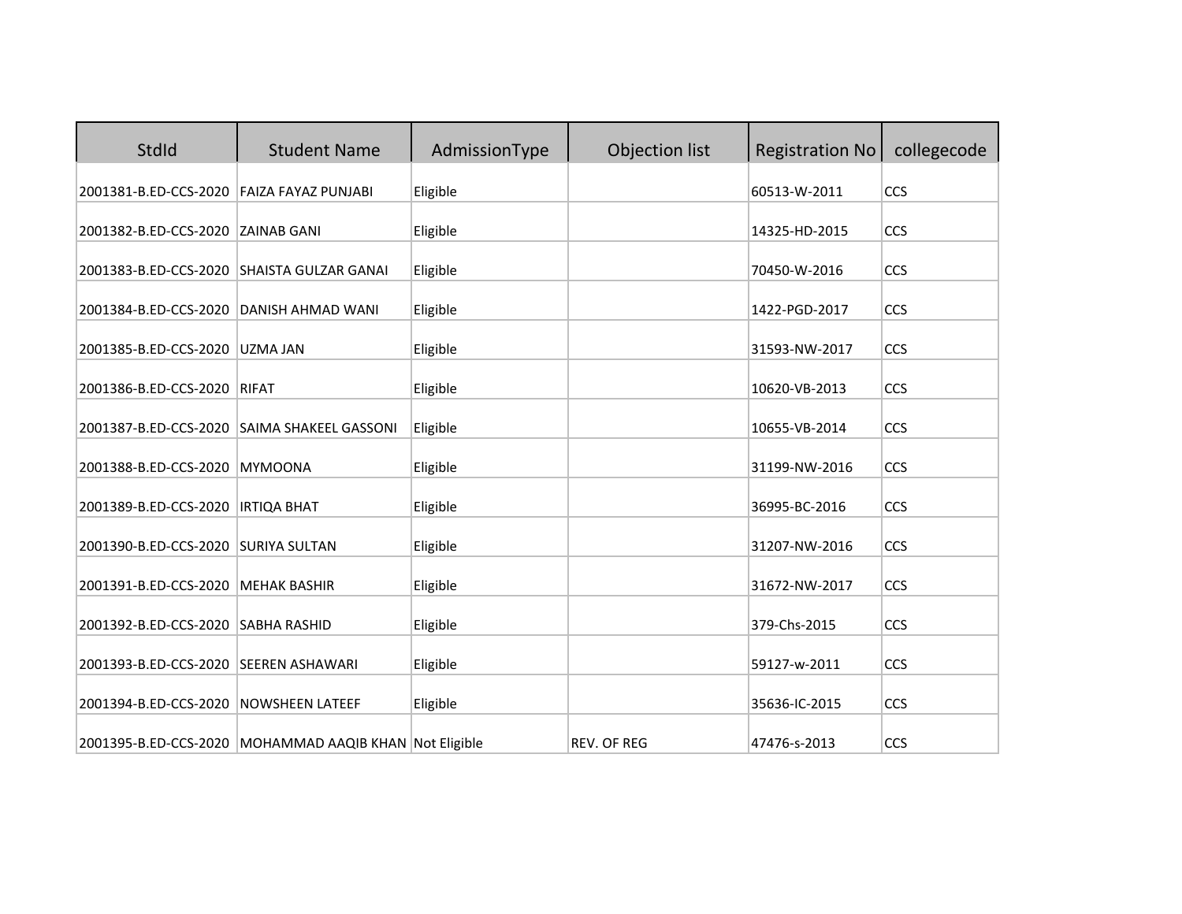| StdId | Student Name | AdmissionType | Objection list | Registration No | collegecode |
|---|---|---|---|---|---|
| 2001381-B.ED-CCS-2020 | FAIZA FAYAZ PUNJABI | Eligible | | 60513-W-2011 | CCS |
| 2001382-B.ED-CCS-2020 | ZAINAB GANI | Eligible | | 14325-HD-2015 | CCS |
| 2001383-B.ED-CCS-2020 | SHAISTA GULZAR GANAI | Eligible | | 70450-W-2016 | CCS |
| 2001384-B.ED-CCS-2020 | DANISH AHMAD WANI | Eligible | | 1422-PGD-2017 | CCS |
| 2001385-B.ED-CCS-2020 | UZMA JAN | Eligible | | 31593-NW-2017 | CCS |
| 2001386-B.ED-CCS-2020 | RIFAT | Eligible | | 10620-VB-2013 | CCS |
| 2001387-B.ED-CCS-2020 | SAIMA SHAKEEL GASSONI | Eligible | | 10655-VB-2014 | CCS |
| 2001388-B.ED-CCS-2020 | MYMOONA | Eligible | | 31199-NW-2016 | CCS |
| 2001389-B.ED-CCS-2020 | IRTIQA BHAT | Eligible | | 36995-BC-2016 | CCS |
| 2001390-B.ED-CCS-2020 | SURIYA SULTAN | Eligible | | 31207-NW-2016 | CCS |
| 2001391-B.ED-CCS-2020 | MEHAK BASHIR | Eligible | | 31672-NW-2017 | CCS |
| 2001392-B.ED-CCS-2020 | SABHA RASHID | Eligible | | 379-Chs-2015 | CCS |
| 2001393-B.ED-CCS-2020 | SEEREN ASHAWARI | Eligible | | 59127-w-2011 | CCS |
| 2001394-B.ED-CCS-2020 | NOWSHEEN LATEEF | Eligible | | 35636-IC-2015 | CCS |
| 2001395-B.ED-CCS-2020 | MOHAMMAD AAQIB KHAN | Not Eligible | REV. OF REG | 47476-s-2013 | CCS |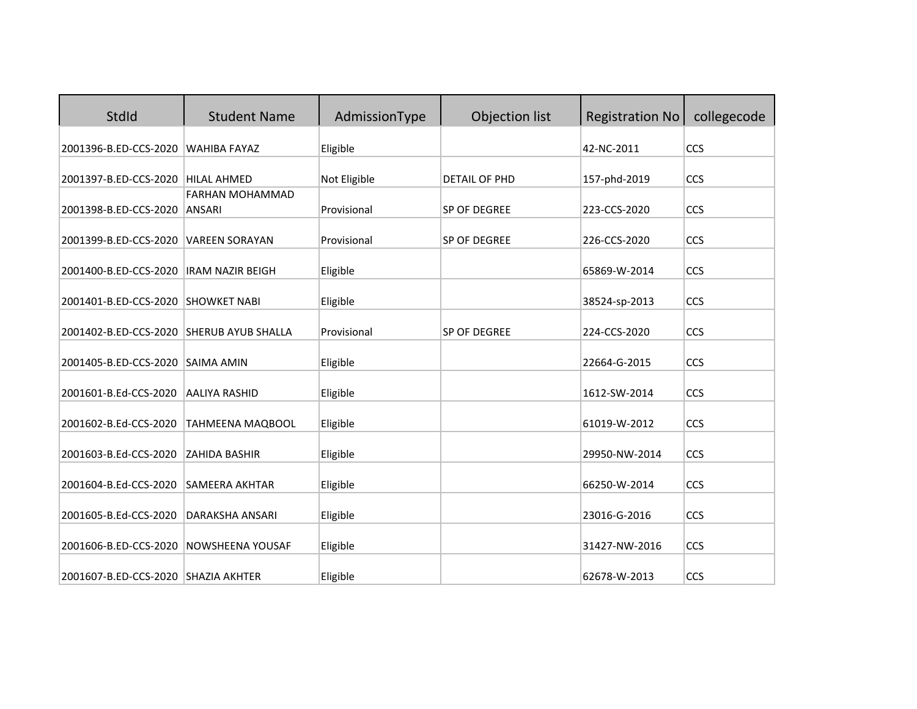| StdId | Student Name | AdmissionType | Objection list | Registration No | collegecode |
|---|---|---|---|---|---|
| 2001396-B.ED-CCS-2020 | WAHIBA FAYAZ | Eligible | | 42-NC-2011 | CCS |
| 2001397-B.ED-CCS-2020 | HILAL AHMED | Not Eligible | DETAIL OF PHD | 157-phd-2019 | CCS |
| 2001398-B.ED-CCS-2020 | FARHAN MOHAMMAD ANSARI | Provisional | SP OF DEGREE | 223-CCS-2020 | CCS |
| 2001399-B.ED-CCS-2020 | VAREEN SORAYAN | Provisional | SP OF DEGREE | 226-CCS-2020 | CCS |
| 2001400-B.ED-CCS-2020 | IRAM NAZIR BEIGH | Eligible | | 65869-W-2014 | CCS |
| 2001401-B.ED-CCS-2020 | SHOWKET NABI | Eligible | | 38524-sp-2013 | CCS |
| 2001402-B.ED-CCS-2020 | SHERUB AYUB SHALLA | Provisional | SP OF DEGREE | 224-CCS-2020 | CCS |
| 2001405-B.ED-CCS-2020 | SAIMA AMIN | Eligible | | 22664-G-2015 | CCS |
| 2001601-B.Ed-CCS-2020 | AALIYA RASHID | Eligible | | 1612-SW-2014 | CCS |
| 2001602-B.Ed-CCS-2020 | TAHMEENA MAQBOOL | Eligible | | 61019-W-2012 | CCS |
| 2001603-B.Ed-CCS-2020 | ZAHIDA BASHIR | Eligible | | 29950-NW-2014 | CCS |
| 2001604-B.Ed-CCS-2020 | SAMEERA AKHTAR | Eligible | | 66250-W-2014 | CCS |
| 2001605-B.Ed-CCS-2020 | DARAKSHA ANSARI | Eligible | | 23016-G-2016 | CCS |
| 2001606-B.ED-CCS-2020 | NOWSHEENA YOUSAF | Eligible | | 31427-NW-2016 | CCS |
| 2001607-B.ED-CCS-2020 | SHAZIA AKHTER | Eligible | | 62678-W-2013 | CCS |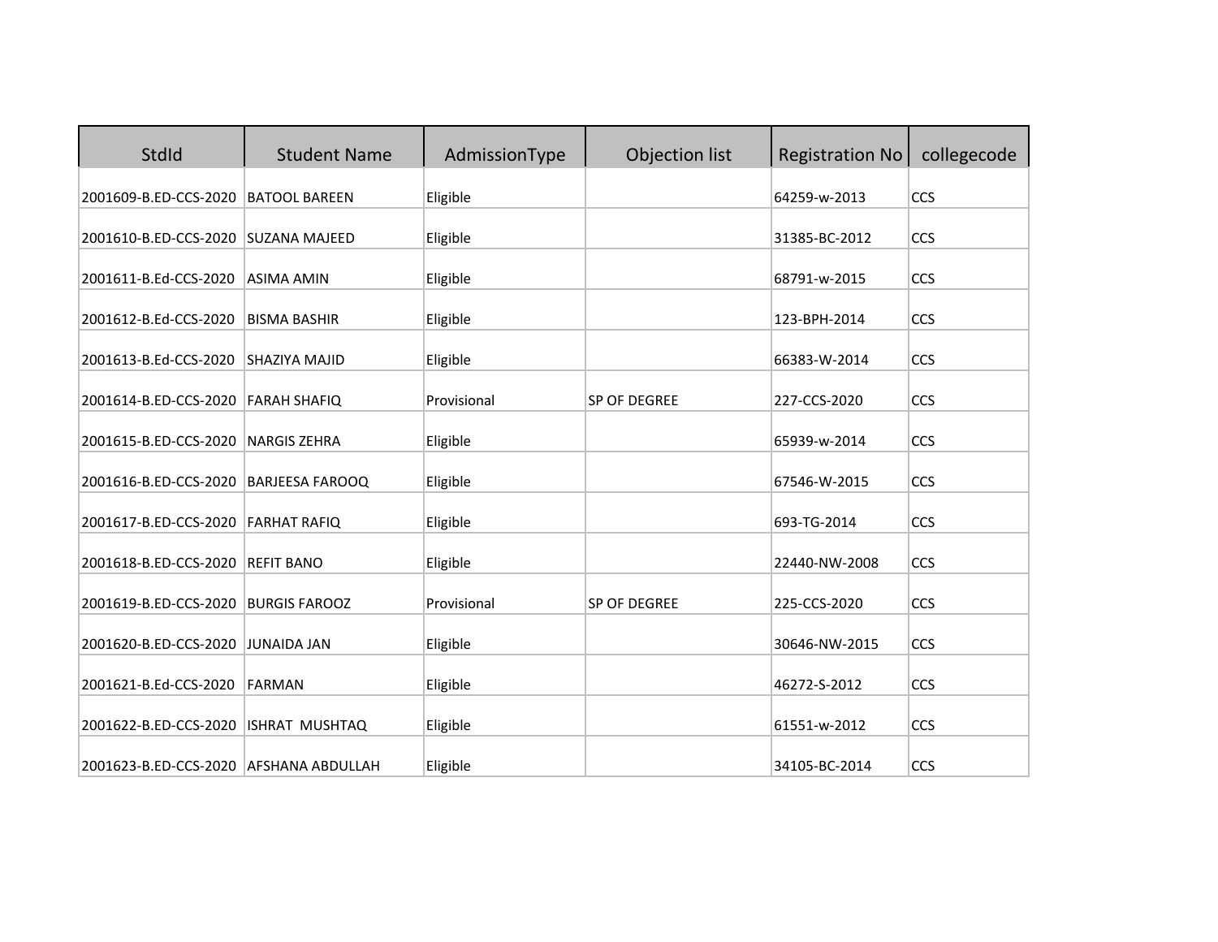| StdId | Student Name | AdmissionType | Objection list | Registration No | collegecode |
|---|---|---|---|---|---|
| 2001609-B.ED-CCS-2020 | BATOOL BAREEN | Eligible | | 64259-w-2013 | CCS |
| 2001610-B.ED-CCS-2020 | SUZANA MAJEED | Eligible | | 31385-BC-2012 | CCS |
| 2001611-B.Ed-CCS-2020 | ASIMA AMIN | Eligible | | 68791-w-2015 | CCS |
| 2001612-B.Ed-CCS-2020 | BISMA BASHIR | Eligible | | 123-BPH-2014 | CCS |
| 2001613-B.Ed-CCS-2020 | SHAZIYA MAJID | Eligible | | 66383-W-2014 | CCS |
| 2001614-B.ED-CCS-2020 | FARAH SHAFIQ | Provisional | SP OF DEGREE | 227-CCS-2020 | CCS |
| 2001615-B.ED-CCS-2020 | NARGIS ZEHRA | Eligible | | 65939-w-2014 | CCS |
| 2001616-B.ED-CCS-2020 | BARJEESA FAROOQ | Eligible | | 67546-W-2015 | CCS |
| 2001617-B.ED-CCS-2020 | FARHAT RAFIQ | Eligible | | 693-TG-2014 | CCS |
| 2001618-B.ED-CCS-2020 | REFIT BANO | Eligible | | 22440-NW-2008 | CCS |
| 2001619-B.ED-CCS-2020 | BURGIS FAROOZ | Provisional | SP OF DEGREE | 225-CCS-2020 | CCS |
| 2001620-B.ED-CCS-2020 | JUNAIDA JAN | Eligible | | 30646-NW-2015 | CCS |
| 2001621-B.Ed-CCS-2020 | FARMAN | Eligible | | 46272-S-2012 | CCS |
| 2001622-B.ED-CCS-2020 | ISHRAT MUSHTAQ | Eligible | | 61551-w-2012 | CCS |
| 2001623-B.ED-CCS-2020 | AFSHANA ABDULLAH | Eligible | | 34105-BC-2014 | CCS |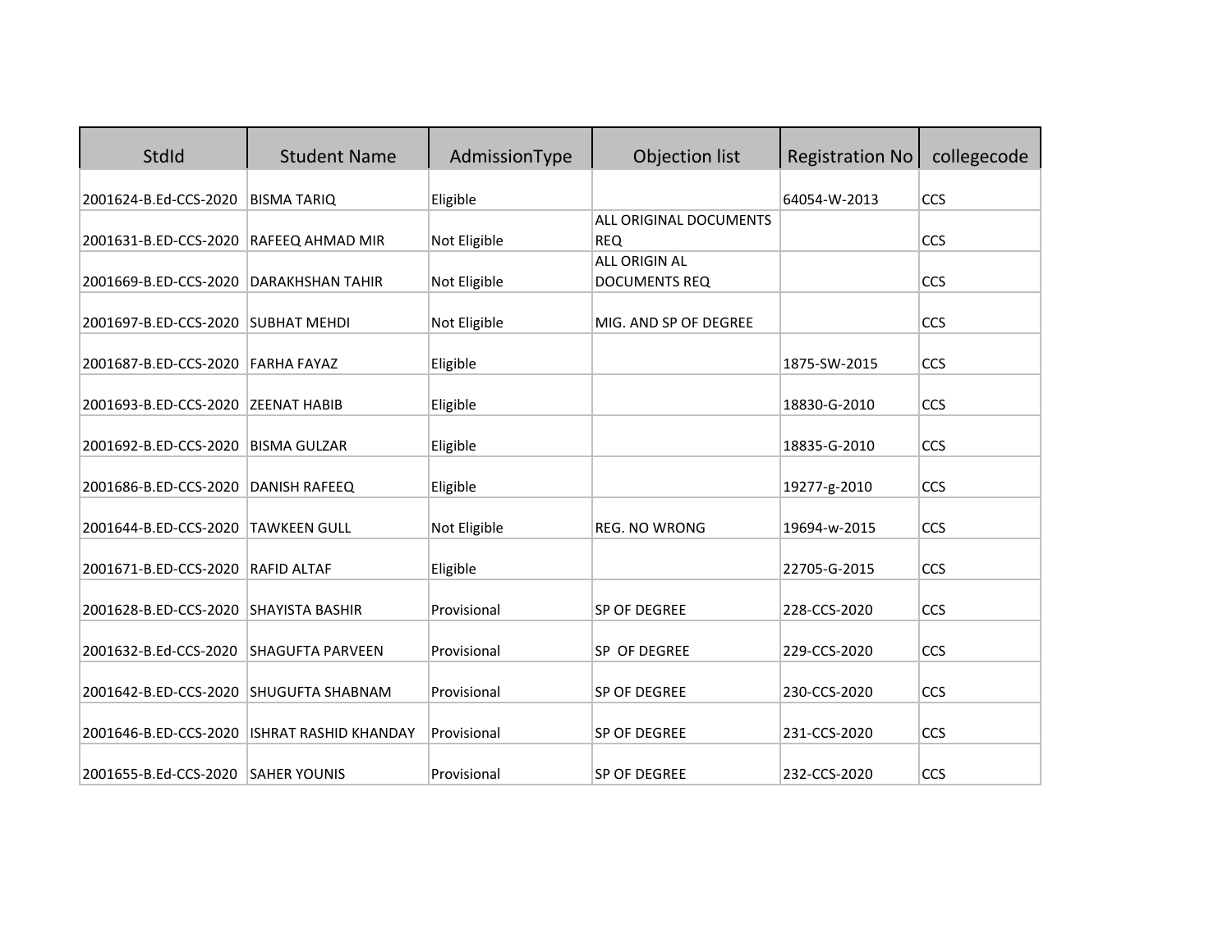| StdId | Student Name | AdmissionType | Objection list | Registration No | collegecode |
|---|---|---|---|---|---|
| 2001624-B.Ed-CCS-2020 | BISMA TARIQ | Eligible | | 64054-W-2013 | CCS |
| 2001631-B.ED-CCS-2020 | RAFEEQ AHMAD MIR | Not Eligible | ALL ORIGINAL DOCUMENTS REQ | | CCS |
| 2001669-B.ED-CCS-2020 | DARAKHSHAN TAHIR | Not Eligible | ALL ORIGIN AL DOCUMENTS REQ | | CCS |
| 2001697-B.ED-CCS-2020 | SUBHAT MEHDI | Not Eligible | MIG. AND SP OF DEGREE | | CCS |
| 2001687-B.ED-CCS-2020 | FARHA FAYAZ | Eligible | | 1875-SW-2015 | CCS |
| 2001693-B.ED-CCS-2020 | ZEENAT HABIB | Eligible | | 18830-G-2010 | CCS |
| 2001692-B.ED-CCS-2020 | BISMA GULZAR | Eligible | | 18835-G-2010 | CCS |
| 2001686-B.ED-CCS-2020 | DANISH RAFEEQ | Eligible | | 19277-g-2010 | CCS |
| 2001644-B.ED-CCS-2020 | TAWKEEN GULL | Not Eligible | REG. NO WRONG | 19694-w-2015 | CCS |
| 2001671-B.ED-CCS-2020 | RAFID ALTAF | Eligible | | 22705-G-2015 | CCS |
| 2001628-B.ED-CCS-2020 | SHAYISTA BASHIR | Provisional | SP OF DEGREE | 228-CCS-2020 | CCS |
| 2001632-B.Ed-CCS-2020 | SHAGUFTA PARVEEN | Provisional | SP  OF DEGREE | 229-CCS-2020 | CCS |
| 2001642-B.ED-CCS-2020 | SHUGUFTA SHABNAM | Provisional | SP OF DEGREE | 230-CCS-2020 | CCS |
| 2001646-B.ED-CCS-2020 | ISHRAT RASHID KHANDAY | Provisional | SP OF DEGREE | 231-CCS-2020 | CCS |
| 2001655-B.Ed-CCS-2020 | SAHER YOUNIS | Provisional | SP OF DEGREE | 232-CCS-2020 | CCS |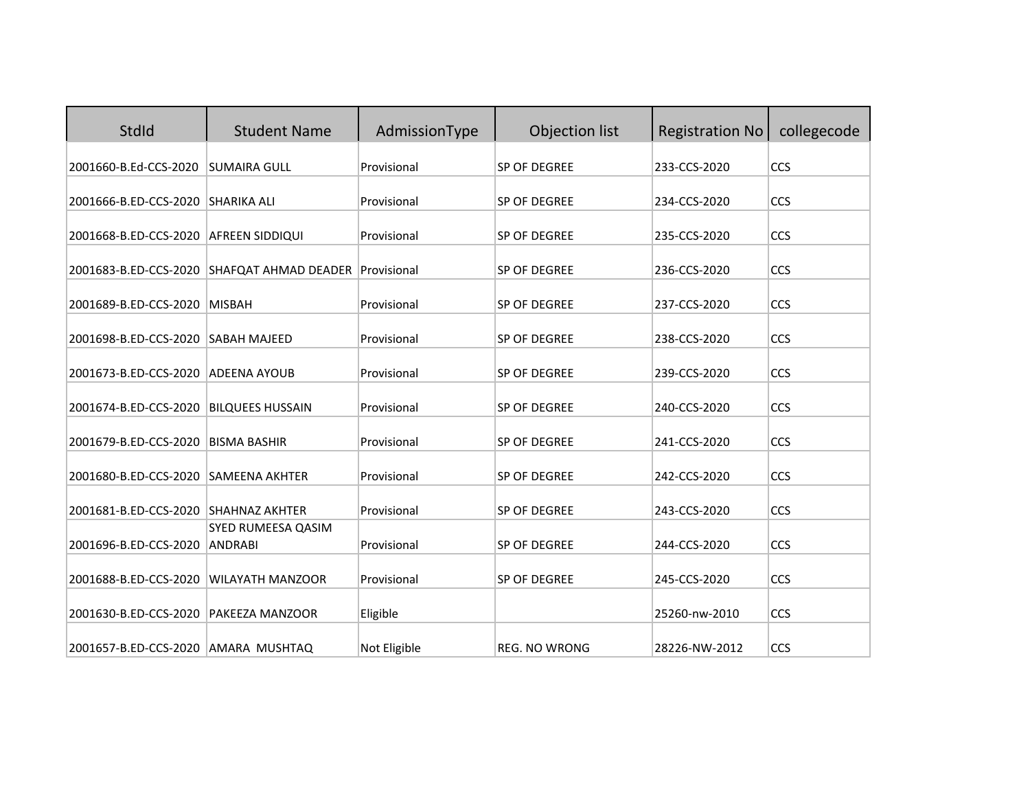| StdId | Student Name | AdmissionType | Objection list | Registration No | collegecode |
|---|---|---|---|---|---|
| 2001660-B.Ed-CCS-2020 | SUMAIRA GULL | Provisional | SP OF DEGREE | 233-CCS-2020 | CCS |
| 2001666-B.ED-CCS-2020 | SHARIKA ALI | Provisional | SP OF DEGREE | 234-CCS-2020 | CCS |
| 2001668-B.ED-CCS-2020 | AFREEN SIDDIQUI | Provisional | SP OF DEGREE | 235-CCS-2020 | CCS |
| 2001683-B.ED-CCS-2020 | SHAFQAT AHMAD DEADER | Provisional | SP OF DEGREE | 236-CCS-2020 | CCS |
| 2001689-B.ED-CCS-2020 | MISBAH | Provisional | SP OF DEGREE | 237-CCS-2020 | CCS |
| 2001698-B.ED-CCS-2020 | SABAH MAJEED | Provisional | SP OF DEGREE | 238-CCS-2020 | CCS |
| 2001673-B.ED-CCS-2020 | ADEENA AYOUB | Provisional | SP OF DEGREE | 239-CCS-2020 | CCS |
| 2001674-B.ED-CCS-2020 | BILQUEES HUSSAIN | Provisional | SP OF DEGREE | 240-CCS-2020 | CCS |
| 2001679-B.ED-CCS-2020 | BISMA BASHIR | Provisional | SP OF DEGREE | 241-CCS-2020 | CCS |
| 2001680-B.ED-CCS-2020 | SAMEENA AKHTER | Provisional | SP OF DEGREE | 242-CCS-2020 | CCS |
| 2001681-B.ED-CCS-2020 | SHAHNAZ AKHTER | Provisional | SP OF DEGREE | 243-CCS-2020 | CCS |
| 2001696-B.ED-CCS-2020 | SYED RUMEESA QASIM ANDRABI | Provisional | SP OF DEGREE | 244-CCS-2020 | CCS |
| 2001688-B.ED-CCS-2020 | WILAYATH MANZOOR | Provisional | SP OF DEGREE | 245-CCS-2020 | CCS |
| 2001630-B.ED-CCS-2020 | PAKEEZA MANZOOR | Eligible | | 25260-nw-2010 | CCS |
| 2001657-B.ED-CCS-2020 | AMARA MUSHTAQ | Not Eligible | REG. NO WRONG | 28226-NW-2012 | CCS |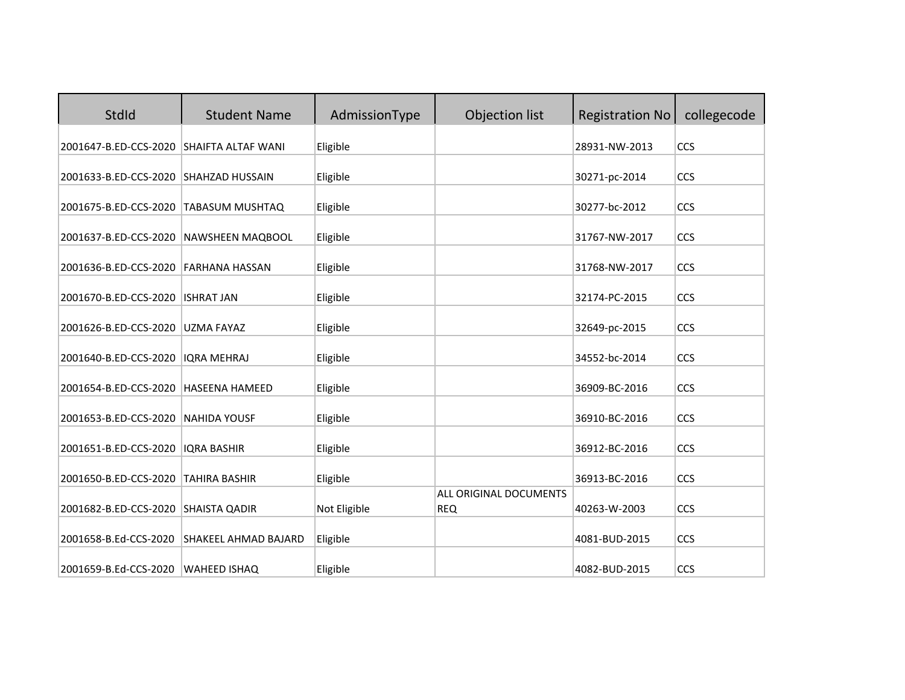| StdId | Student Name | AdmissionType | Objection list | Registration No | collegecode |
| --- | --- | --- | --- | --- | --- |
| 2001647-B.ED-CCS-2020 | SHAIFTA ALTAF WANI | Eligible | | 28931-NW-2013 | CCS |
| 2001633-B.ED-CCS-2020 | SHAHZAD HUSSAIN | Eligible | | 30271-pc-2014 | CCS |
| 2001675-B.ED-CCS-2020 | TABASUM MUSHTAQ | Eligible | | 30277-bc-2012 | CCS |
| 2001637-B.ED-CCS-2020 | NAWSHEEN MAQBOOL | Eligible | | 31767-NW-2017 | CCS |
| 2001636-B.ED-CCS-2020 | FARHANA HASSAN | Eligible | | 31768-NW-2017 | CCS |
| 2001670-B.ED-CCS-2020 | ISHRAT JAN | Eligible | | 32174-PC-2015 | CCS |
| 2001626-B.ED-CCS-2020 | UZMA FAYAZ | Eligible | | 32649-pc-2015 | CCS |
| 2001640-B.ED-CCS-2020 | IQRA MEHRAJ | Eligible | | 34552-bc-2014 | CCS |
| 2001654-B.ED-CCS-2020 | HASEENA HAMEED | Eligible | | 36909-BC-2016 | CCS |
| 2001653-B.ED-CCS-2020 | NAHIDA YOUSF | Eligible | | 36910-BC-2016 | CCS |
| 2001651-B.ED-CCS-2020 | IQRA BASHIR | Eligible | | 36912-BC-2016 | CCS |
| 2001650-B.ED-CCS-2020 | TAHIRA BASHIR | Eligible | | 36913-BC-2016 | CCS |
| 2001682-B.ED-CCS-2020 | SHAISTA QADIR | Not Eligible | ALL ORIGINAL DOCUMENTS REQ | 40263-W-2003 | CCS |
| 2001658-B.Ed-CCS-2020 | SHAKEEL AHMAD BAJARD | Eligible | | 4081-BUD-2015 | CCS |
| 2001659-B.Ed-CCS-2020 | WAHEED ISHAQ | Eligible | | 4082-BUD-2015 | CCS |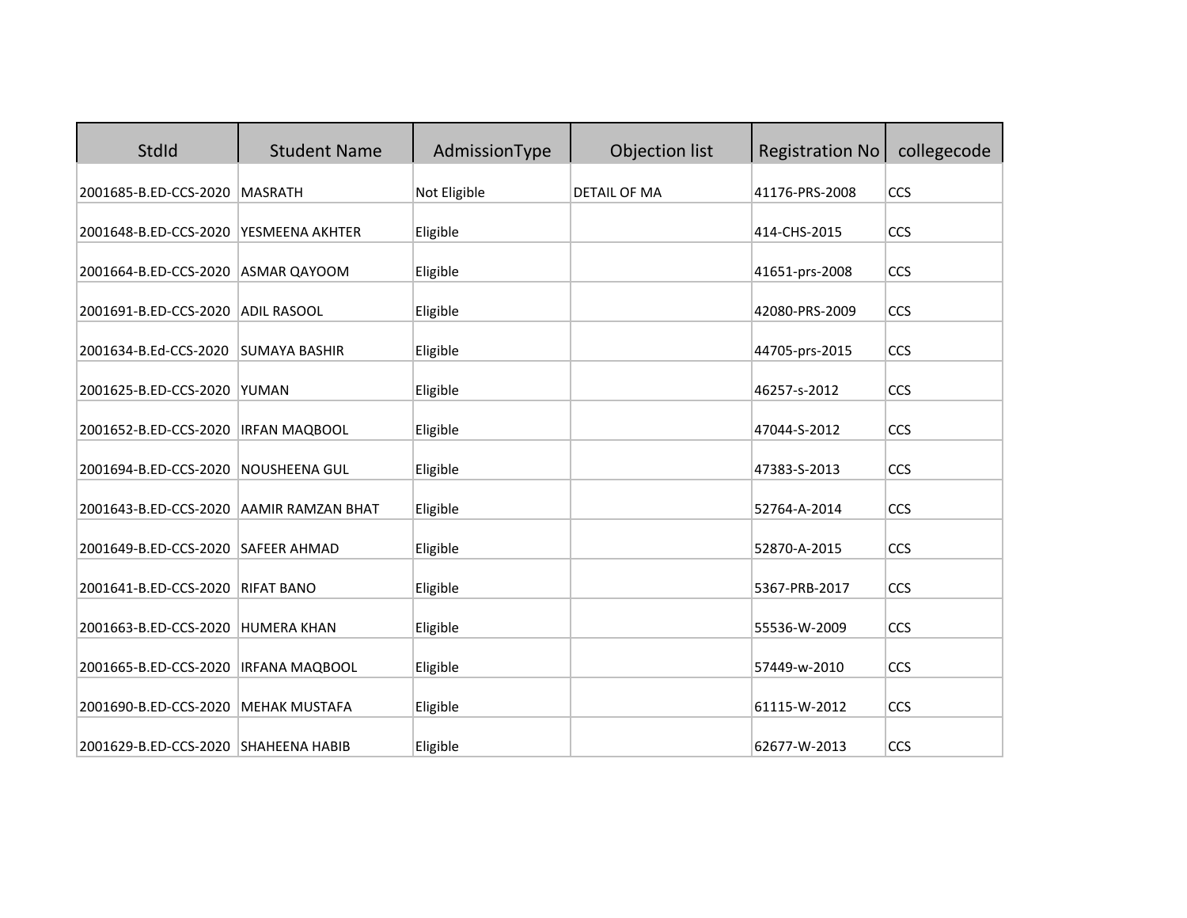| StdId | Student Name | AdmissionType | Objection list | Registration No | collegecode |
|---|---|---|---|---|---|
| 2001685-B.ED-CCS-2020 | MASRATH | Not Eligible | DETAIL OF MA | 41176-PRS-2008 | CCS |
| 2001648-B.ED-CCS-2020 | YESMEENA AKHTER | Eligible | | 414-CHS-2015 | CCS |
| 2001664-B.ED-CCS-2020 | ASMAR QAYOOM | Eligible | | 41651-prs-2008 | CCS |
| 2001691-B.ED-CCS-2020 | ADIL RASOOL | Eligible | | 42080-PRS-2009 | CCS |
| 2001634-B.Ed-CCS-2020 | SUMAYA BASHIR | Eligible | | 44705-prs-2015 | CCS |
| 2001625-B.ED-CCS-2020 | YUMAN | Eligible | | 46257-s-2012 | CCS |
| 2001652-B.ED-CCS-2020 | IRFAN MAQBOOL | Eligible | | 47044-S-2012 | CCS |
| 2001694-B.ED-CCS-2020 | NOUSHEENA GUL | Eligible | | 47383-S-2013 | CCS |
| 2001643-B.ED-CCS-2020 | AAMIR RAMZAN BHAT | Eligible | | 52764-A-2014 | CCS |
| 2001649-B.ED-CCS-2020 | SAFEER AHMAD | Eligible | | 52870-A-2015 | CCS |
| 2001641-B.ED-CCS-2020 | RIFAT BANO | Eligible | | 5367-PRB-2017 | CCS |
| 2001663-B.ED-CCS-2020 | HUMERA KHAN | Eligible | | 55536-W-2009 | CCS |
| 2001665-B.ED-CCS-2020 | IRFANA MAQBOOL | Eligible | | 57449-w-2010 | CCS |
| 2001690-B.ED-CCS-2020 | MEHAK MUSTAFA | Eligible | | 61115-W-2012 | CCS |
| 2001629-B.ED-CCS-2020 | SHAHEENA HABIB | Eligible | | 62677-W-2013 | CCS |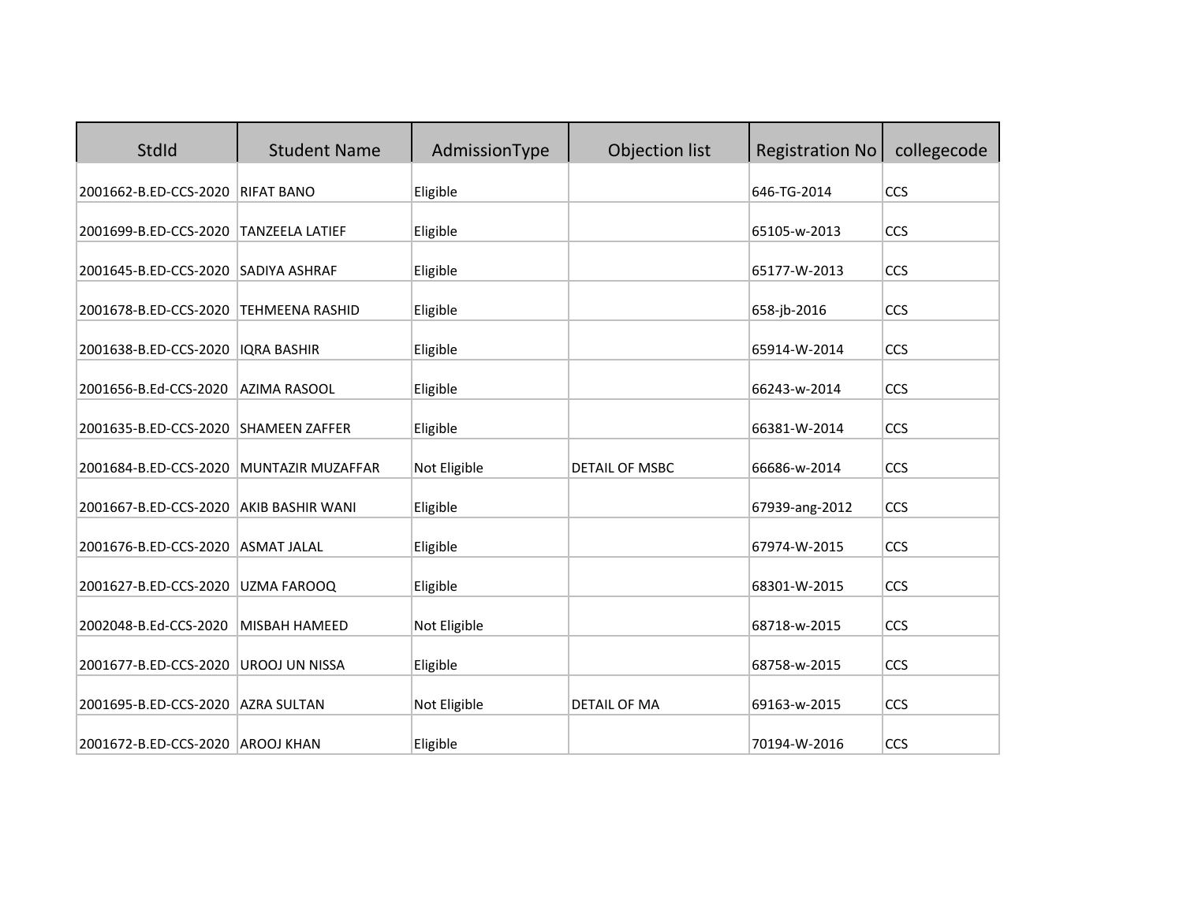| StdId | Student Name | AdmissionType | Objection list | Registration No | collegecode |
|---|---|---|---|---|---|
| 2001662-B.ED-CCS-2020 | RIFAT BANO | Eligible | | 646-TG-2014 | CCS |
| 2001699-B.ED-CCS-2020 | TANZEELA LATIEF | Eligible | | 65105-w-2013 | CCS |
| 2001645-B.ED-CCS-2020 | SADIYA ASHRAF | Eligible | | 65177-W-2013 | CCS |
| 2001678-B.ED-CCS-2020 | TEHMEENA RASHID | Eligible | | 658-jb-2016 | CCS |
| 2001638-B.ED-CCS-2020 | IQRA BASHIR | Eligible | | 65914-W-2014 | CCS |
| 2001656-B.Ed-CCS-2020 | AZIMA RASOOL | Eligible | | 66243-w-2014 | CCS |
| 2001635-B.ED-CCS-2020 | SHAMEEN ZAFFER | Eligible | | 66381-W-2014 | CCS |
| 2001684-B.ED-CCS-2020 | MUNTAZIR MUZAFFAR | Not Eligible | DETAIL OF MSBC | 66686-w-2014 | CCS |
| 2001667-B.ED-CCS-2020 | AKIB BASHIR WANI | Eligible | | 67939-ang-2012 | CCS |
| 2001676-B.ED-CCS-2020 | ASMAT JALAL | Eligible | | 67974-W-2015 | CCS |
| 2001627-B.ED-CCS-2020 | UZMA FAROOQ | Eligible | | 68301-W-2015 | CCS |
| 2002048-B.Ed-CCS-2020 | MISBAH HAMEED | Not Eligible | | 68718-w-2015 | CCS |
| 2001677-B.ED-CCS-2020 | UROOJ UN NISSA | Eligible | | 68758-w-2015 | CCS |
| 2001695-B.ED-CCS-2020 | AZRA SULTAN | Not Eligible | DETAIL OF MA | 69163-w-2015 | CCS |
| 2001672-B.ED-CCS-2020 | AROOJ KHAN | Eligible | | 70194-W-2016 | CCS |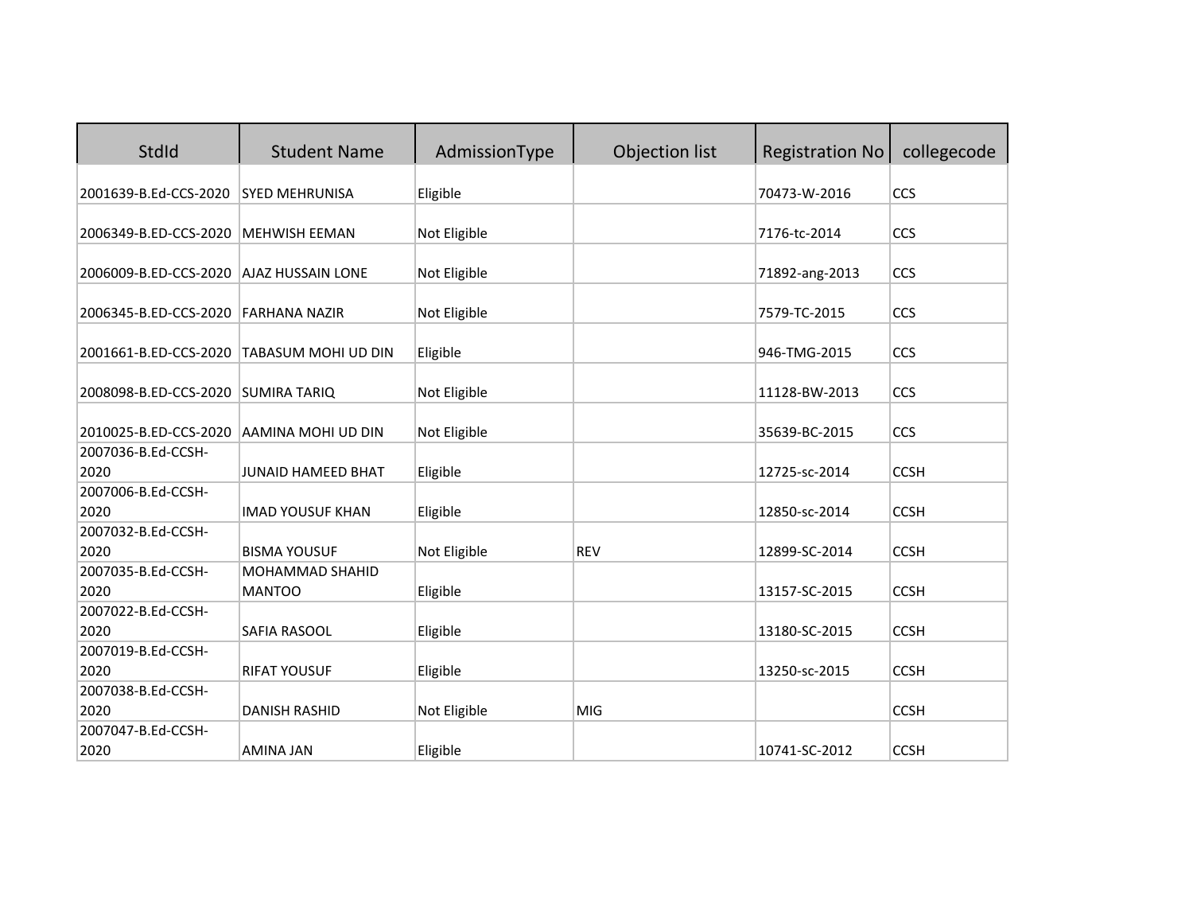| StdId | Student Name | AdmissionType | Objection list | Registration No | collegecode |
|---|---|---|---|---|---|
| 2001639-B.Ed-CCS-2020 | SYED MEHRUNISA | Eligible | | 70473-W-2016 | CCS |
| 2006349-B.ED-CCS-2020 | MEHWISH EEMAN | Not Eligible | | 7176-tc-2014 | CCS |
| 2006009-B.ED-CCS-2020 | AJAZ HUSSAIN LONE | Not Eligible | | 71892-ang-2013 | CCS |
| 2006345-B.ED-CCS-2020 | FARHANA NAZIR | Not Eligible | | 7579-TC-2015 | CCS |
| 2001661-B.ED-CCS-2020 | TABASUM MOHI UD DIN | Eligible | | 946-TMG-2015 | CCS |
| 2008098-B.ED-CCS-2020 | SUMIRA TARIQ | Not Eligible | | 11128-BW-2013 | CCS |
| 2010025-B.ED-CCS-2020 | AAMINA MOHI UD DIN | Not Eligible | | 35639-BC-2015 | CCS |
| 2007036-B.Ed-CCSH-2020 | JUNAID HAMEED BHAT | Eligible | | 12725-sc-2014 | CCSH |
| 2007006-B.Ed-CCSH-2020 | IMAD YOUSUF KHAN | Eligible | | 12850-sc-2014 | CCSH |
| 2007032-B.Ed-CCSH-2020 | BISMA YOUSUF | Not Eligible | REV | 12899-SC-2014 | CCSH |
| 2007035-B.Ed-CCSH-2020 | MOHAMMAD SHAHID MANTOO | Eligible | | 13157-SC-2015 | CCSH |
| 2007022-B.Ed-CCSH-2020 | SAFIA RASOOL | Eligible | | 13180-SC-2015 | CCSH |
| 2007019-B.Ed-CCSH-2020 | RIFAT YOUSUF | Eligible | | 13250-sc-2015 | CCSH |
| 2007038-B.Ed-CCSH-2020 | DANISH RASHID | Not Eligible | MIG | | CCSH |
| 2007047-B.Ed-CCSH-2020 | AMINA JAN | Eligible | | 10741-SC-2012 | CCSH |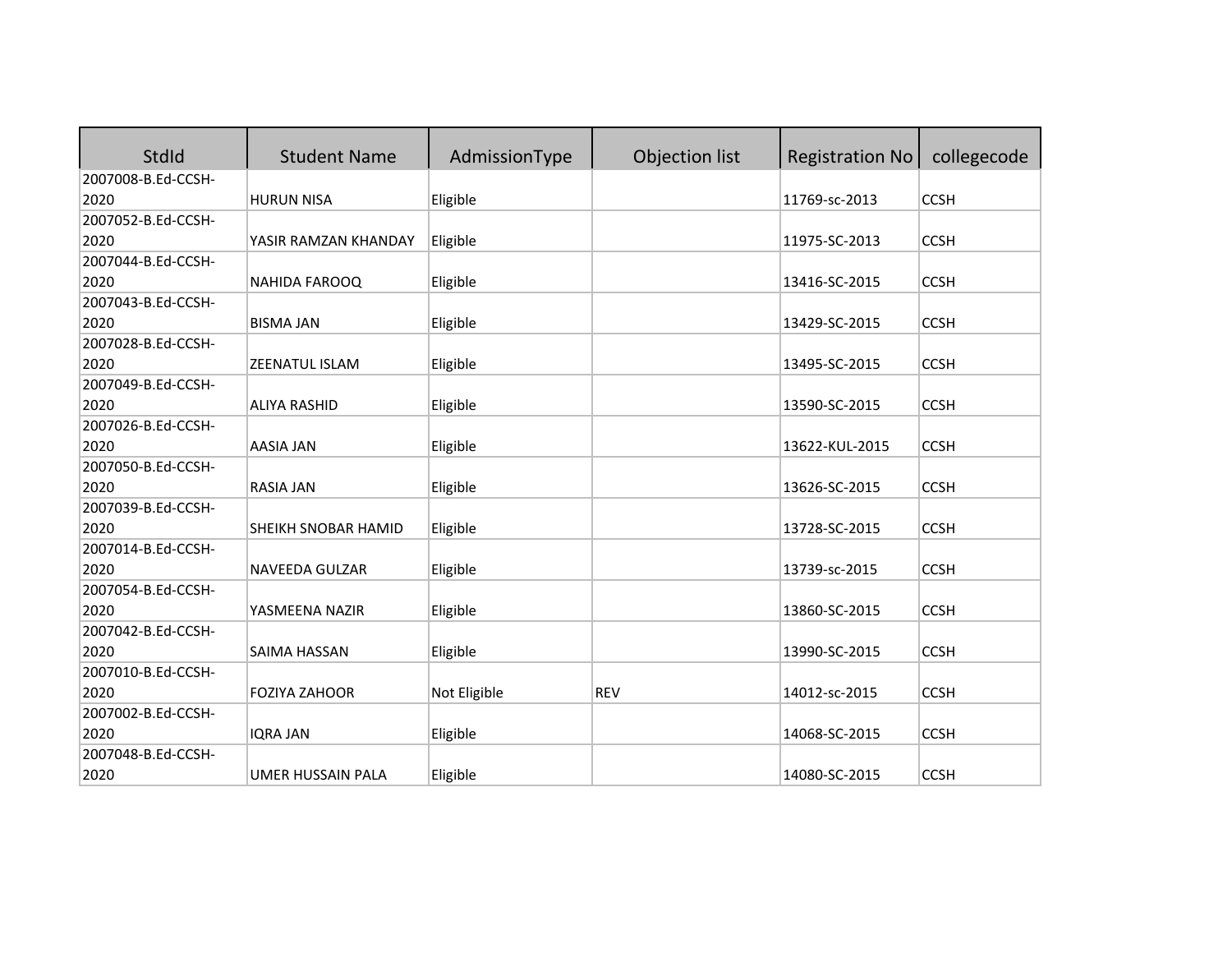| StdId | Student Name | AdmissionType | Objection list | Registration No | collegecode |
|---|---|---|---|---|---|
| 2007008-B.Ed-CCSH-2020 | HURUN NISA | Eligible | | 11769-sc-2013 | CCSH |
| 2007052-B.Ed-CCSH-2020 | YASIR RAMZAN KHANDAY | Eligible | | 11975-SC-2013 | CCSH |
| 2007044-B.Ed-CCSH-2020 | NAHIDA FAROOQ | Eligible | | 13416-SC-2015 | CCSH |
| 2007043-B.Ed-CCSH-2020 | BISMA JAN | Eligible | | 13429-SC-2015 | CCSH |
| 2007028-B.Ed-CCSH-2020 | ZEENATUL ISLAM | Eligible | | 13495-SC-2015 | CCSH |
| 2007049-B.Ed-CCSH-2020 | ALIYA RASHID | Eligible | | 13590-SC-2015 | CCSH |
| 2007026-B.Ed-CCSH-2020 | AASIA JAN | Eligible | | 13622-KUL-2015 | CCSH |
| 2007050-B.Ed-CCSH-2020 | RASIA JAN | Eligible | | 13626-SC-2015 | CCSH |
| 2007039-B.Ed-CCSH-2020 | SHEIKH SNOBAR HAMID | Eligible | | 13728-SC-2015 | CCSH |
| 2007014-B.Ed-CCSH-2020 | NAVEEDA GULZAR | Eligible | | 13739-sc-2015 | CCSH |
| 2007054-B.Ed-CCSH-2020 | YASMEENA NAZIR | Eligible | | 13860-SC-2015 | CCSH |
| 2007042-B.Ed-CCSH-2020 | SAIMA HASSAN | Eligible | | 13990-SC-2015 | CCSH |
| 2007010-B.Ed-CCSH-2020 | FOZIYA ZAHOOR | Not Eligible | REV | 14012-sc-2015 | CCSH |
| 2007002-B.Ed-CCSH-2020 | IQRA JAN | Eligible | | 14068-SC-2015 | CCSH |
| 2007048-B.Ed-CCSH-2020 | UMER HUSSAIN PALA | Eligible | | 14080-SC-2015 | CCSH |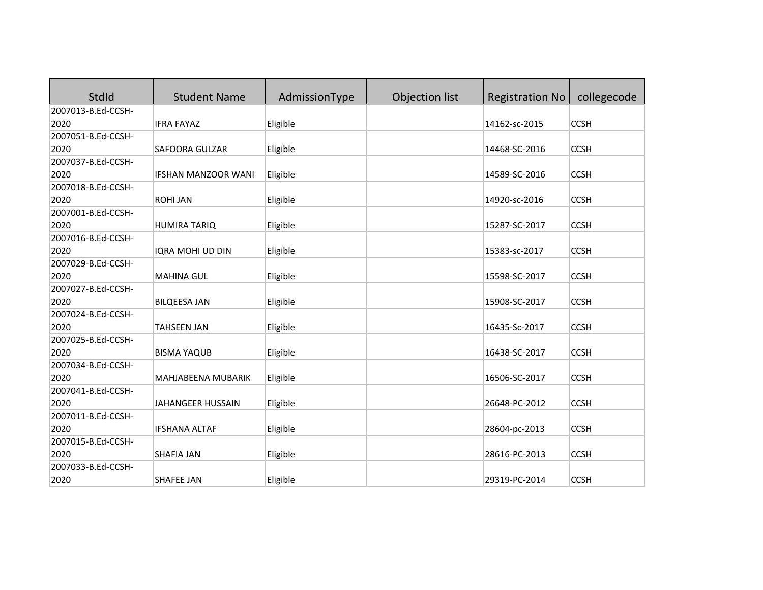| StdId | Student Name | AdmissionType | Objection list | Registration No | collegecode |
|---|---|---|---|---|---|
| 2007013-B.Ed-CCSH-2020 | IFRA FAYAZ | Eligible | | 14162-sc-2015 | CCSH |
| 2007051-B.Ed-CCSH-2020 | SAFOORA GULZAR | Eligible | | 14468-SC-2016 | CCSH |
| 2007037-B.Ed-CCSH-2020 | IFSHAN MANZOOR WANI | Eligible | | 14589-SC-2016 | CCSH |
| 2007018-B.Ed-CCSH-2020 | ROHI JAN | Eligible | | 14920-sc-2016 | CCSH |
| 2007001-B.Ed-CCSH-2020 | HUMIRA TARIQ | Eligible | | 15287-SC-2017 | CCSH |
| 2007016-B.Ed-CCSH-2020 | IQRA MOHI UD DIN | Eligible | | 15383-sc-2017 | CCSH |
| 2007029-B.Ed-CCSH-2020 | MAHINA GUL | Eligible | | 15598-SC-2017 | CCSH |
| 2007027-B.Ed-CCSH-2020 | BILQEESA JAN | Eligible | | 15908-SC-2017 | CCSH |
| 2007024-B.Ed-CCSH-2020 | TAHSEEN JAN | Eligible | | 16435-Sc-2017 | CCSH |
| 2007025-B.Ed-CCSH-2020 | BISMA YAQUB | Eligible | | 16438-SC-2017 | CCSH |
| 2007034-B.Ed-CCSH-2020 | MAHJABEENA MUBARIK | Eligible | | 16506-SC-2017 | CCSH |
| 2007041-B.Ed-CCSH-2020 | JAHANGEER HUSSAIN | Eligible | | 26648-PC-2012 | CCSH |
| 2007011-B.Ed-CCSH-2020 | IFSHANA ALTAF | Eligible | | 28604-pc-2013 | CCSH |
| 2007015-B.Ed-CCSH-2020 | SHAFIA JAN | Eligible | | 28616-PC-2013 | CCSH |
| 2007033-B.Ed-CCSH-2020 | SHAFEE JAN | Eligible | | 29319-PC-2014 | CCSH |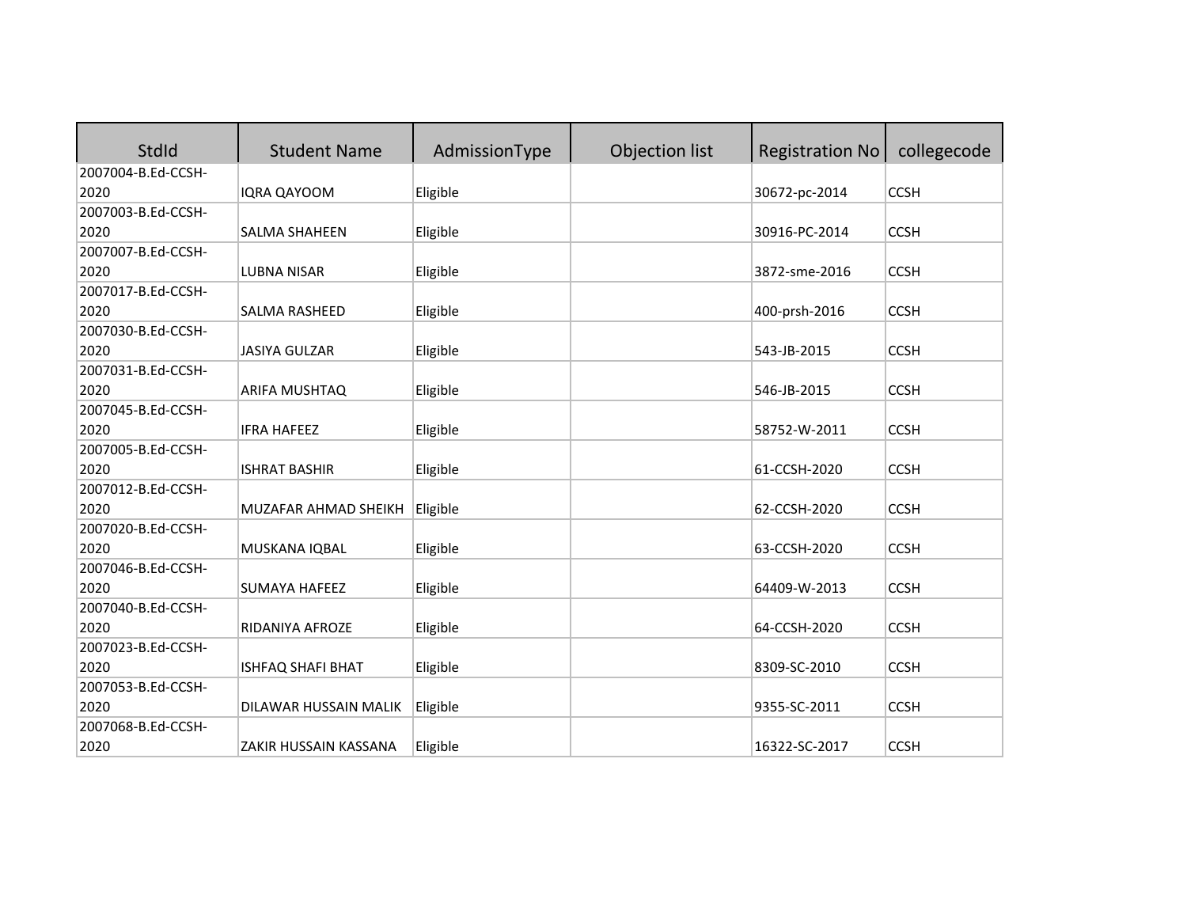| StdId | Student Name | AdmissionType | Objection list | Registration No | collegecode |
|---|---|---|---|---|---|
| 2007004-B.Ed-CCSH-2020 | IQRA QAYOOM | Eligible | | 30672-pc-2014 | CCSH |
| 2007003-B.Ed-CCSH-2020 | SALMA SHAHEEN | Eligible | | 30916-PC-2014 | CCSH |
| 2007007-B.Ed-CCSH-2020 | LUBNA NISAR | Eligible | | 3872-sme-2016 | CCSH |
| 2007017-B.Ed-CCSH-2020 | SALMA RASHEED | Eligible | | 400-prsh-2016 | CCSH |
| 2007030-B.Ed-CCSH-2020 | JASIYA GULZAR | Eligible | | 543-JB-2015 | CCSH |
| 2007031-B.Ed-CCSH-2020 | ARIFA MUSHTAQ | Eligible | | 546-JB-2015 | CCSH |
| 2007045-B.Ed-CCSH-2020 | IFRA HAFEEZ | Eligible | | 58752-W-2011 | CCSH |
| 2007005-B.Ed-CCSH-2020 | ISHRAT BASHIR | Eligible | | 61-CCSH-2020 | CCSH |
| 2007012-B.Ed-CCSH-2020 | MUZAFAR AHMAD SHEIKH | Eligible | | 62-CCSH-2020 | CCSH |
| 2007020-B.Ed-CCSH-2020 | MUSKANA IQBAL | Eligible | | 63-CCSH-2020 | CCSH |
| 2007046-B.Ed-CCSH-2020 | SUMAYA HAFEEZ | Eligible | | 64409-W-2013 | CCSH |
| 2007040-B.Ed-CCSH-2020 | RIDANIYA AFROZE | Eligible | | 64-CCSH-2020 | CCSH |
| 2007023-B.Ed-CCSH-2020 | ISHFAQ SHAFI BHAT | Eligible | | 8309-SC-2010 | CCSH |
| 2007053-B.Ed-CCSH-2020 | DILAWAR HUSSAIN MALIK | Eligible | | 9355-SC-2011 | CCSH |
| 2007068-B.Ed-CCSH-2020 | ZAKIR HUSSAIN KASSANA | Eligible | | 16322-SC-2017 | CCSH |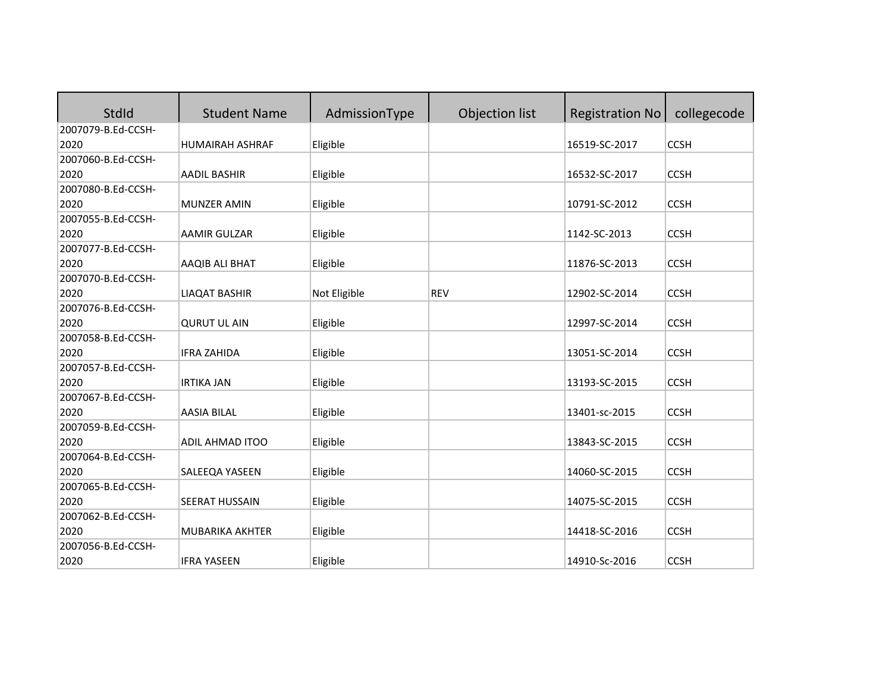| StdId | Student Name | AdmissionType | Objection list | Registration No | collegecode |
|---|---|---|---|---|---|
| 2007079-B.Ed-CCSH-2020 | HUMAIRAH ASHRAF | Eligible | | 16519-SC-2017 | CCSH |
| 2007060-B.Ed-CCSH-2020 | AADIL BASHIR | Eligible | | 16532-SC-2017 | CCSH |
| 2007080-B.Ed-CCSH-2020 | MUNZER AMIN | Eligible | | 10791-SC-2012 | CCSH |
| 2007055-B.Ed-CCSH-2020 | AAMIR GULZAR | Eligible | | 1142-SC-2013 | CCSH |
| 2007077-B.Ed-CCSH-2020 | AAQIB ALI BHAT | Eligible | | 11876-SC-2013 | CCSH |
| 2007070-B.Ed-CCSH-2020 | LIAQAT BASHIR | Not Eligible | REV | 12902-SC-2014 | CCSH |
| 2007076-B.Ed-CCSH-2020 | QURUT UL AIN | Eligible | | 12997-SC-2014 | CCSH |
| 2007058-B.Ed-CCSH-2020 | IFRA ZAHIDA | Eligible | | 13051-SC-2014 | CCSH |
| 2007057-B.Ed-CCSH-2020 | IRTIKA JAN | Eligible | | 13193-SC-2015 | CCSH |
| 2007067-B.Ed-CCSH-2020 | AASIA BILAL | Eligible | | 13401-sc-2015 | CCSH |
| 2007059-B.Ed-CCSH-2020 | ADIL AHMAD ITOO | Eligible | | 13843-SC-2015 | CCSH |
| 2007064-B.Ed-CCSH-2020 | SALEEQA YASEEN | Eligible | | 14060-SC-2015 | CCSH |
| 2007065-B.Ed-CCSH-2020 | SEERAT HUSSAIN | Eligible | | 14075-SC-2015 | CCSH |
| 2007062-B.Ed-CCSH-2020 | MUBARIKA AKHTER | Eligible | | 14418-SC-2016 | CCSH |
| 2007056-B.Ed-CCSH-2020 | IFRA YASEEN | Eligible | | 14910-Sc-2016 | CCSH |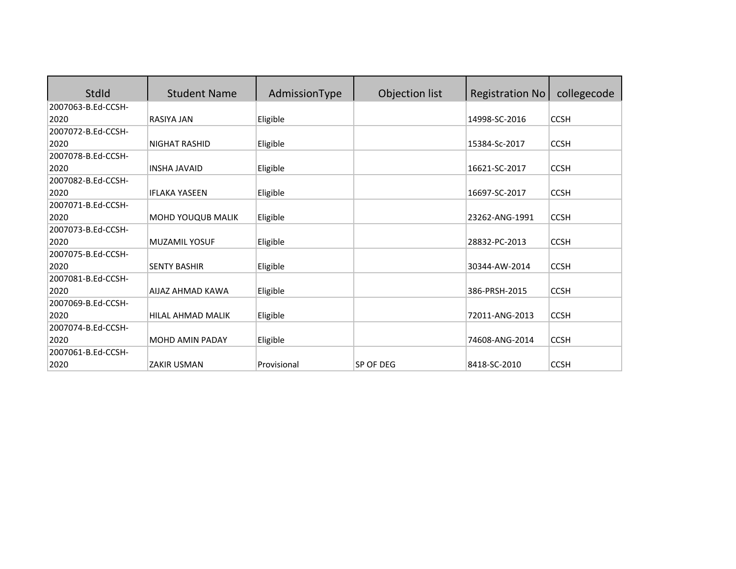| StdId | Student Name | AdmissionType | Objection list | Registration No | collegecode |
|---|---|---|---|---|---|
| 2007063-B.Ed-CCSH-2020 | RASIYA JAN | Eligible | | 14998-SC-2016 | CCSH |
| 2007072-B.Ed-CCSH-2020 | NIGHAT RASHID | Eligible | | 15384-Sc-2017 | CCSH |
| 2007078-B.Ed-CCSH-2020 | INSHA JAVAID | Eligible | | 16621-SC-2017 | CCSH |
| 2007082-B.Ed-CCSH-2020 | IFLAKA YASEEN | Eligible | | 16697-SC-2017 | CCSH |
| 2007071-B.Ed-CCSH-2020 | MOHD YOUQUB MALIK | Eligible | | 23262-ANG-1991 | CCSH |
| 2007073-B.Ed-CCSH-2020 | MUZAMIL YOSUF | Eligible | | 28832-PC-2013 | CCSH |
| 2007075-B.Ed-CCSH-2020 | SENTY BASHIR | Eligible | | 30344-AW-2014 | CCSH |
| 2007081-B.Ed-CCSH-2020 | AIJAZ AHMAD KAWA | Eligible | | 386-PRSH-2015 | CCSH |
| 2007069-B.Ed-CCSH-2020 | HILAL AHMAD MALIK | Eligible | | 72011-ANG-2013 | CCSH |
| 2007074-B.Ed-CCSH-2020 | MOHD AMIN PADAY | Eligible | | 74608-ANG-2014 | CCSH |
| 2007061-B.Ed-CCSH-2020 | ZAKIR USMAN | Provisional | SP OF DEG | 8418-SC-2010 | CCSH |